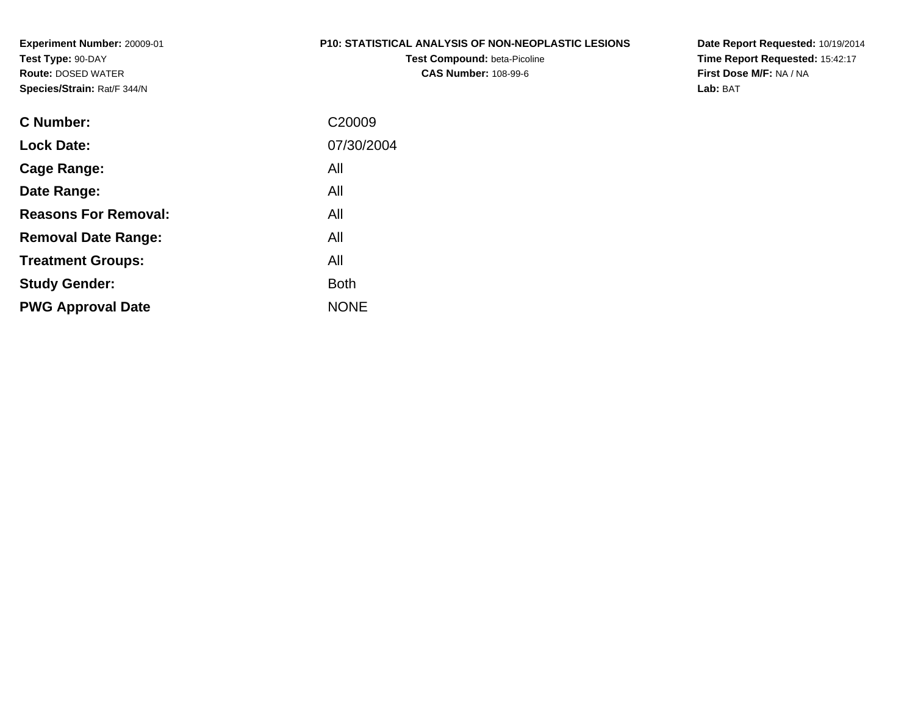**Experiment Number:** 20009-01
**Test Type:** 90-DAY
**Route:** DOSED WATER
**Species/Strain:** Rat/F 344/N

**P10: STATISTICAL ANALYSIS OF NON-NEOPLASTIC LESIONS**
**Test Compound:** beta-Picoline
**CAS Number:** 108-99-6

**Date Report Requested:** 10/19/2014
**Time Report Requested:** 15:42:17
**First Dose M/F:** NA / NA
**Lab:** BAT

| | |
|---|---|
| **C Number:** | C20009 |
| **Lock Date:** | 07/30/2004 |
| **Cage Range:** | All |
| **Date Range:** | All |
| **Reasons For Removal:** | All |
| **Removal Date Range:** | All |
| **Treatment Groups:** | All |
| **Study Gender:** | Both |
| **PWG Approval Date** | NONE |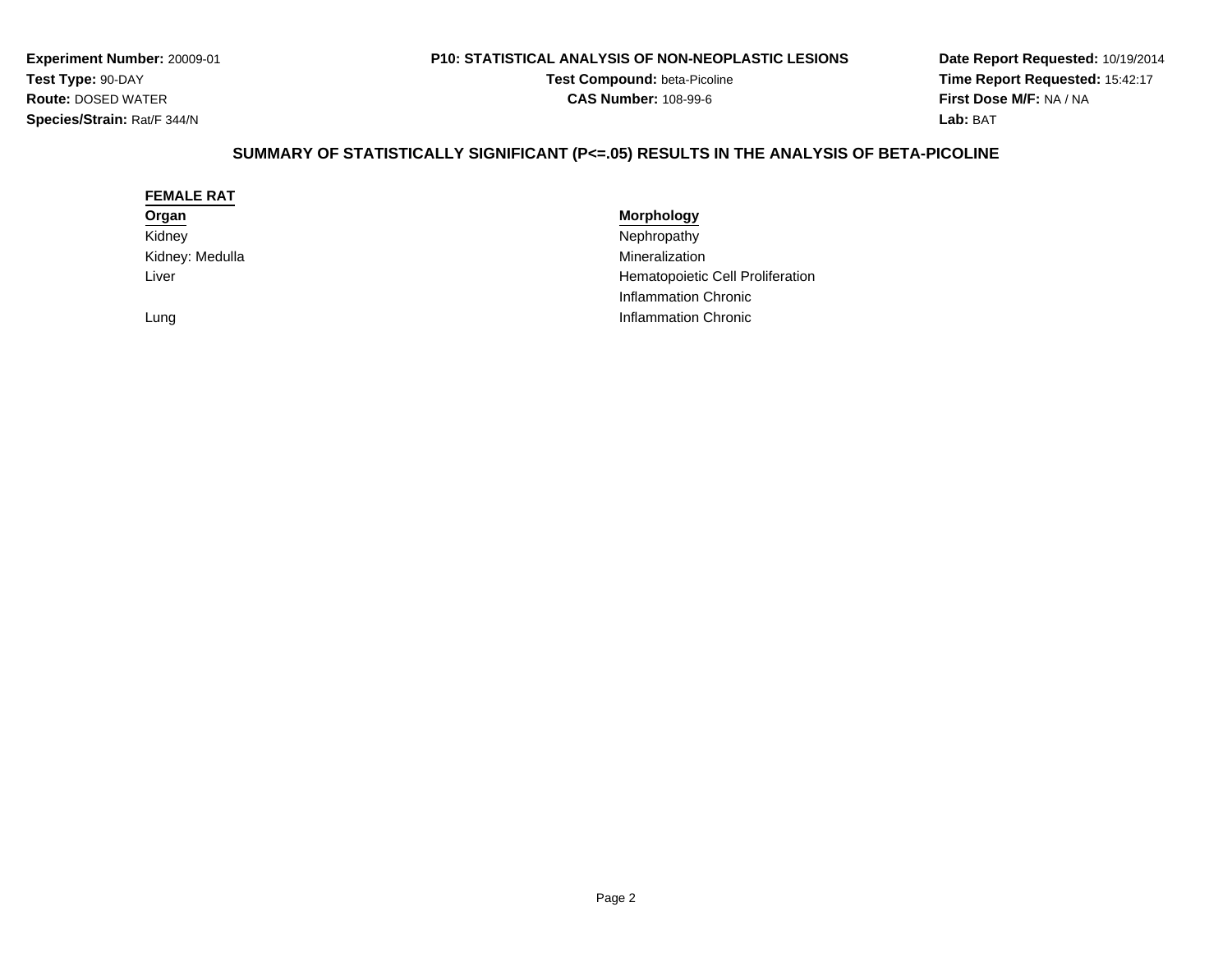**Experiment Number:** 20009-01
**Test Type:** 90-DAY
**Route:** DOSED WATER
**Species/Strain:** Rat/F 344/N

**P10: STATISTICAL ANALYSIS OF NON-NEOPLASTIC LESIONS**
**Test Compound:** beta-Picoline
**CAS Number:** 108-99-6

**Date Report Requested:** 10/19/2014
**Time Report Requested:** 15:42:17
**First Dose M/F:** NA / NA
**Lab:** BAT

## SUMMARY OF STATISTICALLY SIGNIFICANT (P<=.05) RESULTS IN THE ANALYSIS OF BETA-PICOLINE

**FEMALE RAT**

| Organ | Morphology |
| --- | --- |
| Kidney | Nephropathy |
| Kidney: Medulla | Mineralization |
| Liver | Hematopoietic Cell Proliferation |
| | Inflammation Chronic |
| Lung | Inflammation Chronic |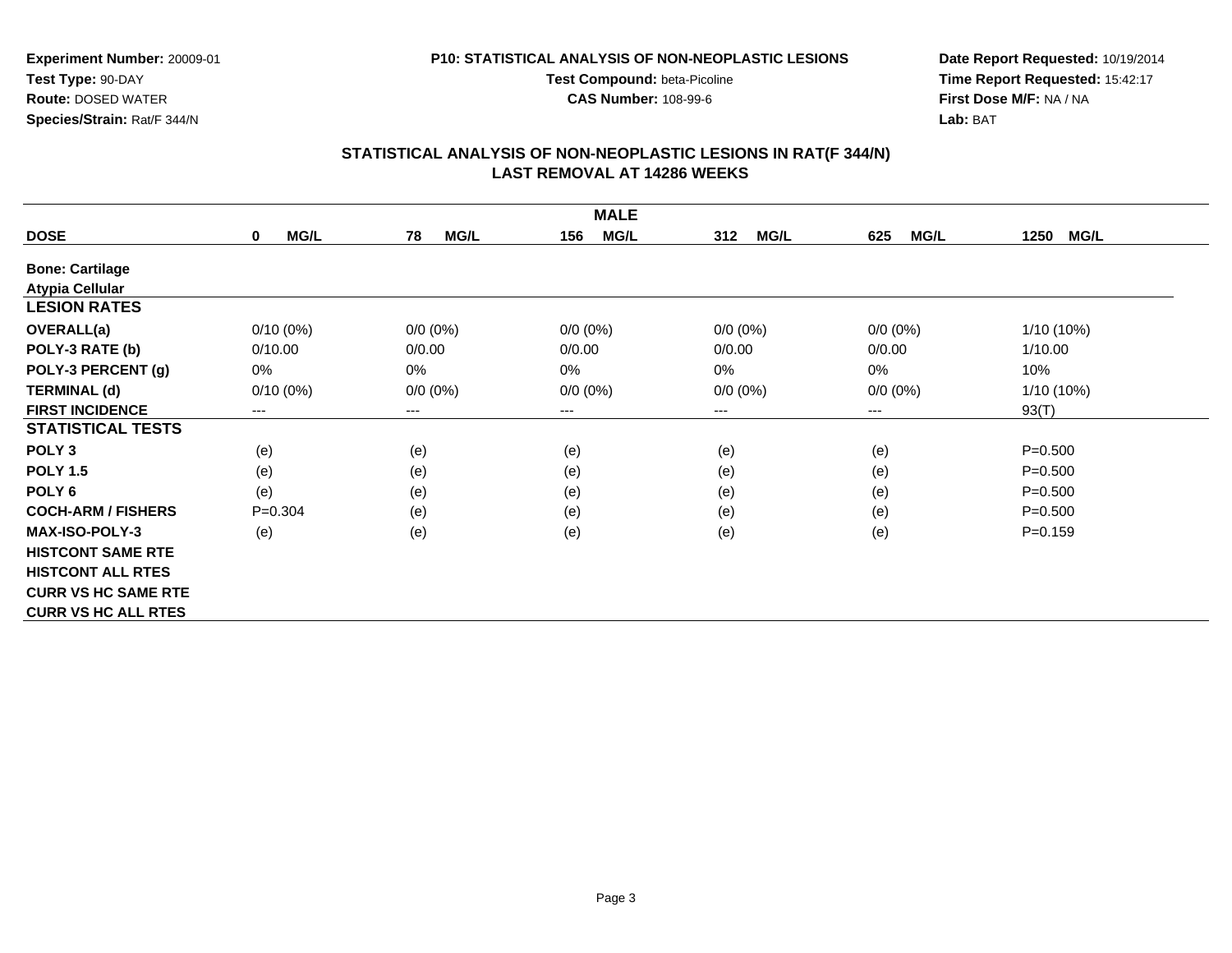**Experiment Number:** 20009-01
**Test Type:** 90-DAY
**Route:** DOSED WATER
**Species/Strain:** Rat/F 344/N

**P10: STATISTICAL ANALYSIS OF NON-NEOPLASTIC LESIONS**
**Test Compound:** beta-Picoline
**CAS Number:** 108-99-6

**Date Report Requested:** 10/19/2014
**Time Report Requested:** 15:42:17
**First Dose M/F:** NA / NA
**Lab:** BAT

## STATISTICAL ANALYSIS OF NON-NEOPLASTIC LESIONS IN RAT(F 344/N)
## LAST REMOVAL AT 14286 WEEKS

| MALE | | | | | | |
|---|---|---|---|---|---|---|
| **DOSE** | **0 MG/L** | **78 MG/L** | **156 MG/L** | **312 MG/L** | **625 MG/L** | **1250 MG/L** |
| **Bone: Cartilage** | | | | | | |
| **Atypia Cellular** | | | | | | |
| **LESION RATES** | | | | | | |
| **OVERALL(a)** | 0/10 (0%) | 0/0 (0%) | 0/0 (0%) | 0/0 (0%) | 0/0 (0%) | 1/10 (10%) |
| **POLY-3 RATE (b)** | 0/10.00 | 0/0.00 | 0/0.00 | 0/0.00 | 0/0.00 | 1/10.00 |
| **POLY-3 PERCENT (g)** | 0% | 0% | 0% | 0% | 0% | 10% |
| **TERMINAL (d)** | 0/10 (0%) | 0/0 (0%) | 0/0 (0%) | 0/0 (0%) | 0/0 (0%) | 1/10 (10%) |
| **FIRST INCIDENCE** | --- | --- | --- | --- | --- | 93(T) |
| **STATISTICAL TESTS** | | | | | | |
| **POLY 3** | (e) | (e) | (e) | (e) | (e) | P=0.500 |
| **POLY 1.5** | (e) | (e) | (e) | (e) | (e) | P=0.500 |
| **POLY 6** | (e) | (e) | (e) | (e) | (e) | P=0.500 |
| **COCH-ARM / FISHERS** | P=0.304 | (e) | (e) | (e) | (e) | P=0.500 |
| **MAX-ISO-POLY-3** | (e) | (e) | (e) | (e) | (e) | P=0.159 |
| **HISTCONT SAME RTE** | | | | | | |
| **HISTCONT ALL RTES** | | | | | | |
| **CURR VS HC SAME RTE** | | | | | | |
| **CURR VS HC ALL RTES** | | | | | | |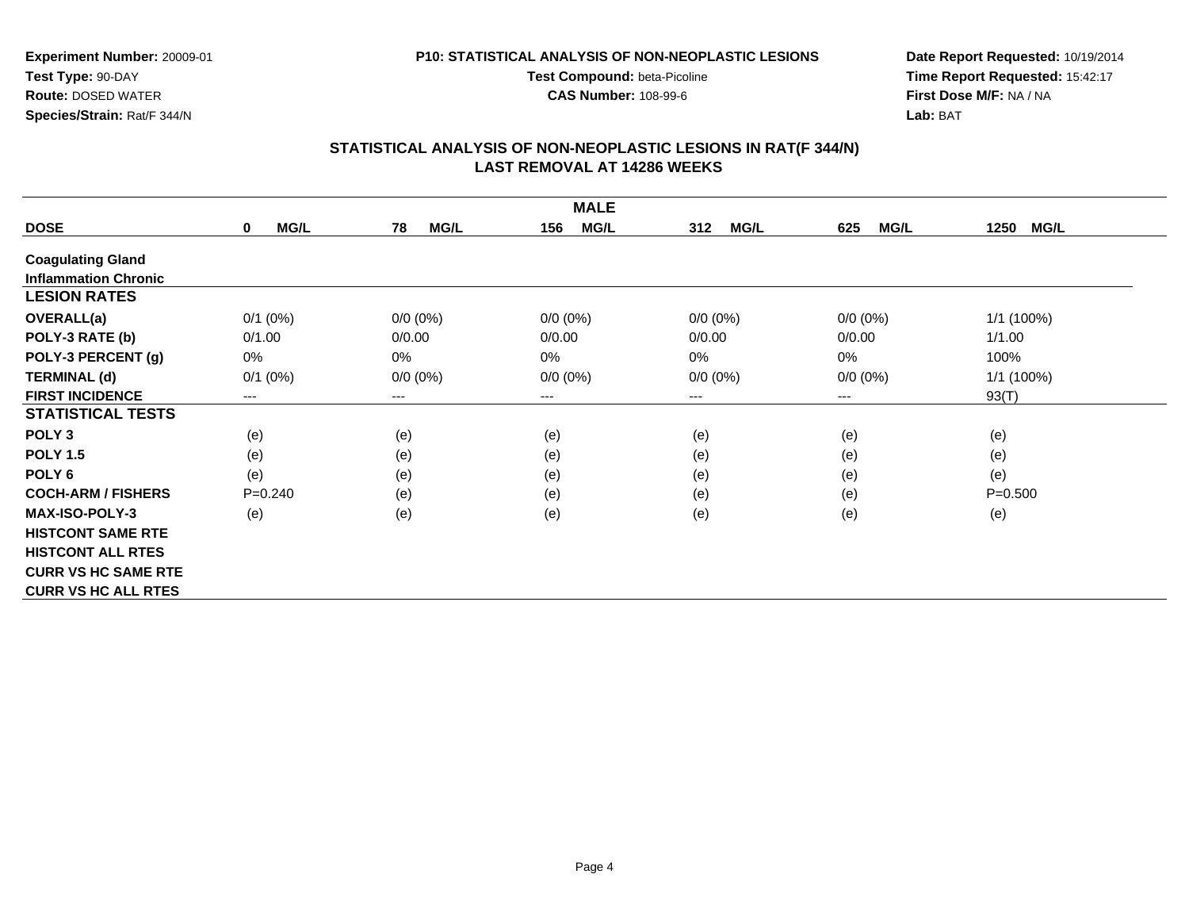**Experiment Number:** 20009-01
**Test Type:** 90-DAY
**Route:** DOSED WATER
**Species/Strain:** Rat/F 344/N

**P10: STATISTICAL ANALYSIS OF NON-NEOPLASTIC LESIONS**
**Test Compound:** beta-Picoline
**CAS Number:** 108-99-6

**Date Report Requested:** 10/19/2014
**Time Report Requested:** 15:42:17
**First Dose M/F:** NA / NA
**Lab:** BAT

## STATISTICAL ANALYSIS OF NON-NEOPLASTIC LESIONS IN RAT(F 344/N)
## LAST REMOVAL AT 14286 WEEKS

| | MALE | | | | | |
|---|---|---|---|---|---|---|
| **DOSE** | **0 MG/L** | **78 MG/L** | **156 MG/L** | **312 MG/L** | **625 MG/L** | **1250 MG/L** |
| **Coagulating Gland** | | | | | | |
| **Inflammation Chronic** | | | | | | |
| **LESION RATES** | | | | | | |
| **OVERALL(a)** | 0/1 (0%) | 0/0 (0%) | 0/0 (0%) | 0/0 (0%) | 0/0 (0%) | 1/1 (100%) |
| **POLY-3 RATE (b)** | 0/1.00 | 0/0.00 | 0/0.00 | 0/0.00 | 0/0.00 | 1/1.00 |
| **POLY-3 PERCENT (g)** | 0% | 0% | 0% | 0% | 0% | 100% |
| **TERMINAL (d)** | 0/1 (0%) | 0/0 (0%) | 0/0 (0%) | 0/0 (0%) | 0/0 (0%) | 1/1 (100%) |
| **FIRST INCIDENCE** | --- | --- | --- | --- | --- | 93(T) |
| **STATISTICAL TESTS** | | | | | | |
| **POLY 3** | (e) | (e) | (e) | (e) | (e) | (e) |
| **POLY 1.5** | (e) | (e) | (e) | (e) | (e) | (e) |
| **POLY 6** | (e) | (e) | (e) | (e) | (e) | (e) |
| **COCH-ARM / FISHERS** | P=0.240 | (e) | (e) | (e) | (e) | P=0.500 |
| **MAX-ISO-POLY-3** | (e) | (e) | (e) | (e) | (e) | (e) |
| **HISTCONT SAME RTE** | | | | | | |
| **HISTCONT ALL RTES** | | | | | | |
| **CURR VS HC SAME RTE** | | | | | | |
| **CURR VS HC ALL RTES** | | | | | | |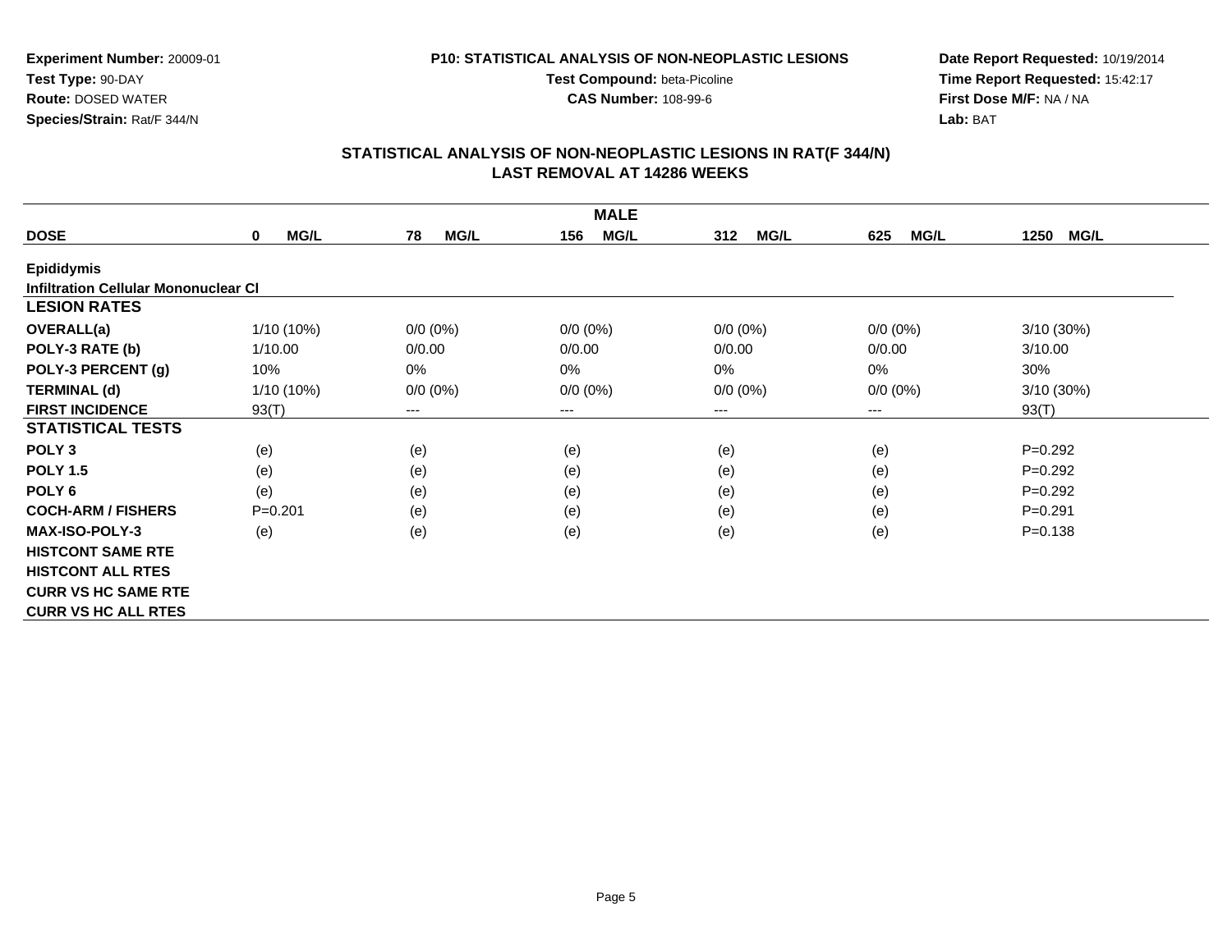**Experiment Number:** 20009-01
**Test Type:** 90-DAY
**Route:** DOSED WATER
**Species/Strain:** Rat/F 344/N

**P10: STATISTICAL ANALYSIS OF NON-NEOPLASTIC LESIONS**
**Test Compound:** beta-Picoline
**CAS Number:** 108-99-6

**Date Report Requested:** 10/19/2014
**Time Report Requested:** 15:42:17
**First Dose M/F:** NA / NA
**Lab:** BAT

## STATISTICAL ANALYSIS OF NON-NEOPLASTIC LESIONS IN RAT(F 344/N)
## LAST REMOVAL AT 14286 WEEKS

| MALE | | | | | | |
|---|---|---|---|---|---|---|
| **DOSE** | **0 MG/L** | **78 MG/L** | **156 MG/L** | **312 MG/L** | **625 MG/L** | **1250 MG/L** |
| **Epididymis** | | | | | | |
| **Infiltration Cellular Mononuclear Cl** | | | | | | |
| **LESION RATES** | | | | | | |
| **OVERALL(a)** | 1/10 (10%) | 0/0 (0%) | 0/0 (0%) | 0/0 (0%) | 0/0 (0%) | 3/10 (30%) |
| **POLY-3 RATE (b)** | 1/10.00 | 0/0.00 | 0/0.00 | 0/0.00 | 0/0.00 | 3/10.00 |
| **POLY-3 PERCENT (g)** | 10% | 0% | 0% | 0% | 0% | 30% |
| **TERMINAL (d)** | 1/10 (10%) | 0/0 (0%) | 0/0 (0%) | 0/0 (0%) | 0/0 (0%) | 3/10 (30%) |
| **FIRST INCIDENCE** | 93(T) | --- | --- | --- | --- | 93(T) |
| **STATISTICAL TESTS** | | | | | | |
| **POLY 3** | (e) | (e) | (e) | (e) | (e) | P=0.292 |
| **POLY 1.5** | (e) | (e) | (e) | (e) | (e) | P=0.292 |
| **POLY 6** | (e) | (e) | (e) | (e) | (e) | P=0.292 |
| **COCH-ARM / FISHERS** | P=0.201 | (e) | (e) | (e) | (e) | P=0.291 |
| **MAX-ISO-POLY-3** | (e) | (e) | (e) | (e) | (e) | P=0.138 |
| **HISTCONT SAME RTE** | | | | | | |
| **HISTCONT ALL RTES** | | | | | | |
| **CURR VS HC SAME RTE** | | | | | | |
| **CURR VS HC ALL RTES** | | | | | | |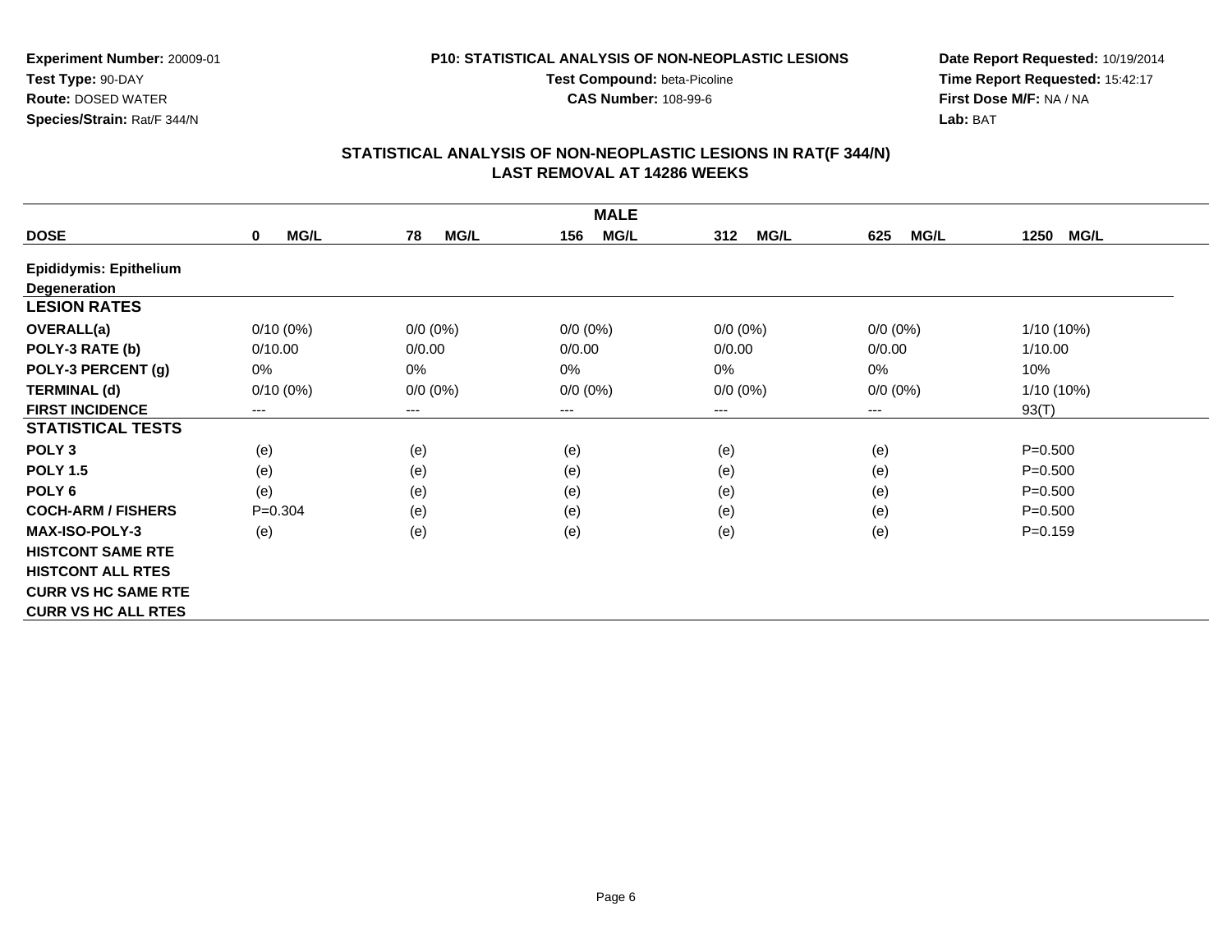**Experiment Number:** 20009-01
**Test Type:** 90-DAY
**Route:** DOSED WATER
**Species/Strain:** Rat/F 344/N

**P10: STATISTICAL ANALYSIS OF NON-NEOPLASTIC LESIONS**
**Test Compound:** beta-Picoline
**CAS Number:** 108-99-6

**Date Report Requested:** 10/19/2014
**Time Report Requested:** 15:42:17
**First Dose M/F:** NA / NA
**Lab:** BAT

## STATISTICAL ANALYSIS OF NON-NEOPLASTIC LESIONS IN RAT(F 344/N)
## LAST REMOVAL AT 14286 WEEKS

| | MALE | | | | | |
|---|---|---|---|---|---|---|
| **DOSE** | **0 MG/L** | **78 MG/L** | **156 MG/L** | **312 MG/L** | **625 MG/L** | **1250 MG/L** |
| **Epididymis: Epithelium Degeneration** | | | | | | |
| **LESION RATES** | | | | | | |
| **OVERALL(a)** | 0/10 (0%) | 0/0 (0%) | 0/0 (0%) | 0/0 (0%) | 0/0 (0%) | 1/10 (10%) |
| **POLY-3 RATE (b)** | 0/10.00 | 0/0.00 | 0/0.00 | 0/0.00 | 0/0.00 | 1/10.00 |
| **POLY-3 PERCENT (g)** | 0% | 0% | 0% | 0% | 0% | 10% |
| **TERMINAL (d)** | 0/10 (0%) | 0/0 (0%) | 0/0 (0%) | 0/0 (0%) | 0/0 (0%) | 1/10 (10%) |
| **FIRST INCIDENCE** | --- | --- | --- | --- | --- | 93(T) |
| **STATISTICAL TESTS** | | | | | | |
| **POLY 3** | (e) | (e) | (e) | (e) | (e) | P=0.500 |
| **POLY 1.5** | (e) | (e) | (e) | (e) | (e) | P=0.500 |
| **POLY 6** | (e) | (e) | (e) | (e) | (e) | P=0.500 |
| **COCH-ARM / FISHERS** | P=0.304 | (e) | (e) | (e) | (e) | P=0.500 |
| **MAX-ISO-POLY-3** | (e) | (e) | (e) | (e) | (e) | P=0.159 |
| **HISTCONT SAME RTE** | | | | | | |
| **HISTCONT ALL RTES** | | | | | | |
| **CURR VS HC SAME RTE** | | | | | | |
| **CURR VS HC ALL RTES** | | | | | | |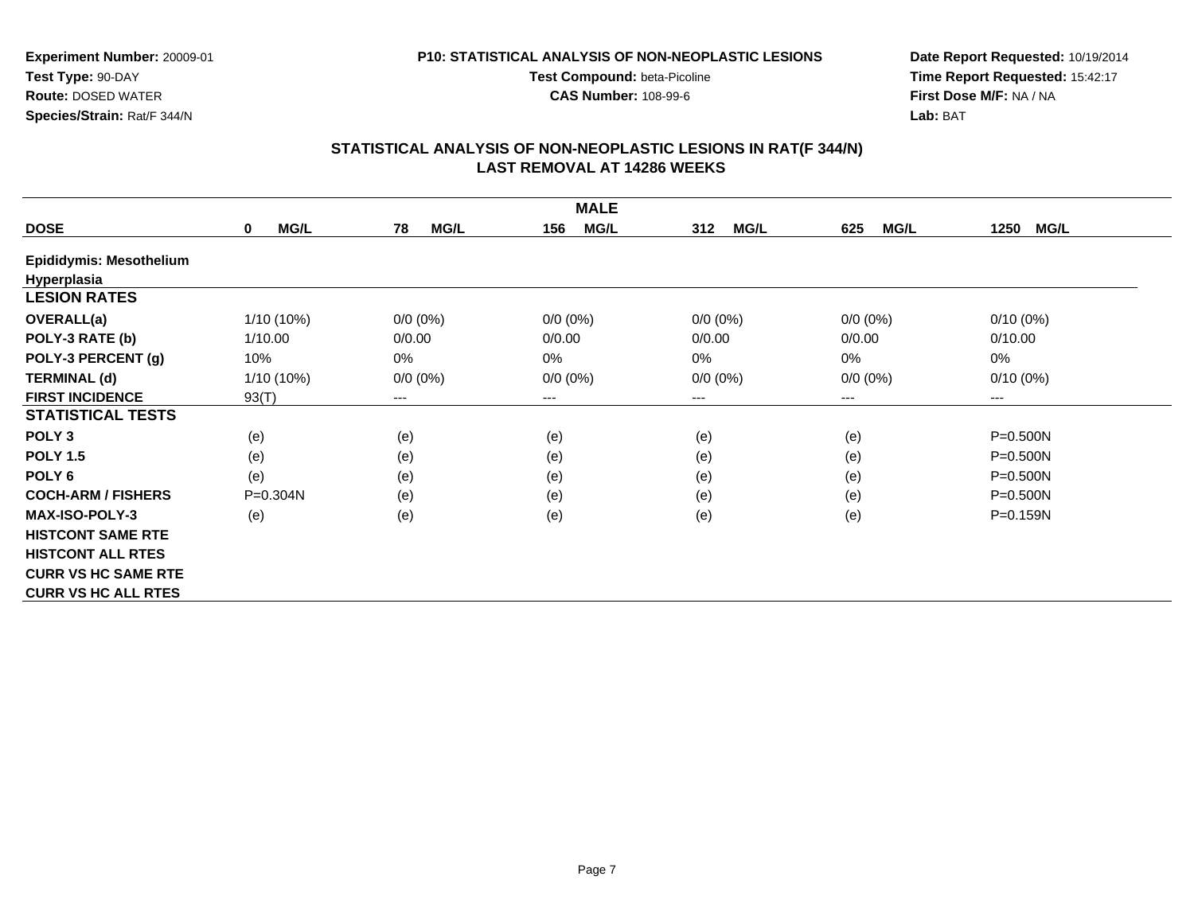**Experiment Number:** 20009-01
**Test Type:** 90-DAY
**Route:** DOSED WATER
**Species/Strain:** Rat/F 344/N

**P10: STATISTICAL ANALYSIS OF NON-NEOPLASTIC LESIONS**
**Test Compound:** beta-Picoline
**CAS Number:** 108-99-6

**Date Report Requested:** 10/19/2014
**Time Report Requested:** 15:42:17
**First Dose M/F:** NA / NA
**Lab:** BAT

## STATISTICAL ANALYSIS OF NON-NEOPLASTIC LESIONS IN RAT(F 344/N)
## LAST REMOVAL AT 14286 WEEKS

| MALE | | | | | | |
|---|---|---|---|---|---|---|
| **DOSE** | **0 MG/L** | **78 MG/L** | **156 MG/L** | **312 MG/L** | **625 MG/L** | **1250 MG/L** |
| **Epididymis: Mesothelium Hyperplasia** | | | | | | |
| **LESION RATES** | | | | | | |
| **OVERALL(a)** | 1/10 (10%) | 0/0 (0%) | 0/0 (0%) | 0/0 (0%) | 0/0 (0%) | 0/10 (0%) |
| **POLY-3 RATE (b)** | 1/10.00 | 0/0.00 | 0/0.00 | 0/0.00 | 0/0.00 | 0/10.00 |
| **POLY-3 PERCENT (g)** | 10% | 0% | 0% | 0% | 0% | 0% |
| **TERMINAL (d)** | 1/10 (10%) | 0/0 (0%) | 0/0 (0%) | 0/0 (0%) | 0/0 (0%) | 0/10 (0%) |
| **FIRST INCIDENCE** | 93(T) | --- | --- | --- | --- | --- |
| **STATISTICAL TESTS** | | | | | | |
| **POLY 3** | (e) | (e) | (e) | (e) | (e) | P=0.500N |
| **POLY 1.5** | (e) | (e) | (e) | (e) | (e) | P=0.500N |
| **POLY 6** | (e) | (e) | (e) | (e) | (e) | P=0.500N |
| **COCH-ARM / FISHERS** | P=0.304N | (e) | (e) | (e) | (e) | P=0.500N |
| **MAX-ISO-POLY-3** | (e) | (e) | (e) | (e) | (e) | P=0.159N |
| **HISTCONT SAME RTE** | | | | | | |
| **HISTCONT ALL RTES** | | | | | | |
| **CURR VS HC SAME RTE** | | | | | | |
| **CURR VS HC ALL RTES** | | | | | | |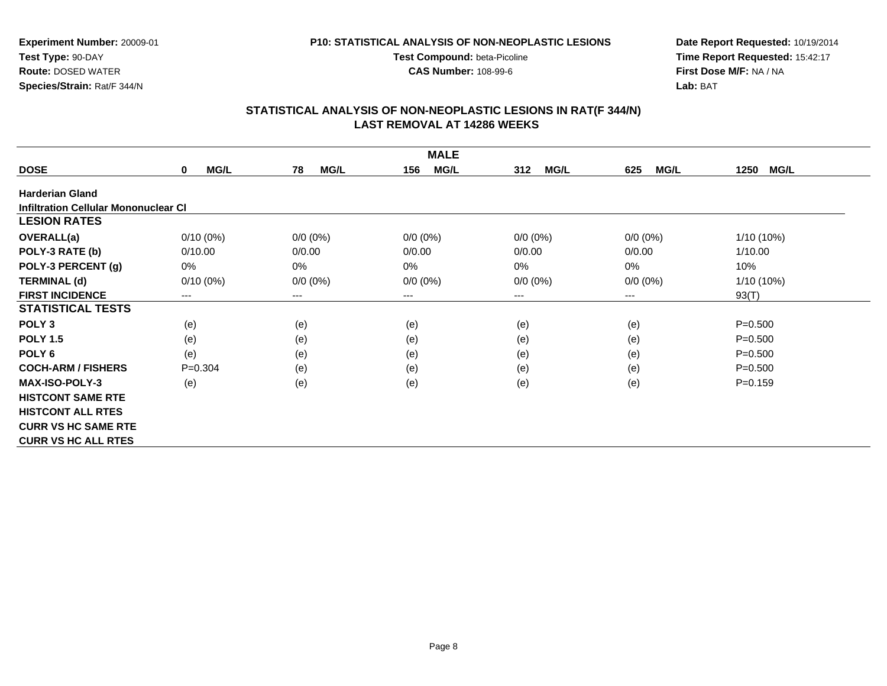**Experiment Number:** 20009-01
**Test Type:** 90-DAY
**Route:** DOSED WATER
**Species/Strain:** Rat/F 344/N

**P10: STATISTICAL ANALYSIS OF NON-NEOPLASTIC LESIONS**
**Test Compound:** beta-Picoline
**CAS Number:** 108-99-6

**Date Report Requested:** 10/19/2014
**Time Report Requested:** 15:42:17
**First Dose M/F:** NA / NA
**Lab:** BAT

## STATISTICAL ANALYSIS OF NON-NEOPLASTIC LESIONS IN RAT(F 344/N)
## LAST REMOVAL AT 14286 WEEKS

| MALE | | | | | | |
|---|---|---|---|---|---|---|
| **DOSE** | **0 MG/L** | **78 MG/L** | **156 MG/L** | **312 MG/L** | **625 MG/L** | **1250 MG/L** |
| **Harderian Gland** | | | | | | |
| **Infiltration Cellular Mononuclear Cl** | | | | | | |
| **LESION RATES** | | | | | | |
| **OVERALL(a)** | 0/10 (0%) | 0/0 (0%) | 0/0 (0%) | 0/0 (0%) | 0/0 (0%) | 1/10 (10%) |
| **POLY-3 RATE (b)** | 0/10.00 | 0/0.00 | 0/0.00 | 0/0.00 | 0/0.00 | 1/10.00 |
| **POLY-3 PERCENT (g)** | 0% | 0% | 0% | 0% | 0% | 10% |
| **TERMINAL (d)** | 0/10 (0%) | 0/0 (0%) | 0/0 (0%) | 0/0 (0%) | 0/0 (0%) | 1/10 (10%) |
| **FIRST INCIDENCE** | --- | --- | --- | --- | --- | 93(T) |
| **STATISTICAL TESTS** | | | | | | |
| **POLY 3** | (e) | (e) | (e) | (e) | (e) | P=0.500 |
| **POLY 1.5** | (e) | (e) | (e) | (e) | (e) | P=0.500 |
| **POLY 6** | (e) | (e) | (e) | (e) | (e) | P=0.500 |
| **COCH-ARM / FISHERS** | P=0.304 | (e) | (e) | (e) | (e) | P=0.500 |
| **MAX-ISO-POLY-3** | (e) | (e) | (e) | (e) | (e) | P=0.159 |
| **HISTCONT SAME RTE** | | | | | | |
| **HISTCONT ALL RTES** | | | | | | |
| **CURR VS HC SAME RTE** | | | | | | |
| **CURR VS HC ALL RTES** | | | | | | |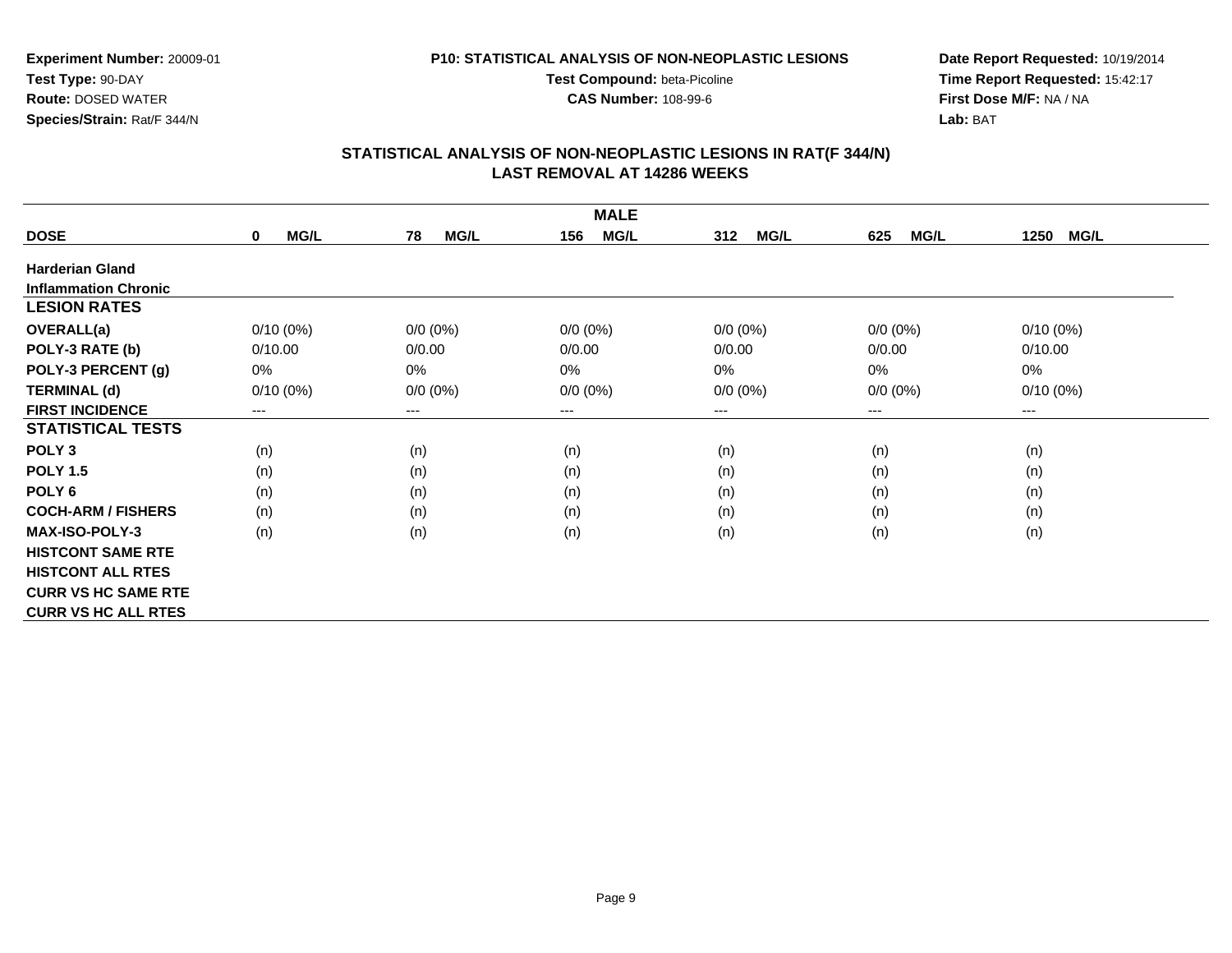**Experiment Number:** 20009-01
**Test Type:** 90-DAY
**Route:** DOSED WATER
**Species/Strain:** Rat/F 344/N

**P10: STATISTICAL ANALYSIS OF NON-NEOPLASTIC LESIONS**
**Test Compound:** beta-Picoline
**CAS Number:** 108-99-6

**Date Report Requested:** 10/19/2014
**Time Report Requested:** 15:42:17
**First Dose M/F:** NA / NA
**Lab:** BAT

## STATISTICAL ANALYSIS OF NON-NEOPLASTIC LESIONS IN RAT(F 344/N)
## LAST REMOVAL AT 14286 WEEKS

| | MALE | | | | | |
|---|---|---|---|---|---|---|
| **DOSE** | **0 MG/L** | **78 MG/L** | **156 MG/L** | **312 MG/L** | **625 MG/L** | **1250 MG/L** |
| **Harderian Gland** | | | | | | |
| **Inflammation Chronic** | | | | | | |
| **LESION RATES** | | | | | | |
| **OVERALL(a)** | 0/10 (0%) | 0/0 (0%) | 0/0 (0%) | 0/0 (0%) | 0/0 (0%) | 0/10 (0%) |
| **POLY-3 RATE (b)** | 0/10.00 | 0/0.00 | 0/0.00 | 0/0.00 | 0/0.00 | 0/10.00 |
| **POLY-3 PERCENT (g)** | 0% | 0% | 0% | 0% | 0% | 0% |
| **TERMINAL (d)** | 0/10 (0%) | 0/0 (0%) | 0/0 (0%) | 0/0 (0%) | 0/0 (0%) | 0/10 (0%) |
| **FIRST INCIDENCE** | --- | --- | --- | --- | --- | --- |
| **STATISTICAL TESTS** | | | | | | |
| **POLY 3** | (n) | (n) | (n) | (n) | (n) | (n) |
| **POLY 1.5** | (n) | (n) | (n) | (n) | (n) | (n) |
| **POLY 6** | (n) | (n) | (n) | (n) | (n) | (n) |
| **COCH-ARM / FISHERS** | (n) | (n) | (n) | (n) | (n) | (n) |
| **MAX-ISO-POLY-3** | (n) | (n) | (n) | (n) | (n) | (n) |
| **HISTCONT SAME RTE** | | | | | | |
| **HISTCONT ALL RTES** | | | | | | |
| **CURR VS HC SAME RTE** | | | | | | |
| **CURR VS HC ALL RTES** | | | | | | |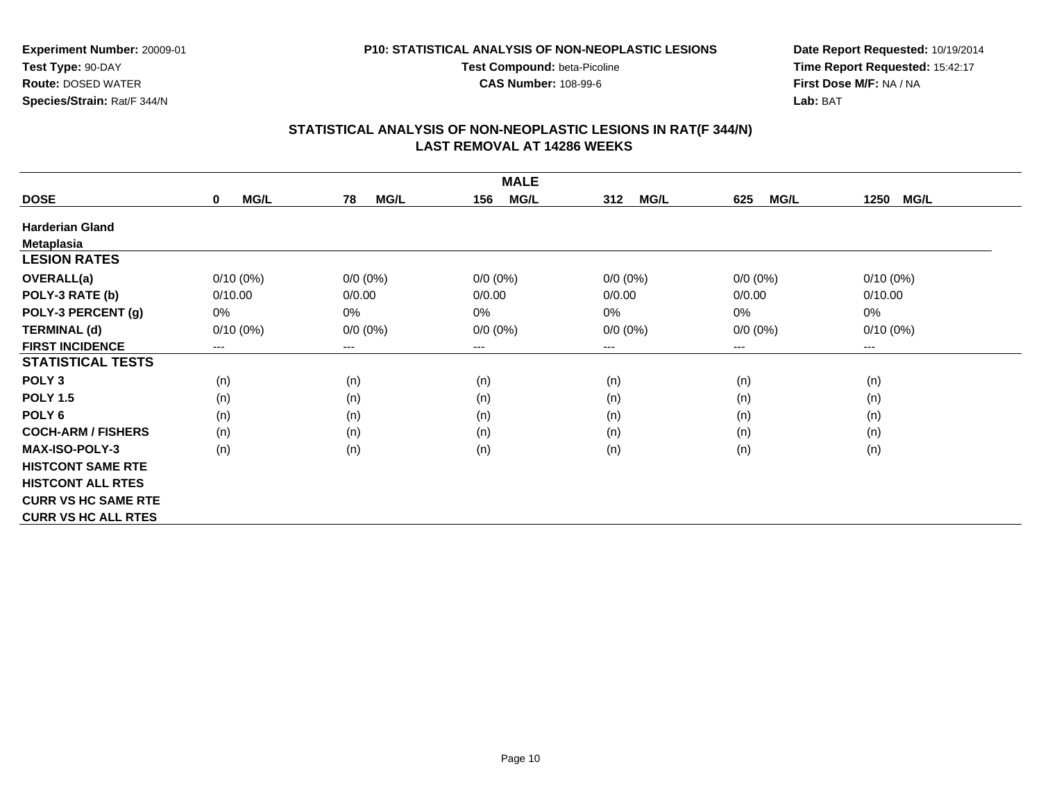**Experiment Number:** 20009-01
**Test Type:** 90-DAY
**Route:** DOSED WATER
**Species/Strain:** Rat/F 344/N

**P10: STATISTICAL ANALYSIS OF NON-NEOPLASTIC LESIONS**
**Test Compound:** beta-Picoline
**CAS Number:** 108-99-6

**Date Report Requested:** 10/19/2014
**Time Report Requested:** 15:42:17
**First Dose M/F:** NA / NA
**Lab:** BAT

## STATISTICAL ANALYSIS OF NON-NEOPLASTIC LESIONS IN RAT(F 344/N)
## LAST REMOVAL AT 14286 WEEKS

| | MALE | | | | | |
|---|---|---|---|---|---|---|
| **DOSE** | **0 MG/L** | **78 MG/L** | **156 MG/L** | **312 MG/L** | **625 MG/L** | **1250 MG/L** |
| **Harderian Gland** | | | | | | |
| **Metaplasia** | | | | | | |
| **LESION RATES** | | | | | | |
| **OVERALL(a)** | 0/10 (0%) | 0/0 (0%) | 0/0 (0%) | 0/0 (0%) | 0/0 (0%) | 0/10 (0%) |
| **POLY-3 RATE (b)** | 0/10.00 | 0/0.00 | 0/0.00 | 0/0.00 | 0/0.00 | 0/10.00 |
| **POLY-3 PERCENT (g)** | 0% | 0% | 0% | 0% | 0% | 0% |
| **TERMINAL (d)** | 0/10 (0%) | 0/0 (0%) | 0/0 (0%) | 0/0 (0%) | 0/0 (0%) | 0/10 (0%) |
| **FIRST INCIDENCE** | --- | --- | --- | --- | --- | --- |
| **STATISTICAL TESTS** | | | | | | |
| **POLY 3** | (n) | (n) | (n) | (n) | (n) | (n) |
| **POLY 1.5** | (n) | (n) | (n) | (n) | (n) | (n) |
| **POLY 6** | (n) | (n) | (n) | (n) | (n) | (n) |
| **COCH-ARM / FISHERS** | (n) | (n) | (n) | (n) | (n) | (n) |
| **MAX-ISO-POLY-3** | (n) | (n) | (n) | (n) | (n) | (n) |
| **HISTCONT SAME RTE** | | | | | | |
| **HISTCONT ALL RTES** | | | | | | |
| **CURR VS HC SAME RTE** | | | | | | |
| **CURR VS HC ALL RTES** | | | | | | |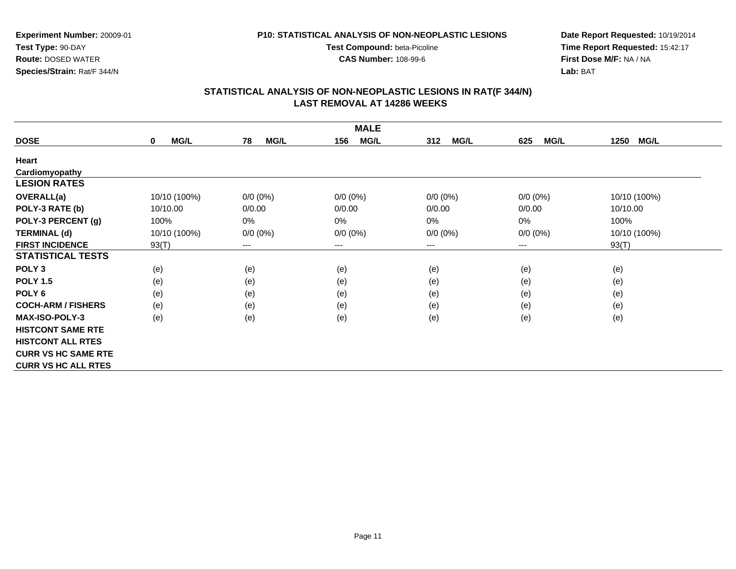**Experiment Number:** 20009-01
**Test Type:** 90-DAY
**Route:** DOSED WATER
**Species/Strain:** Rat/F 344/N

**P10: STATISTICAL ANALYSIS OF NON-NEOPLASTIC LESIONS**
**Test Compound:** beta-Picoline
**CAS Number:** 108-99-6

**Date Report Requested:** 10/19/2014
**Time Report Requested:** 15:42:17
**First Dose M/F:** NA / NA
**Lab:** BAT

## STATISTICAL ANALYSIS OF NON-NEOPLASTIC LESIONS IN RAT(F 344/N)
## LAST REMOVAL AT 14286 WEEKS

| | MALE | | | | | |
|---|---|---|---|---|---|---|
| **DOSE** | **0 MG/L** | **78 MG/L** | **156 MG/L** | **312 MG/L** | **625 MG/L** | **1250 MG/L** |
| **Heart** | | | | | | |
| **Cardiomyopathy** | | | | | | |
| **LESION RATES** | | | | | | |
| **OVERALL(a)** | 10/10 (100%) | 0/0 (0%) | 0/0 (0%) | 0/0 (0%) | 0/0 (0%) | 10/10 (100%) |
| **POLY-3 RATE (b)** | 10/10.00 | 0/0.00 | 0/0.00 | 0/0.00 | 0/0.00 | 10/10.00 |
| **POLY-3 PERCENT (g)** | 100% | 0% | 0% | 0% | 0% | 100% |
| **TERMINAL (d)** | 10/10 (100%) | 0/0 (0%) | 0/0 (0%) | 0/0 (0%) | 0/0 (0%) | 10/10 (100%) |
| **FIRST INCIDENCE** | 93(T) | --- | --- | --- | --- | 93(T) |
| **STATISTICAL TESTS** | | | | | | |
| **POLY 3** | (e) | (e) | (e) | (e) | (e) | (e) |
| **POLY 1.5** | (e) | (e) | (e) | (e) | (e) | (e) |
| **POLY 6** | (e) | (e) | (e) | (e) | (e) | (e) |
| **COCH-ARM / FISHERS** | (e) | (e) | (e) | (e) | (e) | (e) |
| **MAX-ISO-POLY-3** | (e) | (e) | (e) | (e) | (e) | (e) |
| **HISTCONT SAME RTE** | | | | | | |
| **HISTCONT ALL RTES** | | | | | | |
| **CURR VS HC SAME RTE** | | | | | | |
| **CURR VS HC ALL RTES** | | | | | | |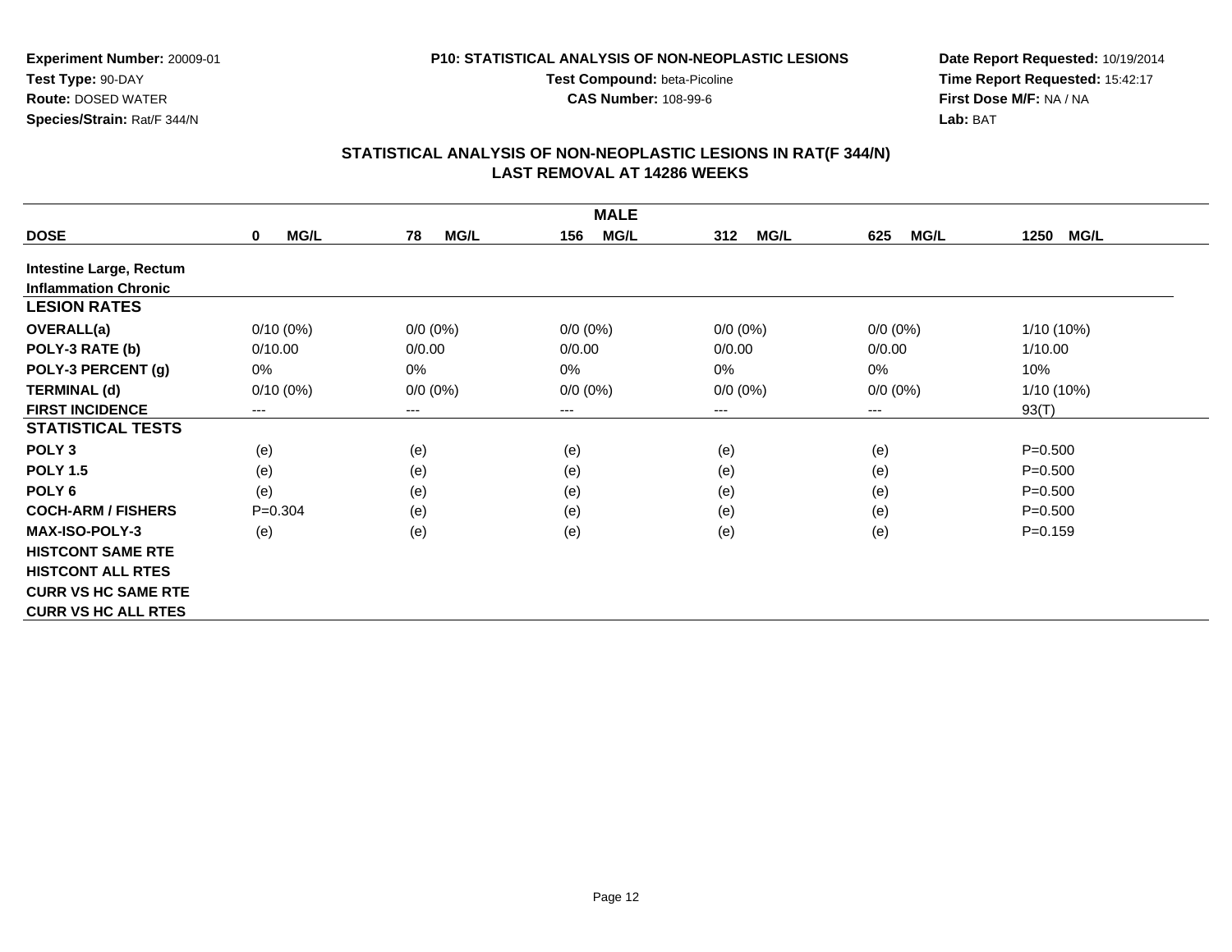**Experiment Number:** 20009-01
**Test Type:** 90-DAY
**Route:** DOSED WATER
**Species/Strain:** Rat/F 344/N

**P10: STATISTICAL ANALYSIS OF NON-NEOPLASTIC LESIONS**
**Test Compound:** beta-Picoline
**CAS Number:** 108-99-6

**Date Report Requested:** 10/19/2014
**Time Report Requested:** 15:42:17
**First Dose M/F:** NA / NA
**Lab:** BAT

## STATISTICAL ANALYSIS OF NON-NEOPLASTIC LESIONS IN RAT(F 344/N)
## LAST REMOVAL AT 14286 WEEKS

| | MALE | | | | | |
|---|---|---|---|---|---|---|
| **DOSE** | **0 MG/L** | **78 MG/L** | **156 MG/L** | **312 MG/L** | **625 MG/L** | **1250 MG/L** |
| **Intestine Large, Rectum** | | | | | | |
| **Inflammation Chronic** | | | | | | |
| **LESION RATES** | | | | | | |
| **OVERALL(a)** | 0/10 (0%) | 0/0 (0%) | 0/0 (0%) | 0/0 (0%) | 0/0 (0%) | 1/10 (10%) |
| **POLY-3 RATE (b)** | 0/10.00 | 0/0.00 | 0/0.00 | 0/0.00 | 0/0.00 | 1/10.00 |
| **POLY-3 PERCENT (g)** | 0% | 0% | 0% | 0% | 0% | 10% |
| **TERMINAL (d)** | 0/10 (0%) | 0/0 (0%) | 0/0 (0%) | 0/0 (0%) | 0/0 (0%) | 1/10 (10%) |
| **FIRST INCIDENCE** | --- | --- | --- | --- | --- | 93(T) |
| **STATISTICAL TESTS** | | | | | | |
| **POLY 3** | (e) | (e) | (e) | (e) | (e) | P=0.500 |
| **POLY 1.5** | (e) | (e) | (e) | (e) | (e) | P=0.500 |
| **POLY 6** | (e) | (e) | (e) | (e) | (e) | P=0.500 |
| **COCH-ARM / FISHERS** | P=0.304 | (e) | (e) | (e) | (e) | P=0.500 |
| **MAX-ISO-POLY-3** | (e) | (e) | (e) | (e) | (e) | P=0.159 |
| **HISTCONT SAME RTE** | | | | | | |
| **HISTCONT ALL RTES** | | | | | | |
| **CURR VS HC SAME RTE** | | | | | | |
| **CURR VS HC ALL RTES** | | | | | | |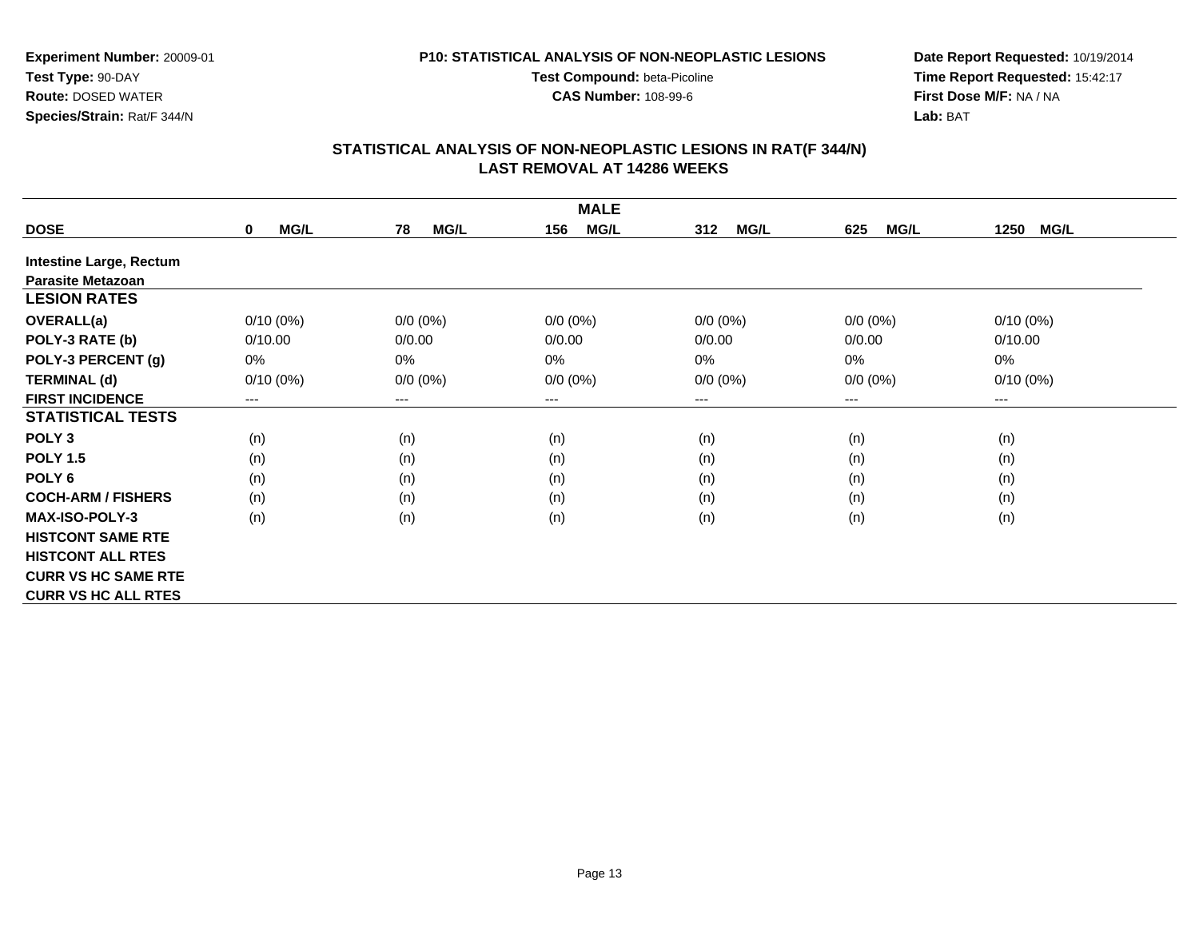**Experiment Number:** 20009-01
**Test Type:** 90-DAY
**Route:** DOSED WATER
**Species/Strain:** Rat/F 344/N

**P10: STATISTICAL ANALYSIS OF NON-NEOPLASTIC LESIONS**
**Test Compound:** beta-Picoline
**CAS Number:** 108-99-6

**Date Report Requested:** 10/19/2014
**Time Report Requested:** 15:42:17
**First Dose M/F:** NA / NA
**Lab:** BAT

## STATISTICAL ANALYSIS OF NON-NEOPLASTIC LESIONS IN RAT(F 344/N)
## LAST REMOVAL AT 14286 WEEKS

| | MALE | | | | | |
|---|---|---|---|---|---|---|
| **DOSE** | **0 MG/L** | **78 MG/L** | **156 MG/L** | **312 MG/L** | **625 MG/L** | **1250 MG/L** |
| **Intestine Large, Rectum** | | | | | | |
| **Parasite Metazoan** | | | | | | |
| **LESION RATES** | | | | | | |
| **OVERALL(a)** | 0/10 (0%) | 0/0 (0%) | 0/0 (0%) | 0/0 (0%) | 0/0 (0%) | 0/10 (0%) |
| **POLY-3 RATE (b)** | 0/10.00 | 0/0.00 | 0/0.00 | 0/0.00 | 0/0.00 | 0/10.00 |
| **POLY-3 PERCENT (g)** | 0% | 0% | 0% | 0% | 0% | 0% |
| **TERMINAL (d)** | 0/10 (0%) | 0/0 (0%) | 0/0 (0%) | 0/0 (0%) | 0/0 (0%) | 0/10 (0%) |
| **FIRST INCIDENCE** | --- | --- | --- | --- | --- | --- |
| **STATISTICAL TESTS** | | | | | | |
| **POLY 3** | (n) | (n) | (n) | (n) | (n) | (n) |
| **POLY 1.5** | (n) | (n) | (n) | (n) | (n) | (n) |
| **POLY 6** | (n) | (n) | (n) | (n) | (n) | (n) |
| **COCH-ARM / FISHERS** | (n) | (n) | (n) | (n) | (n) | (n) |
| **MAX-ISO-POLY-3** | (n) | (n) | (n) | (n) | (n) | (n) |
| **HISTCONT SAME RTE** | | | | | | |
| **HISTCONT ALL RTES** | | | | | | |
| **CURR VS HC SAME RTE** | | | | | | |
| **CURR VS HC ALL RTES** | | | | | | |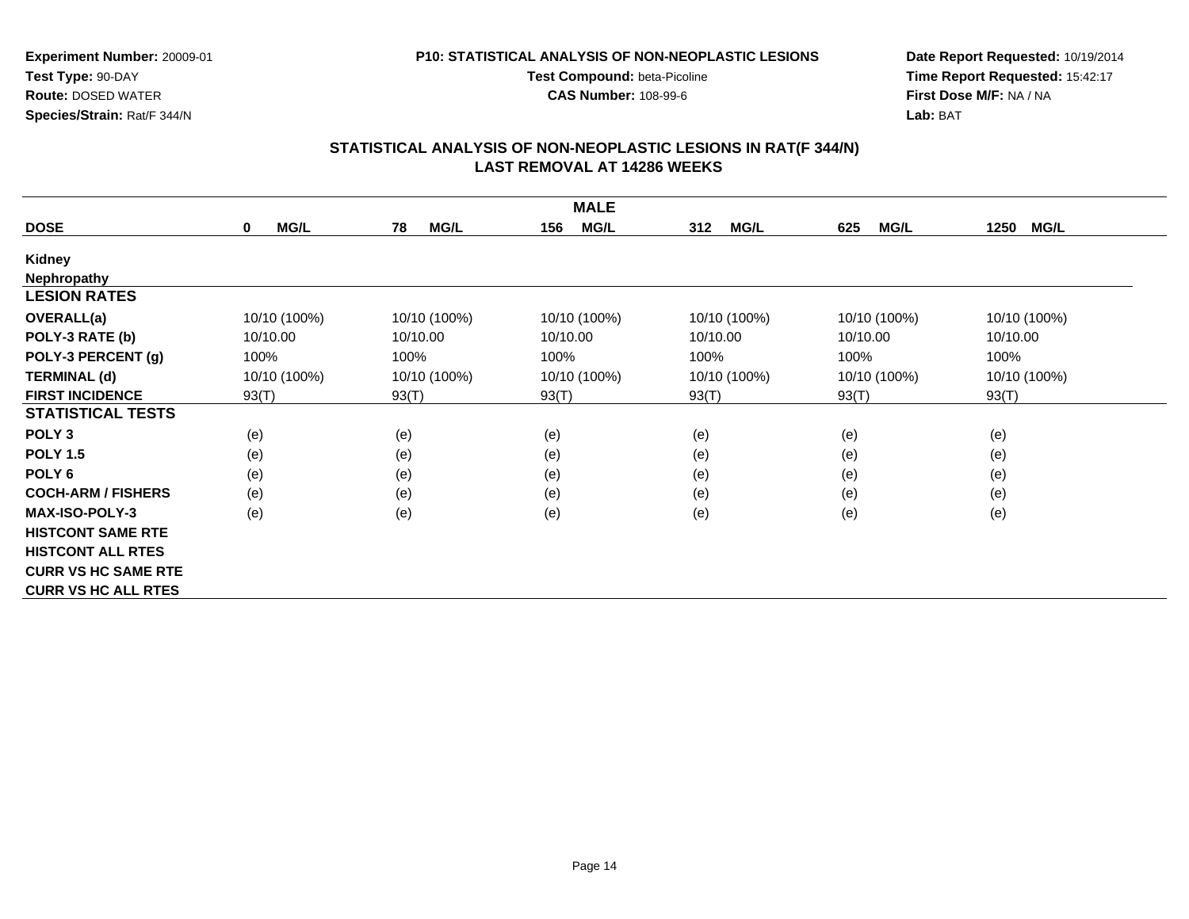**Experiment Number:** 20009-01
**Test Type:** 90-DAY
**Route:** DOSED WATER
**Species/Strain:** Rat/F 344/N

**P10: STATISTICAL ANALYSIS OF NON-NEOPLASTIC LESIONS**
**Test Compound:** beta-Picoline
**CAS Number:** 108-99-6

**Date Report Requested:** 10/19/2014
**Time Report Requested:** 15:42:17
**First Dose M/F:** NA / NA
**Lab:** BAT

## STATISTICAL ANALYSIS OF NON-NEOPLASTIC LESIONS IN RAT(F 344/N)
## LAST REMOVAL AT 14286 WEEKS

| | MALE | | | | | |
|---|---|---|---|---|---|---|
| **DOSE** | **0 MG/L** | **78 MG/L** | **156 MG/L** | **312 MG/L** | **625 MG/L** | **1250 MG/L** |
| **Kidney** | | | | | | |
| **Nephropathy** | | | | | | |
| **LESION RATES** | | | | | | |
| **OVERALL(a)** | 10/10 (100%) | 10/10 (100%) | 10/10 (100%) | 10/10 (100%) | 10/10 (100%) | 10/10 (100%) |
| **POLY-3 RATE (b)** | 10/10.00 | 10/10.00 | 10/10.00 | 10/10.00 | 10/10.00 | 10/10.00 |
| **POLY-3 PERCENT (g)** | 100% | 100% | 100% | 100% | 100% | 100% |
| **TERMINAL (d)** | 10/10 (100%) | 10/10 (100%) | 10/10 (100%) | 10/10 (100%) | 10/10 (100%) | 10/10 (100%) |
| **FIRST INCIDENCE** | 93(T) | 93(T) | 93(T) | 93(T) | 93(T) | 93(T) |
| **STATISTICAL TESTS** | | | | | | |
| **POLY 3** | (e) | (e) | (e) | (e) | (e) | (e) |
| **POLY 1.5** | (e) | (e) | (e) | (e) | (e) | (e) |
| **POLY 6** | (e) | (e) | (e) | (e) | (e) | (e) |
| **COCH-ARM / FISHERS** | (e) | (e) | (e) | (e) | (e) | (e) |
| **MAX-ISO-POLY-3** | (e) | (e) | (e) | (e) | (e) | (e) |
| **HISTCONT SAME RTE** | | | | | | |
| **HISTCONT ALL RTES** | | | | | | |
| **CURR VS HC SAME RTE** | | | | | | |
| **CURR VS HC ALL RTES** | | | | | | |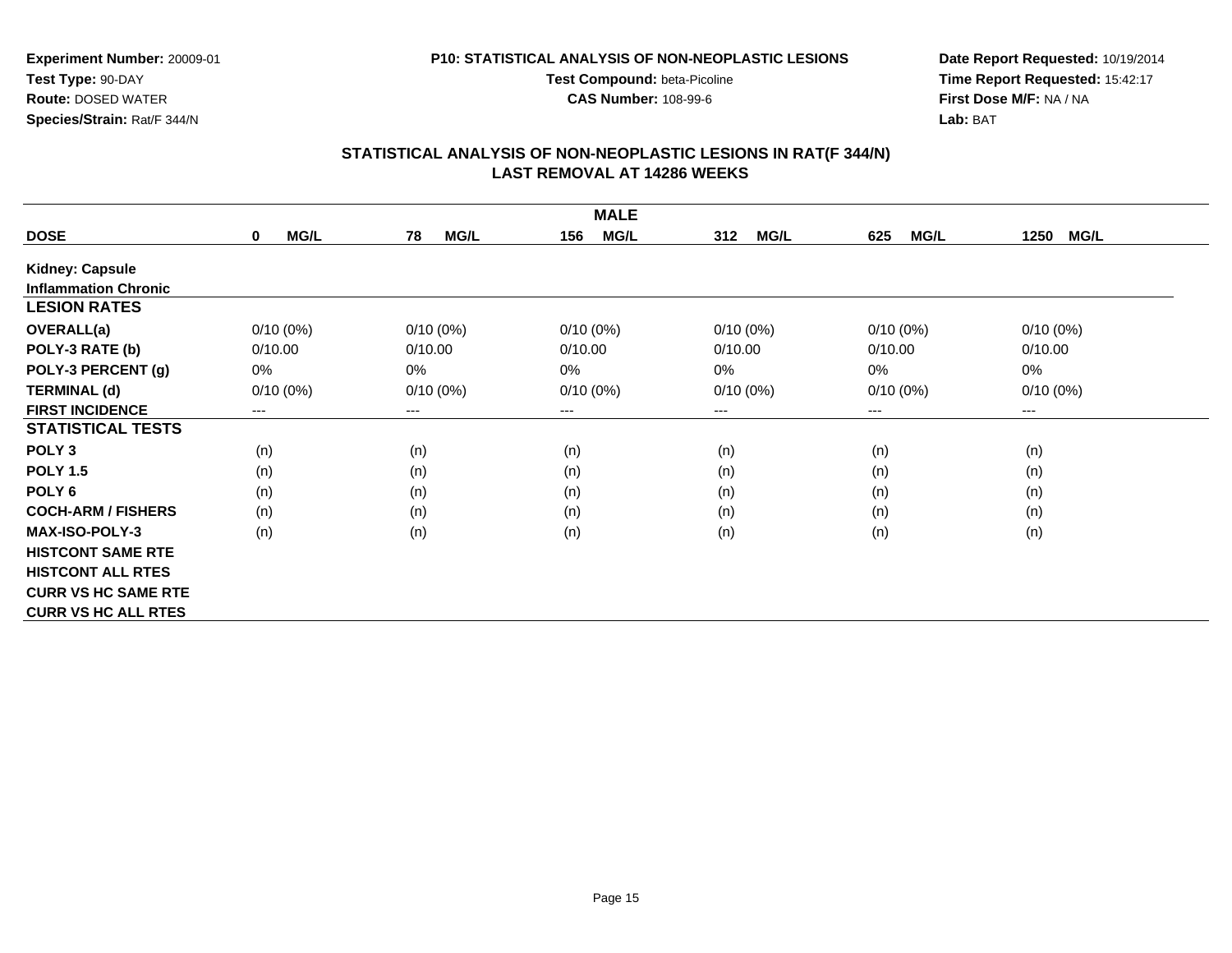**Experiment Number:** 20009-01
**Test Type:** 90-DAY
**Route:** DOSED WATER
**Species/Strain:** Rat/F 344/N

**P10: STATISTICAL ANALYSIS OF NON-NEOPLASTIC LESIONS**
**Test Compound:** beta-Picoline
**CAS Number:** 108-99-6

**Date Report Requested:** 10/19/2014
**Time Report Requested:** 15:42:17
**First Dose M/F:** NA / NA
**Lab:** BAT

## STATISTICAL ANALYSIS OF NON-NEOPLASTIC LESIONS IN RAT(F 344/N)
## LAST REMOVAL AT 14286 WEEKS

| | MALE | | | | | |
|---|---|---|---|---|---|---|
| **DOSE** | **0 MG/L** | **78 MG/L** | **156 MG/L** | **312 MG/L** | **625 MG/L** | **1250 MG/L** |
| **Kidney: Capsule** | | | | | | |
| **Inflammation Chronic** | | | | | | |
| **LESION RATES** | | | | | | |
| **OVERALL(a)** | 0/10 (0%) | 0/10 (0%) | 0/10 (0%) | 0/10 (0%) | 0/10 (0%) | 0/10 (0%) |
| **POLY-3 RATE (b)** | 0/10.00 | 0/10.00 | 0/10.00 | 0/10.00 | 0/10.00 | 0/10.00 |
| **POLY-3 PERCENT (g)** | 0% | 0% | 0% | 0% | 0% | 0% |
| **TERMINAL (d)** | 0/10 (0%) | 0/10 (0%) | 0/10 (0%) | 0/10 (0%) | 0/10 (0%) | 0/10 (0%) |
| **FIRST INCIDENCE** | --- | --- | --- | --- | --- | --- |
| **STATISTICAL TESTS** | | | | | | |
| **POLY 3** | (n) | (n) | (n) | (n) | (n) | (n) |
| **POLY 1.5** | (n) | (n) | (n) | (n) | (n) | (n) |
| **POLY 6** | (n) | (n) | (n) | (n) | (n) | (n) |
| **COCH-ARM / FISHERS** | (n) | (n) | (n) | (n) | (n) | (n) |
| **MAX-ISO-POLY-3** | (n) | (n) | (n) | (n) | (n) | (n) |
| **HISTCONT SAME RTE** | | | | | | |
| **HISTCONT ALL RTES** | | | | | | |
| **CURR VS HC SAME RTE** | | | | | | |
| **CURR VS HC ALL RTES** | | | | | | |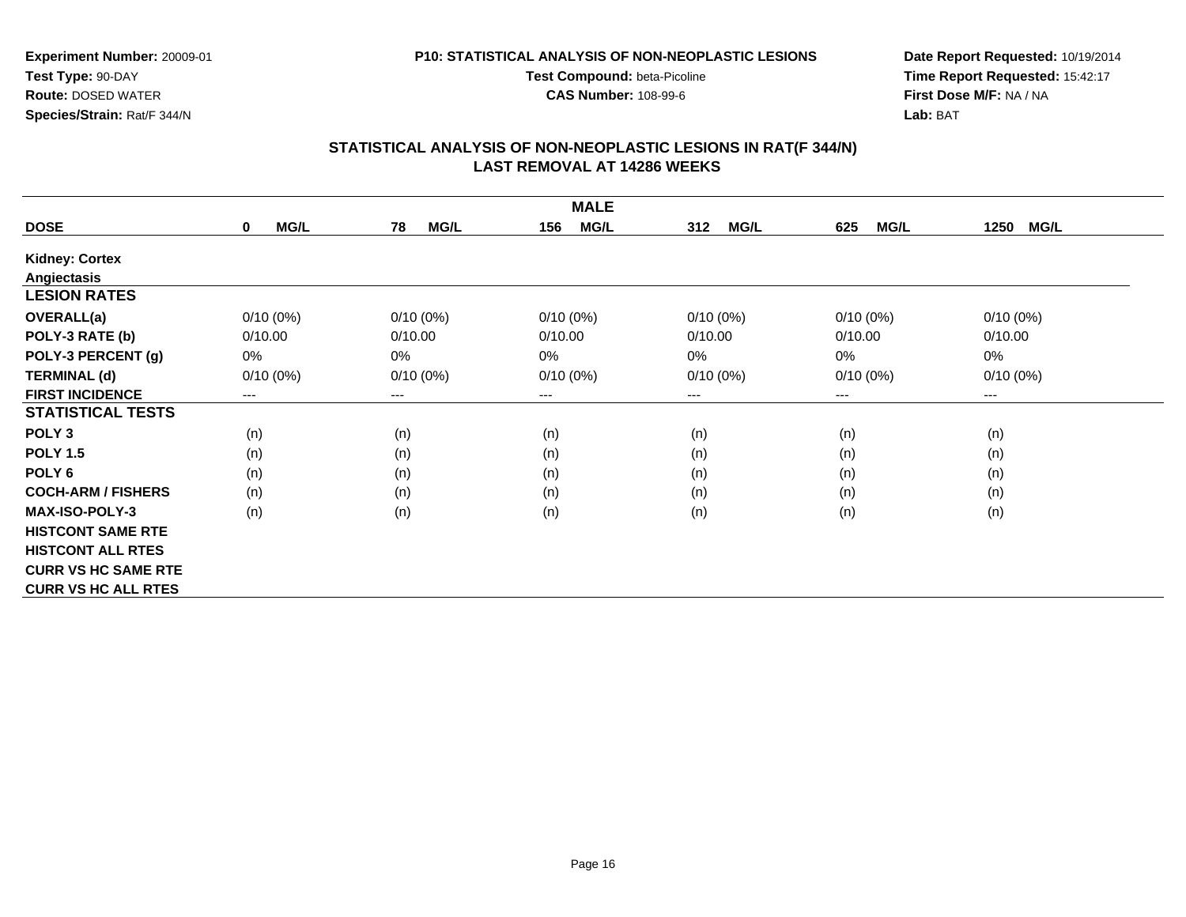**Experiment Number:** 20009-01
**Test Type:** 90-DAY
**Route:** DOSED WATER
**Species/Strain:** Rat/F 344/N

**P10: STATISTICAL ANALYSIS OF NON-NEOPLASTIC LESIONS**
**Test Compound:** beta-Picoline
**CAS Number:** 108-99-6

**Date Report Requested:** 10/19/2014
**Time Report Requested:** 15:42:17
**First Dose M/F:** NA / NA
**Lab:** BAT

## STATISTICAL ANALYSIS OF NON-NEOPLASTIC LESIONS IN RAT(F 344/N)
## LAST REMOVAL AT 14286 WEEKS

| MALE | | | | | | |
|---|---|---|---|---|---|---|
| **DOSE** | **0 MG/L** | **78 MG/L** | **156 MG/L** | **312 MG/L** | **625 MG/L** | **1250 MG/L** |
| **Kidney: Cortex** | | | | | | |
| **Angiectasis** | | | | | | |
| **LESION RATES** | | | | | | |
| **OVERALL(a)** | 0/10 (0%) | 0/10 (0%) | 0/10 (0%) | 0/10 (0%) | 0/10 (0%) | 0/10 (0%) |
| **POLY-3 RATE (b)** | 0/10.00 | 0/10.00 | 0/10.00 | 0/10.00 | 0/10.00 | 0/10.00 |
| **POLY-3 PERCENT (g)** | 0% | 0% | 0% | 0% | 0% | 0% |
| **TERMINAL (d)** | 0/10 (0%) | 0/10 (0%) | 0/10 (0%) | 0/10 (0%) | 0/10 (0%) | 0/10 (0%) |
| **FIRST INCIDENCE** | --- | --- | --- | --- | --- | --- |
| **STATISTICAL TESTS** | | | | | | |
| **POLY 3** | (n) | (n) | (n) | (n) | (n) | (n) |
| **POLY 1.5** | (n) | (n) | (n) | (n) | (n) | (n) |
| **POLY 6** | (n) | (n) | (n) | (n) | (n) | (n) |
| **COCH-ARM / FISHERS** | (n) | (n) | (n) | (n) | (n) | (n) |
| **MAX-ISO-POLY-3** | (n) | (n) | (n) | (n) | (n) | (n) |
| **HISTCONT SAME RTE** | | | | | | |
| **HISTCONT ALL RTES** | | | | | | |
| **CURR VS HC SAME RTE** | | | | | | |
| **CURR VS HC ALL RTES** | | | | | | |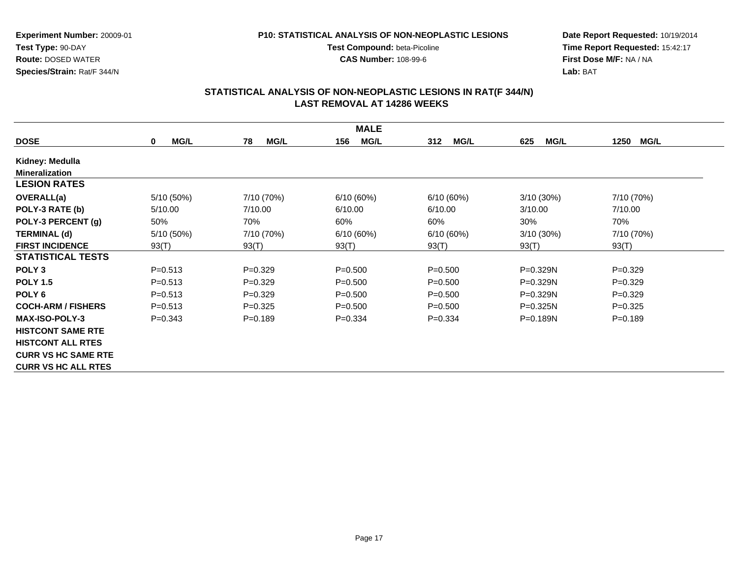**Experiment Number:** 20009-01
**Test Type:** 90-DAY
**Route:** DOSED WATER
**Species/Strain:** Rat/F 344/N

**P10: STATISTICAL ANALYSIS OF NON-NEOPLASTIC LESIONS**
**Test Compound:** beta-Picoline
**CAS Number:** 108-99-6

**Date Report Requested:** 10/19/2014
**Time Report Requested:** 15:42:17
**First Dose M/F:** NA / NA
**Lab:** BAT

## STATISTICAL ANALYSIS OF NON-NEOPLASTIC LESIONS IN RAT(F 344/N)
## LAST REMOVAL AT 14286 WEEKS

| | MALE | | | | | |
|---|---|---|---|---|---|---|
| **DOSE** | **0 MG/L** | **78 MG/L** | **156 MG/L** | **312 MG/L** | **625 MG/L** | **1250 MG/L** |
| **Kidney: Medulla** | | | | | | |
| **Mineralization** | | | | | | |
| **LESION RATES** | | | | | | |
| **OVERALL(a)** | 5/10 (50%) | 7/10 (70%) | 6/10 (60%) | 6/10 (60%) | 3/10 (30%) | 7/10 (70%) |
| **POLY-3 RATE (b)** | 5/10.00 | 7/10.00 | 6/10.00 | 6/10.00 | 3/10.00 | 7/10.00 |
| **POLY-3 PERCENT (g)** | 50% | 70% | 60% | 60% | 30% | 70% |
| **TERMINAL (d)** | 5/10 (50%) | 7/10 (70%) | 6/10 (60%) | 6/10 (60%) | 3/10 (30%) | 7/10 (70%) |
| **FIRST INCIDENCE** | 93(T) | 93(T) | 93(T) | 93(T) | 93(T) | 93(T) |
| **STATISTICAL TESTS** | | | | | | |
| **POLY 3** | P=0.513 | P=0.329 | P=0.500 | P=0.500 | P=0.329N | P=0.329 |
| **POLY 1.5** | P=0.513 | P=0.329 | P=0.500 | P=0.500 | P=0.329N | P=0.329 |
| **POLY 6** | P=0.513 | P=0.329 | P=0.500 | P=0.500 | P=0.329N | P=0.329 |
| **COCH-ARM / FISHERS** | P=0.513 | P=0.325 | P=0.500 | P=0.500 | P=0.325N | P=0.325 |
| **MAX-ISO-POLY-3** | P=0.343 | P=0.189 | P=0.334 | P=0.334 | P=0.189N | P=0.189 |
| **HISTCONT SAME RTE** | | | | | | |
| **HISTCONT ALL RTES** | | | | | | |
| **CURR VS HC SAME RTE** | | | | | | |
| **CURR VS HC ALL RTES** | | | | | | |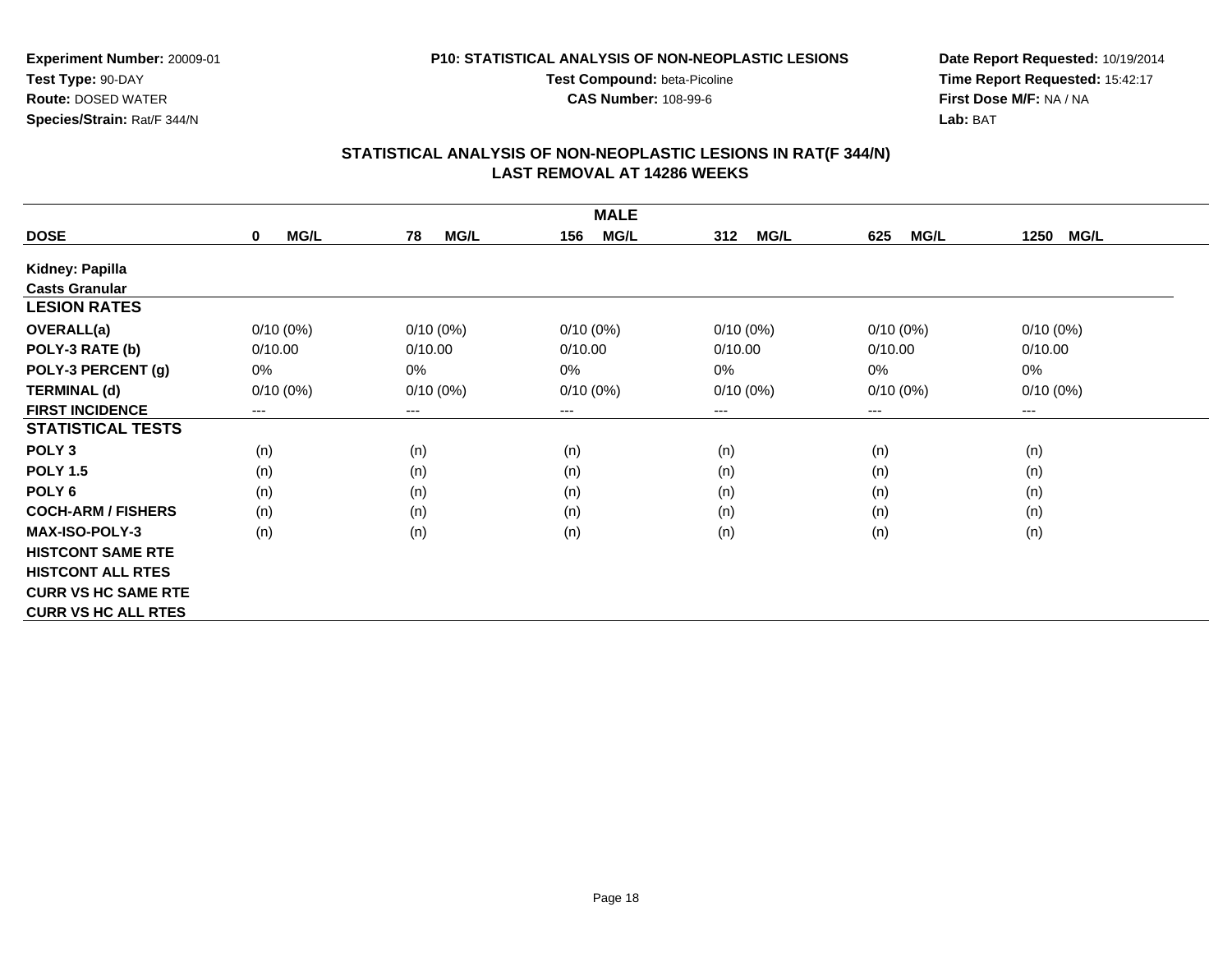**Experiment Number:** 20009-01
**Test Type:** 90-DAY
**Route:** DOSED WATER
**Species/Strain:** Rat/F 344/N

**P10: STATISTICAL ANALYSIS OF NON-NEOPLASTIC LESIONS**
**Test Compound:** beta-Picoline
**CAS Number:** 108-99-6

**Date Report Requested:** 10/19/2014
**Time Report Requested:** 15:42:17
**First Dose M/F:** NA / NA
**Lab:** BAT

## STATISTICAL ANALYSIS OF NON-NEOPLASTIC LESIONS IN RAT(F 344/N)
## LAST REMOVAL AT 14286 WEEKS

| | MALE | | | | | |
|---|---|---|---|---|---|---|
| **DOSE** | **0 MG/L** | **78 MG/L** | **156 MG/L** | **312 MG/L** | **625 MG/L** | **1250 MG/L** |
| **Kidney: Papilla** | | | | | | |
| **Casts Granular** | | | | | | |
| **LESION RATES** | | | | | | |
| **OVERALL(a)** | 0/10 (0%) | 0/10 (0%) | 0/10 (0%) | 0/10 (0%) | 0/10 (0%) | 0/10 (0%) |
| **POLY-3 RATE (b)** | 0/10.00 | 0/10.00 | 0/10.00 | 0/10.00 | 0/10.00 | 0/10.00 |
| **POLY-3 PERCENT (g)** | 0% | 0% | 0% | 0% | 0% | 0% |
| **TERMINAL (d)** | 0/10 (0%) | 0/10 (0%) | 0/10 (0%) | 0/10 (0%) | 0/10 (0%) | 0/10 (0%) |
| **FIRST INCIDENCE** | --- | --- | --- | --- | --- | --- |
| **STATISTICAL TESTS** | | | | | | |
| **POLY 3** | (n) | (n) | (n) | (n) | (n) | (n) |
| **POLY 1.5** | (n) | (n) | (n) | (n) | (n) | (n) |
| **POLY 6** | (n) | (n) | (n) | (n) | (n) | (n) |
| **COCH-ARM / FISHERS** | (n) | (n) | (n) | (n) | (n) | (n) |
| **MAX-ISO-POLY-3** | (n) | (n) | (n) | (n) | (n) | (n) |
| **HISTCONT SAME RTE** | | | | | | |
| **HISTCONT ALL RTES** | | | | | | |
| **CURR VS HC SAME RTE** | | | | | | |
| **CURR VS HC ALL RTES** | | | | | | |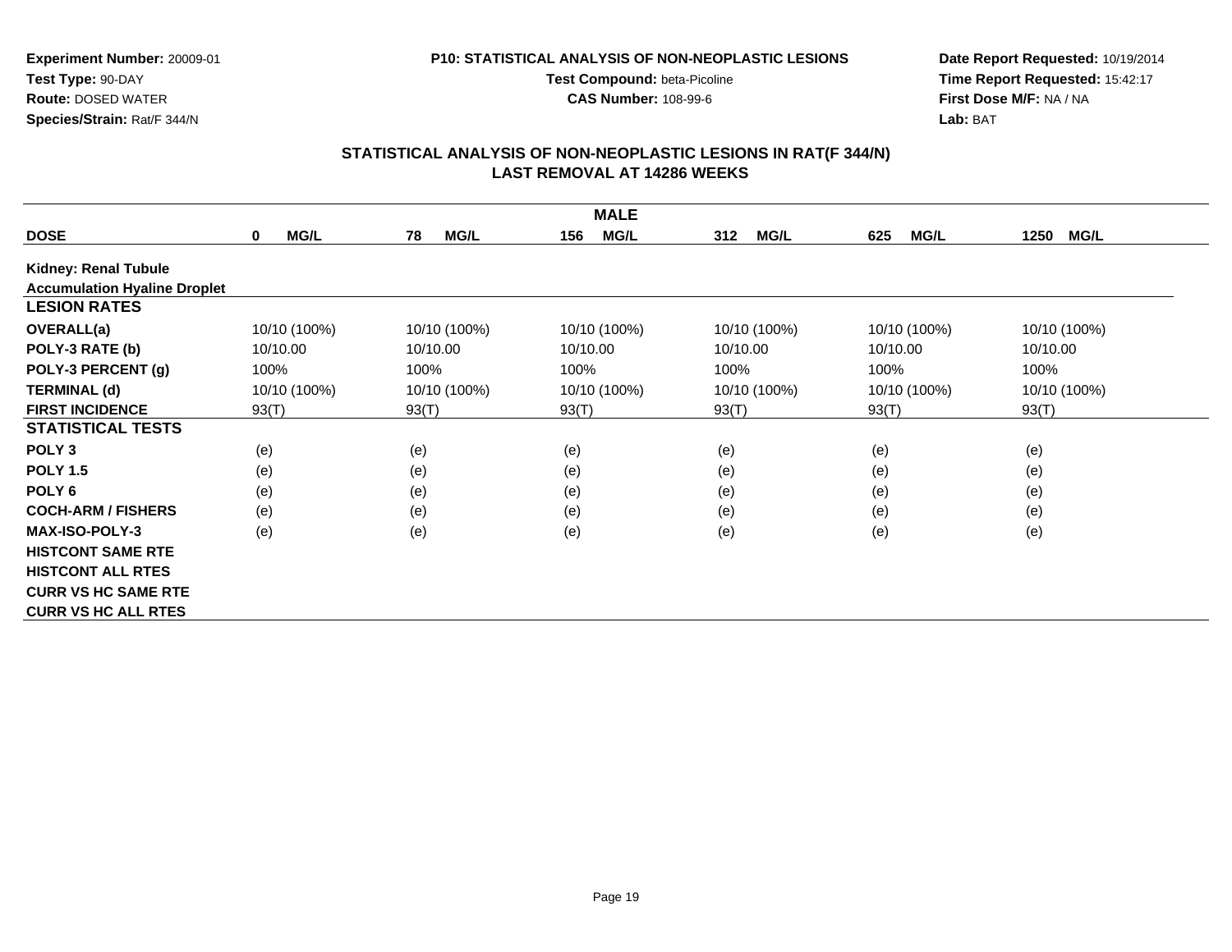**Experiment Number:** 20009-01
**Test Type:** 90-DAY
**Route:** DOSED WATER
**Species/Strain:** Rat/F 344/N

**P10: STATISTICAL ANALYSIS OF NON-NEOPLASTIC LESIONS**
**Test Compound:** beta-Picoline
**CAS Number:** 108-99-6

**Date Report Requested:** 10/19/2014
**Time Report Requested:** 15:42:17
**First Dose M/F:** NA / NA
**Lab:** BAT

## STATISTICAL ANALYSIS OF NON-NEOPLASTIC LESIONS IN RAT(F 344/N)
## LAST REMOVAL AT 14286 WEEKS

| MALE | | | | | | |
|---|---|---|---|---|---|---|
| **DOSE** | **0 MG/L** | **78 MG/L** | **156 MG/L** | **312 MG/L** | **625 MG/L** | **1250 MG/L** |
| **Kidney: Renal Tubule** | | | | | | |
| **Accumulation Hyaline Droplet** | | | | | | |
| **LESION RATES** | | | | | | |
| **OVERALL(a)** | 10/10 (100%) | 10/10 (100%) | 10/10 (100%) | 10/10 (100%) | 10/10 (100%) | 10/10 (100%) |
| **POLY-3 RATE (b)** | 10/10.00 | 10/10.00 | 10/10.00 | 10/10.00 | 10/10.00 | 10/10.00 |
| **POLY-3 PERCENT (g)** | 100% | 100% | 100% | 100% | 100% | 100% |
| **TERMINAL (d)** | 10/10 (100%) | 10/10 (100%) | 10/10 (100%) | 10/10 (100%) | 10/10 (100%) | 10/10 (100%) |
| **FIRST INCIDENCE** | 93(T) | 93(T) | 93(T) | 93(T) | 93(T) | 93(T) |
| **STATISTICAL TESTS** | | | | | | |
| **POLY 3** | (e) | (e) | (e) | (e) | (e) | (e) |
| **POLY 1.5** | (e) | (e) | (e) | (e) | (e) | (e) |
| **POLY 6** | (e) | (e) | (e) | (e) | (e) | (e) |
| **COCH-ARM / FISHERS** | (e) | (e) | (e) | (e) | (e) | (e) |
| **MAX-ISO-POLY-3** | (e) | (e) | (e) | (e) | (e) | (e) |
| **HISTCONT SAME RTE** | | | | | | |
| **HISTCONT ALL RTES** | | | | | | |
| **CURR VS HC SAME RTE** | | | | | | |
| **CURR VS HC ALL RTES** | | | | | | |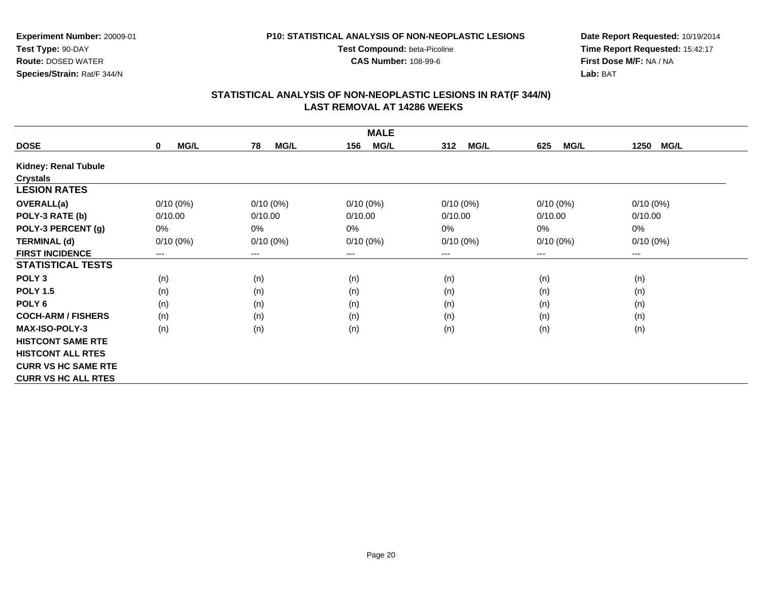**Experiment Number:** 20009-01
**Test Type:** 90-DAY
**Route:** DOSED WATER
**Species/Strain:** Rat/F 344/N

**P10: STATISTICAL ANALYSIS OF NON-NEOPLASTIC LESIONS**
**Test Compound:** beta-Picoline
**CAS Number:** 108-99-6

**Date Report Requested:** 10/19/2014
**Time Report Requested:** 15:42:17
**First Dose M/F:** NA / NA
**Lab:** BAT

## STATISTICAL ANALYSIS OF NON-NEOPLASTIC LESIONS IN RAT(F 344/N)
## LAST REMOVAL AT 14286 WEEKS

| MALE | | | | | | |
|---|---|---|---|---|---|---|
| **DOSE** | **0 MG/L** | **78 MG/L** | **156 MG/L** | **312 MG/L** | **625 MG/L** | **1250 MG/L** |
| **Kidney: Renal Tubule** | | | | | | |
| **Crystals** | | | | | | |
| **LESION RATES** | | | | | | |
| **OVERALL(a)** | 0/10 (0%) | 0/10 (0%) | 0/10 (0%) | 0/10 (0%) | 0/10 (0%) | 0/10 (0%) |
| **POLY-3 RATE (b)** | 0/10.00 | 0/10.00 | 0/10.00 | 0/10.00 | 0/10.00 | 0/10.00 |
| **POLY-3 PERCENT (g)** | 0% | 0% | 0% | 0% | 0% | 0% |
| **TERMINAL (d)** | 0/10 (0%) | 0/10 (0%) | 0/10 (0%) | 0/10 (0%) | 0/10 (0%) | 0/10 (0%) |
| **FIRST INCIDENCE** | --- | --- | --- | --- | --- | --- |
| **STATISTICAL TESTS** | | | | | | |
| **POLY 3** | (n) | (n) | (n) | (n) | (n) | (n) |
| **POLY 1.5** | (n) | (n) | (n) | (n) | (n) | (n) |
| **POLY 6** | (n) | (n) | (n) | (n) | (n) | (n) |
| **COCH-ARM / FISHERS** | (n) | (n) | (n) | (n) | (n) | (n) |
| **MAX-ISO-POLY-3** | (n) | (n) | (n) | (n) | (n) | (n) |
| **HISTCONT SAME RTE** | | | | | | |
| **HISTCONT ALL RTES** | | | | | | |
| **CURR VS HC SAME RTE** | | | | | | |
| **CURR VS HC ALL RTES** | | | | | | |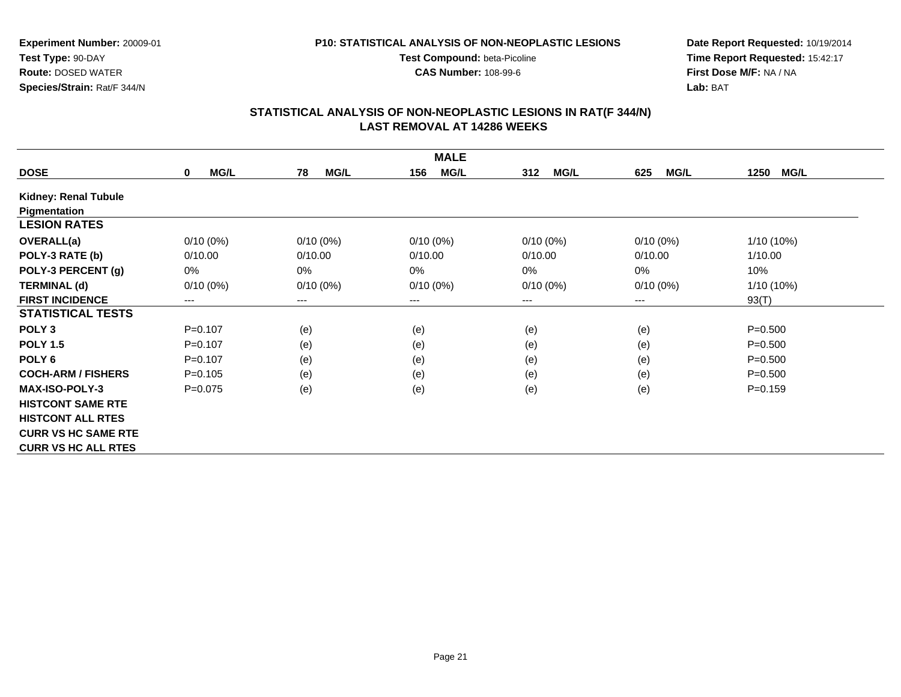**Experiment Number:** 20009-01
**Test Type:** 90-DAY
**Route:** DOSED WATER
**Species/Strain:** Rat/F 344/N

**P10: STATISTICAL ANALYSIS OF NON-NEOPLASTIC LESIONS**
**Test Compound:** beta-Picoline
**CAS Number:** 108-99-6

**Date Report Requested:** 10/19/2014
**Time Report Requested:** 15:42:17
**First Dose M/F:** NA / NA
**Lab:** BAT

## STATISTICAL ANALYSIS OF NON-NEOPLASTIC LESIONS IN RAT(F 344/N)
## LAST REMOVAL AT 14286 WEEKS

| | MALE | | | | | |
|---|---|---|---|---|---|---|
| **DOSE** | **0 MG/L** | **78 MG/L** | **156 MG/L** | **312 MG/L** | **625 MG/L** | **1250 MG/L** |
| **Kidney: Renal Tubule** | | | | | | |
| **Pigmentation** | | | | | | |
| **LESION RATES** | | | | | | |
| **OVERALL(a)** | 0/10 (0%) | 0/10 (0%) | 0/10 (0%) | 0/10 (0%) | 0/10 (0%) | 1/10 (10%) |
| **POLY-3 RATE (b)** | 0/10.00 | 0/10.00 | 0/10.00 | 0/10.00 | 0/10.00 | 1/10.00 |
| **POLY-3 PERCENT (g)** | 0% | 0% | 0% | 0% | 0% | 10% |
| **TERMINAL (d)** | 0/10 (0%) | 0/10 (0%) | 0/10 (0%) | 0/10 (0%) | 0/10 (0%) | 1/10 (10%) |
| **FIRST INCIDENCE** | --- | --- | --- | --- | --- | 93(T) |
| **STATISTICAL TESTS** | | | | | | |
| **POLY 3** | P=0.107 | (e) | (e) | (e) | (e) | P=0.500 |
| **POLY 1.5** | P=0.107 | (e) | (e) | (e) | (e) | P=0.500 |
| **POLY 6** | P=0.107 | (e) | (e) | (e) | (e) | P=0.500 |
| **COCH-ARM / FISHERS** | P=0.105 | (e) | (e) | (e) | (e) | P=0.500 |
| **MAX-ISO-POLY-3** | P=0.075 | (e) | (e) | (e) | (e) | P=0.159 |
| **HISTCONT SAME RTE** | | | | | | |
| **HISTCONT ALL RTES** | | | | | | |
| **CURR VS HC SAME RTE** | | | | | | |
| **CURR VS HC ALL RTES** | | | | | | |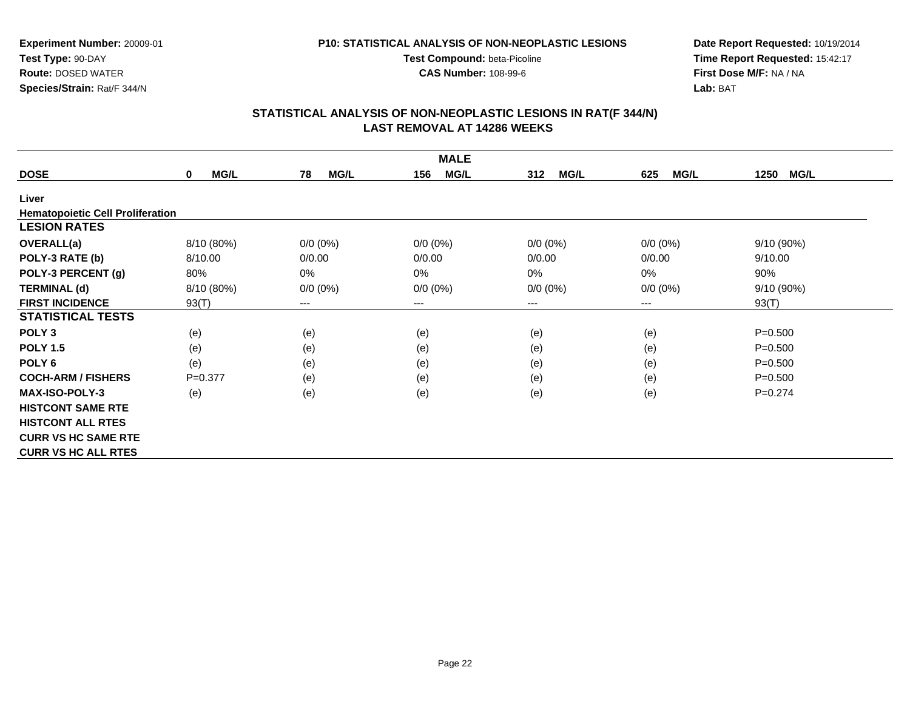**Experiment Number:** 20009-01
**Test Type:** 90-DAY
**Route:** DOSED WATER
**Species/Strain:** Rat/F 344/N

**P10: STATISTICAL ANALYSIS OF NON-NEOPLASTIC LESIONS**
**Test Compound:** beta-Picoline
**CAS Number:** 108-99-6

**Date Report Requested:** 10/19/2014
**Time Report Requested:** 15:42:17
**First Dose M/F:** NA / NA
**Lab:** BAT

## STATISTICAL ANALYSIS OF NON-NEOPLASTIC LESIONS IN RAT(F 344/N)
## LAST REMOVAL AT 14286 WEEKS

| MALE | | | | | | |
|---|---|---|---|---|---|---|
| **DOSE** | **0 MG/L** | **78 MG/L** | **156 MG/L** | **312 MG/L** | **625 MG/L** | **1250 MG/L** |
| **Liver** | | | | | | |
| **Hematopoietic Cell Proliferation** | | | | | | |
| **LESION RATES** | | | | | | |
| **OVERALL(a)** | 8/10 (80%) | 0/0 (0%) | 0/0 (0%) | 0/0 (0%) | 0/0 (0%) | 9/10 (90%) |
| **POLY-3 RATE (b)** | 8/10.00 | 0/0.00 | 0/0.00 | 0/0.00 | 0/0.00 | 9/10.00 |
| **POLY-3 PERCENT (g)** | 80% | 0% | 0% | 0% | 0% | 90% |
| **TERMINAL (d)** | 8/10 (80%) | 0/0 (0%) | 0/0 (0%) | 0/0 (0%) | 0/0 (0%) | 9/10 (90%) |
| **FIRST INCIDENCE** | 93(T) | --- | --- | --- | --- | 93(T) |
| **STATISTICAL TESTS** | | | | | | |
| **POLY 3** | (e) | (e) | (e) | (e) | (e) | P=0.500 |
| **POLY 1.5** | (e) | (e) | (e) | (e) | (e) | P=0.500 |
| **POLY 6** | (e) | (e) | (e) | (e) | (e) | P=0.500 |
| **COCH-ARM / FISHERS** | P=0.377 | (e) | (e) | (e) | (e) | P=0.500 |
| **MAX-ISO-POLY-3** | (e) | (e) | (e) | (e) | (e) | P=0.274 |
| **HISTCONT SAME RTE** | | | | | | |
| **HISTCONT ALL RTES** | | | | | | |
| **CURR VS HC SAME RTE** | | | | | | |
| **CURR VS HC ALL RTES** | | | | | | |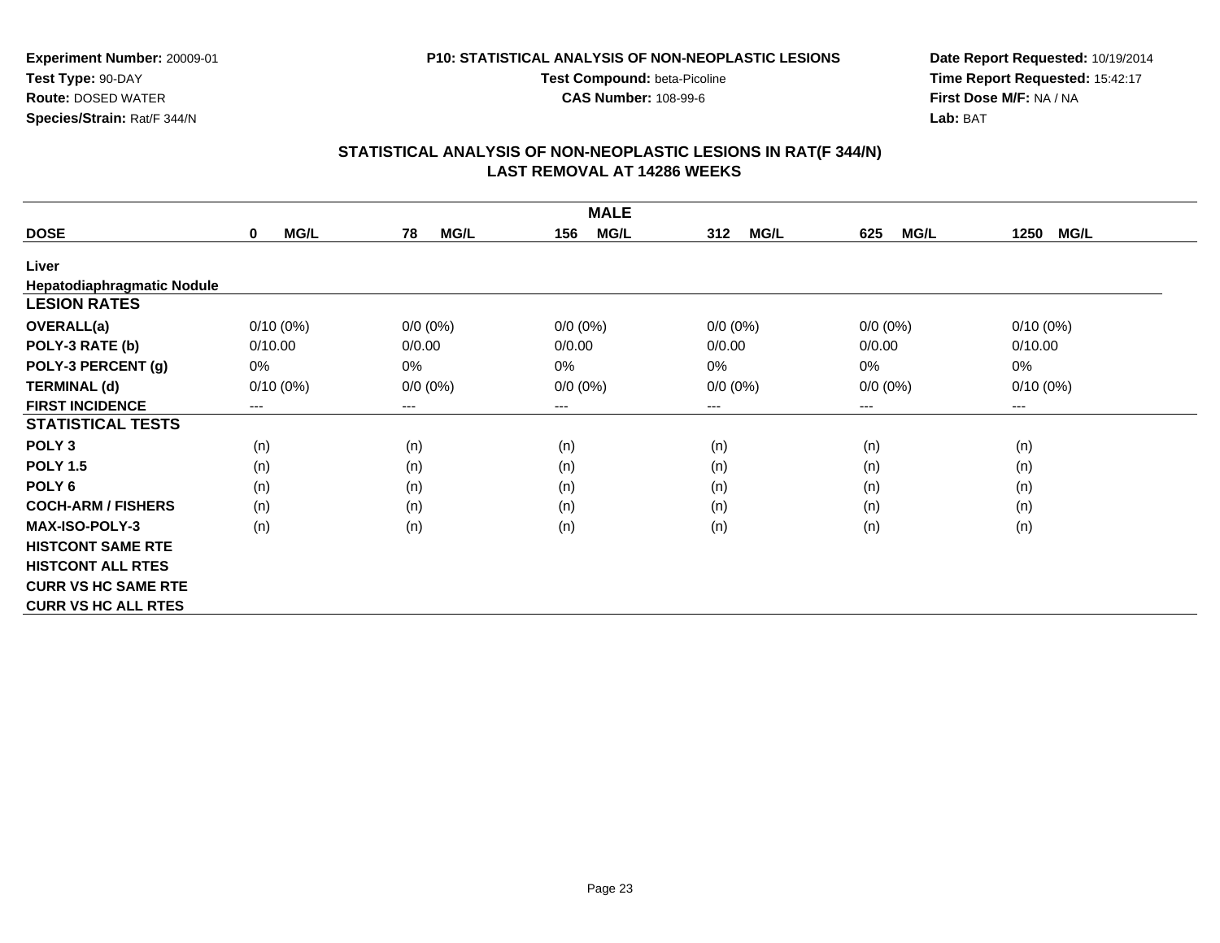**Experiment Number:** 20009-01
**Test Type:** 90-DAY
**Route:** DOSED WATER
**Species/Strain:** Rat/F 344/N

**P10: STATISTICAL ANALYSIS OF NON-NEOPLASTIC LESIONS**
**Test Compound:** beta-Picoline
**CAS Number:** 108-99-6

**Date Report Requested:** 10/19/2014
**Time Report Requested:** 15:42:17
**First Dose M/F:** NA / NA
**Lab:** BAT

## STATISTICAL ANALYSIS OF NON-NEOPLASTIC LESIONS IN RAT(F 344/N)
## LAST REMOVAL AT 14286 WEEKS

| MALE | | | | | | |
|---|---|---|---|---|---|---|
| **DOSE** | **0 MG/L** | **78 MG/L** | **156 MG/L** | **312 MG/L** | **625 MG/L** | **1250 MG/L** |
| **Liver** | | | | | | |
| **Hepatodiaphragmatic Nodule** | | | | | | |
| **LESION RATES** | | | | | | |
| **OVERALL(a)** | 0/10 (0%) | 0/0 (0%) | 0/0 (0%) | 0/0 (0%) | 0/0 (0%) | 0/10 (0%) |
| **POLY-3 RATE (b)** | 0/10.00 | 0/0.00 | 0/0.00 | 0/0.00 | 0/0.00 | 0/10.00 |
| **POLY-3 PERCENT (g)** | 0% | 0% | 0% | 0% | 0% | 0% |
| **TERMINAL (d)** | 0/10 (0%) | 0/0 (0%) | 0/0 (0%) | 0/0 (0%) | 0/0 (0%) | 0/10 (0%) |
| **FIRST INCIDENCE** | --- | --- | --- | --- | --- | --- |
| **STATISTICAL TESTS** | | | | | | |
| **POLY 3** | (n) | (n) | (n) | (n) | (n) | (n) |
| **POLY 1.5** | (n) | (n) | (n) | (n) | (n) | (n) |
| **POLY 6** | (n) | (n) | (n) | (n) | (n) | (n) |
| **COCH-ARM / FISHERS** | (n) | (n) | (n) | (n) | (n) | (n) |
| **MAX-ISO-POLY-3** | (n) | (n) | (n) | (n) | (n) | (n) |
| **HISTCONT SAME RTE** | | | | | | |
| **HISTCONT ALL RTES** | | | | | | |
| **CURR VS HC SAME RTE** | | | | | | |
| **CURR VS HC ALL RTES** | | | | | | |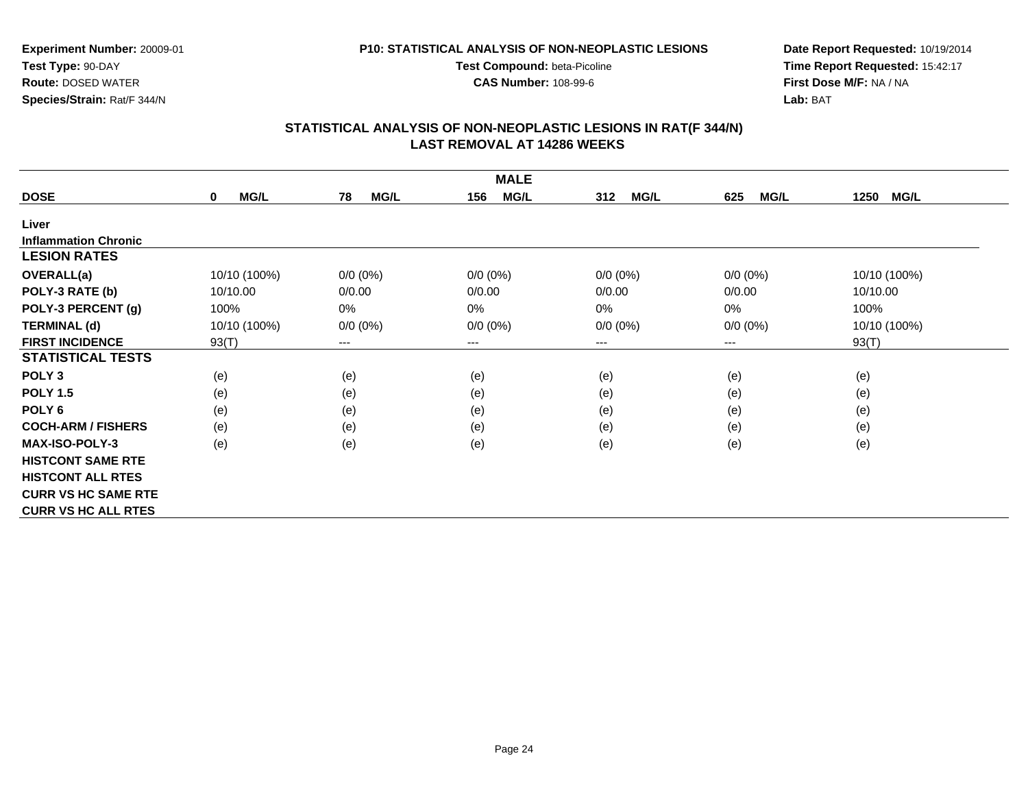**Experiment Number:** 20009-01
**Test Type:** 90-DAY
**Route:** DOSED WATER
**Species/Strain:** Rat/F 344/N

**P10: STATISTICAL ANALYSIS OF NON-NEOPLASTIC LESIONS**
**Test Compound:** beta-Picoline
**CAS Number:** 108-99-6

**Date Report Requested:** 10/19/2014
**Time Report Requested:** 15:42:17
**First Dose M/F:** NA / NA
**Lab:** BAT

## STATISTICAL ANALYSIS OF NON-NEOPLASTIC LESIONS IN RAT(F 344/N)
## LAST REMOVAL AT 14286 WEEKS

| | MALE | | | | | |
|---|---|---|---|---|---|---|
| **DOSE** | **0 MG/L** | **78 MG/L** | **156 MG/L** | **312 MG/L** | **625 MG/L** | **1250 MG/L** |
| **Liver** | | | | | | |
| **Inflammation Chronic** | | | | | | |
| **LESION RATES** | | | | | | |
| **OVERALL(a)** | 10/10 (100%) | 0/0 (0%) | 0/0 (0%) | 0/0 (0%) | 0/0 (0%) | 10/10 (100%) |
| **POLY-3 RATE (b)** | 10/10.00 | 0/0.00 | 0/0.00 | 0/0.00 | 0/0.00 | 10/10.00 |
| **POLY-3 PERCENT (g)** | 100% | 0% | 0% | 0% | 0% | 100% |
| **TERMINAL (d)** | 10/10 (100%) | 0/0 (0%) | 0/0 (0%) | 0/0 (0%) | 0/0 (0%) | 10/10 (100%) |
| **FIRST INCIDENCE** | 93(T) | --- | --- | --- | --- | 93(T) |
| **STATISTICAL TESTS** | | | | | | |
| **POLY 3** | (e) | (e) | (e) | (e) | (e) | (e) |
| **POLY 1.5** | (e) | (e) | (e) | (e) | (e) | (e) |
| **POLY 6** | (e) | (e) | (e) | (e) | (e) | (e) |
| **COCH-ARM / FISHERS** | (e) | (e) | (e) | (e) | (e) | (e) |
| **MAX-ISO-POLY-3** | (e) | (e) | (e) | (e) | (e) | (e) |
| **HISTCONT SAME RTE** | | | | | | |
| **HISTCONT ALL RTES** | | | | | | |
| **CURR VS HC SAME RTE** | | | | | | |
| **CURR VS HC ALL RTES** | | | | | | |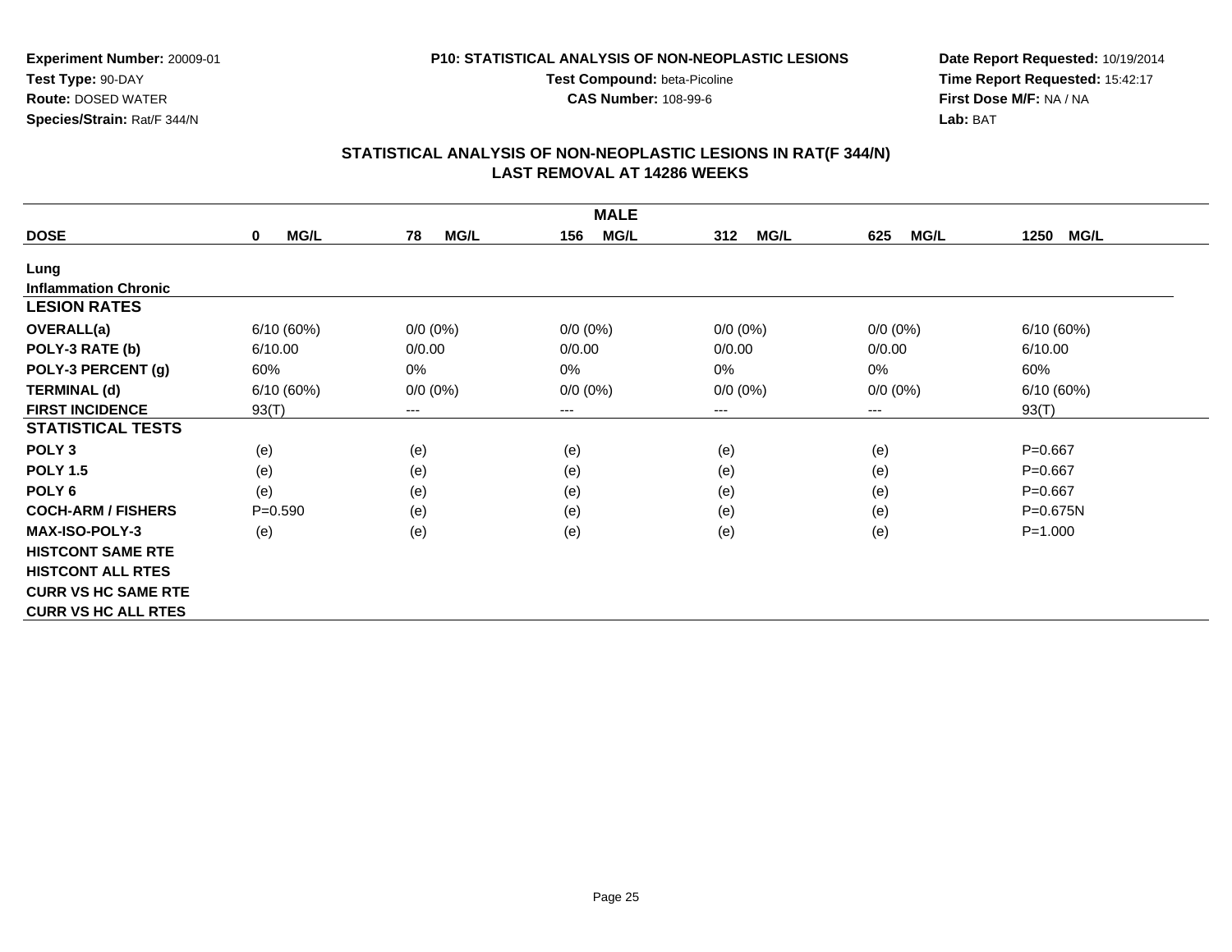**Experiment Number:** 20009-01
**Test Type:** 90-DAY
**Route:** DOSED WATER
**Species/Strain:** Rat/F 344/N

**P10: STATISTICAL ANALYSIS OF NON-NEOPLASTIC LESIONS**
**Test Compound:** beta-Picoline
**CAS Number:** 108-99-6

**Date Report Requested:** 10/19/2014
**Time Report Requested:** 15:42:17
**First Dose M/F:** NA / NA
**Lab:** BAT

## STATISTICAL ANALYSIS OF NON-NEOPLASTIC LESIONS IN RAT(F 344/N)
## LAST REMOVAL AT 14286 WEEKS

| MALE | | | | | | |
|---|---|---|---|---|---|---|
| **DOSE** | **0 MG/L** | **78 MG/L** | **156 MG/L** | **312 MG/L** | **625 MG/L** | **1250 MG/L** |
| **Lung** | | | | | | |
| **Inflammation Chronic** | | | | | | |
| **LESION RATES** | | | | | | |
| **OVERALL(a)** | 6/10 (60%) | 0/0 (0%) | 0/0 (0%) | 0/0 (0%) | 0/0 (0%) | 6/10 (60%) |
| **POLY-3 RATE (b)** | 6/10.00 | 0/0.00 | 0/0.00 | 0/0.00 | 0/0.00 | 6/10.00 |
| **POLY-3 PERCENT (g)** | 60% | 0% | 0% | 0% | 0% | 60% |
| **TERMINAL (d)** | 6/10 (60%) | 0/0 (0%) | 0/0 (0%) | 0/0 (0%) | 0/0 (0%) | 6/10 (60%) |
| **FIRST INCIDENCE** | 93(T) | --- | --- | --- | --- | 93(T) |
| **STATISTICAL TESTS** | | | | | | |
| **POLY 3** | (e) | (e) | (e) | (e) | (e) | P=0.667 |
| **POLY 1.5** | (e) | (e) | (e) | (e) | (e) | P=0.667 |
| **POLY 6** | (e) | (e) | (e) | (e) | (e) | P=0.667 |
| **COCH-ARM / FISHERS** | P=0.590 | (e) | (e) | (e) | (e) | P=0.675N |
| **MAX-ISO-POLY-3** | (e) | (e) | (e) | (e) | (e) | P=1.000 |
| **HISTCONT SAME RTE** | | | | | | |
| **HISTCONT ALL RTES** | | | | | | |
| **CURR VS HC SAME RTE** | | | | | | |
| **CURR VS HC ALL RTES** | | | | | | |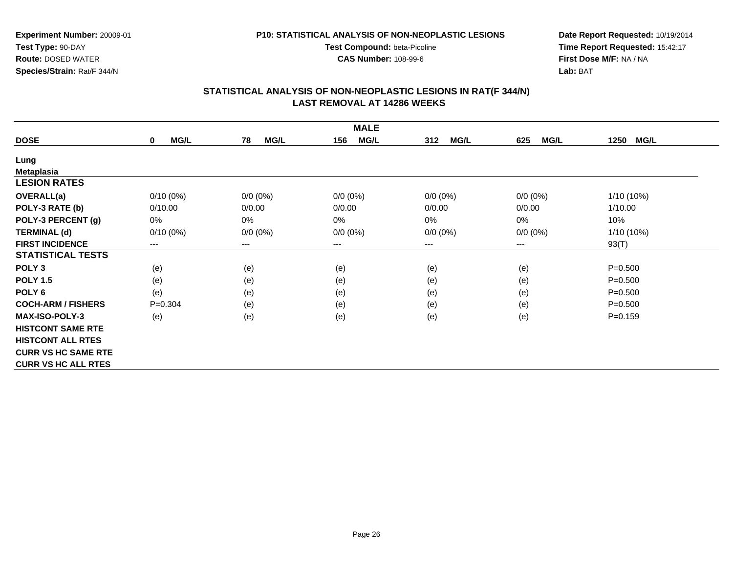**Experiment Number:** 20009-01
**Test Type:** 90-DAY
**Route:** DOSED WATER
**Species/Strain:** Rat/F 344/N

**P10: STATISTICAL ANALYSIS OF NON-NEOPLASTIC LESIONS**
**Test Compound:** beta-Picoline
**CAS Number:** 108-99-6

**Date Report Requested:** 10/19/2014
**Time Report Requested:** 15:42:17
**First Dose M/F:** NA / NA
**Lab:** BAT

## STATISTICAL ANALYSIS OF NON-NEOPLASTIC LESIONS IN RAT(F 344/N)
## LAST REMOVAL AT 14286 WEEKS

| MALE | | | | | | |
|---|---|---|---|---|---|---|
| **DOSE** | **0 MG/L** | **78 MG/L** | **156 MG/L** | **312 MG/L** | **625 MG/L** | **1250 MG/L** |
| **Lung** | | | | | | |
| **Metaplasia** | | | | | | |
| **LESION RATES** | | | | | | |
| **OVERALL(a)** | 0/10 (0%) | 0/0 (0%) | 0/0 (0%) | 0/0 (0%) | 0/0 (0%) | 1/10 (10%) |
| **POLY-3 RATE (b)** | 0/10.00 | 0/0.00 | 0/0.00 | 0/0.00 | 0/0.00 | 1/10.00 |
| **POLY-3 PERCENT (g)** | 0% | 0% | 0% | 0% | 0% | 10% |
| **TERMINAL (d)** | 0/10 (0%) | 0/0 (0%) | 0/0 (0%) | 0/0 (0%) | 0/0 (0%) | 1/10 (10%) |
| **FIRST INCIDENCE** | --- | --- | --- | --- | --- | 93(T) |
| **STATISTICAL TESTS** | | | | | | |
| **POLY 3** | (e) | (e) | (e) | (e) | (e) | P=0.500 |
| **POLY 1.5** | (e) | (e) | (e) | (e) | (e) | P=0.500 |
| **POLY 6** | (e) | (e) | (e) | (e) | (e) | P=0.500 |
| **COCH-ARM / FISHERS** | P=0.304 | (e) | (e) | (e) | (e) | P=0.500 |
| **MAX-ISO-POLY-3** | (e) | (e) | (e) | (e) | (e) | P=0.159 |
| **HISTCONT SAME RTE** | | | | | | |
| **HISTCONT ALL RTES** | | | | | | |
| **CURR VS HC SAME RTE** | | | | | | |
| **CURR VS HC ALL RTES** | | | | | | |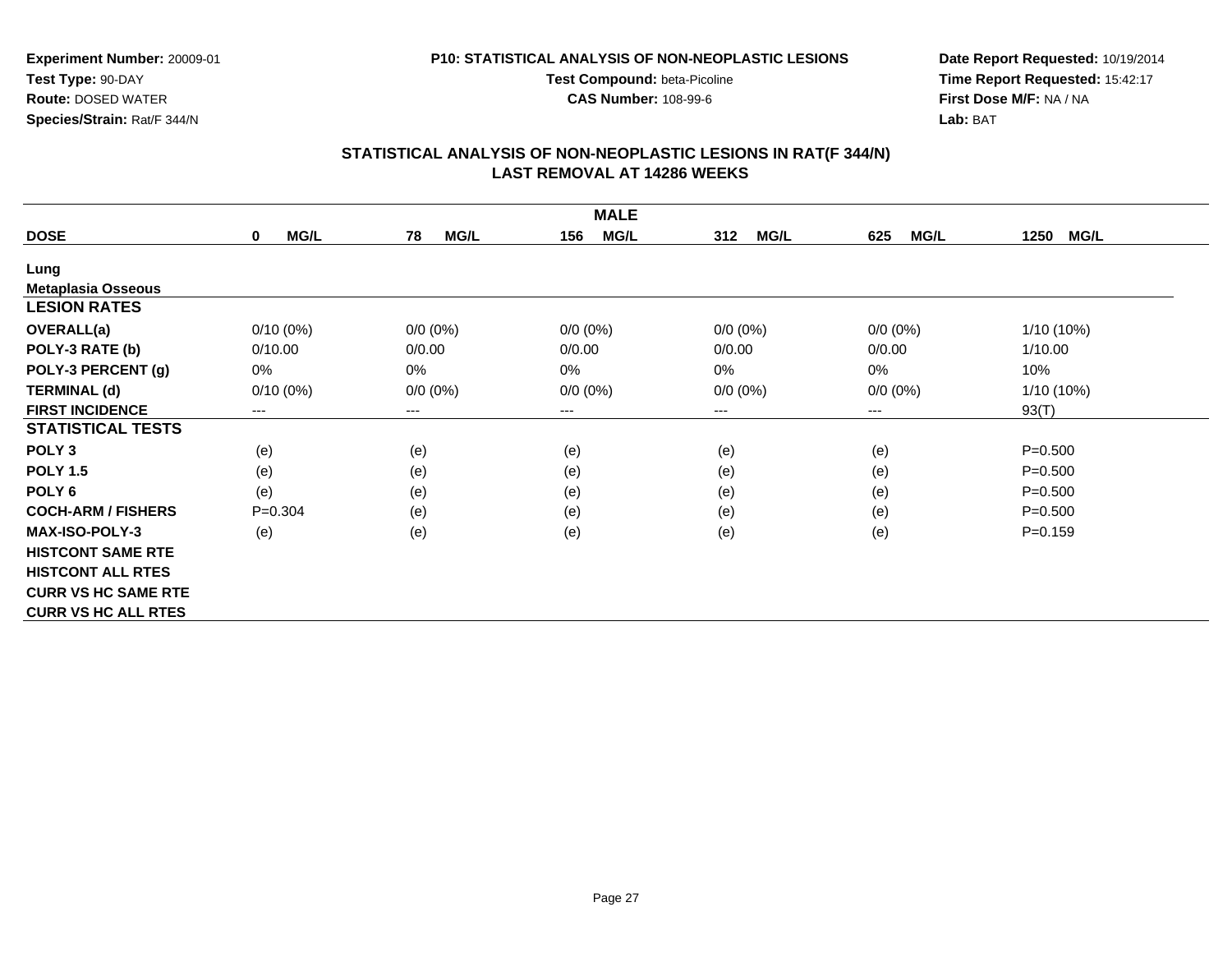**Experiment Number:** 20009-01
**Test Type:** 90-DAY
**Route:** DOSED WATER
**Species/Strain:** Rat/F 344/N

**P10: STATISTICAL ANALYSIS OF NON-NEOPLASTIC LESIONS**
**Test Compound:** beta-Picoline
**CAS Number:** 108-99-6

**Date Report Requested:** 10/19/2014
**Time Report Requested:** 15:42:17
**First Dose M/F:** NA / NA
**Lab:** BAT

## STATISTICAL ANALYSIS OF NON-NEOPLASTIC LESIONS IN RAT(F 344/N)
## LAST REMOVAL AT 14286 WEEKS

| | MALE | | | | | |
|---|---|---|---|---|---|---|
| **DOSE** | **0 MG/L** | **78 MG/L** | **156 MG/L** | **312 MG/L** | **625 MG/L** | **1250 MG/L** |
| **Lung** | | | | | | |
| **Metaplasia Osseous** | | | | | | |
| **LESION RATES** | | | | | | |
| **OVERALL(a)** | 0/10 (0%) | 0/0 (0%) | 0/0 (0%) | 0/0 (0%) | 0/0 (0%) | 1/10 (10%) |
| **POLY-3 RATE (b)** | 0/10.00 | 0/0.00 | 0/0.00 | 0/0.00 | 0/0.00 | 1/10.00 |
| **POLY-3 PERCENT (g)** | 0% | 0% | 0% | 0% | 0% | 10% |
| **TERMINAL (d)** | 0/10 (0%) | 0/0 (0%) | 0/0 (0%) | 0/0 (0%) | 0/0 (0%) | 1/10 (10%) |
| **FIRST INCIDENCE** | --- | --- | --- | --- | --- | 93(T) |
| **STATISTICAL TESTS** | | | | | | |
| **POLY 3** | (e) | (e) | (e) | (e) | (e) | P=0.500 |
| **POLY 1.5** | (e) | (e) | (e) | (e) | (e) | P=0.500 |
| **POLY 6** | (e) | (e) | (e) | (e) | (e) | P=0.500 |
| **COCH-ARM / FISHERS** | P=0.304 | (e) | (e) | (e) | (e) | P=0.500 |
| **MAX-ISO-POLY-3** | (e) | (e) | (e) | (e) | (e) | P=0.159 |
| **HISTCONT SAME RTE** | | | | | | |
| **HISTCONT ALL RTES** | | | | | | |
| **CURR VS HC SAME RTE** | | | | | | |
| **CURR VS HC ALL RTES** | | | | | | |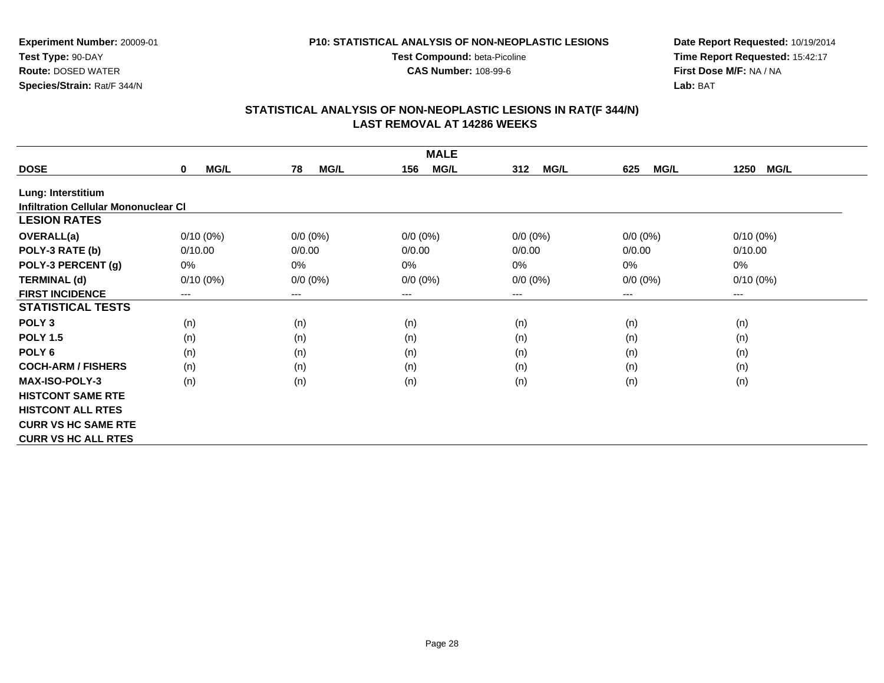**Experiment Number:** 20009-01
**Test Type:** 90-DAY
**Route:** DOSED WATER
**Species/Strain:** Rat/F 344/N

**P10: STATISTICAL ANALYSIS OF NON-NEOPLASTIC LESIONS**
**Test Compound:** beta-Picoline
**CAS Number:** 108-99-6

**Date Report Requested:** 10/19/2014
**Time Report Requested:** 15:42:17
**First Dose M/F:** NA / NA
**Lab:** BAT

## STATISTICAL ANALYSIS OF NON-NEOPLASTIC LESIONS IN RAT(F 344/N)
## LAST REMOVAL AT 14286 WEEKS

| MALE | | | | | | |
|---|---|---|---|---|---|---|
| **DOSE** | **0 MG/L** | **78 MG/L** | **156 MG/L** | **312 MG/L** | **625 MG/L** | **1250 MG/L** |
| **Lung: Interstitium** | | | | | | |
| **Infiltration Cellular Mononuclear Cl** | | | | | | |
| **LESION RATES** | | | | | | |
| **OVERALL(a)** | 0/10 (0%) | 0/0 (0%) | 0/0 (0%) | 0/0 (0%) | 0/0 (0%) | 0/10 (0%) |
| **POLY-3 RATE (b)** | 0/10.00 | 0/0.00 | 0/0.00 | 0/0.00 | 0/0.00 | 0/10.00 |
| **POLY-3 PERCENT (g)** | 0% | 0% | 0% | 0% | 0% | 0% |
| **TERMINAL (d)** | 0/10 (0%) | 0/0 (0%) | 0/0 (0%) | 0/0 (0%) | 0/0 (0%) | 0/10 (0%) |
| **FIRST INCIDENCE** | --- | --- | --- | --- | --- | --- |
| **STATISTICAL TESTS** | | | | | | |
| **POLY 3** | (n) | (n) | (n) | (n) | (n) | (n) |
| **POLY 1.5** | (n) | (n) | (n) | (n) | (n) | (n) |
| **POLY 6** | (n) | (n) | (n) | (n) | (n) | (n) |
| **COCH-ARM / FISHERS** | (n) | (n) | (n) | (n) | (n) | (n) |
| **MAX-ISO-POLY-3** | (n) | (n) | (n) | (n) | (n) | (n) |
| **HISTCONT SAME RTE** | | | | | | |
| **HISTCONT ALL RTES** | | | | | | |
| **CURR VS HC SAME RTE** | | | | | | |
| **CURR VS HC ALL RTES** | | | | | | |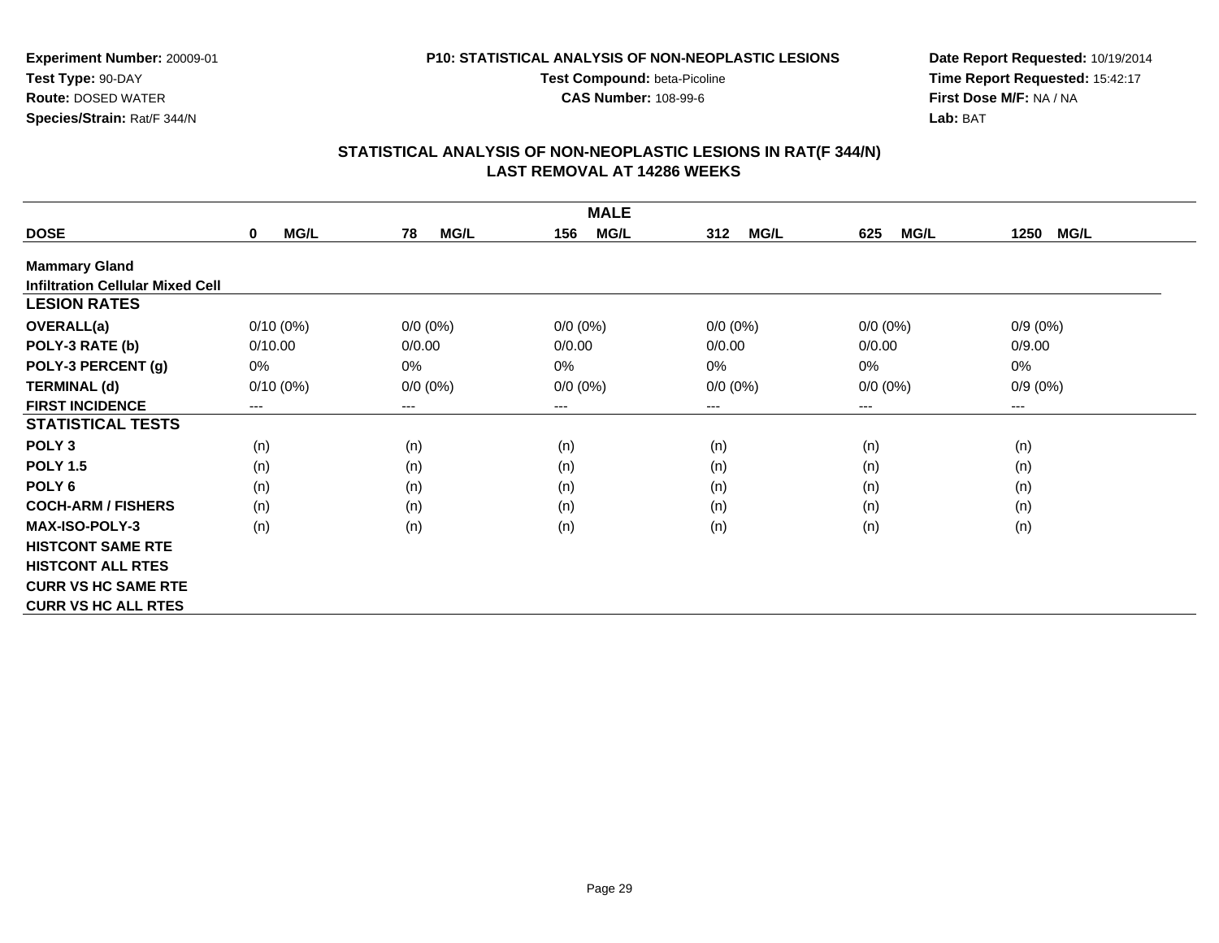**Experiment Number:** 20009-01
**Test Type:** 90-DAY
**Route:** DOSED WATER
**Species/Strain:** Rat/F 344/N

**P10: STATISTICAL ANALYSIS OF NON-NEOPLASTIC LESIONS**
**Test Compound:** beta-Picoline
**CAS Number:** 108-99-6

**Date Report Requested:** 10/19/2014
**Time Report Requested:** 15:42:17
**First Dose M/F:** NA / NA
**Lab:** BAT

## STATISTICAL ANALYSIS OF NON-NEOPLASTIC LESIONS IN RAT(F 344/N)
## LAST REMOVAL AT 14286 WEEKS

| | MALE | | | | | |
|---|---|---|---|---|---|---|
| **DOSE** | **0 MG/L** | **78 MG/L** | **156 MG/L** | **312 MG/L** | **625 MG/L** | **1250 MG/L** |
| **Mammary Gland** | | | | | | |
| **Infiltration Cellular Mixed Cell** | | | | | | |
| **LESION RATES** | | | | | | |
| **OVERALL(a)** | 0/10 (0%) | 0/0 (0%) | 0/0 (0%) | 0/0 (0%) | 0/0 (0%) | 0/9 (0%) |
| **POLY-3 RATE (b)** | 0/10.00 | 0/0.00 | 0/0.00 | 0/0.00 | 0/0.00 | 0/9.00 |
| **POLY-3 PERCENT (g)** | 0% | 0% | 0% | 0% | 0% | 0% |
| **TERMINAL (d)** | 0/10 (0%) | 0/0 (0%) | 0/0 (0%) | 0/0 (0%) | 0/0 (0%) | 0/9 (0%) |
| **FIRST INCIDENCE** | --- | --- | --- | --- | --- | --- |
| **STATISTICAL TESTS** | | | | | | |
| **POLY 3** | (n) | (n) | (n) | (n) | (n) | (n) |
| **POLY 1.5** | (n) | (n) | (n) | (n) | (n) | (n) |
| **POLY 6** | (n) | (n) | (n) | (n) | (n) | (n) |
| **COCH-ARM / FISHERS** | (n) | (n) | (n) | (n) | (n) | (n) |
| **MAX-ISO-POLY-3** | (n) | (n) | (n) | (n) | (n) | (n) |
| **HISTCONT SAME RTE** | | | | | | |
| **HISTCONT ALL RTES** | | | | | | |
| **CURR VS HC SAME RTE** | | | | | | |
| **CURR VS HC ALL RTES** | | | | | | |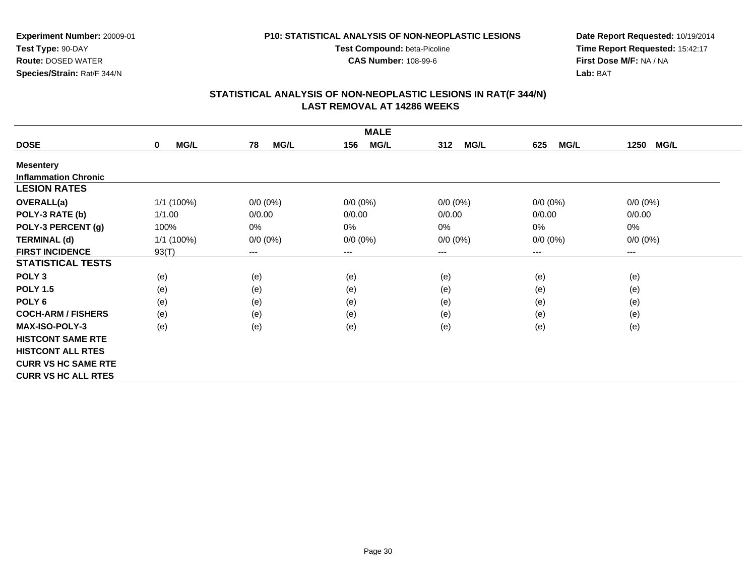**Experiment Number:** 20009-01
**Test Type:** 90-DAY
**Route:** DOSED WATER
**Species/Strain:** Rat/F 344/N

**P10: STATISTICAL ANALYSIS OF NON-NEOPLASTIC LESIONS**
**Test Compound:** beta-Picoline
**CAS Number:** 108-99-6

**Date Report Requested:** 10/19/2014
**Time Report Requested:** 15:42:17
**First Dose M/F:** NA / NA
**Lab:** BAT

## STATISTICAL ANALYSIS OF NON-NEOPLASTIC LESIONS IN RAT(F 344/N)
## LAST REMOVAL AT 14286 WEEKS

| | MALE | | | | | |
|---|---|---|---|---|---|---|
| **DOSE** | **0 MG/L** | **78 MG/L** | **156 MG/L** | **312 MG/L** | **625 MG/L** | **1250 MG/L** |
| **Mesentery** | | | | | | |
| **Inflammation Chronic** | | | | | | |
| **LESION RATES** | | | | | | |
| **OVERALL(a)** | 1/1 (100%) | 0/0 (0%) | 0/0 (0%) | 0/0 (0%) | 0/0 (0%) | 0/0 (0%) |
| **POLY-3 RATE (b)** | 1/1.00 | 0/0.00 | 0/0.00 | 0/0.00 | 0/0.00 | 0/0.00 |
| **POLY-3 PERCENT (g)** | 100% | 0% | 0% | 0% | 0% | 0% |
| **TERMINAL (d)** | 1/1 (100%) | 0/0 (0%) | 0/0 (0%) | 0/0 (0%) | 0/0 (0%) | 0/0 (0%) |
| **FIRST INCIDENCE** | 93(T) | --- | --- | --- | --- | --- |
| **STATISTICAL TESTS** | | | | | | |
| **POLY 3** | (e) | (e) | (e) | (e) | (e) | (e) |
| **POLY 1.5** | (e) | (e) | (e) | (e) | (e) | (e) |
| **POLY 6** | (e) | (e) | (e) | (e) | (e) | (e) |
| **COCH-ARM / FISHERS** | (e) | (e) | (e) | (e) | (e) | (e) |
| **MAX-ISO-POLY-3** | (e) | (e) | (e) | (e) | (e) | (e) |
| **HISTCONT SAME RTE** | | | | | | |
| **HISTCONT ALL RTES** | | | | | | |
| **CURR VS HC SAME RTE** | | | | | | |
| **CURR VS HC ALL RTES** | | | | | | |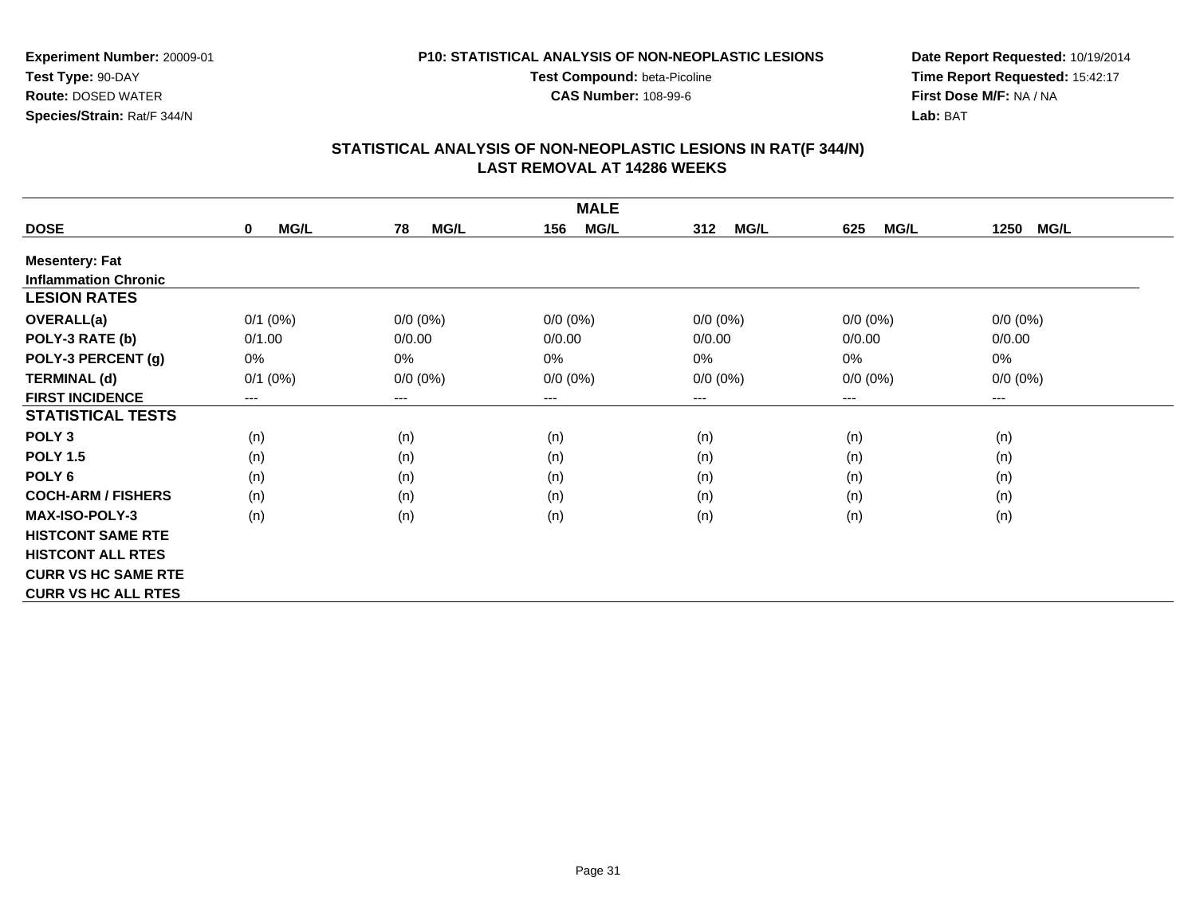**Experiment Number:** 20009-01
**Test Type:** 90-DAY
**Route:** DOSED WATER
**Species/Strain:** Rat/F 344/N

**P10: STATISTICAL ANALYSIS OF NON-NEOPLASTIC LESIONS**
**Test Compound:** beta-Picoline
**CAS Number:** 108-99-6

**Date Report Requested:** 10/19/2014
**Time Report Requested:** 15:42:17
**First Dose M/F:** NA / NA
**Lab:** BAT

## STATISTICAL ANALYSIS OF NON-NEOPLASTIC LESIONS IN RAT(F 344/N)
## LAST REMOVAL AT 14286 WEEKS

| | MALE | | | | | |
|---|---|---|---|---|---|---|
| **DOSE** | **0 MG/L** | **78 MG/L** | **156 MG/L** | **312 MG/L** | **625 MG/L** | **1250 MG/L** |
| **Mesentery: Fat** | | | | | | |
| **Inflammation Chronic** | | | | | | |
| **LESION RATES** | | | | | | |
| **OVERALL(a)** | 0/1 (0%) | 0/0 (0%) | 0/0 (0%) | 0/0 (0%) | 0/0 (0%) | 0/0 (0%) |
| **POLY-3 RATE (b)** | 0/1.00 | 0/0.00 | 0/0.00 | 0/0.00 | 0/0.00 | 0/0.00 |
| **POLY-3 PERCENT (g)** | 0% | 0% | 0% | 0% | 0% | 0% |
| **TERMINAL (d)** | 0/1 (0%) | 0/0 (0%) | 0/0 (0%) | 0/0 (0%) | 0/0 (0%) | 0/0 (0%) |
| **FIRST INCIDENCE** | --- | --- | --- | --- | --- | --- |
| **STATISTICAL TESTS** | | | | | | |
| **POLY 3** | (n) | (n) | (n) | (n) | (n) | (n) |
| **POLY 1.5** | (n) | (n) | (n) | (n) | (n) | (n) |
| **POLY 6** | (n) | (n) | (n) | (n) | (n) | (n) |
| **COCH-ARM / FISHERS** | (n) | (n) | (n) | (n) | (n) | (n) |
| **MAX-ISO-POLY-3** | (n) | (n) | (n) | (n) | (n) | (n) |
| **HISTCONT SAME RTE** | | | | | | |
| **HISTCONT ALL RTES** | | | | | | |
| **CURR VS HC SAME RTE** | | | | | | |
| **CURR VS HC ALL RTES** | | | | | | |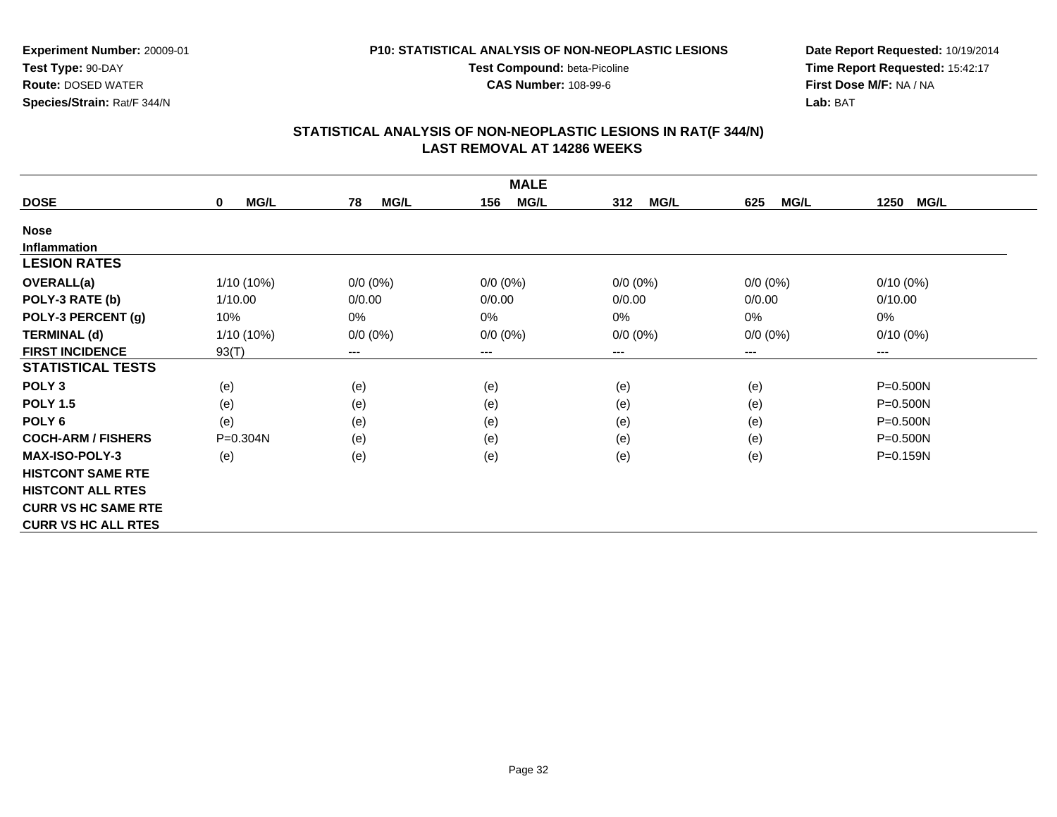**Experiment Number:** 20009-01
**Test Type:** 90-DAY
**Route:** DOSED WATER
**Species/Strain:** Rat/F 344/N

**P10: STATISTICAL ANALYSIS OF NON-NEOPLASTIC LESIONS**
**Test Compound:** beta-Picoline
**CAS Number:** 108-99-6

**Date Report Requested:** 10/19/2014
**Time Report Requested:** 15:42:17
**First Dose M/F:** NA / NA
**Lab:** BAT

## STATISTICAL ANALYSIS OF NON-NEOPLASTIC LESIONS IN RAT(F 344/N)
## LAST REMOVAL AT 14286 WEEKS

| | MALE | | | | | |
|---|---|---|---|---|---|---|
| **DOSE** | **0 MG/L** | **78 MG/L** | **156 MG/L** | **312 MG/L** | **625 MG/L** | **1250 MG/L** |
| **Nose** | | | | | | |
| **Inflammation** | | | | | | |
| **LESION RATES** | | | | | | |
| **OVERALL(a)** | 1/10 (10%) | 0/0 (0%) | 0/0 (0%) | 0/0 (0%) | 0/0 (0%) | 0/10 (0%) |
| **POLY-3 RATE (b)** | 1/10.00 | 0/0.00 | 0/0.00 | 0/0.00 | 0/0.00 | 0/10.00 |
| **POLY-3 PERCENT (g)** | 10% | 0% | 0% | 0% | 0% | 0% |
| **TERMINAL (d)** | 1/10 (10%) | 0/0 (0%) | 0/0 (0%) | 0/0 (0%) | 0/0 (0%) | 0/10 (0%) |
| **FIRST INCIDENCE** | 93(T) | --- | --- | --- | --- | --- |
| **STATISTICAL TESTS** | | | | | | |
| **POLY 3** | (e) | (e) | (e) | (e) | (e) | P=0.500N |
| **POLY 1.5** | (e) | (e) | (e) | (e) | (e) | P=0.500N |
| **POLY 6** | (e) | (e) | (e) | (e) | (e) | P=0.500N |
| **COCH-ARM / FISHERS** | P=0.304N | (e) | (e) | (e) | (e) | P=0.500N |
| **MAX-ISO-POLY-3** | (e) | (e) | (e) | (e) | (e) | P=0.159N |
| **HISTCONT SAME RTE** | | | | | | |
| **HISTCONT ALL RTES** | | | | | | |
| **CURR VS HC SAME RTE** | | | | | | |
| **CURR VS HC ALL RTES** | | | | | | |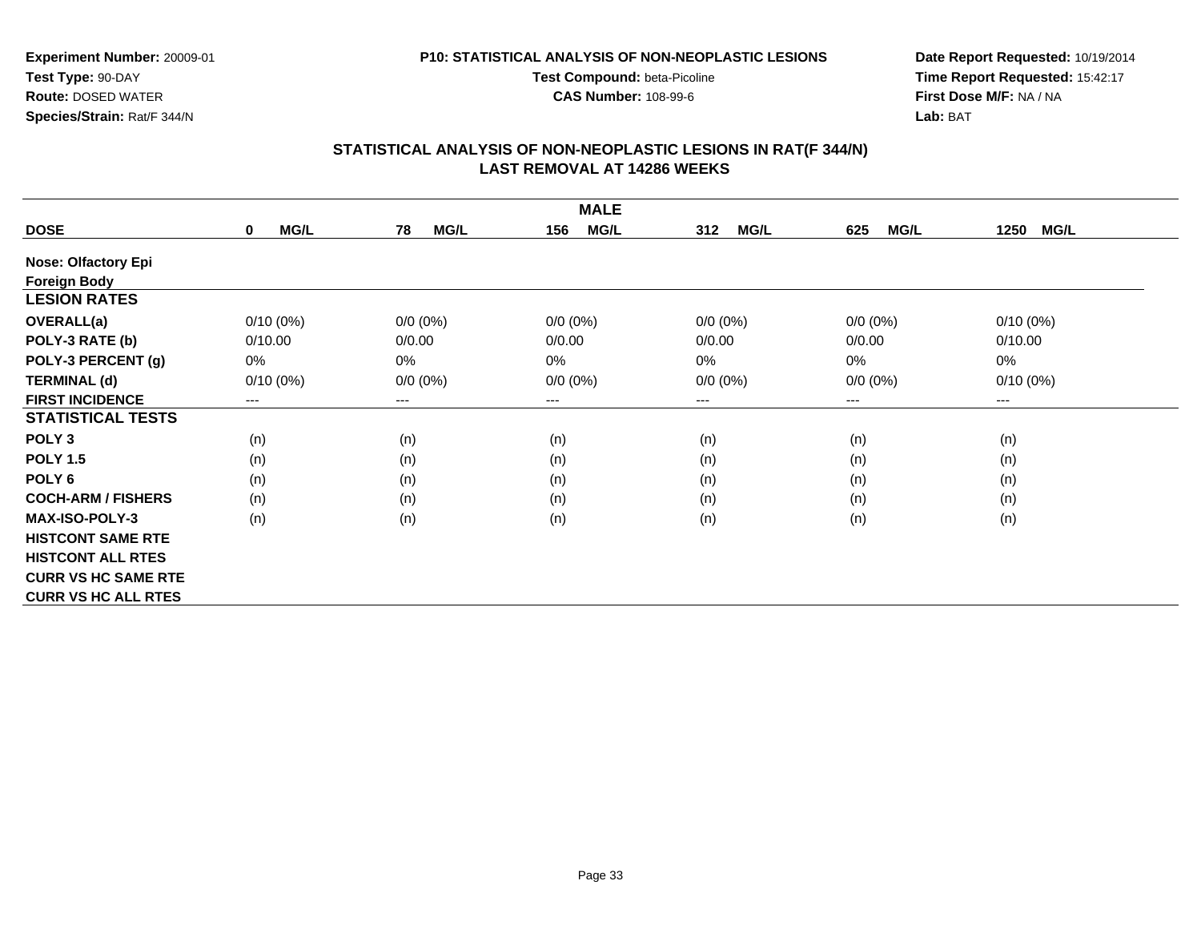Experiment Number: 20009-01
Test Type: 90-DAY
Route: DOSED WATER
Species/Strain: Rat/F 344/N

P10: STATISTICAL ANALYSIS OF NON-NEOPLASTIC LESIONS
Test Compound: beta-Picoline
CAS Number: 108-99-6

Date Report Requested: 10/19/2014
Time Report Requested: 15:42:17
First Dose M/F: NA / NA
Lab: BAT

## STATISTICAL ANALYSIS OF NON-NEOPLASTIC LESIONS IN RAT(F 344/N)
## LAST REMOVAL AT 14286 WEEKS

| MALE | | | | | | |
|---|---|---|---|---|---|---|
| **DOSE** | **0 MG/L** | **78 MG/L** | **156 MG/L** | **312 MG/L** | **625 MG/L** | **1250 MG/L** |
| **Nose: Olfactory Epi** | | | | | | |
| **Foreign Body** | | | | | | |
| **LESION RATES** | | | | | | |
| **OVERALL(a)** | 0/10 (0%) | 0/0 (0%) | 0/0 (0%) | 0/0 (0%) | 0/0 (0%) | 0/10 (0%) |
| **POLY-3 RATE (b)** | 0/10.00 | 0/0.00 | 0/0.00 | 0/0.00 | 0/0.00 | 0/10.00 |
| **POLY-3 PERCENT (g)** | 0% | 0% | 0% | 0% | 0% | 0% |
| **TERMINAL (d)** | 0/10 (0%) | 0/0 (0%) | 0/0 (0%) | 0/0 (0%) | 0/0 (0%) | 0/10 (0%) |
| **FIRST INCIDENCE** | --- | --- | --- | --- | --- | --- |
| **STATISTICAL TESTS** | | | | | | |
| **POLY 3** | (n) | (n) | (n) | (n) | (n) | (n) |
| **POLY 1.5** | (n) | (n) | (n) | (n) | (n) | (n) |
| **POLY 6** | (n) | (n) | (n) | (n) | (n) | (n) |
| **COCH-ARM / FISHERS** | (n) | (n) | (n) | (n) | (n) | (n) |
| **MAX-ISO-POLY-3** | (n) | (n) | (n) | (n) | (n) | (n) |
| **HISTCONT SAME RTE** | | | | | | |
| **HISTCONT ALL RTES** | | | | | | |
| **CURR VS HC SAME RTE** | | | | | | |
| **CURR VS HC ALL RTES** | | | | | | |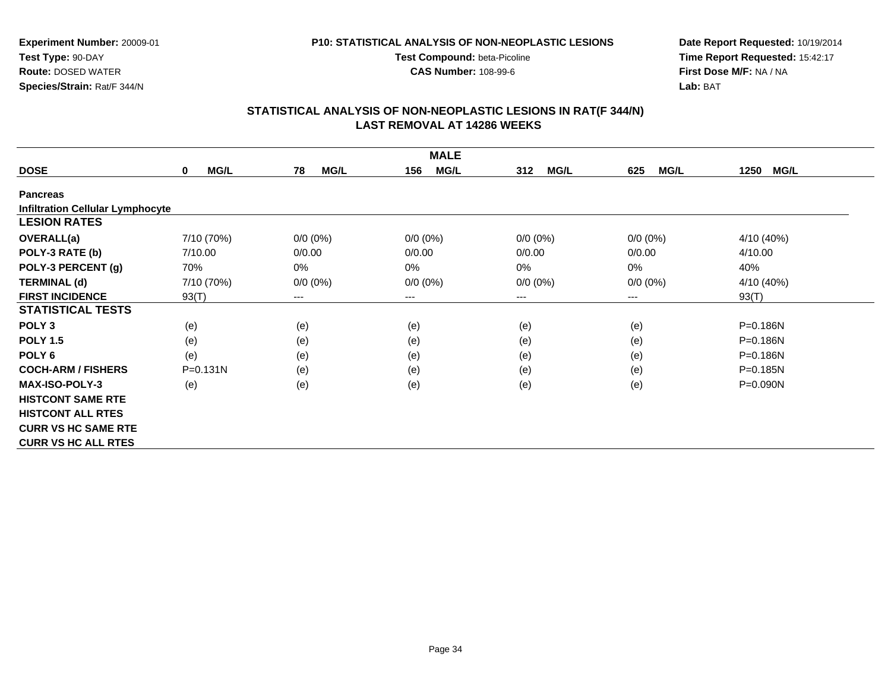**Experiment Number:** 20009-01
**Test Type:** 90-DAY
**Route:** DOSED WATER
**Species/Strain:** Rat/F 344/N

**P10: STATISTICAL ANALYSIS OF NON-NEOPLASTIC LESIONS**
**Test Compound:** beta-Picoline
**CAS Number:** 108-99-6

**Date Report Requested:** 10/19/2014
**Time Report Requested:** 15:42:17
**First Dose M/F:** NA / NA
**Lab:** BAT

## STATISTICAL ANALYSIS OF NON-NEOPLASTIC LESIONS IN RAT(F 344/N)
## LAST REMOVAL AT 14286 WEEKS

| | MALE | | | | | |
|---|---|---|---|---|---|---|
| **DOSE** | **0 MG/L** | **78 MG/L** | **156 MG/L** | **312 MG/L** | **625 MG/L** | **1250 MG/L** |
| **Pancreas** | | | | | | |
| **Infiltration Cellular Lymphocyte** | | | | | | |
| **LESION RATES** | | | | | | |
| **OVERALL(a)** | 7/10 (70%) | 0/0 (0%) | 0/0 (0%) | 0/0 (0%) | 0/0 (0%) | 4/10 (40%) |
| **POLY-3 RATE (b)** | 7/10.00 | 0/0.00 | 0/0.00 | 0/0.00 | 0/0.00 | 4/10.00 |
| **POLY-3 PERCENT (g)** | 70% | 0% | 0% | 0% | 0% | 40% |
| **TERMINAL (d)** | 7/10 (70%) | 0/0 (0%) | 0/0 (0%) | 0/0 (0%) | 0/0 (0%) | 4/10 (40%) |
| **FIRST INCIDENCE** | 93(T) | --- | --- | --- | --- | 93(T) |
| **STATISTICAL TESTS** | | | | | | |
| **POLY 3** | (e) | (e) | (e) | (e) | (e) | P=0.186N |
| **POLY 1.5** | (e) | (e) | (e) | (e) | (e) | P=0.186N |
| **POLY 6** | (e) | (e) | (e) | (e) | (e) | P=0.186N |
| **COCH-ARM / FISHERS** | P=0.131N | (e) | (e) | (e) | (e) | P=0.185N |
| **MAX-ISO-POLY-3** | (e) | (e) | (e) | (e) | (e) | P=0.090N |
| **HISTCONT SAME RTE** | | | | | | |
| **HISTCONT ALL RTES** | | | | | | |
| **CURR VS HC SAME RTE** | | | | | | |
| **CURR VS HC ALL RTES** | | | | | | |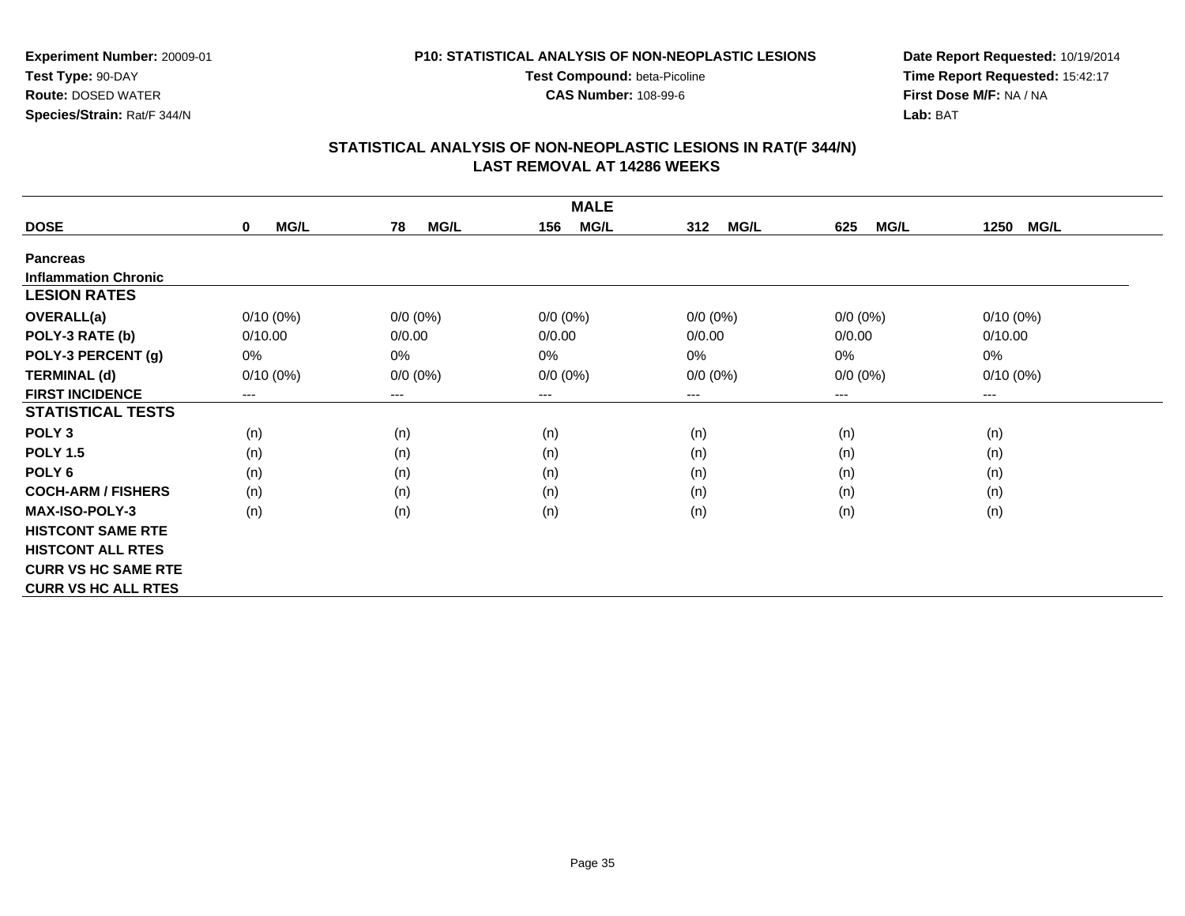**Experiment Number:** 20009-01
**Test Type:** 90-DAY
**Route:** DOSED WATER
**Species/Strain:** Rat/F 344/N

**P10: STATISTICAL ANALYSIS OF NON-NEOPLASTIC LESIONS**
**Test Compound:** beta-Picoline
**CAS Number:** 108-99-6

**Date Report Requested:** 10/19/2014
**Time Report Requested:** 15:42:17
**First Dose M/F:** NA / NA
**Lab:** BAT

## STATISTICAL ANALYSIS OF NON-NEOPLASTIC LESIONS IN RAT(F 344/N)
## LAST REMOVAL AT 14286 WEEKS

| | MALE | | | | | |
|---|---|---|---|---|---|---|
| **DOSE** | **0 MG/L** | **78 MG/L** | **156 MG/L** | **312 MG/L** | **625 MG/L** | **1250 MG/L** |
| **Pancreas** | | | | | | |
| **Inflammation Chronic** | | | | | | |
| **LESION RATES** | | | | | | |
| **OVERALL(a)** | 0/10 (0%) | 0/0 (0%) | 0/0 (0%) | 0/0 (0%) | 0/0 (0%) | 0/10 (0%) |
| **POLY-3 RATE (b)** | 0/10.00 | 0/0.00 | 0/0.00 | 0/0.00 | 0/0.00 | 0/10.00 |
| **POLY-3 PERCENT (g)** | 0% | 0% | 0% | 0% | 0% | 0% |
| **TERMINAL (d)** | 0/10 (0%) | 0/0 (0%) | 0/0 (0%) | 0/0 (0%) | 0/0 (0%) | 0/10 (0%) |
| **FIRST INCIDENCE** | --- | --- | --- | --- | --- | --- |
| **STATISTICAL TESTS** | | | | | | |
| **POLY 3** | (n) | (n) | (n) | (n) | (n) | (n) |
| **POLY 1.5** | (n) | (n) | (n) | (n) | (n) | (n) |
| **POLY 6** | (n) | (n) | (n) | (n) | (n) | (n) |
| **COCH-ARM / FISHERS** | (n) | (n) | (n) | (n) | (n) | (n) |
| **MAX-ISO-POLY-3** | (n) | (n) | (n) | (n) | (n) | (n) |
| **HISTCONT SAME RTE** | | | | | | |
| **HISTCONT ALL RTES** | | | | | | |
| **CURR VS HC SAME RTE** | | | | | | |
| **CURR VS HC ALL RTES** | | | | | | |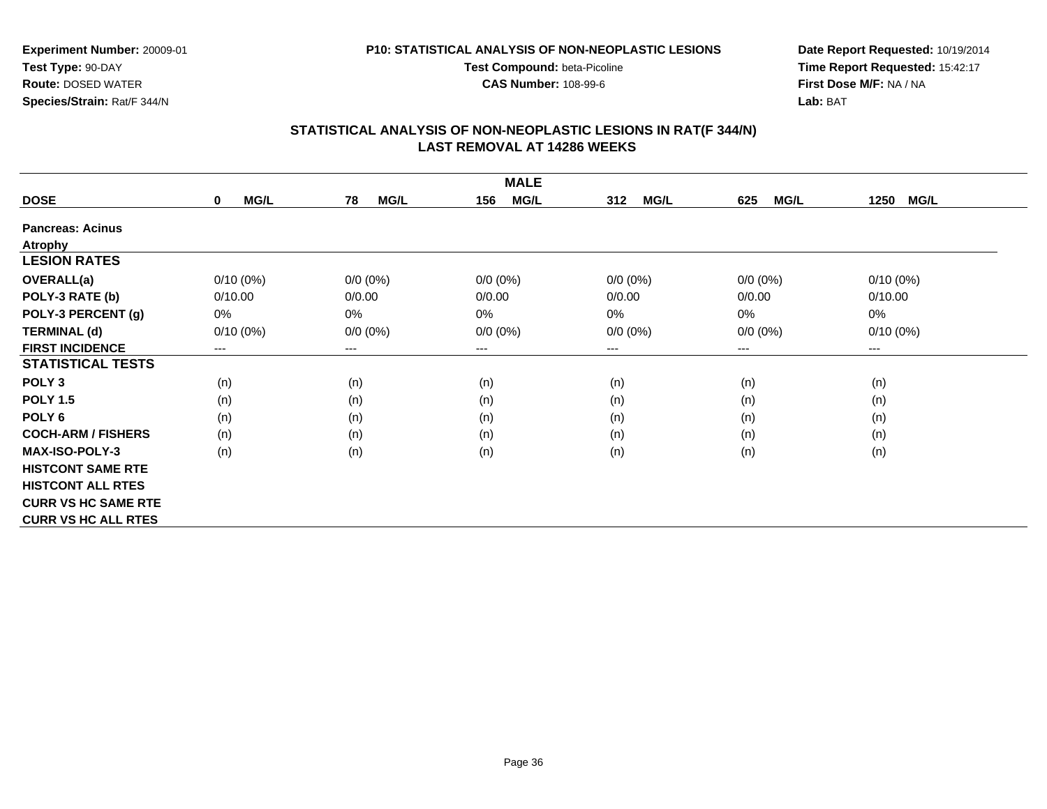**Experiment Number:** 20009-01
**Test Type:** 90-DAY
**Route:** DOSED WATER
**Species/Strain:** Rat/F 344/N

**P10: STATISTICAL ANALYSIS OF NON-NEOPLASTIC LESIONS**
**Test Compound:** beta-Picoline
**CAS Number:** 108-99-6

**Date Report Requested:** 10/19/2014
**Time Report Requested:** 15:42:17
**First Dose M/F:** NA / NA
**Lab:** BAT

## STATISTICAL ANALYSIS OF NON-NEOPLASTIC LESIONS IN RAT(F 344/N)
## LAST REMOVAL AT 14286 WEEKS

| MALE | | | | | | |
|---|---|---|---|---|---|---|
| **DOSE** | **0 MG/L** | **78 MG/L** | **156 MG/L** | **312 MG/L** | **625 MG/L** | **1250 MG/L** |
| **Pancreas: Acinus** | | | | | | |
| **Atrophy** | | | | | | |
| **LESION RATES** | | | | | | |
| **OVERALL(a)** | 0/10 (0%) | 0/0 (0%) | 0/0 (0%) | 0/0 (0%) | 0/0 (0%) | 0/10 (0%) |
| **POLY-3 RATE (b)** | 0/10.00 | 0/0.00 | 0/0.00 | 0/0.00 | 0/0.00 | 0/10.00 |
| **POLY-3 PERCENT (g)** | 0% | 0% | 0% | 0% | 0% | 0% |
| **TERMINAL (d)** | 0/10 (0%) | 0/0 (0%) | 0/0 (0%) | 0/0 (0%) | 0/0 (0%) | 0/10 (0%) |
| **FIRST INCIDENCE** | --- | --- | --- | --- | --- | --- |
| **STATISTICAL TESTS** | | | | | | |
| **POLY 3** | (n) | (n) | (n) | (n) | (n) | (n) |
| **POLY 1.5** | (n) | (n) | (n) | (n) | (n) | (n) |
| **POLY 6** | (n) | (n) | (n) | (n) | (n) | (n) |
| **COCH-ARM / FISHERS** | (n) | (n) | (n) | (n) | (n) | (n) |
| **MAX-ISO-POLY-3** | (n) | (n) | (n) | (n) | (n) | (n) |
| **HISTCONT SAME RTE** | | | | | | |
| **HISTCONT ALL RTES** | | | | | | |
| **CURR VS HC SAME RTE** | | | | | | |
| **CURR VS HC ALL RTES** | | | | | | |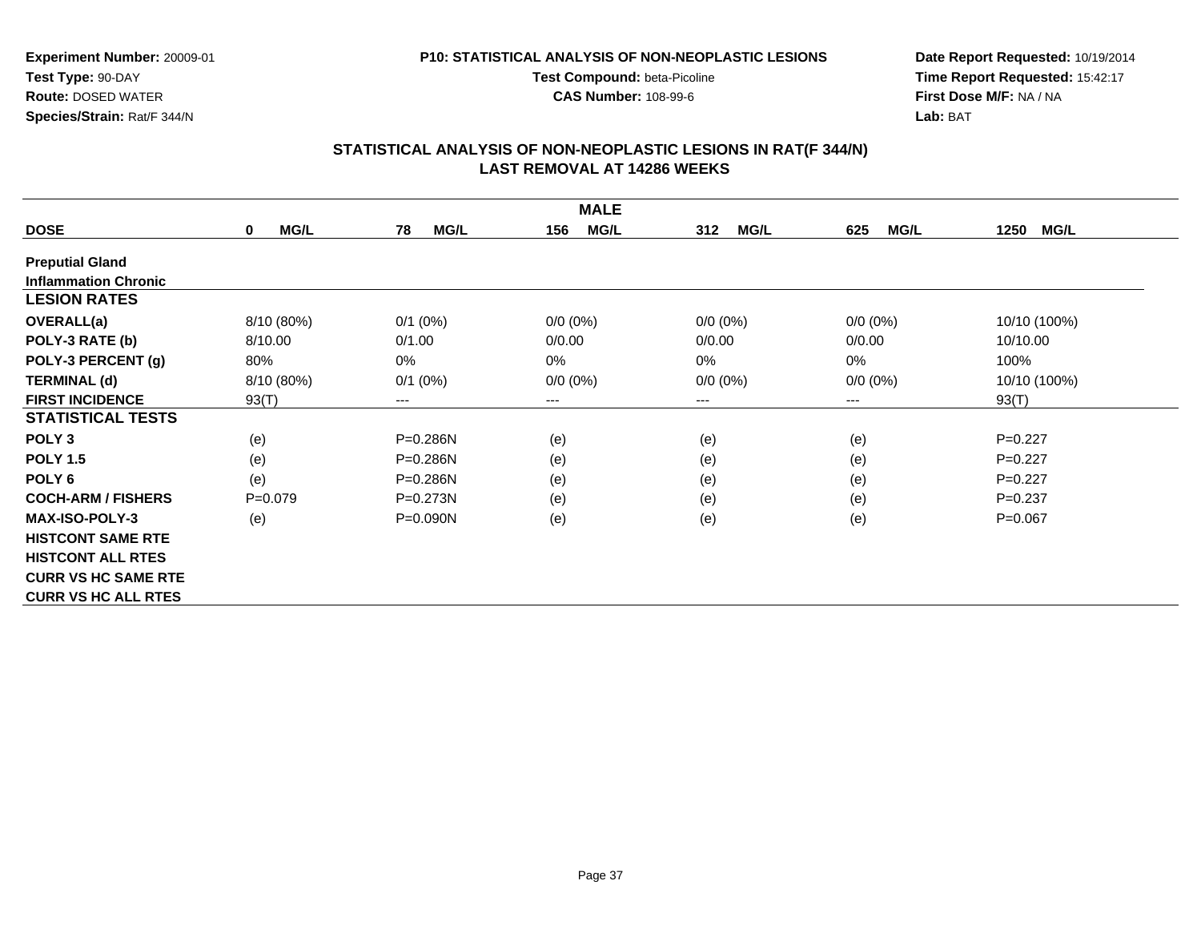**Experiment Number:** 20009-01
**Test Type:** 90-DAY
**Route:** DOSED WATER
**Species/Strain:** Rat/F 344/N

**P10: STATISTICAL ANALYSIS OF NON-NEOPLASTIC LESIONS**
**Test Compound:** beta-Picoline
**CAS Number:** 108-99-6

**Date Report Requested:** 10/19/2014
**Time Report Requested:** 15:42:17
**First Dose M/F:** NA / NA
**Lab:** BAT

## STATISTICAL ANALYSIS OF NON-NEOPLASTIC LESIONS IN RAT(F 344/N)
## LAST REMOVAL AT 14286 WEEKS

| MALE | | | | | | |
|---|---|---|---|---|---|---|
| **DOSE** | **0 MG/L** | **78 MG/L** | **156 MG/L** | **312 MG/L** | **625 MG/L** | **1250 MG/L** |
| **Preputial Gland** | | | | | | |
| **Inflammation Chronic** | | | | | | |
| **LESION RATES** | | | | | | |
| **OVERALL(a)** | 8/10 (80%) | 0/1 (0%) | 0/0 (0%) | 0/0 (0%) | 0/0 (0%) | 10/10 (100%) |
| **POLY-3 RATE (b)** | 8/10.00 | 0/1.00 | 0/0.00 | 0/0.00 | 0/0.00 | 10/10.00 |
| **POLY-3 PERCENT (g)** | 80% | 0% | 0% | 0% | 0% | 100% |
| **TERMINAL (d)** | 8/10 (80%) | 0/1 (0%) | 0/0 (0%) | 0/0 (0%) | 0/0 (0%) | 10/10 (100%) |
| **FIRST INCIDENCE** | 93(T) | --- | --- | --- | --- | 93(T) |
| **STATISTICAL TESTS** | | | | | | |
| **POLY 3** | (e) | P=0.286N | (e) | (e) | (e) | P=0.227 |
| **POLY 1.5** | (e) | P=0.286N | (e) | (e) | (e) | P=0.227 |
| **POLY 6** | (e) | P=0.286N | (e) | (e) | (e) | P=0.227 |
| **COCH-ARM / FISHERS** | P=0.079 | P=0.273N | (e) | (e) | (e) | P=0.237 |
| **MAX-ISO-POLY-3** | (e) | P=0.090N | (e) | (e) | (e) | P=0.067 |
| **HISTCONT SAME RTE** | | | | | | |
| **HISTCONT ALL RTES** | | | | | | |
| **CURR VS HC SAME RTE** | | | | | | |
| **CURR VS HC ALL RTES** | | | | | | |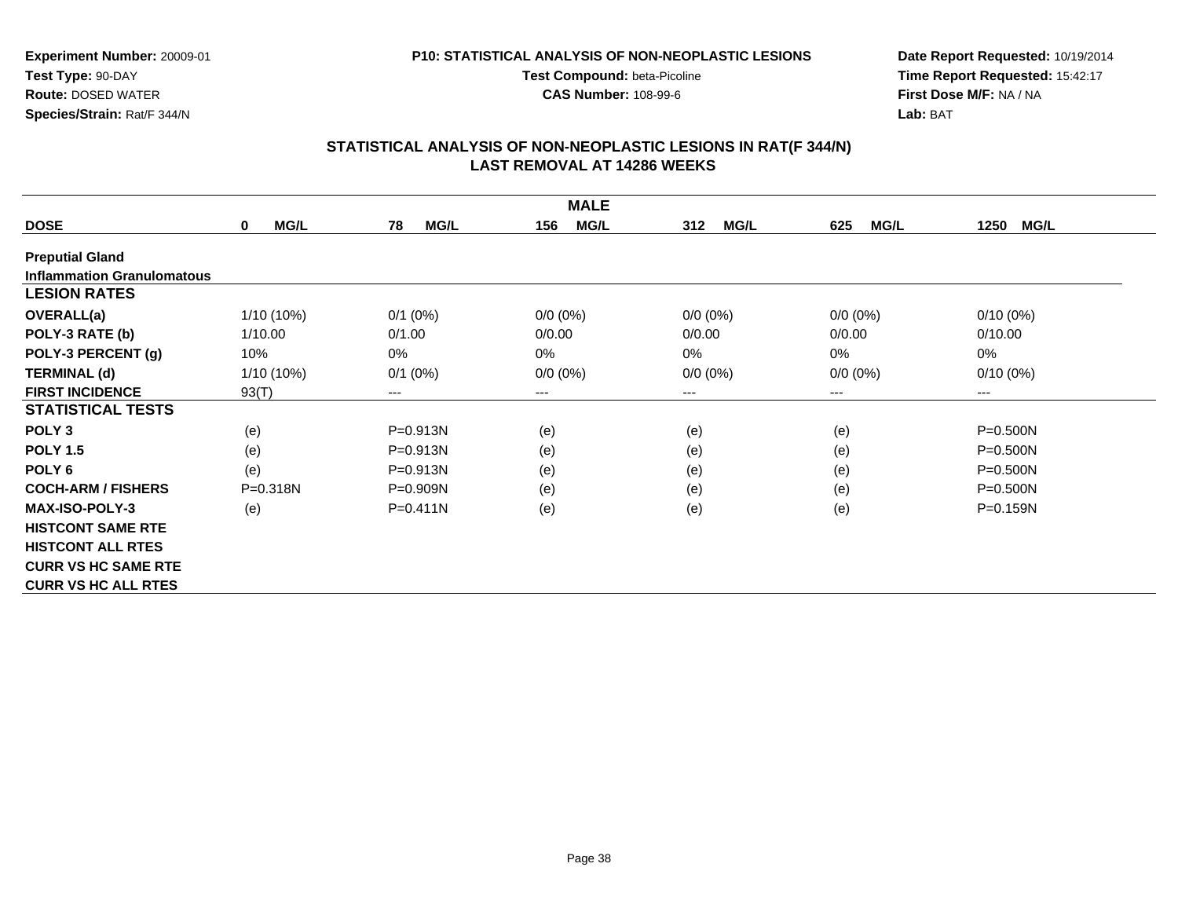**Experiment Number:** 20009-01
**Test Type:** 90-DAY
**Route:** DOSED WATER
**Species/Strain:** Rat/F 344/N

**P10: STATISTICAL ANALYSIS OF NON-NEOPLASTIC LESIONS**
**Test Compound:** beta-Picoline
**CAS Number:** 108-99-6

**Date Report Requested:** 10/19/2014
**Time Report Requested:** 15:42:17
**First Dose M/F:** NA / NA
**Lab:** BAT

## STATISTICAL ANALYSIS OF NON-NEOPLASTIC LESIONS IN RAT(F 344/N)
## LAST REMOVAL AT 14286 WEEKS

| | MALE | | | | | |
|---|---|---|---|---|---|---|
| **DOSE** | **0 MG/L** | **78 MG/L** | **156 MG/L** | **312 MG/L** | **625 MG/L** | **1250 MG/L** |
| **Preputial Gland** | | | | | | |
| **Inflammation Granulomatous** | | | | | | |
| **LESION RATES** | | | | | | |
| **OVERALL(a)** | 1/10 (10%) | 0/1 (0%) | 0/0 (0%) | 0/0 (0%) | 0/0 (0%) | 0/10 (0%) |
| **POLY-3 RATE (b)** | 1/10.00 | 0/1.00 | 0/0.00 | 0/0.00 | 0/0.00 | 0/10.00 |
| **POLY-3 PERCENT (g)** | 10% | 0% | 0% | 0% | 0% | 0% |
| **TERMINAL (d)** | 1/10 (10%) | 0/1 (0%) | 0/0 (0%) | 0/0 (0%) | 0/0 (0%) | 0/10 (0%) |
| **FIRST INCIDENCE** | 93(T) | --- | --- | --- | --- | --- |
| **STATISTICAL TESTS** | | | | | | |
| **POLY 3** | (e) | P=0.913N | (e) | (e) | (e) | P=0.500N |
| **POLY 1.5** | (e) | P=0.913N | (e) | (e) | (e) | P=0.500N |
| **POLY 6** | (e) | P=0.913N | (e) | (e) | (e) | P=0.500N |
| **COCH-ARM / FISHERS** | P=0.318N | P=0.909N | (e) | (e) | (e) | P=0.500N |
| **MAX-ISO-POLY-3** | (e) | P=0.411N | (e) | (e) | (e) | P=0.159N |
| **HISTCONT SAME RTE** | | | | | | |
| **HISTCONT ALL RTES** | | | | | | |
| **CURR VS HC SAME RTE** | | | | | | |
| **CURR VS HC ALL RTES** | | | | | | |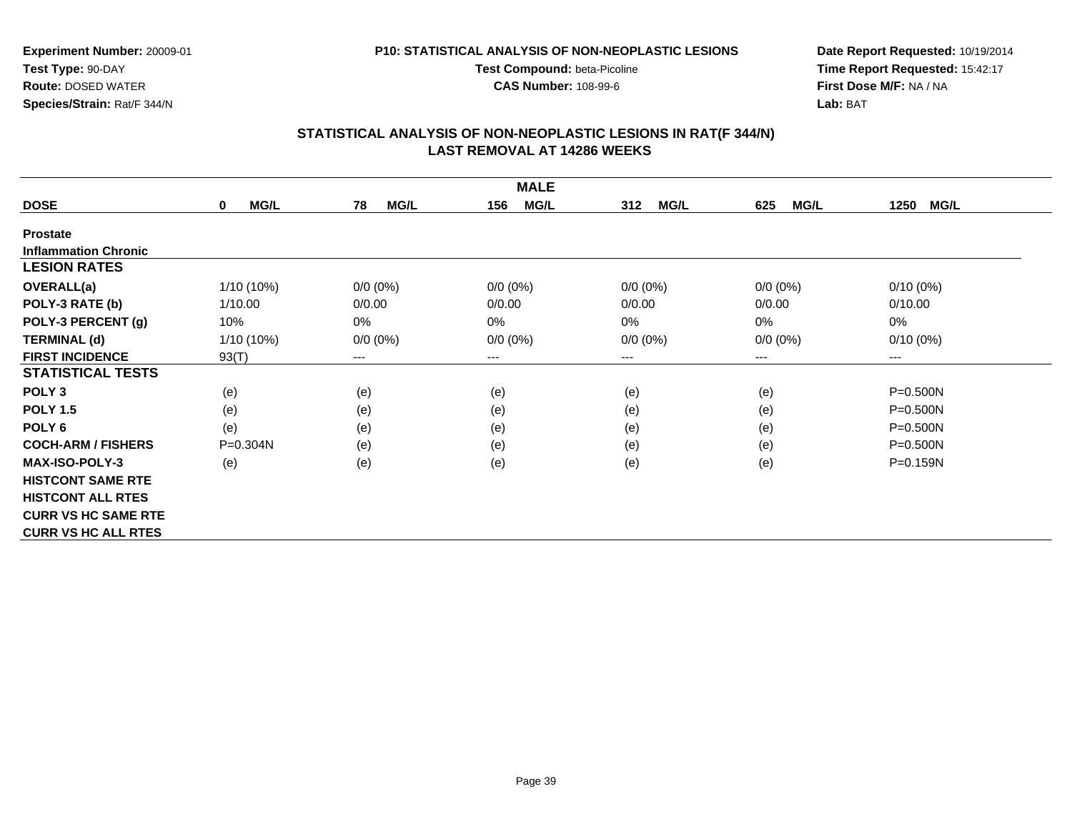**Experiment Number:** 20009-01
**Test Type:** 90-DAY
**Route:** DOSED WATER
**Species/Strain:** Rat/F 344/N

**P10: STATISTICAL ANALYSIS OF NON-NEOPLASTIC LESIONS**
**Test Compound:** beta-Picoline
**CAS Number:** 108-99-6

**Date Report Requested:** 10/19/2014
**Time Report Requested:** 15:42:17
**First Dose M/F:** NA / NA
**Lab:** BAT

## STATISTICAL ANALYSIS OF NON-NEOPLASTIC LESIONS IN RAT(F 344/N)
## LAST REMOVAL AT 14286 WEEKS

| | MALE | | | | | |
|---|---|---|---|---|---|---|
| **DOSE** | **0 MG/L** | **78 MG/L** | **156 MG/L** | **312 MG/L** | **625 MG/L** | **1250 MG/L** |
| **Prostate** | | | | | | |
| **Inflammation Chronic** | | | | | | |
| **LESION RATES** | | | | | | |
| **OVERALL(a)** | 1/10 (10%) | 0/0 (0%) | 0/0 (0%) | 0/0 (0%) | 0/0 (0%) | 0/10 (0%) |
| **POLY-3 RATE (b)** | 1/10.00 | 0/0.00 | 0/0.00 | 0/0.00 | 0/0.00 | 0/10.00 |
| **POLY-3 PERCENT (g)** | 10% | 0% | 0% | 0% | 0% | 0% |
| **TERMINAL (d)** | 1/10 (10%) | 0/0 (0%) | 0/0 (0%) | 0/0 (0%) | 0/0 (0%) | 0/10 (0%) |
| **FIRST INCIDENCE** | 93(T) | --- | --- | --- | --- | --- |
| **STATISTICAL TESTS** | | | | | | |
| **POLY 3** | (e) | (e) | (e) | (e) | (e) | P=0.500N |
| **POLY 1.5** | (e) | (e) | (e) | (e) | (e) | P=0.500N |
| **POLY 6** | (e) | (e) | (e) | (e) | (e) | P=0.500N |
| **COCH-ARM / FISHERS** | P=0.304N | (e) | (e) | (e) | (e) | P=0.500N |
| **MAX-ISO-POLY-3** | (e) | (e) | (e) | (e) | (e) | P=0.159N |
| **HISTCONT SAME RTE** | | | | | | |
| **HISTCONT ALL RTES** | | | | | | |
| **CURR VS HC SAME RTE** | | | | | | |
| **CURR VS HC ALL RTES** | | | | | | |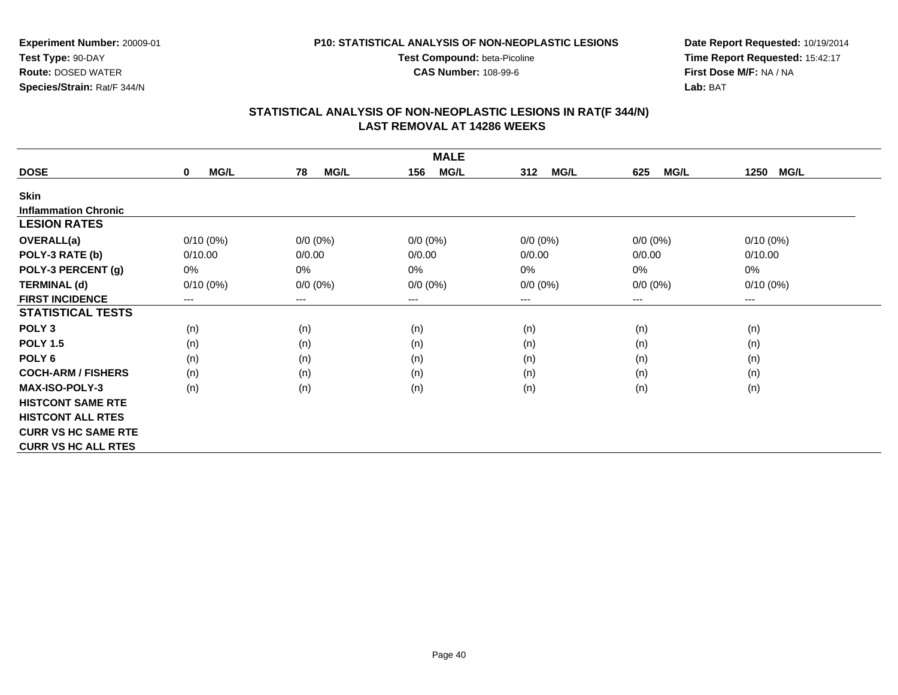**Experiment Number:** 20009-01
**Test Type:** 90-DAY
**Route:** DOSED WATER
**Species/Strain:** Rat/F 344/N

**P10: STATISTICAL ANALYSIS OF NON-NEOPLASTIC LESIONS**
**Test Compound:** beta-Picoline
**CAS Number:** 108-99-6

**Date Report Requested:** 10/19/2014
**Time Report Requested:** 15:42:17
**First Dose M/F:** NA / NA
**Lab:** BAT

## STATISTICAL ANALYSIS OF NON-NEOPLASTIC LESIONS IN RAT(F 344/N)
## LAST REMOVAL AT 14286 WEEKS

| | MALE | | | | | |
|---|---|---|---|---|---|---|
| **DOSE** | **0 MG/L** | **78 MG/L** | **156 MG/L** | **312 MG/L** | **625 MG/L** | **1250 MG/L** |
| **Skin** | | | | | | |
| **Inflammation Chronic** | | | | | | |
| **LESION RATES** | | | | | | |
| **OVERALL(a)** | 0/10 (0%) | 0/0 (0%) | 0/0 (0%) | 0/0 (0%) | 0/0 (0%) | 0/10 (0%) |
| **POLY-3 RATE (b)** | 0/10.00 | 0/0.00 | 0/0.00 | 0/0.00 | 0/0.00 | 0/10.00 |
| **POLY-3 PERCENT (g)** | 0% | 0% | 0% | 0% | 0% | 0% |
| **TERMINAL (d)** | 0/10 (0%) | 0/0 (0%) | 0/0 (0%) | 0/0 (0%) | 0/0 (0%) | 0/10 (0%) |
| **FIRST INCIDENCE** | --- | --- | --- | --- | --- | --- |
| **STATISTICAL TESTS** | | | | | | |
| **POLY 3** | (n) | (n) | (n) | (n) | (n) | (n) |
| **POLY 1.5** | (n) | (n) | (n) | (n) | (n) | (n) |
| **POLY 6** | (n) | (n) | (n) | (n) | (n) | (n) |
| **COCH-ARM / FISHERS** | (n) | (n) | (n) | (n) | (n) | (n) |
| **MAX-ISO-POLY-3** | (n) | (n) | (n) | (n) | (n) | (n) |
| **HISTCONT SAME RTE** | | | | | | |
| **HISTCONT ALL RTES** | | | | | | |
| **CURR VS HC SAME RTE** | | | | | | |
| **CURR VS HC ALL RTES** | | | | | | |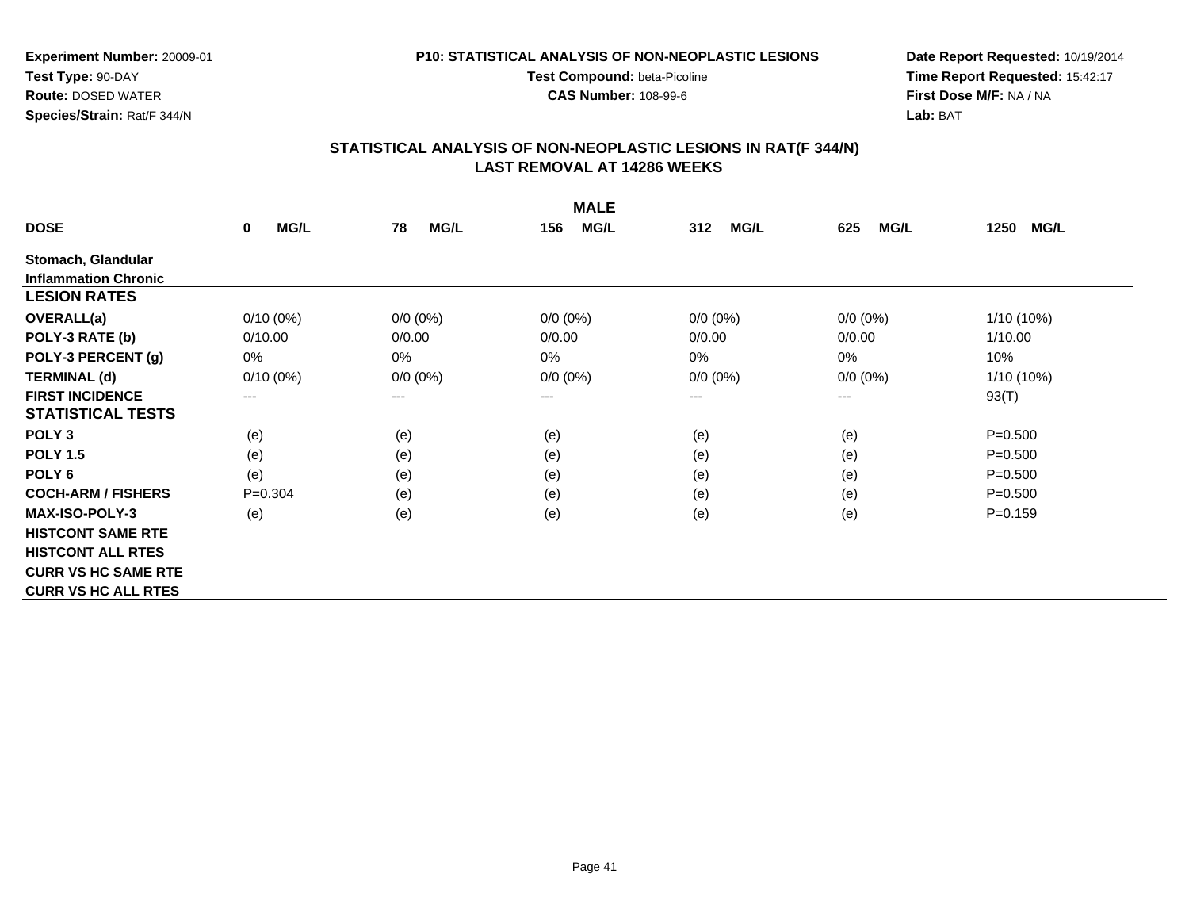**Experiment Number:** 20009-01
**Test Type:** 90-DAY
**Route:** DOSED WATER
**Species/Strain:** Rat/F 344/N

**P10: STATISTICAL ANALYSIS OF NON-NEOPLASTIC LESIONS**
**Test Compound:** beta-Picoline
**CAS Number:** 108-99-6

**Date Report Requested:** 10/19/2014
**Time Report Requested:** 15:42:17
**First Dose M/F:** NA / NA
**Lab:** BAT

## STATISTICAL ANALYSIS OF NON-NEOPLASTIC LESIONS IN RAT(F 344/N)
## LAST REMOVAL AT 14286 WEEKS

| | MALE | | | | | |
|---|---|---|---|---|---|---|
| **DOSE** | **0 MG/L** | **78 MG/L** | **156 MG/L** | **312 MG/L** | **625 MG/L** | **1250 MG/L** |
| **Stomach, Glandular** | | | | | | |
| **Inflammation Chronic** | | | | | | |
| **LESION RATES** | | | | | | |
| **OVERALL(a)** | 0/10 (0%) | 0/0 (0%) | 0/0 (0%) | 0/0 (0%) | 0/0 (0%) | 1/10 (10%) |
| **POLY-3 RATE (b)** | 0/10.00 | 0/0.00 | 0/0.00 | 0/0.00 | 0/0.00 | 1/10.00 |
| **POLY-3 PERCENT (g)** | 0% | 0% | 0% | 0% | 0% | 10% |
| **TERMINAL (d)** | 0/10 (0%) | 0/0 (0%) | 0/0 (0%) | 0/0 (0%) | 0/0 (0%) | 1/10 (10%) |
| **FIRST INCIDENCE** | --- | --- | --- | --- | --- | 93(T) |
| **STATISTICAL TESTS** | | | | | | |
| **POLY 3** | (e) | (e) | (e) | (e) | (e) | P=0.500 |
| **POLY 1.5** | (e) | (e) | (e) | (e) | (e) | P=0.500 |
| **POLY 6** | (e) | (e) | (e) | (e) | (e) | P=0.500 |
| **COCH-ARM / FISHERS** | P=0.304 | (e) | (e) | (e) | (e) | P=0.500 |
| **MAX-ISO-POLY-3** | (e) | (e) | (e) | (e) | (e) | P=0.159 |
| **HISTCONT SAME RTE** | | | | | | |
| **HISTCONT ALL RTES** | | | | | | |
| **CURR VS HC SAME RTE** | | | | | | |
| **CURR VS HC ALL RTES** | | | | | | |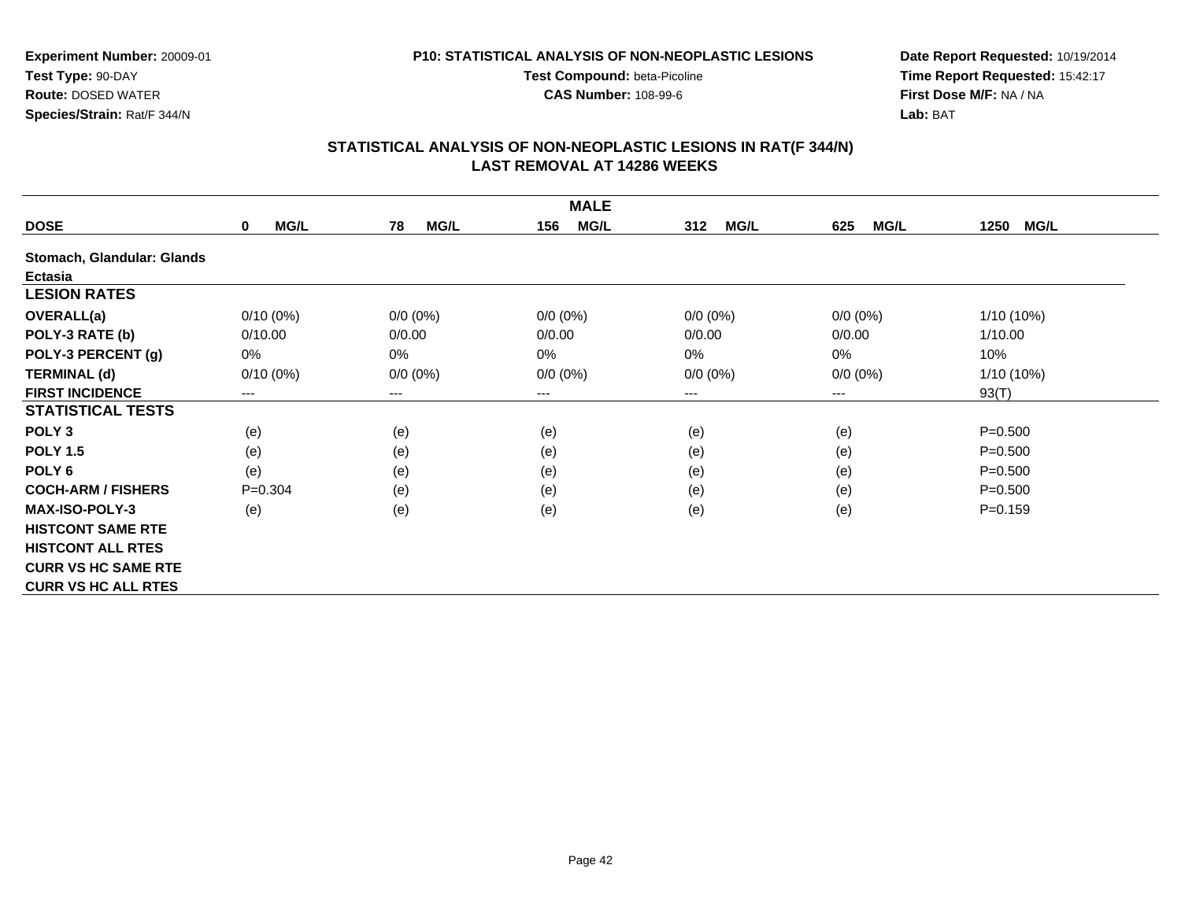**Experiment Number:** 20009-01
**Test Type:** 90-DAY
**Route:** DOSED WATER
**Species/Strain:** Rat/F 344/N

**P10: STATISTICAL ANALYSIS OF NON-NEOPLASTIC LESIONS**
**Test Compound:** beta-Picoline
**CAS Number:** 108-99-6

**Date Report Requested:** 10/19/2014
**Time Report Requested:** 15:42:17
**First Dose M/F:** NA / NA
**Lab:** BAT

## STATISTICAL ANALYSIS OF NON-NEOPLASTIC LESIONS IN RAT(F 344/N)
## LAST REMOVAL AT 14286 WEEKS

| MALE | | | | | | |
|---|---|---|---|---|---|---|
| **DOSE** | **0 MG/L** | **78 MG/L** | **156 MG/L** | **312 MG/L** | **625 MG/L** | **1250 MG/L** |
| **Stomach, Glandular: Glands** | | | | | | |
| **Ectasia** | | | | | | |
| **LESION RATES** | | | | | | |
| **OVERALL(a)** | 0/10 (0%) | 0/0 (0%) | 0/0 (0%) | 0/0 (0%) | 0/0 (0%) | 1/10 (10%) |
| **POLY-3 RATE (b)** | 0/10.00 | 0/0.00 | 0/0.00 | 0/0.00 | 0/0.00 | 1/10.00 |
| **POLY-3 PERCENT (g)** | 0% | 0% | 0% | 0% | 0% | 10% |
| **TERMINAL (d)** | 0/10 (0%) | 0/0 (0%) | 0/0 (0%) | 0/0 (0%) | 0/0 (0%) | 1/10 (10%) |
| **FIRST INCIDENCE** | --- | --- | --- | --- | --- | 93(T) |
| **STATISTICAL TESTS** | | | | | | |
| **POLY 3** | (e) | (e) | (e) | (e) | (e) | P=0.500 |
| **POLY 1.5** | (e) | (e) | (e) | (e) | (e) | P=0.500 |
| **POLY 6** | (e) | (e) | (e) | (e) | (e) | P=0.500 |
| **COCH-ARM / FISHERS** | P=0.304 | (e) | (e) | (e) | (e) | P=0.500 |
| **MAX-ISO-POLY-3** | (e) | (e) | (e) | (e) | (e) | P=0.159 |
| **HISTCONT SAME RTE** | | | | | | |
| **HISTCONT ALL RTES** | | | | | | |
| **CURR VS HC SAME RTE** | | | | | | |
| **CURR VS HC ALL RTES** | | | | | | |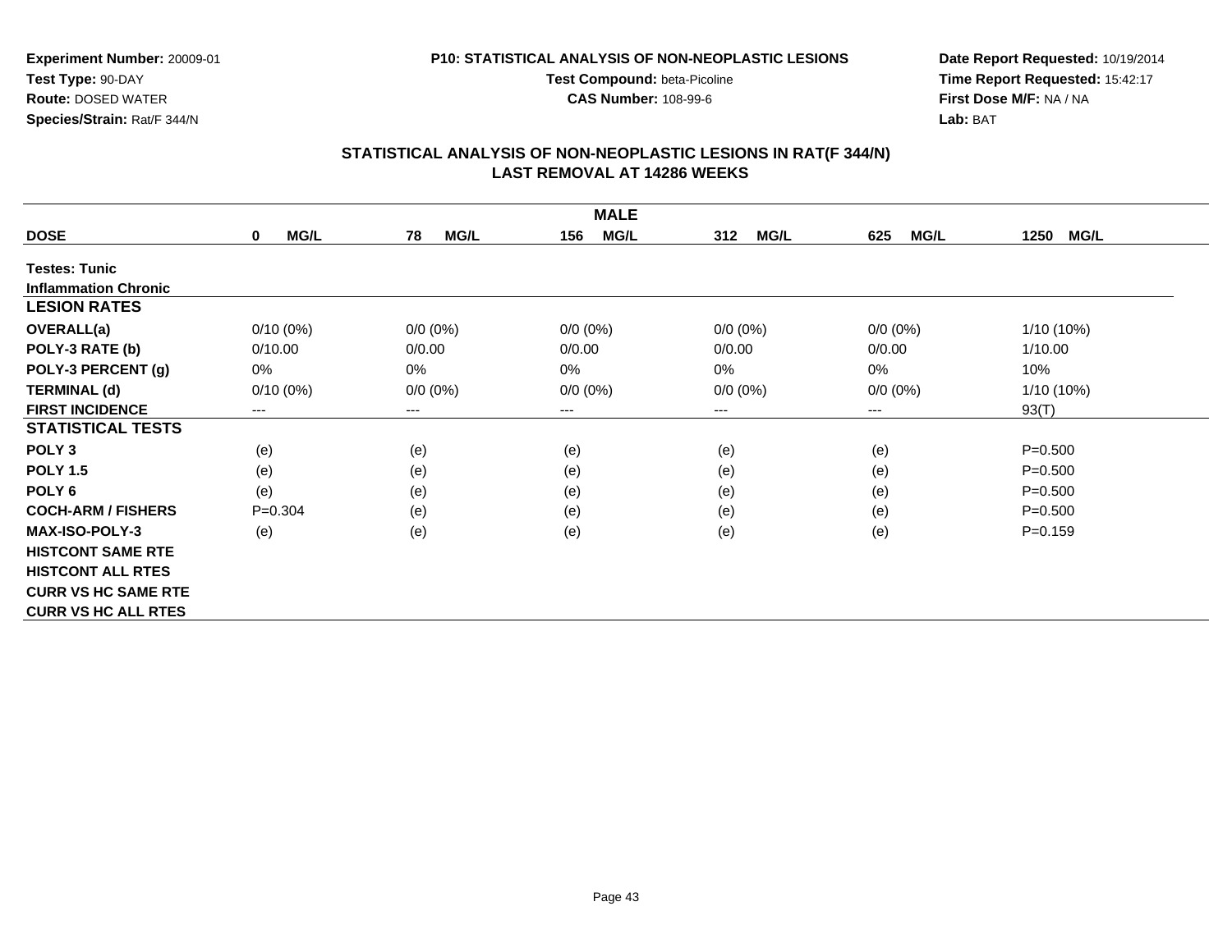**Experiment Number:** 20009-01
**Test Type:** 90-DAY
**Route:** DOSED WATER
**Species/Strain:** Rat/F 344/N

**P10: STATISTICAL ANALYSIS OF NON-NEOPLASTIC LESIONS**
**Test Compound:** beta-Picoline
**CAS Number:** 108-99-6

**Date Report Requested:** 10/19/2014
**Time Report Requested:** 15:42:17
**First Dose M/F:** NA / NA
**Lab:** BAT

## STATISTICAL ANALYSIS OF NON-NEOPLASTIC LESIONS IN RAT(F 344/N)
## LAST REMOVAL AT 14286 WEEKS

| | MALE | | | | | |
|---|---|---|---|---|---|---|
| **DOSE** | **0 MG/L** | **78 MG/L** | **156 MG/L** | **312 MG/L** | **625 MG/L** | **1250 MG/L** |
| **Testes: Tunic** | | | | | | |
| **Inflammation Chronic** | | | | | | |
| **LESION RATES** | | | | | | |
| **OVERALL(a)** | 0/10 (0%) | 0/0 (0%) | 0/0 (0%) | 0/0 (0%) | 0/0 (0%) | 1/10 (10%) |
| **POLY-3 RATE (b)** | 0/10.00 | 0/0.00 | 0/0.00 | 0/0.00 | 0/0.00 | 1/10.00 |
| **POLY-3 PERCENT (g)** | 0% | 0% | 0% | 0% | 0% | 10% |
| **TERMINAL (d)** | 0/10 (0%) | 0/0 (0%) | 0/0 (0%) | 0/0 (0%) | 0/0 (0%) | 1/10 (10%) |
| **FIRST INCIDENCE** | --- | --- | --- | --- | --- | 93(T) |
| **STATISTICAL TESTS** | | | | | | |
| **POLY 3** | (e) | (e) | (e) | (e) | (e) | P=0.500 |
| **POLY 1.5** | (e) | (e) | (e) | (e) | (e) | P=0.500 |
| **POLY 6** | (e) | (e) | (e) | (e) | (e) | P=0.500 |
| **COCH-ARM / FISHERS** | P=0.304 | (e) | (e) | (e) | (e) | P=0.500 |
| **MAX-ISO-POLY-3** | (e) | (e) | (e) | (e) | (e) | P=0.159 |
| **HISTCONT SAME RTE** | | | | | | |
| **HISTCONT ALL RTES** | | | | | | |
| **CURR VS HC SAME RTE** | | | | | | |
| **CURR VS HC ALL RTES** | | | | | | |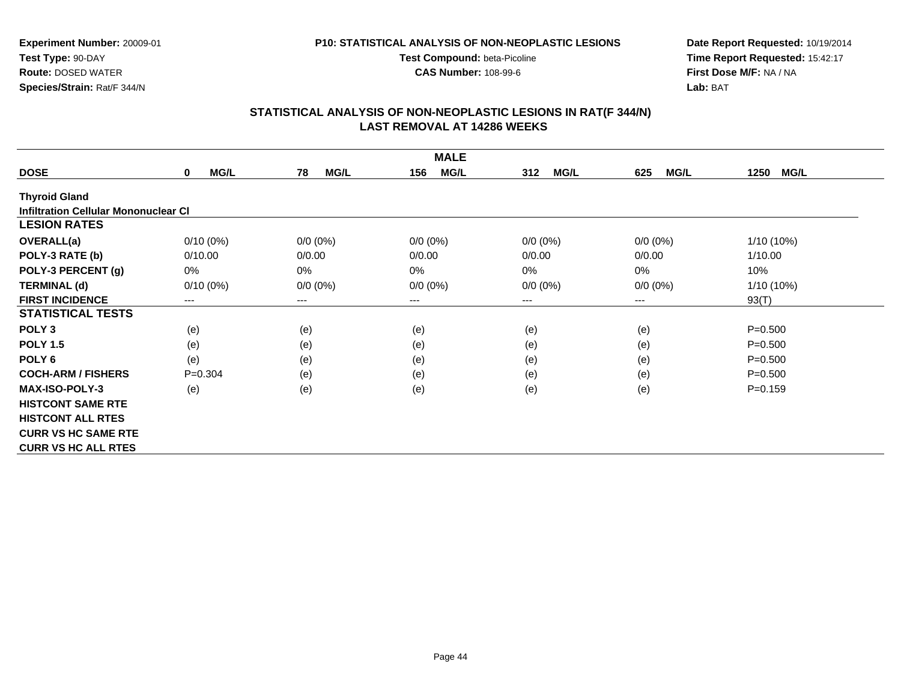Experiment Number: 20009-01
Test Type: 90-DAY
Route: DOSED WATER
Species/Strain: Rat/F 344/N

P10: STATISTICAL ANALYSIS OF NON-NEOPLASTIC LESIONS
Test Compound: beta-Picoline
CAS Number: 108-99-6

Date Report Requested: 10/19/2014
Time Report Requested: 15:42:17
First Dose M/F: NA / NA
Lab: BAT

## STATISTICAL ANALYSIS OF NON-NEOPLASTIC LESIONS IN RAT(F 344/N)
## LAST REMOVAL AT 14286 WEEKS

| MALE | | | | | | |
|---|---|---|---|---|---|---|
| **DOSE** | **0 MG/L** | **78 MG/L** | **156 MG/L** | **312 MG/L** | **625 MG/L** | **1250 MG/L** |
| **Thyroid Gland** | | | | | | |
| **Infiltration Cellular Mononuclear Cl** | | | | | | |
| **LESION RATES** | | | | | | |
| **OVERALL(a)** | 0/10 (0%) | 0/0 (0%) | 0/0 (0%) | 0/0 (0%) | 0/0 (0%) | 1/10 (10%) |
| **POLY-3 RATE (b)** | 0/10.00 | 0/0.00 | 0/0.00 | 0/0.00 | 0/0.00 | 1/10.00 |
| **POLY-3 PERCENT (g)** | 0% | 0% | 0% | 0% | 0% | 10% |
| **TERMINAL (d)** | 0/10 (0%) | 0/0 (0%) | 0/0 (0%) | 0/0 (0%) | 0/0 (0%) | 1/10 (10%) |
| **FIRST INCIDENCE** | --- | --- | --- | --- | --- | 93(T) |
| **STATISTICAL TESTS** | | | | | | |
| **POLY 3** | (e) | (e) | (e) | (e) | (e) | P=0.500 |
| **POLY 1.5** | (e) | (e) | (e) | (e) | (e) | P=0.500 |
| **POLY 6** | (e) | (e) | (e) | (e) | (e) | P=0.500 |
| **COCH-ARM / FISHERS** | P=0.304 | (e) | (e) | (e) | (e) | P=0.500 |
| **MAX-ISO-POLY-3** | (e) | (e) | (e) | (e) | (e) | P=0.159 |
| **HISTCONT SAME RTE** | | | | | | |
| **HISTCONT ALL RTES** | | | | | | |
| **CURR VS HC SAME RTE** | | | | | | |
| **CURR VS HC ALL RTES** | | | | | | |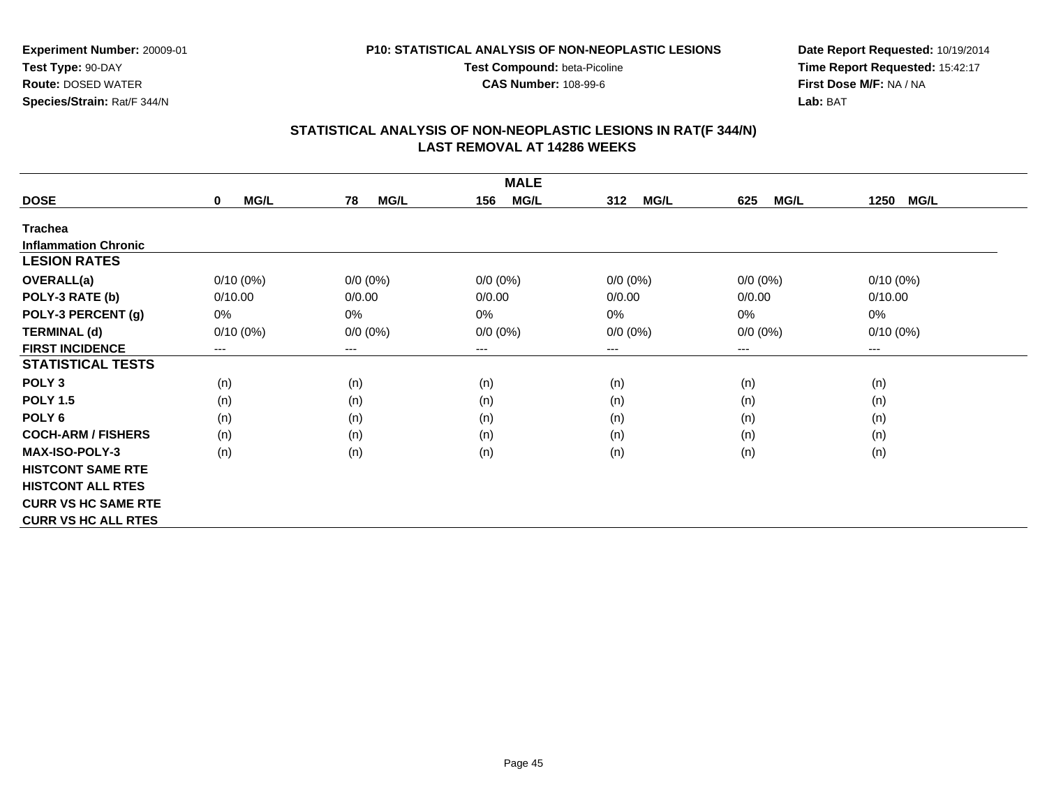**Experiment Number:** 20009-01
**Test Type:** 90-DAY
**Route:** DOSED WATER
**Species/Strain:** Rat/F 344/N

**P10: STATISTICAL ANALYSIS OF NON-NEOPLASTIC LESIONS**
**Test Compound:** beta-Picoline
**CAS Number:** 108-99-6

**Date Report Requested:** 10/19/2014
**Time Report Requested:** 15:42:17
**First Dose M/F:** NA / NA
**Lab:** BAT

## STATISTICAL ANALYSIS OF NON-NEOPLASTIC LESIONS IN RAT(F 344/N)
## LAST REMOVAL AT 14286 WEEKS

| | MALE | | | | | |
|---|---|---|---|---|---|---|
| **DOSE** | **0 MG/L** | **78 MG/L** | **156 MG/L** | **312 MG/L** | **625 MG/L** | **1250 MG/L** |
| **Trachea** | | | | | | |
| **Inflammation Chronic** | | | | | | |
| **LESION RATES** | | | | | | |
| **OVERALL(a)** | 0/10 (0%) | 0/0 (0%) | 0/0 (0%) | 0/0 (0%) | 0/0 (0%) | 0/10 (0%) |
| **POLY-3 RATE (b)** | 0/10.00 | 0/0.00 | 0/0.00 | 0/0.00 | 0/0.00 | 0/10.00 |
| **POLY-3 PERCENT (g)** | 0% | 0% | 0% | 0% | 0% | 0% |
| **TERMINAL (d)** | 0/10 (0%) | 0/0 (0%) | 0/0 (0%) | 0/0 (0%) | 0/0 (0%) | 0/10 (0%) |
| **FIRST INCIDENCE** | --- | --- | --- | --- | --- | --- |
| **STATISTICAL TESTS** | | | | | | |
| **POLY 3** | (n) | (n) | (n) | (n) | (n) | (n) |
| **POLY 1.5** | (n) | (n) | (n) | (n) | (n) | (n) |
| **POLY 6** | (n) | (n) | (n) | (n) | (n) | (n) |
| **COCH-ARM / FISHERS** | (n) | (n) | (n) | (n) | (n) | (n) |
| **MAX-ISO-POLY-3** | (n) | (n) | (n) | (n) | (n) | (n) |
| **HISTCONT SAME RTE** | | | | | | |
| **HISTCONT ALL RTES** | | | | | | |
| **CURR VS HC SAME RTE** | | | | | | |
| **CURR VS HC ALL RTES** | | | | | | |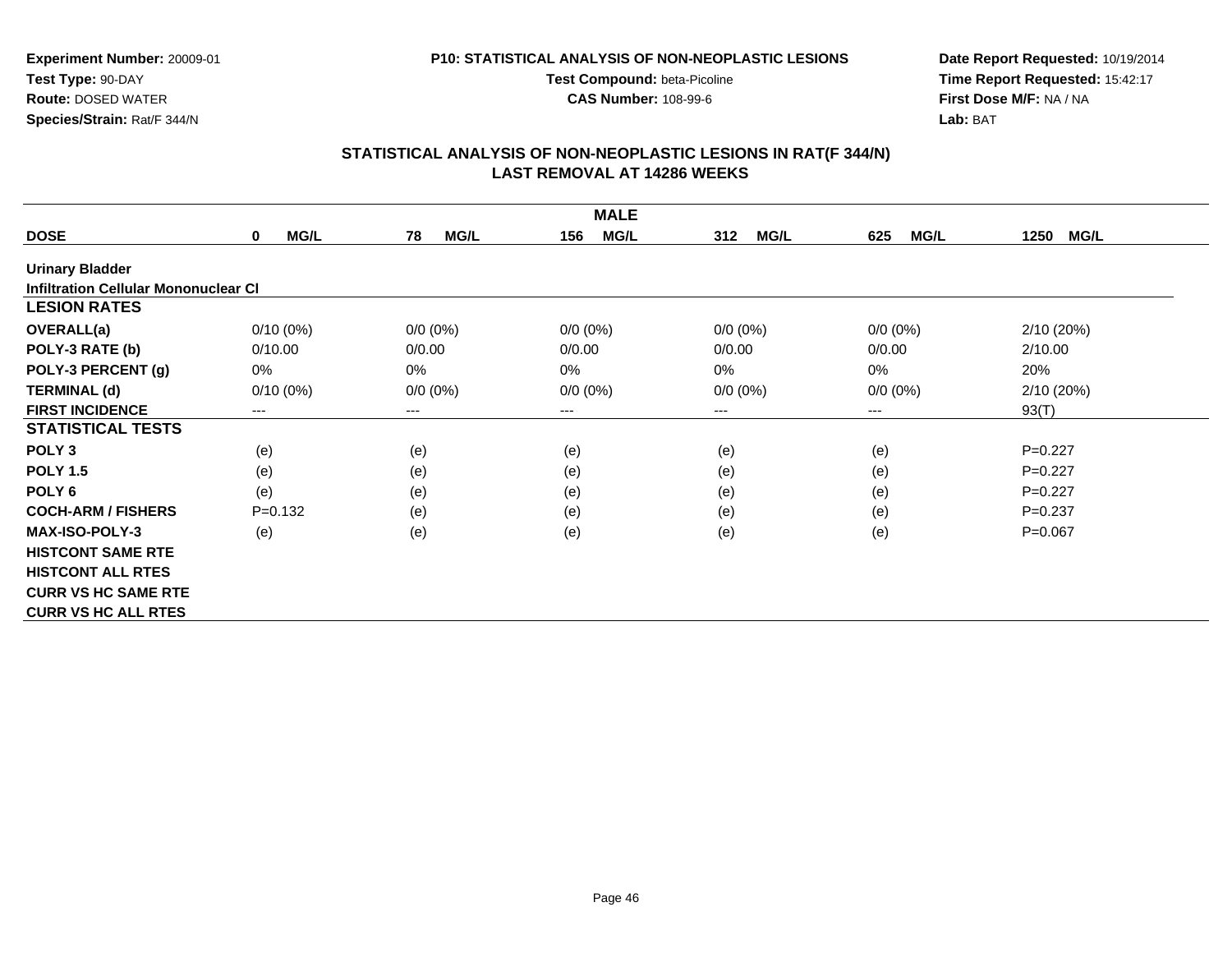**Experiment Number:** 20009-01
**Test Type:** 90-DAY
**Route:** DOSED WATER
**Species/Strain:** Rat/F 344/N

**P10: STATISTICAL ANALYSIS OF NON-NEOPLASTIC LESIONS**
**Test Compound:** beta-Picoline
**CAS Number:** 108-99-6

**Date Report Requested:** 10/19/2014
**Time Report Requested:** 15:42:17
**First Dose M/F:** NA / NA
**Lab:** BAT

## STATISTICAL ANALYSIS OF NON-NEOPLASTIC LESIONS IN RAT(F 344/N)
## LAST REMOVAL AT 14286 WEEKS

| | MALE | | | | | |
|---|---|---|---|---|---|---|
| **DOSE** | **0 MG/L** | **78 MG/L** | **156 MG/L** | **312 MG/L** | **625 MG/L** | **1250 MG/L** |
| **Urinary Bladder** | | | | | | |
| **Infiltration Cellular Mononuclear Cl** | | | | | | |
| **LESION RATES** | | | | | | |
| **OVERALL(a)** | 0/10 (0%) | 0/0 (0%) | 0/0 (0%) | 0/0 (0%) | 0/0 (0%) | 2/10 (20%) |
| **POLY-3 RATE (b)** | 0/10.00 | 0/0.00 | 0/0.00 | 0/0.00 | 0/0.00 | 2/10.00 |
| **POLY-3 PERCENT (g)** | 0% | 0% | 0% | 0% | 0% | 20% |
| **TERMINAL (d)** | 0/10 (0%) | 0/0 (0%) | 0/0 (0%) | 0/0 (0%) | 0/0 (0%) | 2/10 (20%) |
| **FIRST INCIDENCE** | --- | --- | --- | --- | --- | 93(T) |
| **STATISTICAL TESTS** | | | | | | |
| **POLY 3** | (e) | (e) | (e) | (e) | (e) | P=0.227 |
| **POLY 1.5** | (e) | (e) | (e) | (e) | (e) | P=0.227 |
| **POLY 6** | (e) | (e) | (e) | (e) | (e) | P=0.227 |
| **COCH-ARM / FISHERS** | P=0.132 | (e) | (e) | (e) | (e) | P=0.237 |
| **MAX-ISO-POLY-3** | (e) | (e) | (e) | (e) | (e) | P=0.067 |
| **HISTCONT SAME RTE** | | | | | | |
| **HISTCONT ALL RTES** | | | | | | |
| **CURR VS HC SAME RTE** | | | | | | |
| **CURR VS HC ALL RTES** | | | | | | |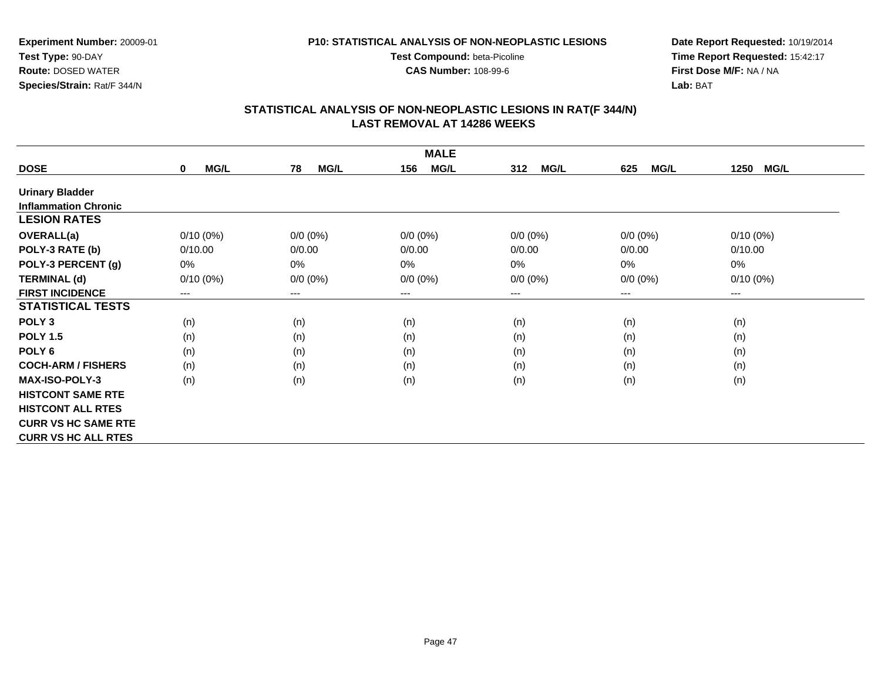**Experiment Number:** 20009-01
**Test Type:** 90-DAY
**Route:** DOSED WATER
**Species/Strain:** Rat/F 344/N

**P10: STATISTICAL ANALYSIS OF NON-NEOPLASTIC LESIONS**
**Test Compound:** beta-Picoline
**CAS Number:** 108-99-6

**Date Report Requested:** 10/19/2014
**Time Report Requested:** 15:42:17
**First Dose M/F:** NA / NA
**Lab:** BAT

## STATISTICAL ANALYSIS OF NON-NEOPLASTIC LESIONS IN RAT(F 344/N)
## LAST REMOVAL AT 14286 WEEKS

| | MALE | | | | | |
|---|---|---|---|---|---|---|
| **DOSE** | **0 MG/L** | **78 MG/L** | **156 MG/L** | **312 MG/L** | **625 MG/L** | **1250 MG/L** |
| **Urinary Bladder** | | | | | | |
| **Inflammation Chronic** | | | | | | |
| **LESION RATES** | | | | | | |
| **OVERALL(a)** | 0/10 (0%) | 0/0 (0%) | 0/0 (0%) | 0/0 (0%) | 0/0 (0%) | 0/10 (0%) |
| **POLY-3 RATE (b)** | 0/10.00 | 0/0.00 | 0/0.00 | 0/0.00 | 0/0.00 | 0/10.00 |
| **POLY-3 PERCENT (g)** | 0% | 0% | 0% | 0% | 0% | 0% |
| **TERMINAL (d)** | 0/10 (0%) | 0/0 (0%) | 0/0 (0%) | 0/0 (0%) | 0/0 (0%) | 0/10 (0%) |
| **FIRST INCIDENCE** | --- | --- | --- | --- | --- | --- |
| **STATISTICAL TESTS** | | | | | | |
| **POLY 3** | (n) | (n) | (n) | (n) | (n) | (n) |
| **POLY 1.5** | (n) | (n) | (n) | (n) | (n) | (n) |
| **POLY 6** | (n) | (n) | (n) | (n) | (n) | (n) |
| **COCH-ARM / FISHERS** | (n) | (n) | (n) | (n) | (n) | (n) |
| **MAX-ISO-POLY-3** | (n) | (n) | (n) | (n) | (n) | (n) |
| **HISTCONT SAME RTE** | | | | | | |
| **HISTCONT ALL RTES** | | | | | | |
| **CURR VS HC SAME RTE** | | | | | | |
| **CURR VS HC ALL RTES** | | | | | | |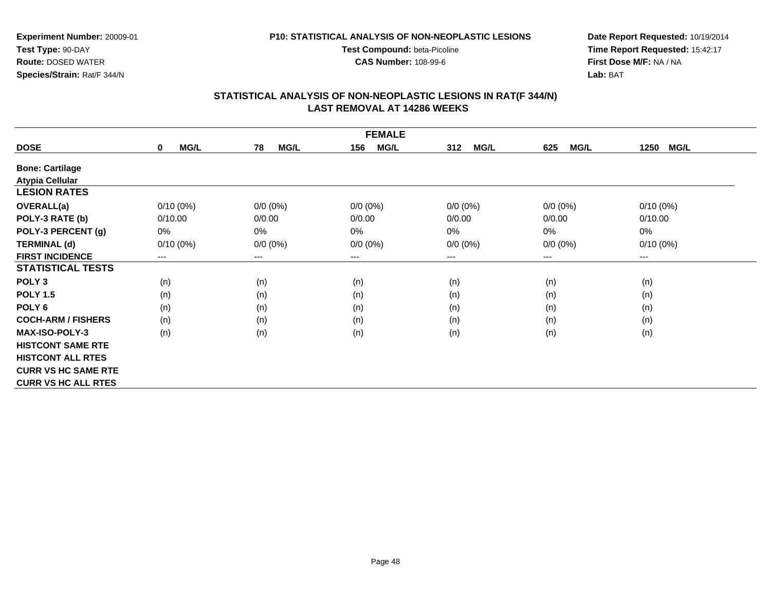**Experiment Number:** 20009-01
**Test Type:** 90-DAY
**Route:** DOSED WATER
**Species/Strain:** Rat/F 344/N

**P10: STATISTICAL ANALYSIS OF NON-NEOPLASTIC LESIONS**
**Test Compound:** beta-Picoline
**CAS Number:** 108-99-6

**Date Report Requested:** 10/19/2014
**Time Report Requested:** 15:42:17
**First Dose M/F:** NA / NA
**Lab:** BAT

## STATISTICAL ANALYSIS OF NON-NEOPLASTIC LESIONS IN RAT(F 344/N)
## LAST REMOVAL AT 14286 WEEKS

| FEMALE | | | | | | |
|---|---|---|---|---|---|---|
| **DOSE** | **0 MG/L** | **78 MG/L** | **156 MG/L** | **312 MG/L** | **625 MG/L** | **1250 MG/L** |
| **Bone: Cartilage** | | | | | | |
| **Atypia Cellular** | | | | | | |
| **LESION RATES** | | | | | | |
| **OVERALL(a)** | 0/10 (0%) | 0/0 (0%) | 0/0 (0%) | 0/0 (0%) | 0/0 (0%) | 0/10 (0%) |
| **POLY-3 RATE (b)** | 0/10.00 | 0/0.00 | 0/0.00 | 0/0.00 | 0/0.00 | 0/10.00 |
| **POLY-3 PERCENT (g)** | 0% | 0% | 0% | 0% | 0% | 0% |
| **TERMINAL (d)** | 0/10 (0%) | 0/0 (0%) | 0/0 (0%) | 0/0 (0%) | 0/0 (0%) | 0/10 (0%) |
| **FIRST INCIDENCE** | --- | --- | --- | --- | --- | --- |
| **STATISTICAL TESTS** | | | | | | |
| **POLY 3** | (n) | (n) | (n) | (n) | (n) | (n) |
| **POLY 1.5** | (n) | (n) | (n) | (n) | (n) | (n) |
| **POLY 6** | (n) | (n) | (n) | (n) | (n) | (n) |
| **COCH-ARM / FISHERS** | (n) | (n) | (n) | (n) | (n) | (n) |
| **MAX-ISO-POLY-3** | (n) | (n) | (n) | (n) | (n) | (n) |
| **HISTCONT SAME RTE** | | | | | | |
| **HISTCONT ALL RTES** | | | | | | |
| **CURR VS HC SAME RTE** | | | | | | |
| **CURR VS HC ALL RTES** | | | | | | |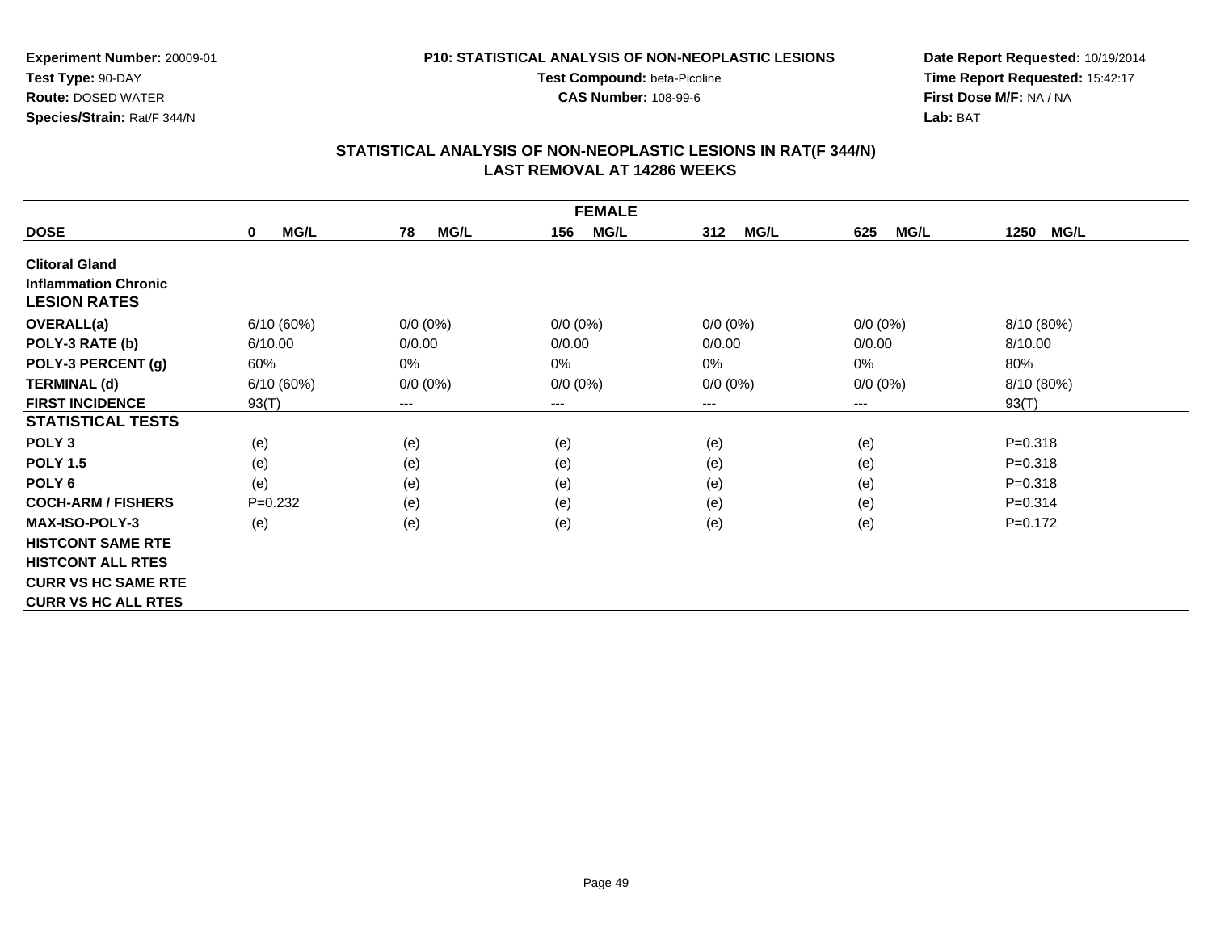**Experiment Number:** 20009-01
**Test Type:** 90-DAY
**Route:** DOSED WATER
**Species/Strain:** Rat/F 344/N

**P10: STATISTICAL ANALYSIS OF NON-NEOPLASTIC LESIONS**
**Test Compound:** beta-Picoline
**CAS Number:** 108-99-6

**Date Report Requested:** 10/19/2014
**Time Report Requested:** 15:42:17
**First Dose M/F:** NA / NA
**Lab:** BAT

## STATISTICAL ANALYSIS OF NON-NEOPLASTIC LESIONS IN RAT(F 344/N)
## LAST REMOVAL AT 14286 WEEKS

| FEMALE | | | | | | |
|---|---|---|---|---|---|---|
| **DOSE** | **0 MG/L** | **78 MG/L** | **156 MG/L** | **312 MG/L** | **625 MG/L** | **1250 MG/L** |
| **Clitoral Gland** | | | | | | |
| **Inflammation Chronic** | | | | | | |
| **LESION RATES** | | | | | | |
| **OVERALL(a)** | 6/10 (60%) | 0/0 (0%) | 0/0 (0%) | 0/0 (0%) | 0/0 (0%) | 8/10 (80%) |
| **POLY-3 RATE (b)** | 6/10.00 | 0/0.00 | 0/0.00 | 0/0.00 | 0/0.00 | 8/10.00 |
| **POLY-3 PERCENT (g)** | 60% | 0% | 0% | 0% | 0% | 80% |
| **TERMINAL (d)** | 6/10 (60%) | 0/0 (0%) | 0/0 (0%) | 0/0 (0%) | 0/0 (0%) | 8/10 (80%) |
| **FIRST INCIDENCE** | 93(T) | --- | --- | --- | --- | 93(T) |
| **STATISTICAL TESTS** | | | | | | |
| **POLY 3** | (e) | (e) | (e) | (e) | (e) | P=0.318 |
| **POLY 1.5** | (e) | (e) | (e) | (e) | (e) | P=0.318 |
| **POLY 6** | (e) | (e) | (e) | (e) | (e) | P=0.318 |
| **COCH-ARM / FISHERS** | P=0.232 | (e) | (e) | (e) | (e) | P=0.314 |
| **MAX-ISO-POLY-3** | (e) | (e) | (e) | (e) | (e) | P=0.172 |
| **HISTCONT SAME RTE** | | | | | | |
| **HISTCONT ALL RTES** | | | | | | |
| **CURR VS HC SAME RTE** | | | | | | |
| **CURR VS HC ALL RTES** | | | | | | |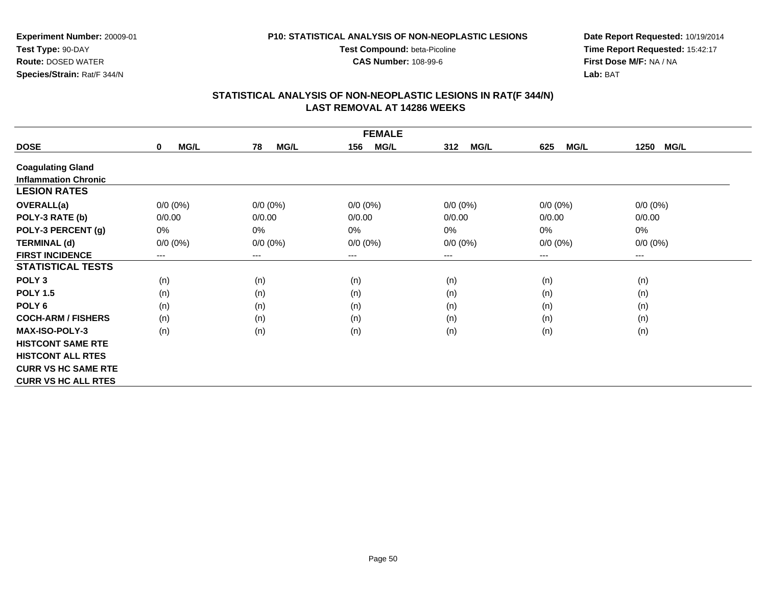**Experiment Number:** 20009-01
**Test Type:** 90-DAY
**Route:** DOSED WATER
**Species/Strain:** Rat/F 344/N

**P10: STATISTICAL ANALYSIS OF NON-NEOPLASTIC LESIONS**
**Test Compound:** beta-Picoline
**CAS Number:** 108-99-6

**Date Report Requested:** 10/19/2014
**Time Report Requested:** 15:42:17
**First Dose M/F:** NA / NA
**Lab:** BAT

## STATISTICAL ANALYSIS OF NON-NEOPLASTIC LESIONS IN RAT(F 344/N)
## LAST REMOVAL AT 14286 WEEKS

| FEMALE | | | | | | |
|---|---|---|---|---|---|---|
| **DOSE** | **0 MG/L** | **78 MG/L** | **156 MG/L** | **312 MG/L** | **625 MG/L** | **1250 MG/L** |
| **Coagulating Gland** | | | | | | |
| **Inflammation Chronic** | | | | | | |
| **LESION RATES** | | | | | | |
| **OVERALL(a)** | 0/0 (0%) | 0/0 (0%) | 0/0 (0%) | 0/0 (0%) | 0/0 (0%) | 0/0 (0%) |
| **POLY-3 RATE (b)** | 0/0.00 | 0/0.00 | 0/0.00 | 0/0.00 | 0/0.00 | 0/0.00 |
| **POLY-3 PERCENT (g)** | 0% | 0% | 0% | 0% | 0% | 0% |
| **TERMINAL (d)** | 0/0 (0%) | 0/0 (0%) | 0/0 (0%) | 0/0 (0%) | 0/0 (0%) | 0/0 (0%) |
| **FIRST INCIDENCE** | --- | --- | --- | --- | --- | --- |
| **STATISTICAL TESTS** | | | | | | |
| **POLY 3** | (n) | (n) | (n) | (n) | (n) | (n) |
| **POLY 1.5** | (n) | (n) | (n) | (n) | (n) | (n) |
| **POLY 6** | (n) | (n) | (n) | (n) | (n) | (n) |
| **COCH-ARM / FISHERS** | (n) | (n) | (n) | (n) | (n) | (n) |
| **MAX-ISO-POLY-3** | (n) | (n) | (n) | (n) | (n) | (n) |
| **HISTCONT SAME RTE** | | | | | | |
| **HISTCONT ALL RTES** | | | | | | |
| **CURR VS HC SAME RTE** | | | | | | |
| **CURR VS HC ALL RTES** | | | | | | |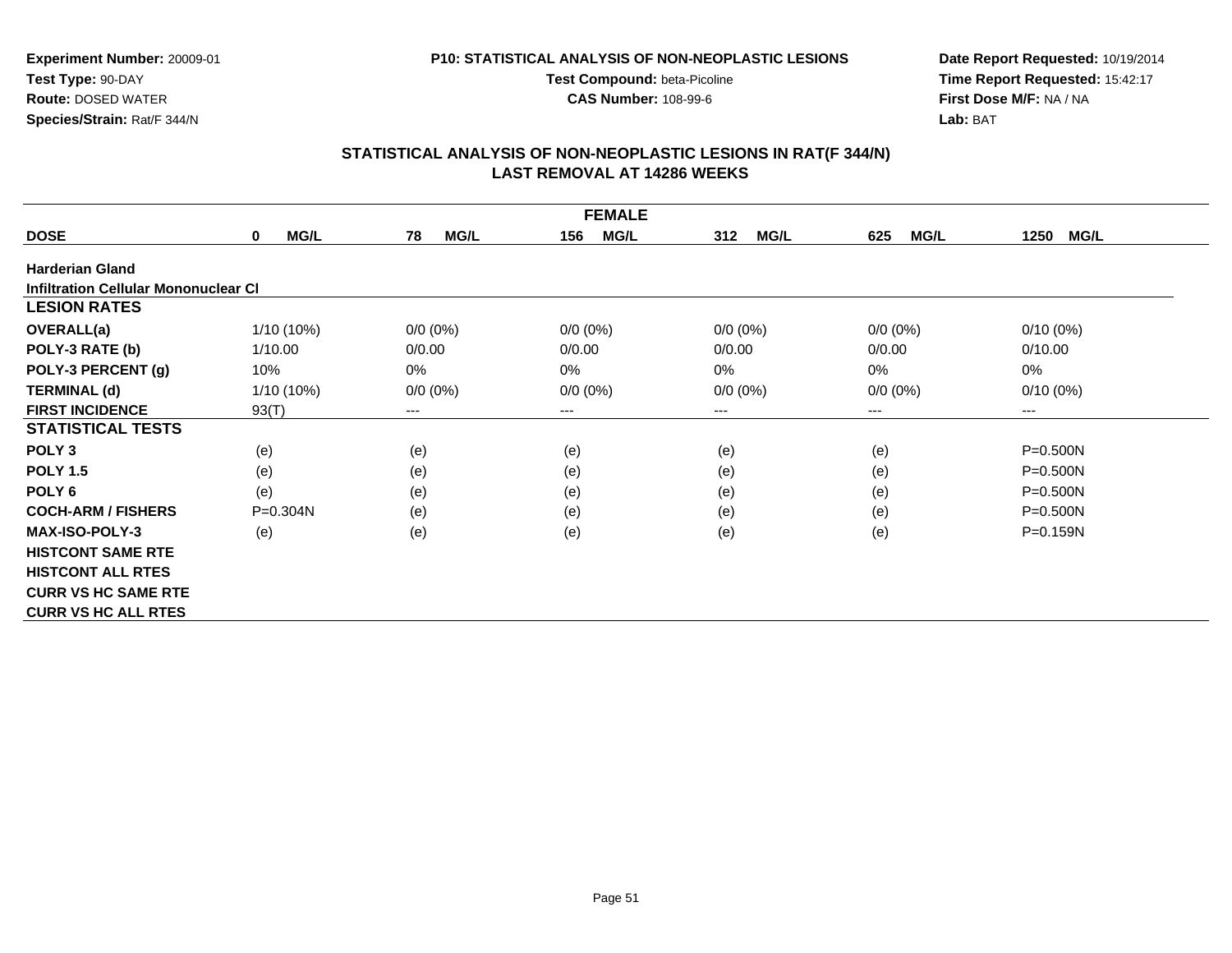**Experiment Number:** 20009-01
**Test Type:** 90-DAY
**Route:** DOSED WATER
**Species/Strain:** Rat/F 344/N

**P10: STATISTICAL ANALYSIS OF NON-NEOPLASTIC LESIONS**
**Test Compound:** beta-Picoline
**CAS Number:** 108-99-6

**Date Report Requested:** 10/19/2014
**Time Report Requested:** 15:42:17
**First Dose M/F:** NA / NA
**Lab:** BAT

## STATISTICAL ANALYSIS OF NON-NEOPLASTIC LESIONS IN RAT(F 344/N)
## LAST REMOVAL AT 14286 WEEKS

| FEMALE | | | | | | |
|---|---|---|---|---|---|---|
| **DOSE** | **0 MG/L** | **78 MG/L** | **156 MG/L** | **312 MG/L** | **625 MG/L** | **1250 MG/L** |
| **Harderian Gland** | | | | | | |
| **Infiltration Cellular Mononuclear Cl** | | | | | | |
| **LESION RATES** | | | | | | |
| **OVERALL(a)** | 1/10 (10%) | 0/0 (0%) | 0/0 (0%) | 0/0 (0%) | 0/0 (0%) | 0/10 (0%) |
| **POLY-3 RATE (b)** | 1/10.00 | 0/0.00 | 0/0.00 | 0/0.00 | 0/0.00 | 0/10.00 |
| **POLY-3 PERCENT (g)** | 10% | 0% | 0% | 0% | 0% | 0% |
| **TERMINAL (d)** | 1/10 (10%) | 0/0 (0%) | 0/0 (0%) | 0/0 (0%) | 0/0 (0%) | 0/10 (0%) |
| **FIRST INCIDENCE** | 93(T) | --- | --- | --- | --- | --- |
| **STATISTICAL TESTS** | | | | | | |
| **POLY 3** | (e) | (e) | (e) | (e) | (e) | P=0.500N |
| **POLY 1.5** | (e) | (e) | (e) | (e) | (e) | P=0.500N |
| **POLY 6** | (e) | (e) | (e) | (e) | (e) | P=0.500N |
| **COCH-ARM / FISHERS** | P=0.304N | (e) | (e) | (e) | (e) | P=0.500N |
| **MAX-ISO-POLY-3** | (e) | (e) | (e) | (e) | (e) | P=0.159N |
| **HISTCONT SAME RTE** | | | | | | |
| **HISTCONT ALL RTES** | | | | | | |
| **CURR VS HC SAME RTE** | | | | | | |
| **CURR VS HC ALL RTES** | | | | | | |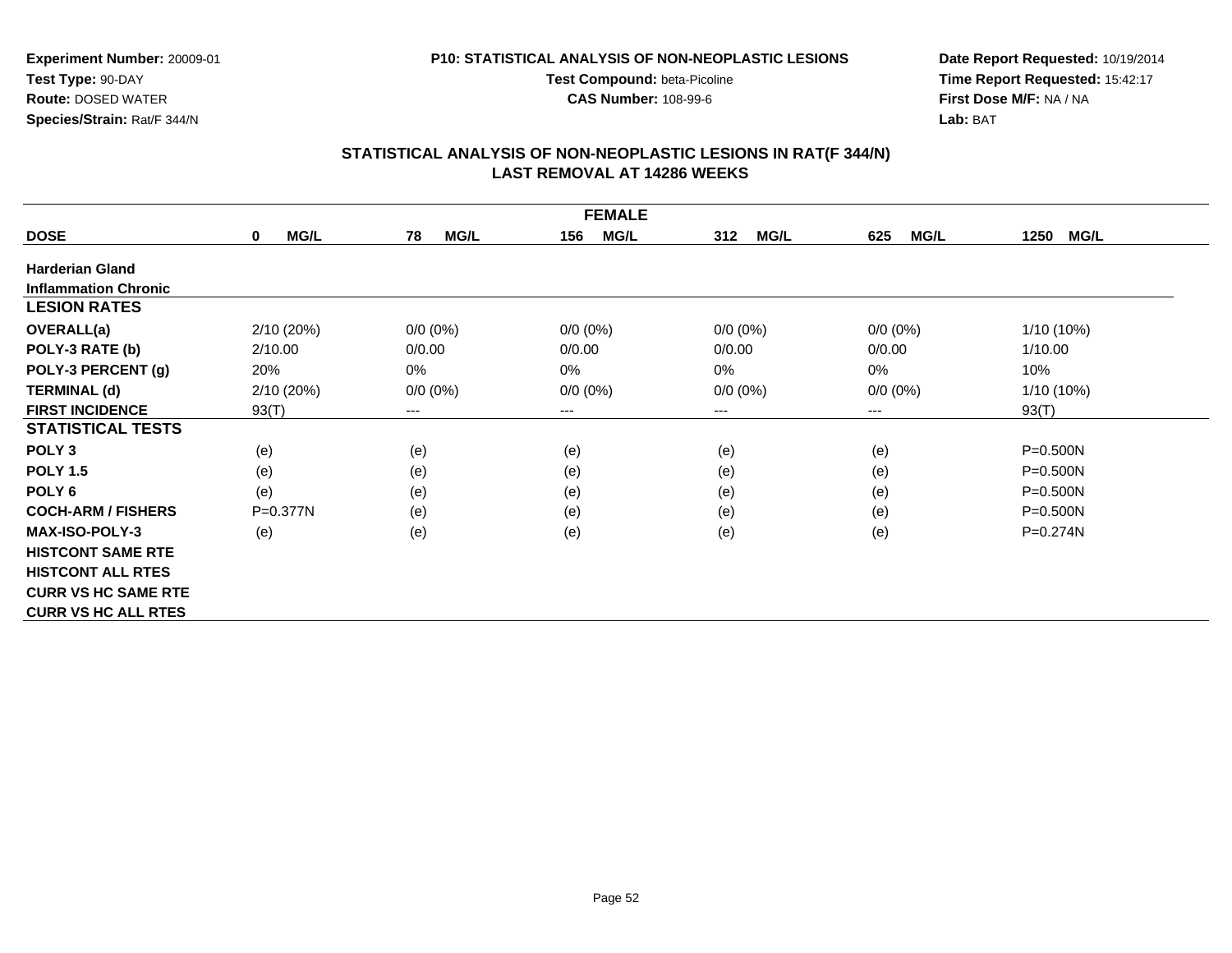**Experiment Number:** 20009-01
**Test Type:** 90-DAY
**Route:** DOSED WATER
**Species/Strain:** Rat/F 344/N

**P10: STATISTICAL ANALYSIS OF NON-NEOPLASTIC LESIONS**
**Test Compound:** beta-Picoline
**CAS Number:** 108-99-6

**Date Report Requested:** 10/19/2014
**Time Report Requested:** 15:42:17
**First Dose M/F:** NA / NA
**Lab:** BAT

## STATISTICAL ANALYSIS OF NON-NEOPLASTIC LESIONS IN RAT(F 344/N)
## LAST REMOVAL AT 14286 WEEKS

| FEMALE | | | | | | |
|---|---|---|---|---|---|---|
| **DOSE** | **0 MG/L** | **78 MG/L** | **156 MG/L** | **312 MG/L** | **625 MG/L** | **1250 MG/L** |
| **Harderian Gland** | | | | | | |
| **Inflammation Chronic** | | | | | | |
| **LESION RATES** | | | | | | |
| **OVERALL(a)** | 2/10 (20%) | 0/0 (0%) | 0/0 (0%) | 0/0 (0%) | 0/0 (0%) | 1/10 (10%) |
| **POLY-3 RATE (b)** | 2/10.00 | 0/0.00 | 0/0.00 | 0/0.00 | 0/0.00 | 1/10.00 |
| **POLY-3 PERCENT (g)** | 20% | 0% | 0% | 0% | 0% | 10% |
| **TERMINAL (d)** | 2/10 (20%) | 0/0 (0%) | 0/0 (0%) | 0/0 (0%) | 0/0 (0%) | 1/10 (10%) |
| **FIRST INCIDENCE** | 93(T) | --- | --- | --- | --- | 93(T) |
| **STATISTICAL TESTS** | | | | | | |
| **POLY 3** | (e) | (e) | (e) | (e) | (e) | P=0.500N |
| **POLY 1.5** | (e) | (e) | (e) | (e) | (e) | P=0.500N |
| **POLY 6** | (e) | (e) | (e) | (e) | (e) | P=0.500N |
| **COCH-ARM / FISHERS** | P=0.377N | (e) | (e) | (e) | (e) | P=0.500N |
| **MAX-ISO-POLY-3** | (e) | (e) | (e) | (e) | (e) | P=0.274N |
| **HISTCONT SAME RTE** | | | | | | |
| **HISTCONT ALL RTES** | | | | | | |
| **CURR VS HC SAME RTE** | | | | | | |
| **CURR VS HC ALL RTES** | | | | | | |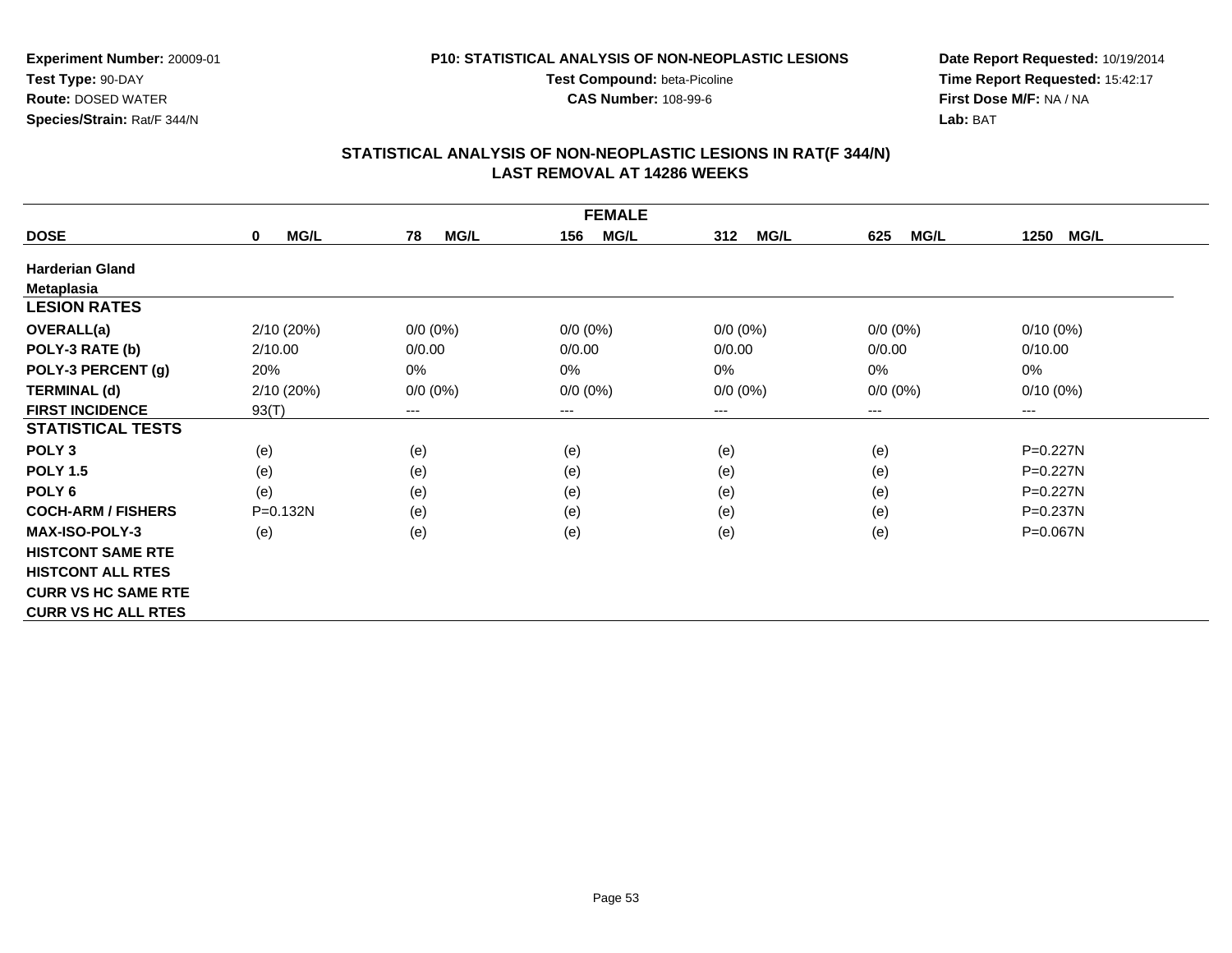**Experiment Number:** 20009-01
**Test Type:** 90-DAY
**Route:** DOSED WATER
**Species/Strain:** Rat/F 344/N

**P10: STATISTICAL ANALYSIS OF NON-NEOPLASTIC LESIONS**
**Test Compound:** beta-Picoline
**CAS Number:** 108-99-6

**Date Report Requested:** 10/19/2014
**Time Report Requested:** 15:42:17
**First Dose M/F:** NA / NA
**Lab:** BAT

## STATISTICAL ANALYSIS OF NON-NEOPLASTIC LESIONS IN RAT(F 344/N)
## LAST REMOVAL AT 14286 WEEKS

| FEMALE | | | | | | |
|---|---|---|---|---|---|---|
| **DOSE** | **0 MG/L** | **78 MG/L** | **156 MG/L** | **312 MG/L** | **625 MG/L** | **1250 MG/L** |
| **Harderian Gland** | | | | | | |
| **Metaplasia** | | | | | | |
| **LESION RATES** | | | | | | |
| **OVERALL(a)** | 2/10 (20%) | 0/0 (0%) | 0/0 (0%) | 0/0 (0%) | 0/0 (0%) | 0/10 (0%) |
| **POLY-3 RATE (b)** | 2/10.00 | 0/0.00 | 0/0.00 | 0/0.00 | 0/0.00 | 0/10.00 |
| **POLY-3 PERCENT (g)** | 20% | 0% | 0% | 0% | 0% | 0% |
| **TERMINAL (d)** | 2/10 (20%) | 0/0 (0%) | 0/0 (0%) | 0/0 (0%) | 0/0 (0%) | 0/10 (0%) |
| **FIRST INCIDENCE** | 93(T) | --- | --- | --- | --- | --- |
| **STATISTICAL TESTS** | | | | | | |
| **POLY 3** | (e) | (e) | (e) | (e) | (e) | P=0.227N |
| **POLY 1.5** | (e) | (e) | (e) | (e) | (e) | P=0.227N |
| **POLY 6** | (e) | (e) | (e) | (e) | (e) | P=0.227N |
| **COCH-ARM / FISHERS** | P=0.132N | (e) | (e) | (e) | (e) | P=0.237N |
| **MAX-ISO-POLY-3** | (e) | (e) | (e) | (e) | (e) | P=0.067N |
| **HISTCONT SAME RTE** | | | | | | |
| **HISTCONT ALL RTES** | | | | | | |
| **CURR VS HC SAME RTE** | | | | | | |
| **CURR VS HC ALL RTES** | | | | | | |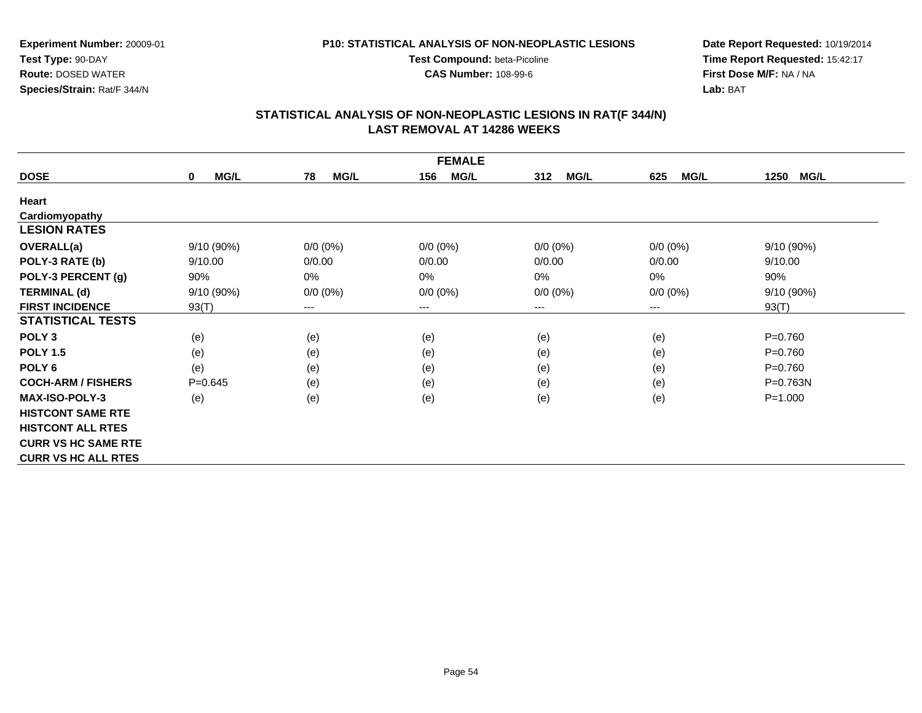Experiment Number: 20009-01
Test Type: 90-DAY
Route: DOSED WATER
Species/Strain: Rat/F 344/N

P10: STATISTICAL ANALYSIS OF NON-NEOPLASTIC LESIONS
Test Compound: beta-Picoline
CAS Number: 108-99-6

Date Report Requested: 10/19/2014
Time Report Requested: 15:42:17
First Dose M/F: NA / NA
Lab: BAT

## STATISTICAL ANALYSIS OF NON-NEOPLASTIC LESIONS IN RAT(F 344/N)
## LAST REMOVAL AT 14286 WEEKS

| FEMALE | | | | | | |
|---|---|---|---|---|---|---|
| **DOSE** | **0 MG/L** | **78 MG/L** | **156 MG/L** | **312 MG/L** | **625 MG/L** | **1250 MG/L** |
| **Heart** | | | | | | |
| **Cardiomyopathy** | | | | | | |
| **LESION RATES** | | | | | | |
| **OVERALL(a)** | 9/10 (90%) | 0/0 (0%) | 0/0 (0%) | 0/0 (0%) | 0/0 (0%) | 9/10 (90%) |
| **POLY-3 RATE (b)** | 9/10.00 | 0/0.00 | 0/0.00 | 0/0.00 | 0/0.00 | 9/10.00 |
| **POLY-3 PERCENT (g)** | 90% | 0% | 0% | 0% | 0% | 90% |
| **TERMINAL (d)** | 9/10 (90%) | 0/0 (0%) | 0/0 (0%) | 0/0 (0%) | 0/0 (0%) | 9/10 (90%) |
| **FIRST INCIDENCE** | 93(T) | --- | --- | --- | --- | 93(T) |
| **STATISTICAL TESTS** | | | | | | |
| **POLY 3** | (e) | (e) | (e) | (e) | (e) | P=0.760 |
| **POLY 1.5** | (e) | (e) | (e) | (e) | (e) | P=0.760 |
| **POLY 6** | (e) | (e) | (e) | (e) | (e) | P=0.760 |
| **COCH-ARM / FISHERS** | P=0.645 | (e) | (e) | (e) | (e) | P=0.763N |
| **MAX-ISO-POLY-3** | (e) | (e) | (e) | (e) | (e) | P=1.000 |
| **HISTCONT SAME RTE** | | | | | | |
| **HISTCONT ALL RTES** | | | | | | |
| **CURR VS HC SAME RTE** | | | | | | |
| **CURR VS HC ALL RTES** | | | | | | |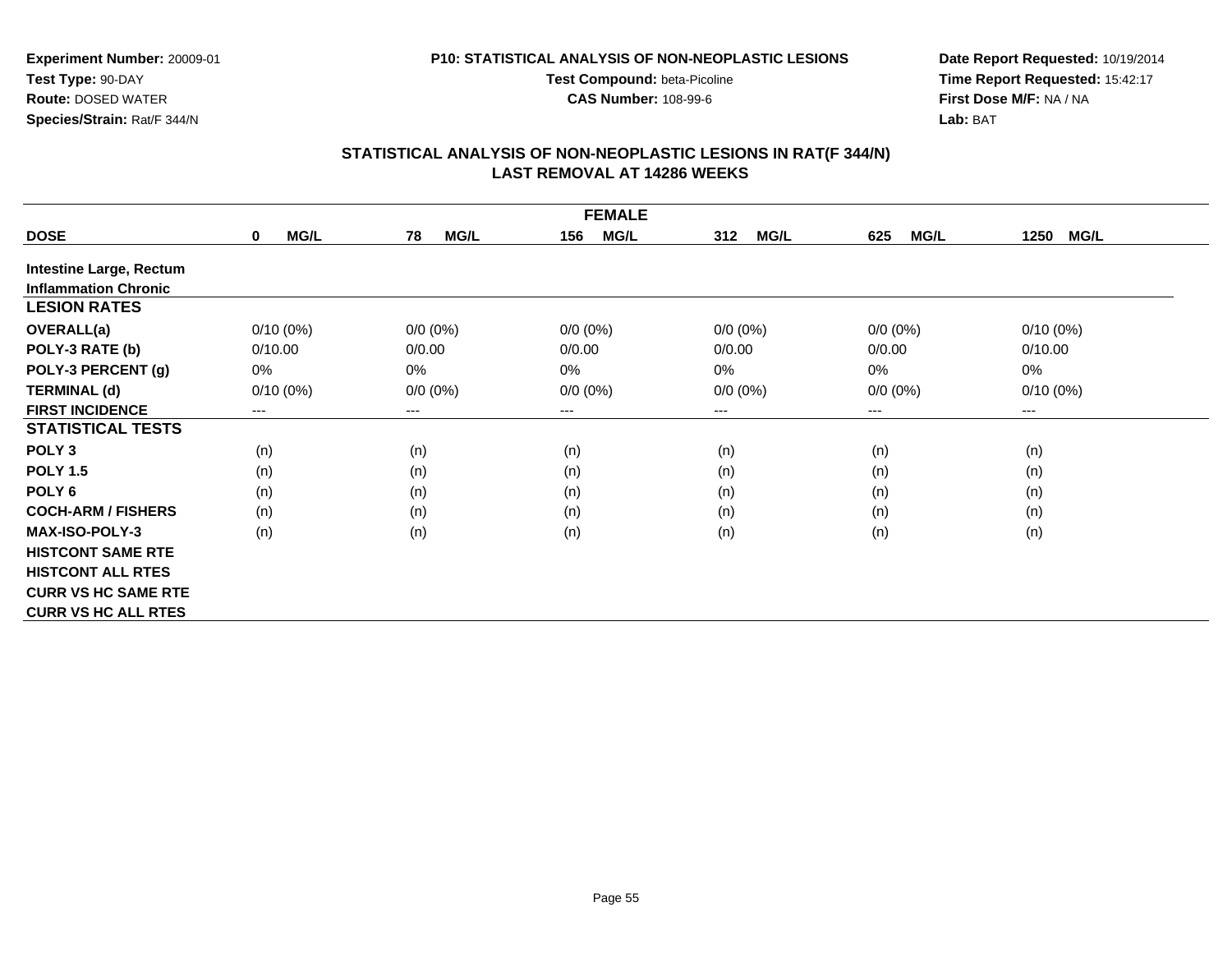**Experiment Number:** 20009-01
**Test Type:** 90-DAY
**Route:** DOSED WATER
**Species/Strain:** Rat/F 344/N

**P10: STATISTICAL ANALYSIS OF NON-NEOPLASTIC LESIONS**
**Test Compound:** beta-Picoline
**CAS Number:** 108-99-6

**Date Report Requested:** 10/19/2014
**Time Report Requested:** 15:42:17
**First Dose M/F:** NA / NA
**Lab:** BAT

## STATISTICAL ANALYSIS OF NON-NEOPLASTIC LESIONS IN RAT(F 344/N)
## LAST REMOVAL AT 14286 WEEKS

| FEMALE | | | | | | |
|---|---|---|---|---|---|---|
| **DOSE** | **0 MG/L** | **78 MG/L** | **156 MG/L** | **312 MG/L** | **625 MG/L** | **1250 MG/L** |
| **Intestine Large, Rectum** | | | | | | |
| **Inflammation Chronic** | | | | | | |
| **LESION RATES** | | | | | | |
| **OVERALL(a)** | 0/10 (0%) | 0/0 (0%) | 0/0 (0%) | 0/0 (0%) | 0/0 (0%) | 0/10 (0%) |
| **POLY-3 RATE (b)** | 0/10.00 | 0/0.00 | 0/0.00 | 0/0.00 | 0/0.00 | 0/10.00 |
| **POLY-3 PERCENT (g)** | 0% | 0% | 0% | 0% | 0% | 0% |
| **TERMINAL (d)** | 0/10 (0%) | 0/0 (0%) | 0/0 (0%) | 0/0 (0%) | 0/0 (0%) | 0/10 (0%) |
| **FIRST INCIDENCE** | --- | --- | --- | --- | --- | --- |
| **STATISTICAL TESTS** | | | | | | |
| **POLY 3** | (n) | (n) | (n) | (n) | (n) | (n) |
| **POLY 1.5** | (n) | (n) | (n) | (n) | (n) | (n) |
| **POLY 6** | (n) | (n) | (n) | (n) | (n) | (n) |
| **COCH-ARM / FISHERS** | (n) | (n) | (n) | (n) | (n) | (n) |
| **MAX-ISO-POLY-3** | (n) | (n) | (n) | (n) | (n) | (n) |
| **HISTCONT SAME RTE** | | | | | | |
| **HISTCONT ALL RTES** | | | | | | |
| **CURR VS HC SAME RTE** | | | | | | |
| **CURR VS HC ALL RTES** | | | | | | |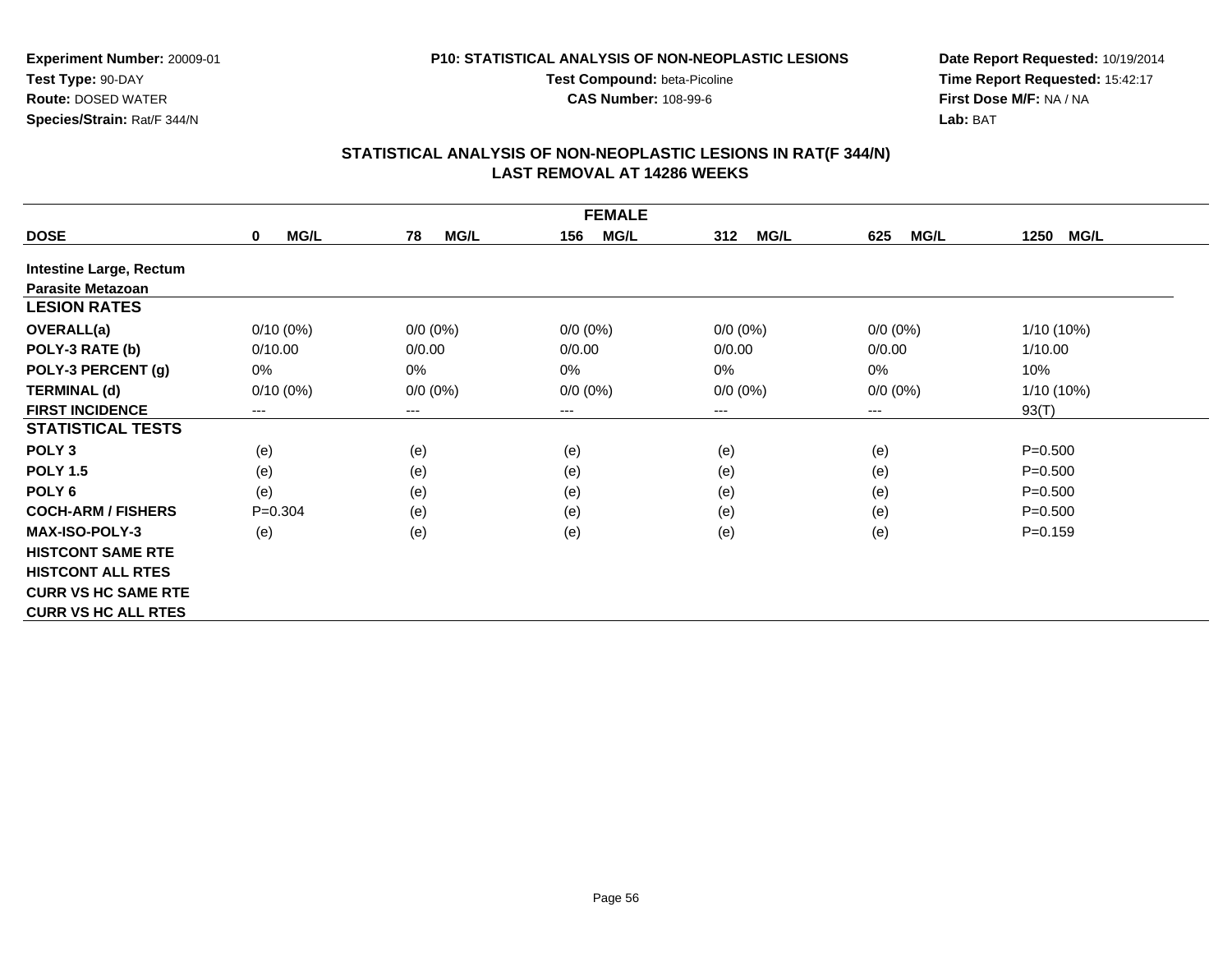**Experiment Number:** 20009-01
**Test Type:** 90-DAY
**Route:** DOSED WATER
**Species/Strain:** Rat/F 344/N

**P10: STATISTICAL ANALYSIS OF NON-NEOPLASTIC LESIONS**
**Test Compound:** beta-Picoline
**CAS Number:** 108-99-6

**Date Report Requested:** 10/19/2014
**Time Report Requested:** 15:42:17
**First Dose M/F:** NA / NA
**Lab:** BAT

## STATISTICAL ANALYSIS OF NON-NEOPLASTIC LESIONS IN RAT(F 344/N)
## LAST REMOVAL AT 14286 WEEKS

| FEMALE | | | | | | |
|---|---|---|---|---|---|---|
| **DOSE** | **0 MG/L** | **78 MG/L** | **156 MG/L** | **312 MG/L** | **625 MG/L** | **1250 MG/L** |
| **Intestine Large, Rectum** | | | | | | |
| **Parasite Metazoan** | | | | | | |
| **LESION RATES** | | | | | | |
| **OVERALL(a)** | 0/10 (0%) | 0/0 (0%) | 0/0 (0%) | 0/0 (0%) | 0/0 (0%) | 1/10 (10%) |
| **POLY-3 RATE (b)** | 0/10.00 | 0/0.00 | 0/0.00 | 0/0.00 | 0/0.00 | 1/10.00 |
| **POLY-3 PERCENT (g)** | 0% | 0% | 0% | 0% | 0% | 10% |
| **TERMINAL (d)** | 0/10 (0%) | 0/0 (0%) | 0/0 (0%) | 0/0 (0%) | 0/0 (0%) | 1/10 (10%) |
| **FIRST INCIDENCE** | --- | --- | --- | --- | --- | 93(T) |
| **STATISTICAL TESTS** | | | | | | |
| **POLY 3** | (e) | (e) | (e) | (e) | (e) | P=0.500 |
| **POLY 1.5** | (e) | (e) | (e) | (e) | (e) | P=0.500 |
| **POLY 6** | (e) | (e) | (e) | (e) | (e) | P=0.500 |
| **COCH-ARM / FISHERS** | P=0.304 | (e) | (e) | (e) | (e) | P=0.500 |
| **MAX-ISO-POLY-3** | (e) | (e) | (e) | (e) | (e) | P=0.159 |
| **HISTCONT SAME RTE** | | | | | | |
| **HISTCONT ALL RTES** | | | | | | |
| **CURR VS HC SAME RTE** | | | | | | |
| **CURR VS HC ALL RTES** | | | | | | |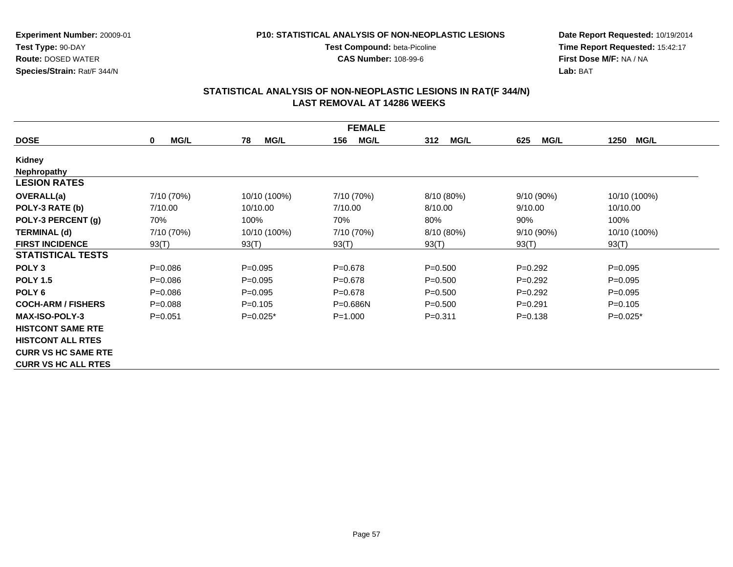**Experiment Number:** 20009-01
**Test Type:** 90-DAY
**Route:** DOSED WATER
**Species/Strain:** Rat/F 344/N

**P10: STATISTICAL ANALYSIS OF NON-NEOPLASTIC LESIONS**
**Test Compound:** beta-Picoline
**CAS Number:** 108-99-6

**Date Report Requested:** 10/19/2014
**Time Report Requested:** 15:42:17
**First Dose M/F:** NA / NA
**Lab:** BAT

## STATISTICAL ANALYSIS OF NON-NEOPLASTIC LESIONS IN RAT(F 344/N)
## LAST REMOVAL AT 14286 WEEKS

| FEMALE | | | | | | |
|---|---|---|---|---|---|---|
| **DOSE** | **0 MG/L** | **78 MG/L** | **156 MG/L** | **312 MG/L** | **625 MG/L** | **1250 MG/L** |
| **Kidney** | | | | | | |
| **Nephropathy** | | | | | | |
| **LESION RATES** | | | | | | |
| **OVERALL(a)** | 7/10 (70%) | 10/10 (100%) | 7/10 (70%) | 8/10 (80%) | 9/10 (90%) | 10/10 (100%) |
| **POLY-3 RATE (b)** | 7/10.00 | 10/10.00 | 7/10.00 | 8/10.00 | 9/10.00 | 10/10.00 |
| **POLY-3 PERCENT (g)** | 70% | 100% | 70% | 80% | 90% | 100% |
| **TERMINAL (d)** | 7/10 (70%) | 10/10 (100%) | 7/10 (70%) | 8/10 (80%) | 9/10 (90%) | 10/10 (100%) |
| **FIRST INCIDENCE** | 93(T) | 93(T) | 93(T) | 93(T) | 93(T) | 93(T) |
| **STATISTICAL TESTS** | | | | | | |
| **POLY 3** | P=0.086 | P=0.095 | P=0.678 | P=0.500 | P=0.292 | P=0.095 |
| **POLY 1.5** | P=0.086 | P=0.095 | P=0.678 | P=0.500 | P=0.292 | P=0.095 |
| **POLY 6** | P=0.086 | P=0.095 | P=0.678 | P=0.500 | P=0.292 | P=0.095 |
| **COCH-ARM / FISHERS** | P=0.088 | P=0.105 | P=0.686N | P=0.500 | P=0.291 | P=0.105 |
| **MAX-ISO-POLY-3** | P=0.051 | P=0.025* | P=1.000 | P=0.311 | P=0.138 | P=0.025* |
| **HISTCONT SAME RTE** | | | | | | |
| **HISTCONT ALL RTES** | | | | | | |
| **CURR VS HC SAME RTE** | | | | | | |
| **CURR VS HC ALL RTES** | | | | | | |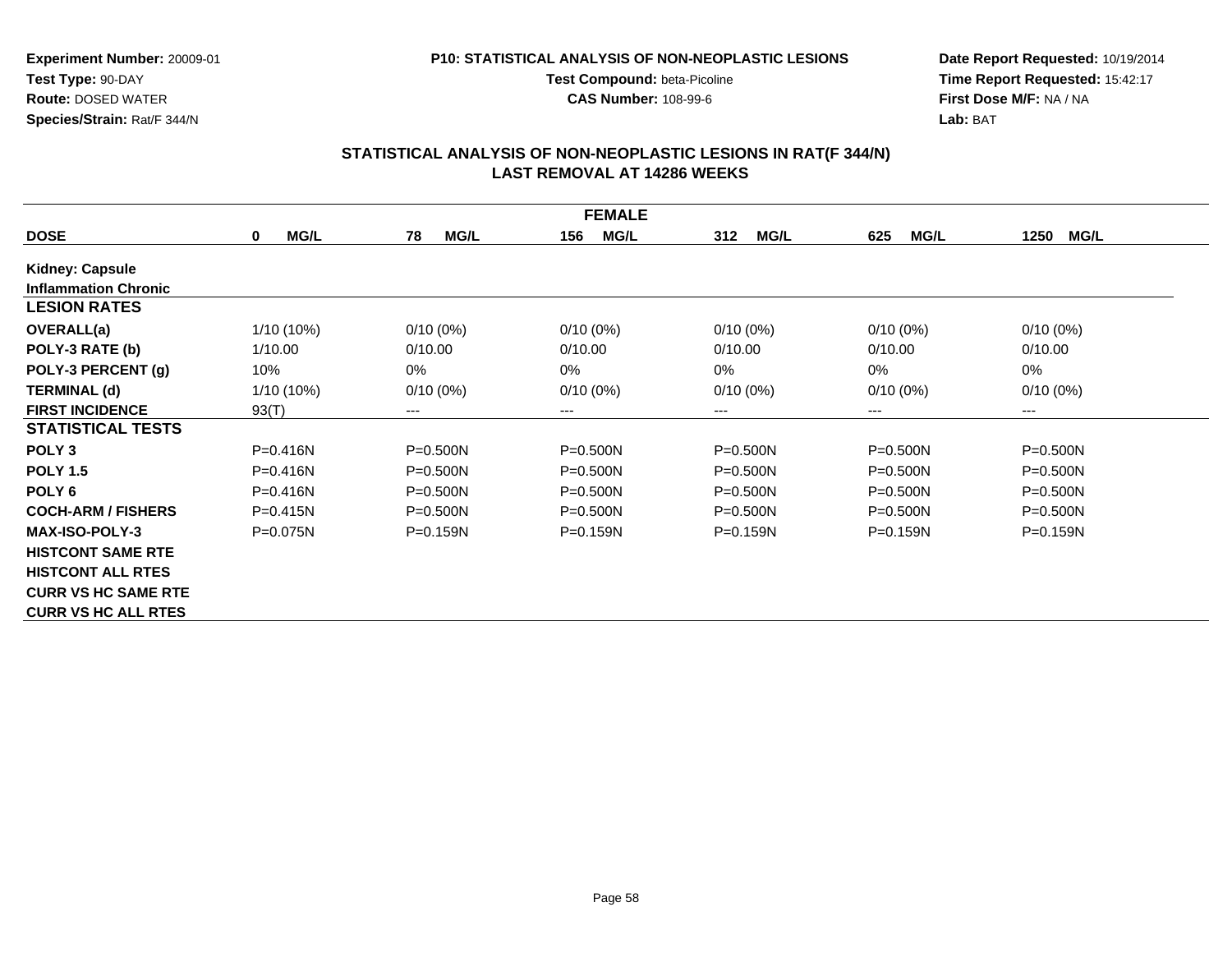**Experiment Number:** 20009-01
**Test Type:** 90-DAY
**Route:** DOSED WATER
**Species/Strain:** Rat/F 344/N

**P10: STATISTICAL ANALYSIS OF NON-NEOPLASTIC LESIONS**
**Test Compound:** beta-Picoline
**CAS Number:** 108-99-6

**Date Report Requested:** 10/19/2014
**Time Report Requested:** 15:42:17
**First Dose M/F:** NA / NA
**Lab:** BAT

## STATISTICAL ANALYSIS OF NON-NEOPLASTIC LESIONS IN RAT(F 344/N)
## LAST REMOVAL AT 14286 WEEKS

| FEMALE | | | | | | |
|---|---|---|---|---|---|---|
| **DOSE** | **0 MG/L** | **78 MG/L** | **156 MG/L** | **312 MG/L** | **625 MG/L** | **1250 MG/L** |
| **Kidney: Capsule** | | | | | | |
| **Inflammation Chronic** | | | | | | |
| **LESION RATES** | | | | | | |
| **OVERALL(a)** | 1/10 (10%) | 0/10 (0%) | 0/10 (0%) | 0/10 (0%) | 0/10 (0%) | 0/10 (0%) |
| **POLY-3 RATE (b)** | 1/10.00 | 0/10.00 | 0/10.00 | 0/10.00 | 0/10.00 | 0/10.00 |
| **POLY-3 PERCENT (g)** | 10% | 0% | 0% | 0% | 0% | 0% |
| **TERMINAL (d)** | 1/10 (10%) | 0/10 (0%) | 0/10 (0%) | 0/10 (0%) | 0/10 (0%) | 0/10 (0%) |
| **FIRST INCIDENCE** | 93(T) | --- | --- | --- | --- | --- |
| **STATISTICAL TESTS** | | | | | | |
| **POLY 3** | P=0.416N | P=0.500N | P=0.500N | P=0.500N | P=0.500N | P=0.500N |
| **POLY 1.5** | P=0.416N | P=0.500N | P=0.500N | P=0.500N | P=0.500N | P=0.500N |
| **POLY 6** | P=0.416N | P=0.500N | P=0.500N | P=0.500N | P=0.500N | P=0.500N |
| **COCH-ARM / FISHERS** | P=0.415N | P=0.500N | P=0.500N | P=0.500N | P=0.500N | P=0.500N |
| **MAX-ISO-POLY-3** | P=0.075N | P=0.159N | P=0.159N | P=0.159N | P=0.159N | P=0.159N |
| **HISTCONT SAME RTE** | | | | | | |
| **HISTCONT ALL RTES** | | | | | | |
| **CURR VS HC SAME RTE** | | | | | | |
| **CURR VS HC ALL RTES** | | | | | | |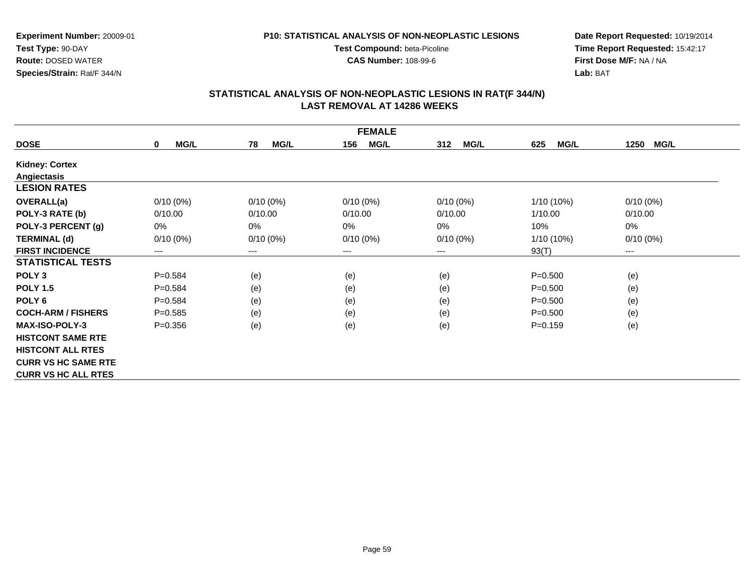**Experiment Number:** 20009-01
**Test Type:** 90-DAY
**Route:** DOSED WATER
**Species/Strain:** Rat/F 344/N

**P10: STATISTICAL ANALYSIS OF NON-NEOPLASTIC LESIONS**
**Test Compound:** beta-Picoline
**CAS Number:** 108-99-6

**Date Report Requested:** 10/19/2014
**Time Report Requested:** 15:42:17
**First Dose M/F:** NA / NA
**Lab:** BAT

## STATISTICAL ANALYSIS OF NON-NEOPLASTIC LESIONS IN RAT(F 344/N)
## LAST REMOVAL AT 14286 WEEKS

| FEMALE | | | | | | |
|---|---|---|---|---|---|---|
| **DOSE** | **0 MG/L** | **78 MG/L** | **156 MG/L** | **312 MG/L** | **625 MG/L** | **1250 MG/L** |
| **Kidney: Cortex** | | | | | | |
| **Angiectasis** | | | | | | |
| **LESION RATES** | | | | | | |
| **OVERALL(a)** | 0/10 (0%) | 0/10 (0%) | 0/10 (0%) | 0/10 (0%) | 1/10 (10%) | 0/10 (0%) |
| **POLY-3 RATE (b)** | 0/10.00 | 0/10.00 | 0/10.00 | 0/10.00 | 1/10.00 | 0/10.00 |
| **POLY-3 PERCENT (g)** | 0% | 0% | 0% | 0% | 10% | 0% |
| **TERMINAL (d)** | 0/10 (0%) | 0/10 (0%) | 0/10 (0%) | 0/10 (0%) | 1/10 (10%) | 0/10 (0%) |
| **FIRST INCIDENCE** | --- | --- | --- | --- | 93(T) | --- |
| **STATISTICAL TESTS** | | | | | | |
| **POLY 3** | P=0.584 | (e) | (e) | (e) | P=0.500 | (e) |
| **POLY 1.5** | P=0.584 | (e) | (e) | (e) | P=0.500 | (e) |
| **POLY 6** | P=0.584 | (e) | (e) | (e) | P=0.500 | (e) |
| **COCH-ARM / FISHERS** | P=0.585 | (e) | (e) | (e) | P=0.500 | (e) |
| **MAX-ISO-POLY-3** | P=0.356 | (e) | (e) | (e) | P=0.159 | (e) |
| **HISTCONT SAME RTE** | | | | | | |
| **HISTCONT ALL RTES** | | | | | | |
| **CURR VS HC SAME RTE** | | | | | | |
| **CURR VS HC ALL RTES** | | | | | | |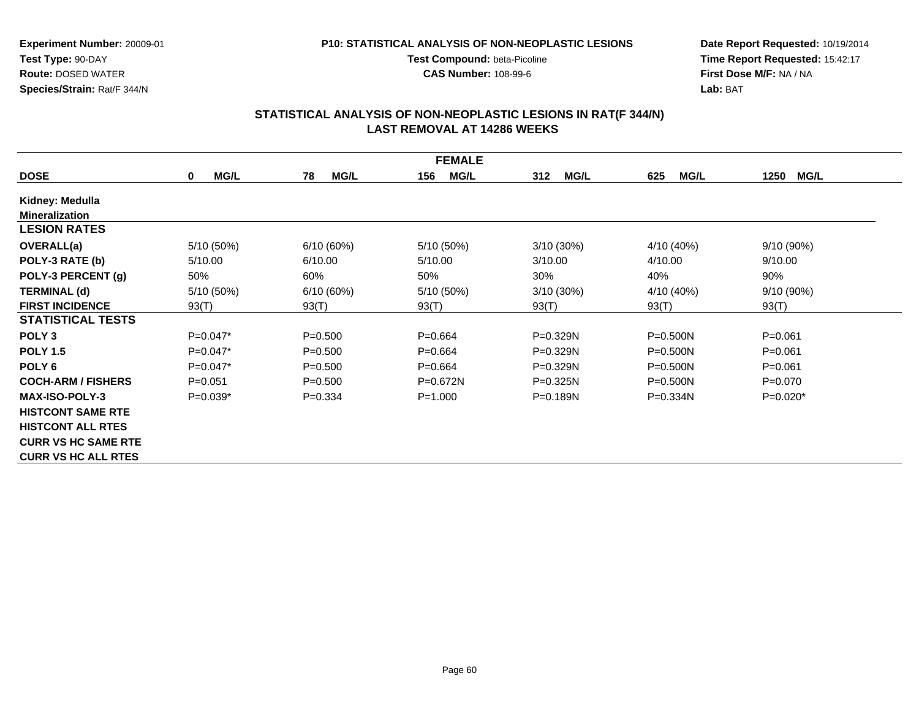**Experiment Number:** 20009-01
**Test Type:** 90-DAY
**Route:** DOSED WATER
**Species/Strain:** Rat/F 344/N

**P10: STATISTICAL ANALYSIS OF NON-NEOPLASTIC LESIONS**
**Test Compound:** beta-Picoline
**CAS Number:** 108-99-6

**Date Report Requested:** 10/19/2014
**Time Report Requested:** 15:42:17
**First Dose M/F:** NA / NA
**Lab:** BAT

## STATISTICAL ANALYSIS OF NON-NEOPLASTIC LESIONS IN RAT(F 344/N)
## LAST REMOVAL AT 14286 WEEKS

| FEMALE | | | | | | |
|---|---|---|---|---|---|---|
| **DOSE** | **0 MG/L** | **78 MG/L** | **156 MG/L** | **312 MG/L** | **625 MG/L** | **1250 MG/L** |
| **Kidney: Medulla** | | | | | | |
| **Mineralization** | | | | | | |
| **LESION RATES** | | | | | | |
| **OVERALL(a)** | 5/10 (50%) | 6/10 (60%) | 5/10 (50%) | 3/10 (30%) | 4/10 (40%) | 9/10 (90%) |
| **POLY-3 RATE (b)** | 5/10.00 | 6/10.00 | 5/10.00 | 3/10.00 | 4/10.00 | 9/10.00 |
| **POLY-3 PERCENT (g)** | 50% | 60% | 50% | 30% | 40% | 90% |
| **TERMINAL (d)** | 5/10 (50%) | 6/10 (60%) | 5/10 (50%) | 3/10 (30%) | 4/10 (40%) | 9/10 (90%) |
| **FIRST INCIDENCE** | 93(T) | 93(T) | 93(T) | 93(T) | 93(T) | 93(T) |
| **STATISTICAL TESTS** | | | | | | |
| **POLY 3** | P=0.047* | P=0.500 | P=0.664 | P=0.329N | P=0.500N | P=0.061 |
| **POLY 1.5** | P=0.047* | P=0.500 | P=0.664 | P=0.329N | P=0.500N | P=0.061 |
| **POLY 6** | P=0.047* | P=0.500 | P=0.664 | P=0.329N | P=0.500N | P=0.061 |
| **COCH-ARM / FISHERS** | P=0.051 | P=0.500 | P=0.672N | P=0.325N | P=0.500N | P=0.070 |
| **MAX-ISO-POLY-3** | P=0.039* | P=0.334 | P=1.000 | P=0.189N | P=0.334N | P=0.020* |
| **HISTCONT SAME RTE** | | | | | | |
| **HISTCONT ALL RTES** | | | | | | |
| **CURR VS HC SAME RTE** | | | | | | |
| **CURR VS HC ALL RTES** | | | | | | |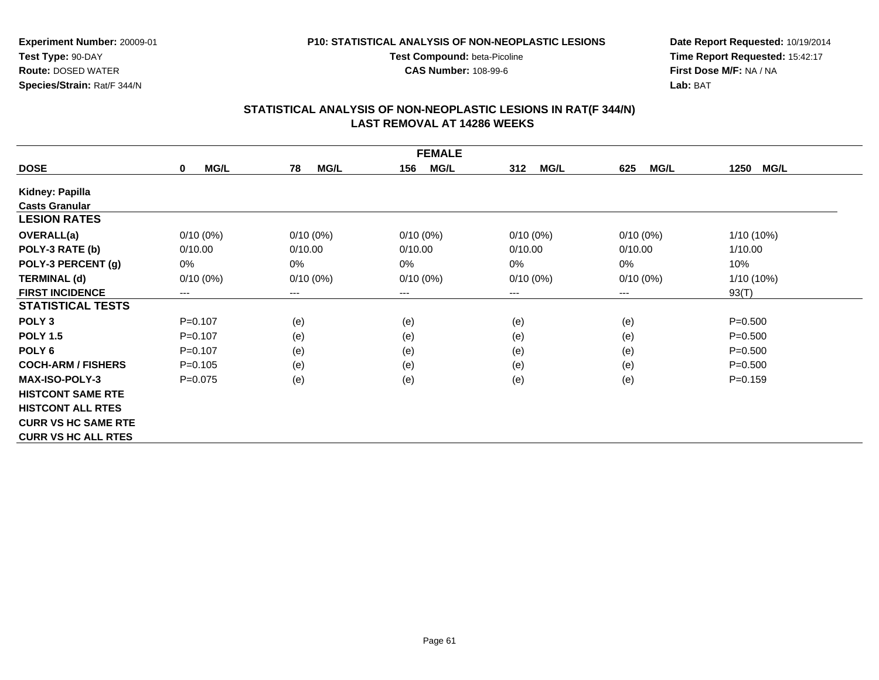**Experiment Number:** 20009-01
**Test Type:** 90-DAY
**Route:** DOSED WATER
**Species/Strain:** Rat/F 344/N

**P10: STATISTICAL ANALYSIS OF NON-NEOPLASTIC LESIONS**
**Test Compound:** beta-Picoline
**CAS Number:** 108-99-6

**Date Report Requested:** 10/19/2014
**Time Report Requested:** 15:42:17
**First Dose M/F:** NA / NA
**Lab:** BAT

## STATISTICAL ANALYSIS OF NON-NEOPLASTIC LESIONS IN RAT(F 344/N)
## LAST REMOVAL AT 14286 WEEKS

| FEMALE | | | | | | |
|---|---|---|---|---|---|---|
| **DOSE** | **0 MG/L** | **78 MG/L** | **156 MG/L** | **312 MG/L** | **625 MG/L** | **1250 MG/L** |
| **Kidney: Papilla** | | | | | | |
| **Casts Granular** | | | | | | |
| **LESION RATES** | | | | | | |
| **OVERALL(a)** | 0/10 (0%) | 0/10 (0%) | 0/10 (0%) | 0/10 (0%) | 0/10 (0%) | 1/10 (10%) |
| **POLY-3 RATE (b)** | 0/10.00 | 0/10.00 | 0/10.00 | 0/10.00 | 0/10.00 | 1/10.00 |
| **POLY-3 PERCENT (g)** | 0% | 0% | 0% | 0% | 0% | 10% |
| **TERMINAL (d)** | 0/10 (0%) | 0/10 (0%) | 0/10 (0%) | 0/10 (0%) | 0/10 (0%) | 1/10 (10%) |
| **FIRST INCIDENCE** | --- | --- | --- | --- | --- | 93(T) |
| **STATISTICAL TESTS** | | | | | | |
| **POLY 3** | P=0.107 | (e) | (e) | (e) | (e) | P=0.500 |
| **POLY 1.5** | P=0.107 | (e) | (e) | (e) | (e) | P=0.500 |
| **POLY 6** | P=0.107 | (e) | (e) | (e) | (e) | P=0.500 |
| **COCH-ARM / FISHERS** | P=0.105 | (e) | (e) | (e) | (e) | P=0.500 |
| **MAX-ISO-POLY-3** | P=0.075 | (e) | (e) | (e) | (e) | P=0.159 |
| **HISTCONT SAME RTE** | | | | | | |
| **HISTCONT ALL RTES** | | | | | | |
| **CURR VS HC SAME RTE** | | | | | | |
| **CURR VS HC ALL RTES** | | | | | | |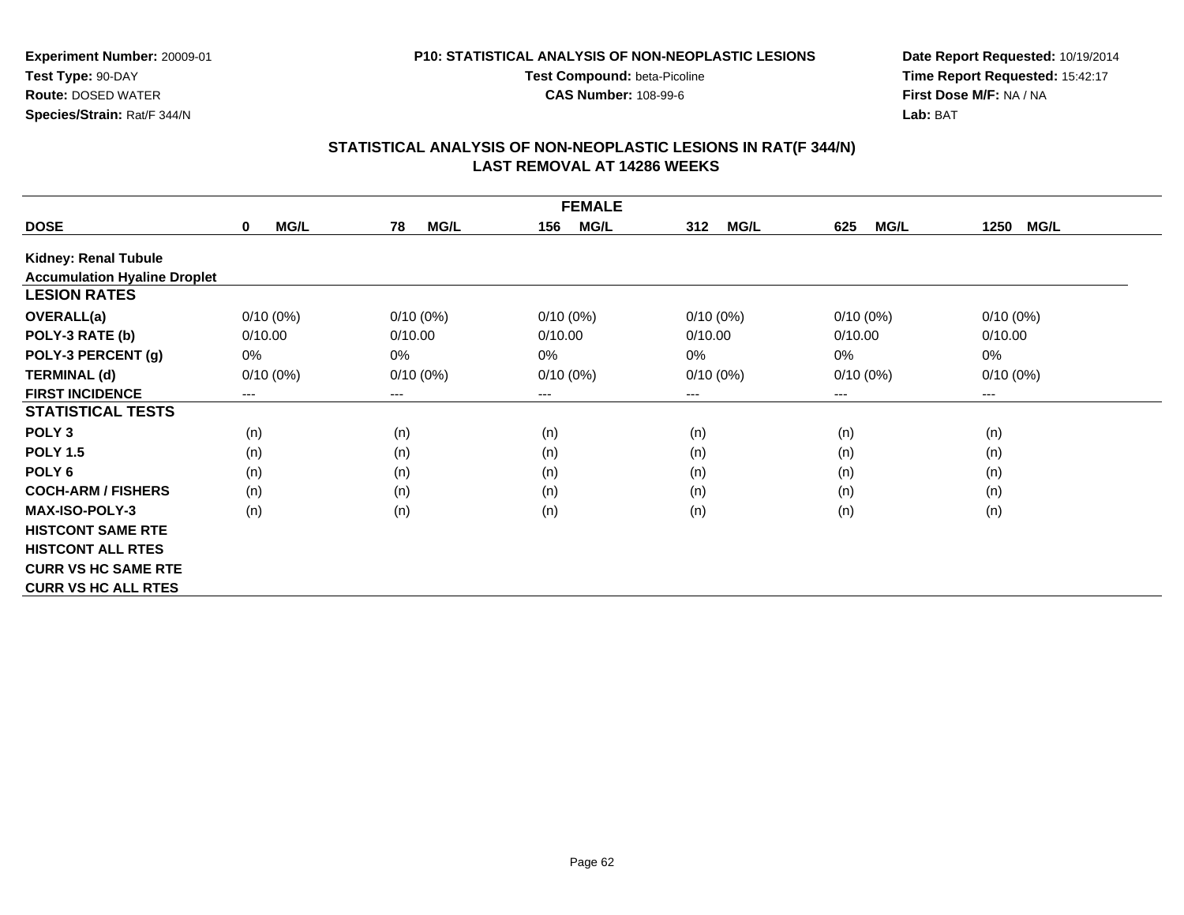**Experiment Number:** 20009-01
**Test Type:** 90-DAY
**Route:** DOSED WATER
**Species/Strain:** Rat/F 344/N

**P10: STATISTICAL ANALYSIS OF NON-NEOPLASTIC LESIONS**
**Test Compound:** beta-Picoline
**CAS Number:** 108-99-6

**Date Report Requested:** 10/19/2014
**Time Report Requested:** 15:42:17
**First Dose M/F:** NA / NA
**Lab:** BAT

## STATISTICAL ANALYSIS OF NON-NEOPLASTIC LESIONS IN RAT(F 344/N)
## LAST REMOVAL AT 14286 WEEKS

| FEMALE | | | | | | |
|---|---|---|---|---|---|---|
| **DOSE** | **0 MG/L** | **78 MG/L** | **156 MG/L** | **312 MG/L** | **625 MG/L** | **1250 MG/L** |
| **Kidney: Renal Tubule** | | | | | | |
| **Accumulation Hyaline Droplet** | | | | | | |
| **LESION RATES** | | | | | | |
| **OVERALL(a)** | 0/10 (0%) | 0/10 (0%) | 0/10 (0%) | 0/10 (0%) | 0/10 (0%) | 0/10 (0%) |
| **POLY-3 RATE (b)** | 0/10.00 | 0/10.00 | 0/10.00 | 0/10.00 | 0/10.00 | 0/10.00 |
| **POLY-3 PERCENT (g)** | 0% | 0% | 0% | 0% | 0% | 0% |
| **TERMINAL (d)** | 0/10 (0%) | 0/10 (0%) | 0/10 (0%) | 0/10 (0%) | 0/10 (0%) | 0/10 (0%) |
| **FIRST INCIDENCE** | --- | --- | --- | --- | --- | --- |
| **STATISTICAL TESTS** | | | | | | |
| **POLY 3** | (n) | (n) | (n) | (n) | (n) | (n) |
| **POLY 1.5** | (n) | (n) | (n) | (n) | (n) | (n) |
| **POLY 6** | (n) | (n) | (n) | (n) | (n) | (n) |
| **COCH-ARM / FISHERS** | (n) | (n) | (n) | (n) | (n) | (n) |
| **MAX-ISO-POLY-3** | (n) | (n) | (n) | (n) | (n) | (n) |
| **HISTCONT SAME RTE** | | | | | | |
| **HISTCONT ALL RTES** | | | | | | |
| **CURR VS HC SAME RTE** | | | | | | |
| **CURR VS HC ALL RTES** | | | | | | |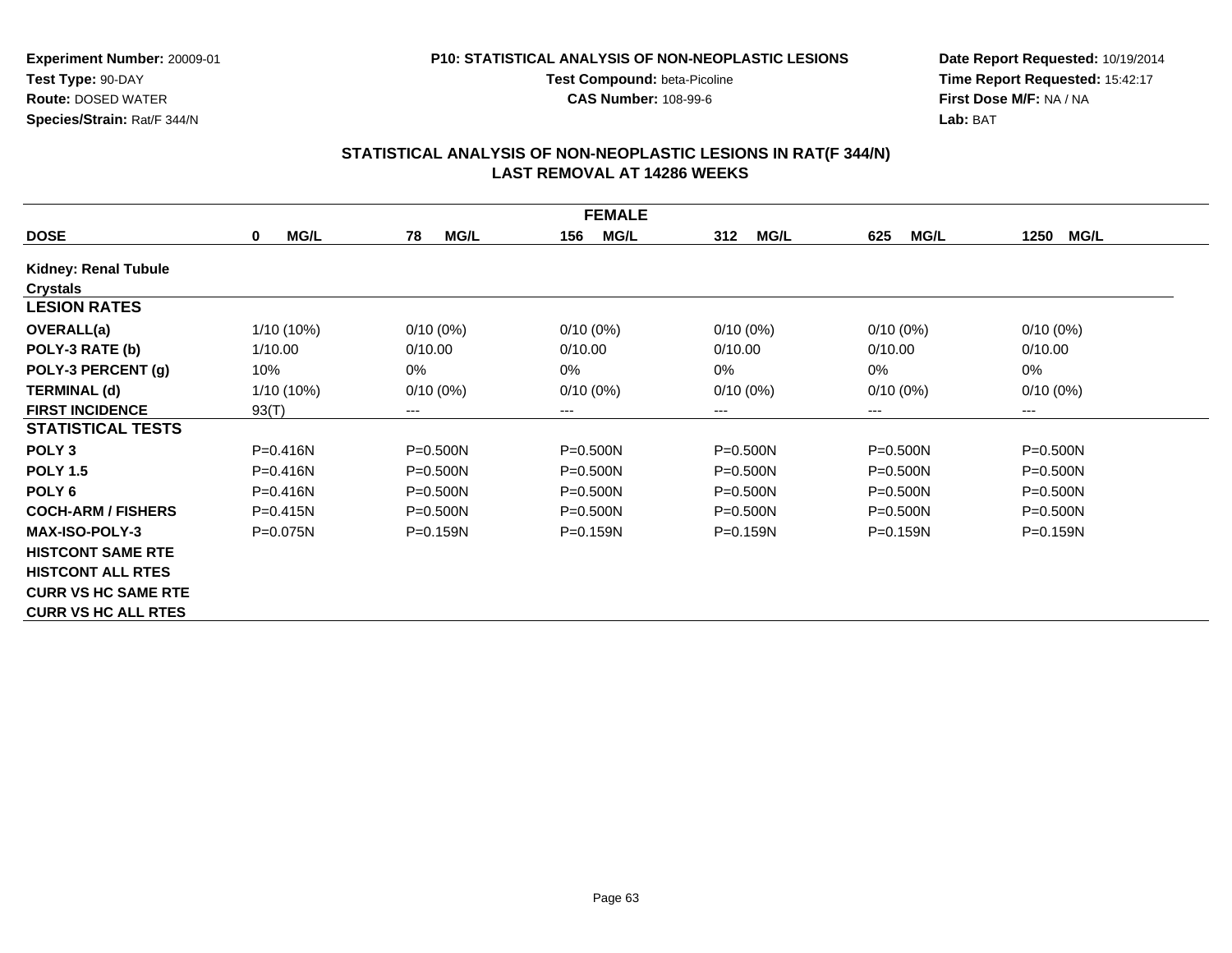**Experiment Number:** 20009-01
**Test Type:** 90-DAY
**Route:** DOSED WATER
**Species/Strain:** Rat/F 344/N

**P10: STATISTICAL ANALYSIS OF NON-NEOPLASTIC LESIONS**
**Test Compound:** beta-Picoline
**CAS Number:** 108-99-6

**Date Report Requested:** 10/19/2014
**Time Report Requested:** 15:42:17
**First Dose M/F:** NA / NA
**Lab:** BAT

## STATISTICAL ANALYSIS OF NON-NEOPLASTIC LESIONS IN RAT(F 344/N)
## LAST REMOVAL AT 14286 WEEKS

| FEMALE | | | | | | |
|---|---|---|---|---|---|---|
| **DOSE** | **0 MG/L** | **78 MG/L** | **156 MG/L** | **312 MG/L** | **625 MG/L** | **1250 MG/L** |
| **Kidney: Renal Tubule** | | | | | | |
| **Crystals** | | | | | | |
| **LESION RATES** | | | | | | |
| **OVERALL(a)** | 1/10 (10%) | 0/10 (0%) | 0/10 (0%) | 0/10 (0%) | 0/10 (0%) | 0/10 (0%) |
| **POLY-3 RATE (b)** | 1/10.00 | 0/10.00 | 0/10.00 | 0/10.00 | 0/10.00 | 0/10.00 |
| **POLY-3 PERCENT (g)** | 10% | 0% | 0% | 0% | 0% | 0% |
| **TERMINAL (d)** | 1/10 (10%) | 0/10 (0%) | 0/10 (0%) | 0/10 (0%) | 0/10 (0%) | 0/10 (0%) |
| **FIRST INCIDENCE** | 93(T) | --- | --- | --- | --- | --- |
| **STATISTICAL TESTS** | | | | | | |
| **POLY 3** | P=0.416N | P=0.500N | P=0.500N | P=0.500N | P=0.500N | P=0.500N |
| **POLY 1.5** | P=0.416N | P=0.500N | P=0.500N | P=0.500N | P=0.500N | P=0.500N |
| **POLY 6** | P=0.416N | P=0.500N | P=0.500N | P=0.500N | P=0.500N | P=0.500N |
| **COCH-ARM / FISHERS** | P=0.415N | P=0.500N | P=0.500N | P=0.500N | P=0.500N | P=0.500N |
| **MAX-ISO-POLY-3** | P=0.075N | P=0.159N | P=0.159N | P=0.159N | P=0.159N | P=0.159N |
| **HISTCONT SAME RTE** | | | | | | |
| **HISTCONT ALL RTES** | | | | | | |
| **CURR VS HC SAME RTE** | | | | | | |
| **CURR VS HC ALL RTES** | | | | | | |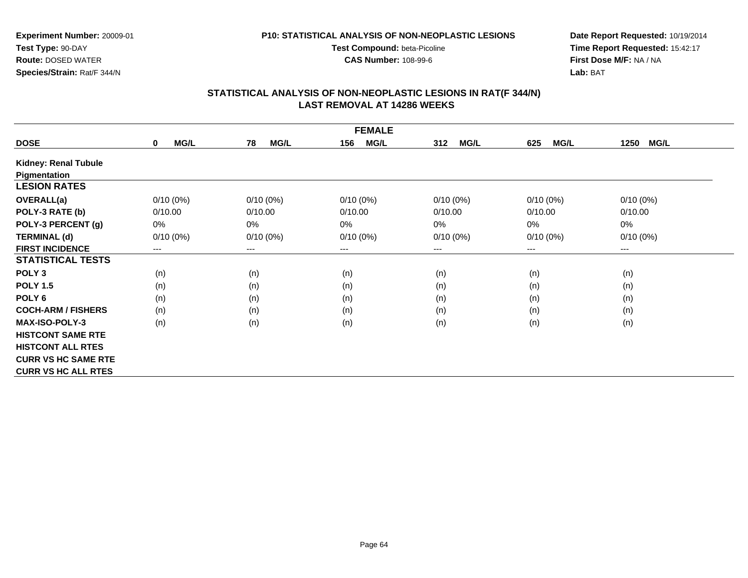**Experiment Number:** 20009-01
**Test Type:** 90-DAY
**Route:** DOSED WATER
**Species/Strain:** Rat/F 344/N

**P10: STATISTICAL ANALYSIS OF NON-NEOPLASTIC LESIONS**
**Test Compound:** beta-Picoline
**CAS Number:** 108-99-6

**Date Report Requested:** 10/19/2014
**Time Report Requested:** 15:42:17
**First Dose M/F:** NA / NA
**Lab:** BAT

## STATISTICAL ANALYSIS OF NON-NEOPLASTIC LESIONS IN RAT(F 344/N)
## LAST REMOVAL AT 14286 WEEKS

| FEMALE | | | | | | |
|---|---|---|---|---|---|---|
| **DOSE** | **0 MG/L** | **78 MG/L** | **156 MG/L** | **312 MG/L** | **625 MG/L** | **1250 MG/L** |
| **Kidney: Renal Tubule** | | | | | | |
| **Pigmentation** | | | | | | |
| **LESION RATES** | | | | | | |
| **OVERALL(a)** | 0/10 (0%) | 0/10 (0%) | 0/10 (0%) | 0/10 (0%) | 0/10 (0%) | 0/10 (0%) |
| **POLY-3 RATE (b)** | 0/10.00 | 0/10.00 | 0/10.00 | 0/10.00 | 0/10.00 | 0/10.00 |
| **POLY-3 PERCENT (g)** | 0% | 0% | 0% | 0% | 0% | 0% |
| **TERMINAL (d)** | 0/10 (0%) | 0/10 (0%) | 0/10 (0%) | 0/10 (0%) | 0/10 (0%) | 0/10 (0%) |
| **FIRST INCIDENCE** | --- | --- | --- | --- | --- | --- |
| **STATISTICAL TESTS** | | | | | | |
| **POLY 3** | (n) | (n) | (n) | (n) | (n) | (n) |
| **POLY 1.5** | (n) | (n) | (n) | (n) | (n) | (n) |
| **POLY 6** | (n) | (n) | (n) | (n) | (n) | (n) |
| **COCH-ARM / FISHERS** | (n) | (n) | (n) | (n) | (n) | (n) |
| **MAX-ISO-POLY-3** | (n) | (n) | (n) | (n) | (n) | (n) |
| **HISTCONT SAME RTE** | | | | | | |
| **HISTCONT ALL RTES** | | | | | | |
| **CURR VS HC SAME RTE** | | | | | | |
| **CURR VS HC ALL RTES** | | | | | | |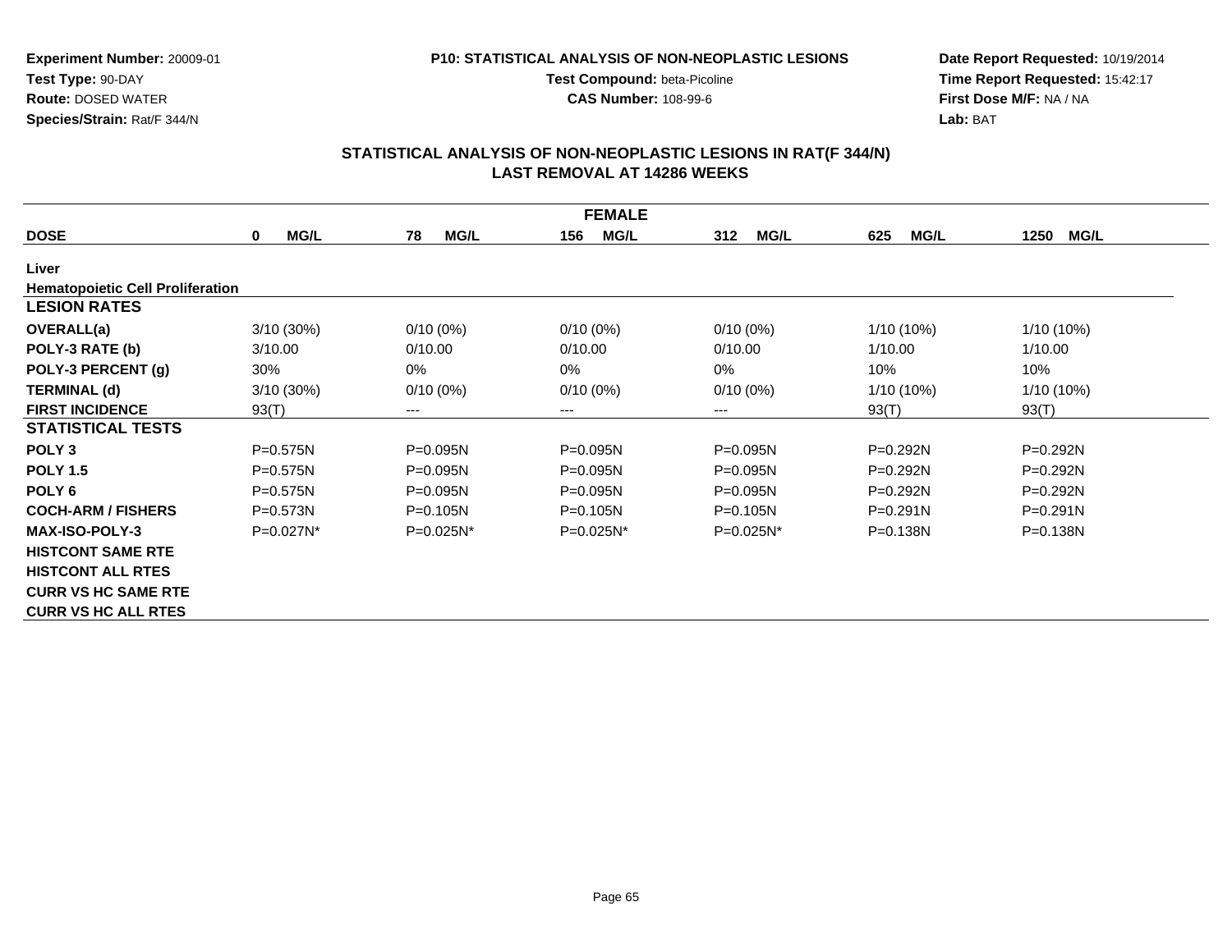**Experiment Number:** 20009-01
**Test Type:** 90-DAY
**Route:** DOSED WATER
**Species/Strain:** Rat/F 344/N

**P10: STATISTICAL ANALYSIS OF NON-NEOPLASTIC LESIONS**
**Test Compound:** beta-Picoline
**CAS Number:** 108-99-6

**Date Report Requested:** 10/19/2014
**Time Report Requested:** 15:42:17
**First Dose M/F:** NA / NA
**Lab:** BAT

## STATISTICAL ANALYSIS OF NON-NEOPLASTIC LESIONS IN RAT(F 344/N)
## LAST REMOVAL AT 14286 WEEKS

| FEMALE | | | | | | |
|---|---|---|---|---|---|---|
| **DOSE** | **0 MG/L** | **78 MG/L** | **156 MG/L** | **312 MG/L** | **625 MG/L** | **1250 MG/L** |
| **Liver** | | | | | | |
| **Hematopoietic Cell Proliferation** | | | | | | |
| **LESION RATES** | | | | | | |
| **OVERALL(a)** | 3/10 (30%) | 0/10 (0%) | 0/10 (0%) | 0/10 (0%) | 1/10 (10%) | 1/10 (10%) |
| **POLY-3 RATE (b)** | 3/10.00 | 0/10.00 | 0/10.00 | 0/10.00 | 1/10.00 | 1/10.00 |
| **POLY-3 PERCENT (g)** | 30% | 0% | 0% | 0% | 10% | 10% |
| **TERMINAL (d)** | 3/10 (30%) | 0/10 (0%) | 0/10 (0%) | 0/10 (0%) | 1/10 (10%) | 1/10 (10%) |
| **FIRST INCIDENCE** | 93(T) | --- | --- | --- | 93(T) | 93(T) |
| **STATISTICAL TESTS** | | | | | | |
| **POLY 3** | P=0.575N | P=0.095N | P=0.095N | P=0.095N | P=0.292N | P=0.292N |
| **POLY 1.5** | P=0.575N | P=0.095N | P=0.095N | P=0.095N | P=0.292N | P=0.292N |
| **POLY 6** | P=0.575N | P=0.095N | P=0.095N | P=0.095N | P=0.292N | P=0.292N |
| **COCH-ARM / FISHERS** | P=0.573N | P=0.105N | P=0.105N | P=0.105N | P=0.291N | P=0.291N |
| **MAX-ISO-POLY-3** | P=0.027N* | P=0.025N* | P=0.025N* | P=0.025N* | P=0.138N | P=0.138N |
| **HISTCONT SAME RTE** | | | | | | |
| **HISTCONT ALL RTES** | | | | | | |
| **CURR VS HC SAME RTE** | | | | | | |
| **CURR VS HC ALL RTES** | | | | | | |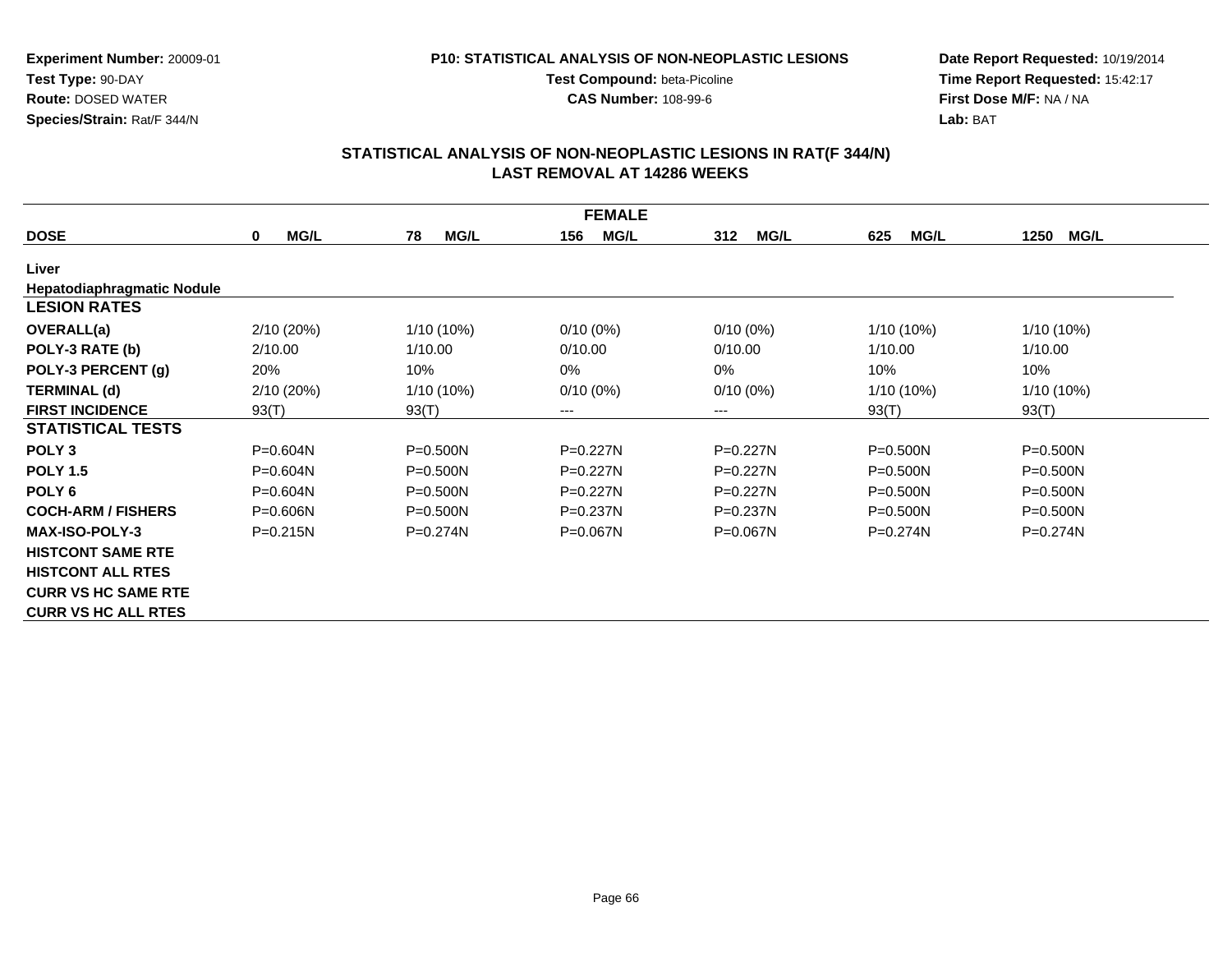**Experiment Number:** 20009-01
**Test Type:** 90-DAY
**Route:** DOSED WATER
**Species/Strain:** Rat/F 344/N

**P10: STATISTICAL ANALYSIS OF NON-NEOPLASTIC LESIONS**
**Test Compound:** beta-Picoline
**CAS Number:** 108-99-6

**Date Report Requested:** 10/19/2014
**Time Report Requested:** 15:42:17
**First Dose M/F:** NA / NA
**Lab:** BAT

## STATISTICAL ANALYSIS OF NON-NEOPLASTIC LESIONS IN RAT(F 344/N)
## LAST REMOVAL AT 14286 WEEKS

| FEMALE | | | | | | |
|---|---|---|---|---|---|---|
| **DOSE** | **0 MG/L** | **78 MG/L** | **156 MG/L** | **312 MG/L** | **625 MG/L** | **1250 MG/L** |
| **Liver** | | | | | | |
| **Hepatodiaphragmatic Nodule** | | | | | | |
| **LESION RATES** | | | | | | |
| **OVERALL(a)** | 2/10 (20%) | 1/10 (10%) | 0/10 (0%) | 0/10 (0%) | 1/10 (10%) | 1/10 (10%) |
| **POLY-3 RATE (b)** | 2/10.00 | 1/10.00 | 0/10.00 | 0/10.00 | 1/10.00 | 1/10.00 |
| **POLY-3 PERCENT (g)** | 20% | 10% | 0% | 0% | 10% | 10% |
| **TERMINAL (d)** | 2/10 (20%) | 1/10 (10%) | 0/10 (0%) | 0/10 (0%) | 1/10 (10%) | 1/10 (10%) |
| **FIRST INCIDENCE** | 93(T) | 93(T) | --- | --- | 93(T) | 93(T) |
| **STATISTICAL TESTS** | | | | | | |
| **POLY 3** | P=0.604N | P=0.500N | P=0.227N | P=0.227N | P=0.500N | P=0.500N |
| **POLY 1.5** | P=0.604N | P=0.500N | P=0.227N | P=0.227N | P=0.500N | P=0.500N |
| **POLY 6** | P=0.604N | P=0.500N | P=0.227N | P=0.227N | P=0.500N | P=0.500N |
| **COCH-ARM / FISHERS** | P=0.606N | P=0.500N | P=0.237N | P=0.237N | P=0.500N | P=0.500N |
| **MAX-ISO-POLY-3** | P=0.215N | P=0.274N | P=0.067N | P=0.067N | P=0.274N | P=0.274N |
| **HISTCONT SAME RTE** | | | | | | |
| **HISTCONT ALL RTES** | | | | | | |
| **CURR VS HC SAME RTE** | | | | | | |
| **CURR VS HC ALL RTES** | | | | | | |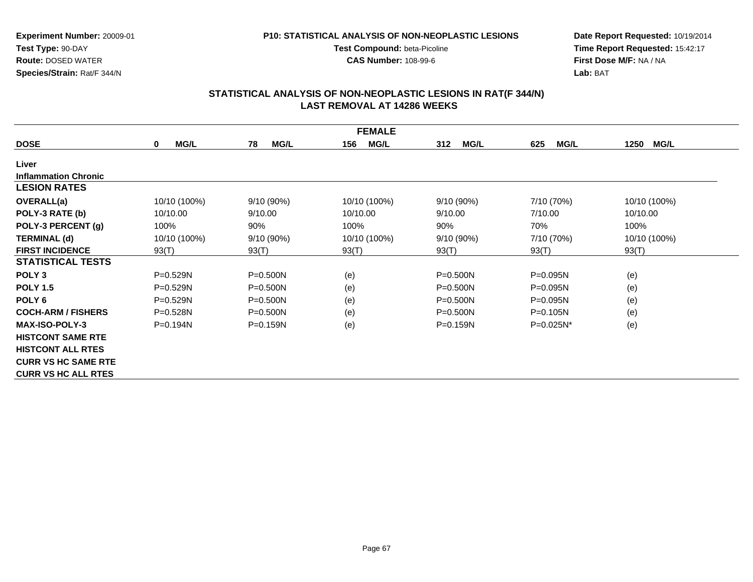**Experiment Number:** 20009-01
**Test Type:** 90-DAY
**Route:** DOSED WATER
**Species/Strain:** Rat/F 344/N

**P10: STATISTICAL ANALYSIS OF NON-NEOPLASTIC LESIONS**
**Test Compound:** beta-Picoline
**CAS Number:** 108-99-6

**Date Report Requested:** 10/19/2014
**Time Report Requested:** 15:42:17
**First Dose M/F:** NA / NA
**Lab:** BAT

## STATISTICAL ANALYSIS OF NON-NEOPLASTIC LESIONS IN RAT(F 344/N)
## LAST REMOVAL AT 14286 WEEKS

| FEMALE | | | | | | |
|---|---|---|---|---|---|---|
| **DOSE** | **0 MG/L** | **78 MG/L** | **156 MG/L** | **312 MG/L** | **625 MG/L** | **1250 MG/L** |
| **Liver** | | | | | | |
| **Inflammation Chronic** | | | | | | |
| **LESION RATES** | | | | | | |
| **OVERALL(a)** | 10/10 (100%) | 9/10 (90%) | 10/10 (100%) | 9/10 (90%) | 7/10 (70%) | 10/10 (100%) |
| **POLY-3 RATE (b)** | 10/10.00 | 9/10.00 | 10/10.00 | 9/10.00 | 7/10.00 | 10/10.00 |
| **POLY-3 PERCENT (g)** | 100% | 90% | 100% | 90% | 70% | 100% |
| **TERMINAL (d)** | 10/10 (100%) | 9/10 (90%) | 10/10 (100%) | 9/10 (90%) | 7/10 (70%) | 10/10 (100%) |
| **FIRST INCIDENCE** | 93(T) | 93(T) | 93(T) | 93(T) | 93(T) | 93(T) |
| **STATISTICAL TESTS** | | | | | | |
| **POLY 3** | P=0.529N | P=0.500N | (e) | P=0.500N | P=0.095N | (e) |
| **POLY 1.5** | P=0.529N | P=0.500N | (e) | P=0.500N | P=0.095N | (e) |
| **POLY 6** | P=0.529N | P=0.500N | (e) | P=0.500N | P=0.095N | (e) |
| **COCH-ARM / FISHERS** | P=0.528N | P=0.500N | (e) | P=0.500N | P=0.105N | (e) |
| **MAX-ISO-POLY-3** | P=0.194N | P=0.159N | (e) | P=0.159N | P=0.025N* | (e) |
| **HISTCONT SAME RTE** | | | | | | |
| **HISTCONT ALL RTES** | | | | | | |
| **CURR VS HC SAME RTE** | | | | | | |
| **CURR VS HC ALL RTES** | | | | | | |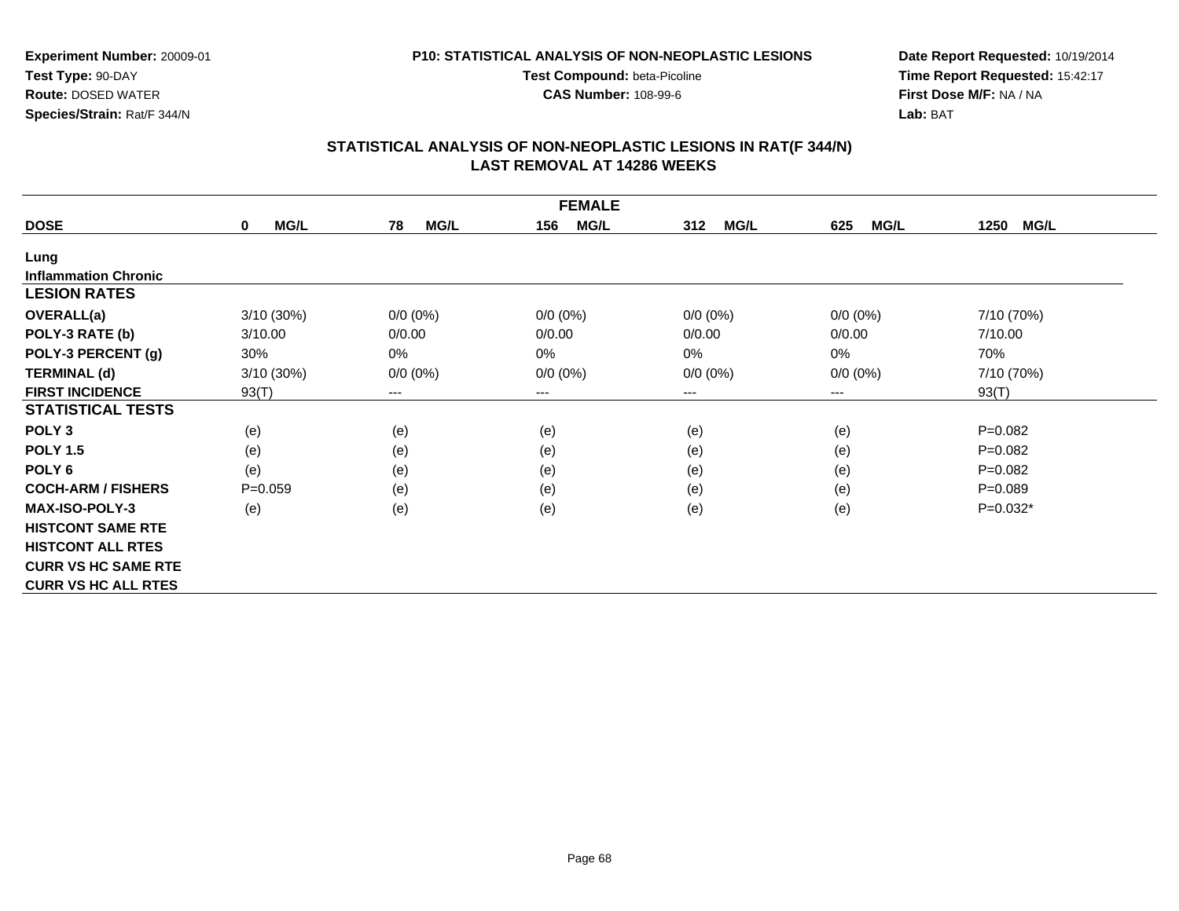**Experiment Number:** 20009-01
**Test Type:** 90-DAY
**Route:** DOSED WATER
**Species/Strain:** Rat/F 344/N

**P10: STATISTICAL ANALYSIS OF NON-NEOPLASTIC LESIONS**
**Test Compound:** beta-Picoline
**CAS Number:** 108-99-6

**Date Report Requested:** 10/19/2014
**Time Report Requested:** 15:42:17
**First Dose M/F:** NA / NA
**Lab:** BAT

## STATISTICAL ANALYSIS OF NON-NEOPLASTIC LESIONS IN RAT(F 344/N)
## LAST REMOVAL AT 14286 WEEKS

| FEMALE | | | | | | |
|---|---|---|---|---|---|---|
| **DOSE** | **0 MG/L** | **78 MG/L** | **156 MG/L** | **312 MG/L** | **625 MG/L** | **1250 MG/L** |
| **Lung** | | | | | | |
| **Inflammation Chronic** | | | | | | |
| **LESION RATES** | | | | | | |
| **OVERALL(a)** | 3/10 (30%) | 0/0 (0%) | 0/0 (0%) | 0/0 (0%) | 0/0 (0%) | 7/10 (70%) |
| **POLY-3 RATE (b)** | 3/10.00 | 0/0.00 | 0/0.00 | 0/0.00 | 0/0.00 | 7/10.00 |
| **POLY-3 PERCENT (g)** | 30% | 0% | 0% | 0% | 0% | 70% |
| **TERMINAL (d)** | 3/10 (30%) | 0/0 (0%) | 0/0 (0%) | 0/0 (0%) | 0/0 (0%) | 7/10 (70%) |
| **FIRST INCIDENCE** | 93(T) | --- | --- | --- | --- | 93(T) |
| **STATISTICAL TESTS** | | | | | | |
| **POLY 3** | (e) | (e) | (e) | (e) | (e) | P=0.082 |
| **POLY 1.5** | (e) | (e) | (e) | (e) | (e) | P=0.082 |
| **POLY 6** | (e) | (e) | (e) | (e) | (e) | P=0.082 |
| **COCH-ARM / FISHERS** | P=0.059 | (e) | (e) | (e) | (e) | P=0.089 |
| **MAX-ISO-POLY-3** | (e) | (e) | (e) | (e) | (e) | P=0.032* |
| **HISTCONT SAME RTE** | | | | | | |
| **HISTCONT ALL RTES** | | | | | | |
| **CURR VS HC SAME RTE** | | | | | | |
| **CURR VS HC ALL RTES** | | | | | | |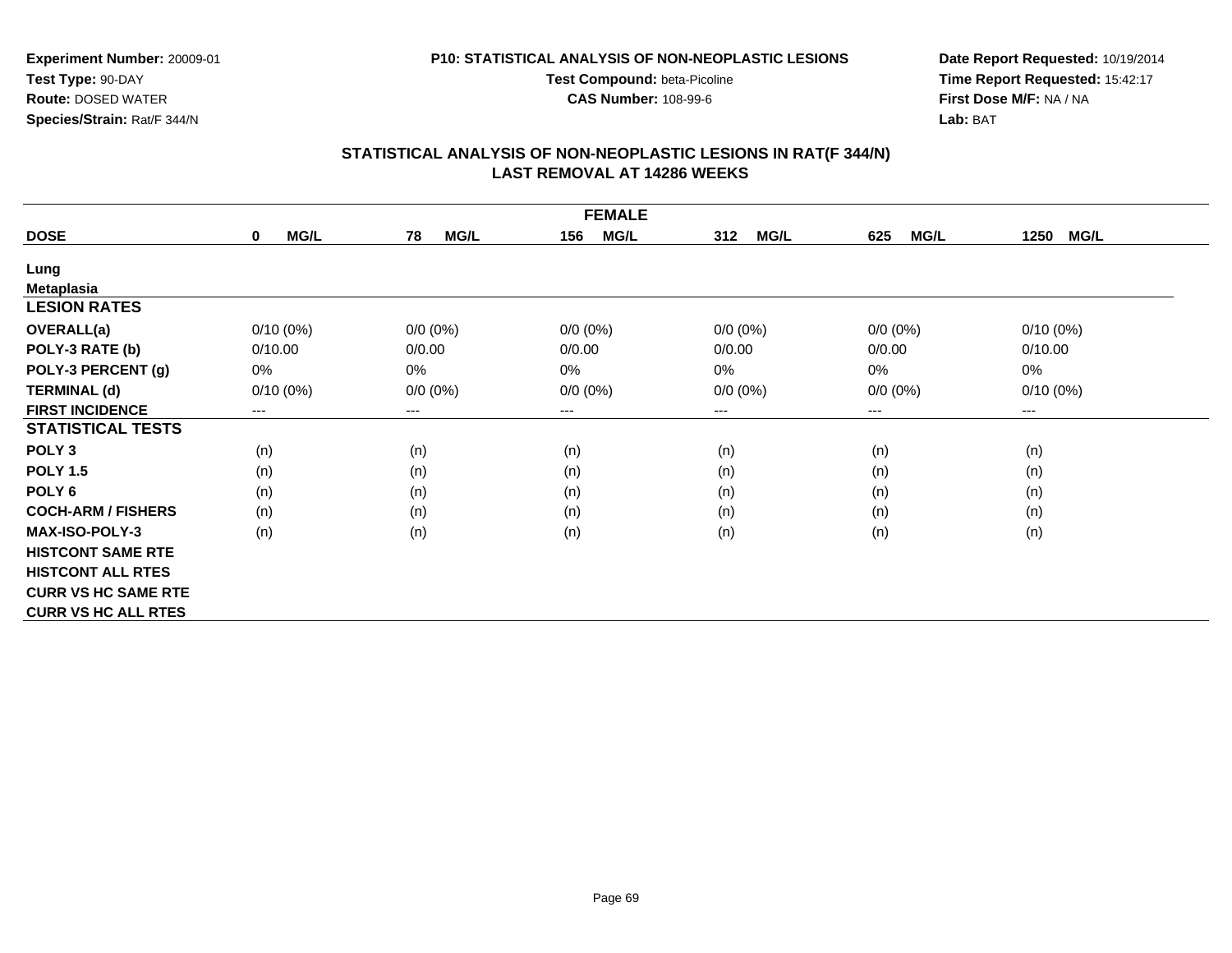**Experiment Number:** 20009-01
**Test Type:** 90-DAY
**Route:** DOSED WATER
**Species/Strain:** Rat/F 344/N

**P10: STATISTICAL ANALYSIS OF NON-NEOPLASTIC LESIONS**
**Test Compound:** beta-Picoline
**CAS Number:** 108-99-6

**Date Report Requested:** 10/19/2014
**Time Report Requested:** 15:42:17
**First Dose M/F:** NA / NA
**Lab:** BAT

## STATISTICAL ANALYSIS OF NON-NEOPLASTIC LESIONS IN RAT(F 344/N)
## LAST REMOVAL AT 14286 WEEKS

| FEMALE | | | | | | |
|---|---|---|---|---|---|---|
| **DOSE** | **0 MG/L** | **78 MG/L** | **156 MG/L** | **312 MG/L** | **625 MG/L** | **1250 MG/L** |
| **Lung** | | | | | | |
| **Metaplasia** | | | | | | |
| **LESION RATES** | | | | | | |
| **OVERALL(a)** | 0/10 (0%) | 0/0 (0%) | 0/0 (0%) | 0/0 (0%) | 0/0 (0%) | 0/10 (0%) |
| **POLY-3 RATE (b)** | 0/10.00 | 0/0.00 | 0/0.00 | 0/0.00 | 0/0.00 | 0/10.00 |
| **POLY-3 PERCENT (g)** | 0% | 0% | 0% | 0% | 0% | 0% |
| **TERMINAL (d)** | 0/10 (0%) | 0/0 (0%) | 0/0 (0%) | 0/0 (0%) | 0/0 (0%) | 0/10 (0%) |
| **FIRST INCIDENCE** | --- | --- | --- | --- | --- | --- |
| **STATISTICAL TESTS** | | | | | | |
| **POLY 3** | (n) | (n) | (n) | (n) | (n) | (n) |
| **POLY 1.5** | (n) | (n) | (n) | (n) | (n) | (n) |
| **POLY 6** | (n) | (n) | (n) | (n) | (n) | (n) |
| **COCH-ARM / FISHERS** | (n) | (n) | (n) | (n) | (n) | (n) |
| **MAX-ISO-POLY-3** | (n) | (n) | (n) | (n) | (n) | (n) |
| **HISTCONT SAME RTE** | | | | | | |
| **HISTCONT ALL RTES** | | | | | | |
| **CURR VS HC SAME RTE** | | | | | | |
| **CURR VS HC ALL RTES** | | | | | | |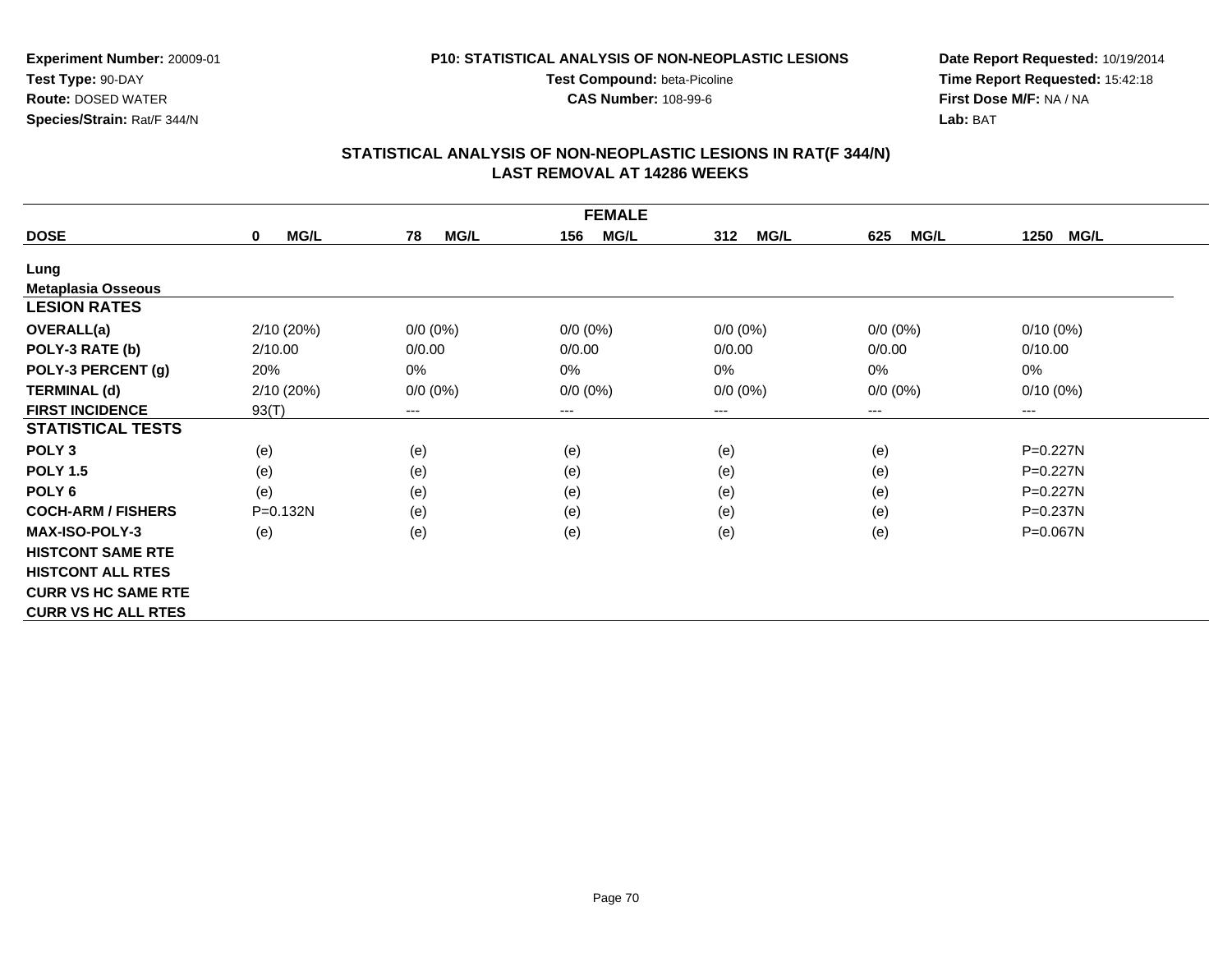**Experiment Number:** 20009-01
**Test Type:** 90-DAY
**Route:** DOSED WATER
**Species/Strain:** Rat/F 344/N

**P10: STATISTICAL ANALYSIS OF NON-NEOPLASTIC LESIONS**
**Test Compound:** beta-Picoline
**CAS Number:** 108-99-6

**Date Report Requested:** 10/19/2014
**Time Report Requested:** 15:42:18
**First Dose M/F:** NA / NA
**Lab:** BAT

## STATISTICAL ANALYSIS OF NON-NEOPLASTIC LESIONS IN RAT(F 344/N)
## LAST REMOVAL AT 14286 WEEKS

| FEMALE | | | | | | |
|---|---|---|---|---|---|---|
| **DOSE** | **0 MG/L** | **78 MG/L** | **156 MG/L** | **312 MG/L** | **625 MG/L** | **1250 MG/L** |
| **Lung** | | | | | | |
| **Metaplasia Osseous** | | | | | | |
| **LESION RATES** | | | | | | |
| **OVERALL(a)** | 2/10 (20%) | 0/0 (0%) | 0/0 (0%) | 0/0 (0%) | 0/0 (0%) | 0/10 (0%) |
| **POLY-3 RATE (b)** | 2/10.00 | 0/0.00 | 0/0.00 | 0/0.00 | 0/0.00 | 0/10.00 |
| **POLY-3 PERCENT (g)** | 20% | 0% | 0% | 0% | 0% | 0% |
| **TERMINAL (d)** | 2/10 (20%) | 0/0 (0%) | 0/0 (0%) | 0/0 (0%) | 0/0 (0%) | 0/10 (0%) |
| **FIRST INCIDENCE** | 93(T) | --- | --- | --- | --- | --- |
| **STATISTICAL TESTS** | | | | | | |
| **POLY 3** | (e) | (e) | (e) | (e) | (e) | P=0.227N |
| **POLY 1.5** | (e) | (e) | (e) | (e) | (e) | P=0.227N |
| **POLY 6** | (e) | (e) | (e) | (e) | (e) | P=0.227N |
| **COCH-ARM / FISHERS** | P=0.132N | (e) | (e) | (e) | (e) | P=0.237N |
| **MAX-ISO-POLY-3** | (e) | (e) | (e) | (e) | (e) | P=0.067N |
| **HISTCONT SAME RTE** | | | | | | |
| **HISTCONT ALL RTES** | | | | | | |
| **CURR VS HC SAME RTE** | | | | | | |
| **CURR VS HC ALL RTES** | | | | | | |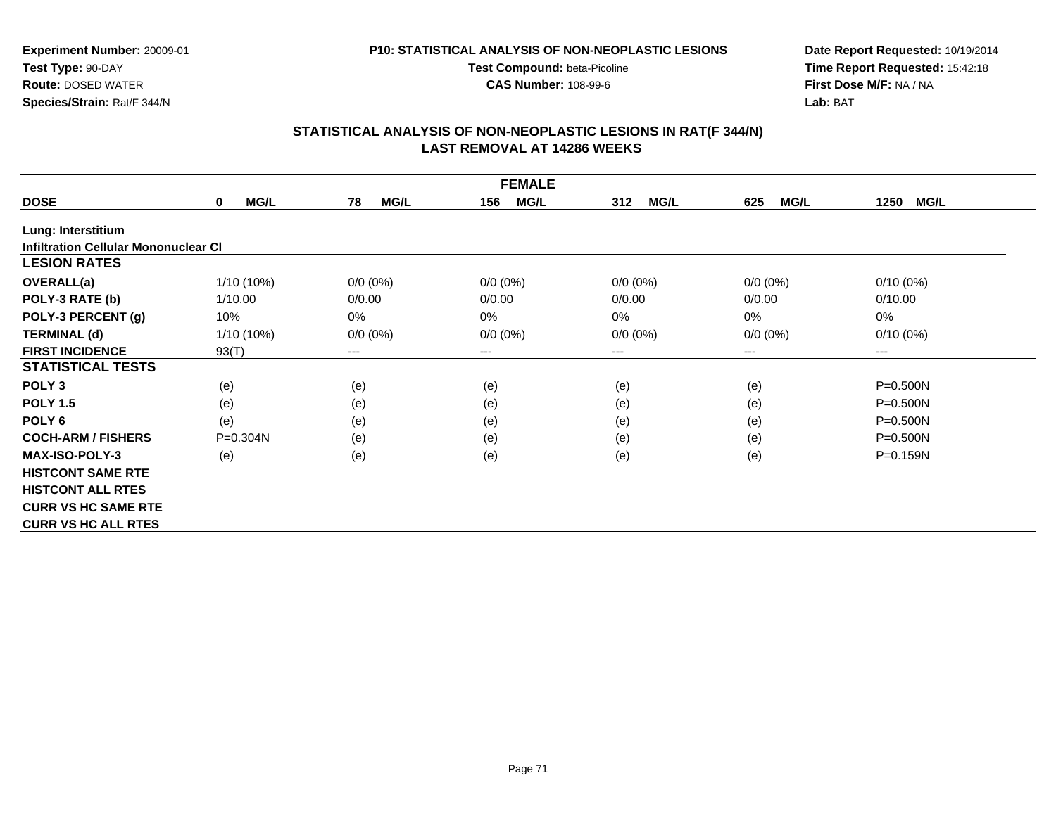**Experiment Number:** 20009-01
**Test Type:** 90-DAY
**Route:** DOSED WATER
**Species/Strain:** Rat/F 344/N

**P10: STATISTICAL ANALYSIS OF NON-NEOPLASTIC LESIONS**
**Test Compound:** beta-Picoline
**CAS Number:** 108-99-6

**Date Report Requested:** 10/19/2014
**Time Report Requested:** 15:42:18
**First Dose M/F:** NA / NA
**Lab:** BAT

## STATISTICAL ANALYSIS OF NON-NEOPLASTIC LESIONS IN RAT(F 344/N)
## LAST REMOVAL AT 14286 WEEKS

| FEMALE | | | | | | |
|---|---|---|---|---|---|---|
| **DOSE** | **0 MG/L** | **78 MG/L** | **156 MG/L** | **312 MG/L** | **625 MG/L** | **1250 MG/L** |
| **Lung: Interstitium** | | | | | | |
| **Infiltration Cellular Mononuclear Cl** | | | | | | |
| **LESION RATES** | | | | | | |
| **OVERALL(a)** | 1/10 (10%) | 0/0 (0%) | 0/0 (0%) | 0/0 (0%) | 0/0 (0%) | 0/10 (0%) |
| **POLY-3 RATE (b)** | 1/10.00 | 0/0.00 | 0/0.00 | 0/0.00 | 0/0.00 | 0/10.00 |
| **POLY-3 PERCENT (g)** | 10% | 0% | 0% | 0% | 0% | 0% |
| **TERMINAL (d)** | 1/10 (10%) | 0/0 (0%) | 0/0 (0%) | 0/0 (0%) | 0/0 (0%) | 0/10 (0%) |
| **FIRST INCIDENCE** | 93(T) | --- | --- | --- | --- | --- |
| **STATISTICAL TESTS** | | | | | | |
| **POLY 3** | (e) | (e) | (e) | (e) | (e) | P=0.500N |
| **POLY 1.5** | (e) | (e) | (e) | (e) | (e) | P=0.500N |
| **POLY 6** | (e) | (e) | (e) | (e) | (e) | P=0.500N |
| **COCH-ARM / FISHERS** | P=0.304N | (e) | (e) | (e) | (e) | P=0.500N |
| **MAX-ISO-POLY-3** | (e) | (e) | (e) | (e) | (e) | P=0.159N |
| **HISTCONT SAME RTE** | | | | | | |
| **HISTCONT ALL RTES** | | | | | | |
| **CURR VS HC SAME RTE** | | | | | | |
| **CURR VS HC ALL RTES** | | | | | | |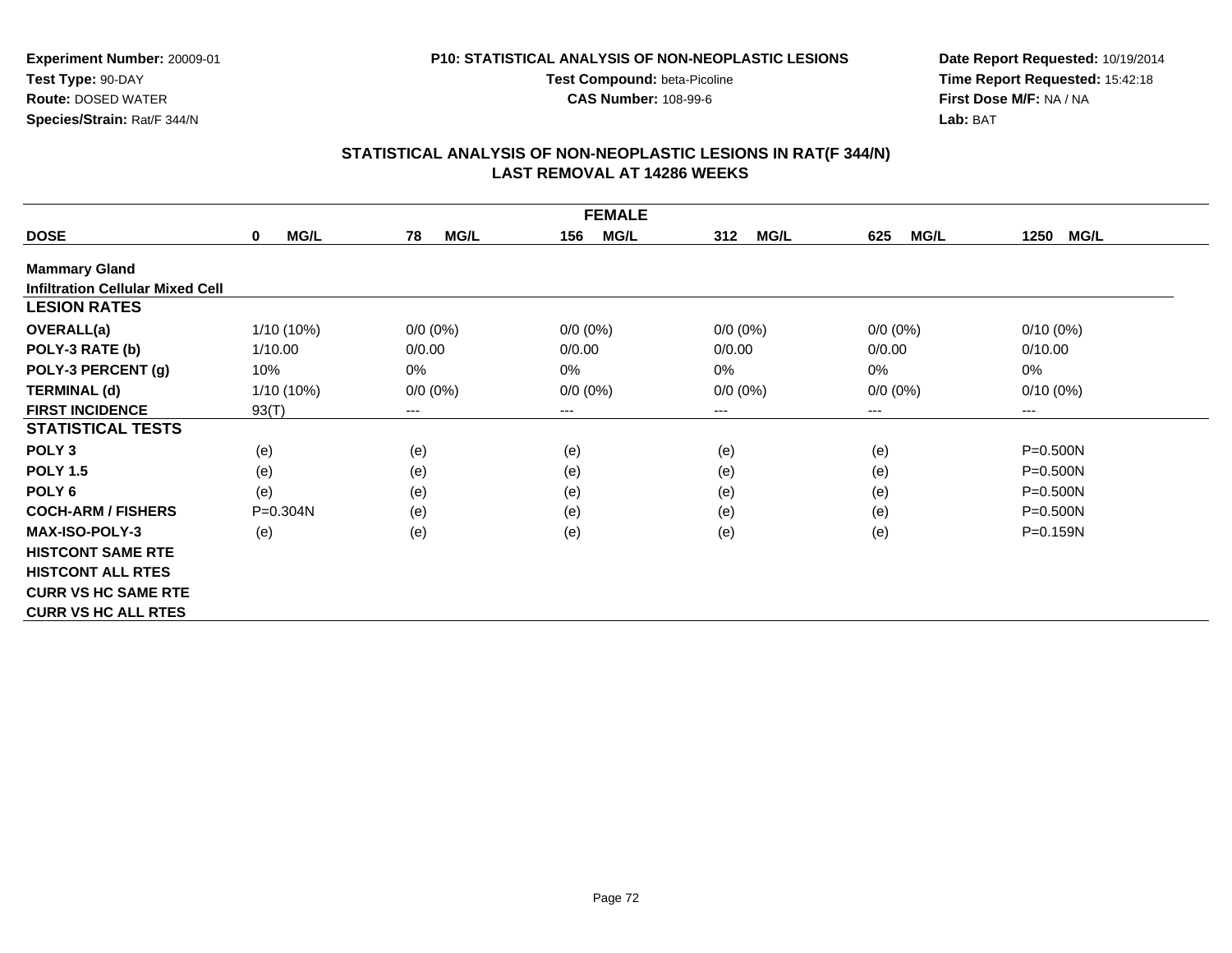**Experiment Number:** 20009-01
**Test Type:** 90-DAY
**Route:** DOSED WATER
**Species/Strain:** Rat/F 344/N

**P10: STATISTICAL ANALYSIS OF NON-NEOPLASTIC LESIONS**
**Test Compound:** beta-Picoline
**CAS Number:** 108-99-6

**Date Report Requested:** 10/19/2014
**Time Report Requested:** 15:42:18
**First Dose M/F:** NA / NA
**Lab:** BAT

## STATISTICAL ANALYSIS OF NON-NEOPLASTIC LESIONS IN RAT(F 344/N) LAST REMOVAL AT 14286 WEEKS

| FEMALE | | | | | | |
|---|---|---|---|---|---|---|
| **DOSE** | **0 MG/L** | **78 MG/L** | **156 MG/L** | **312 MG/L** | **625 MG/L** | **1250 MG/L** |
| **Mammary Gland** | | | | | | |
| **Infiltration Cellular Mixed Cell** | | | | | | |
| **LESION RATES** | | | | | | |
| **OVERALL(a)** | 1/10 (10%) | 0/0 (0%) | 0/0 (0%) | 0/0 (0%) | 0/0 (0%) | 0/10 (0%) |
| **POLY-3 RATE (b)** | 1/10.00 | 0/0.00 | 0/0.00 | 0/0.00 | 0/0.00 | 0/10.00 |
| **POLY-3 PERCENT (g)** | 10% | 0% | 0% | 0% | 0% | 0% |
| **TERMINAL (d)** | 1/10 (10%) | 0/0 (0%) | 0/0 (0%) | 0/0 (0%) | 0/0 (0%) | 0/10 (0%) |
| **FIRST INCIDENCE** | 93(T) | --- | --- | --- | --- | --- |
| **STATISTICAL TESTS** | | | | | | |
| **POLY 3** | (e) | (e) | (e) | (e) | (e) | P=0.500N |
| **POLY 1.5** | (e) | (e) | (e) | (e) | (e) | P=0.500N |
| **POLY 6** | (e) | (e) | (e) | (e) | (e) | P=0.500N |
| **COCH-ARM / FISHERS** | P=0.304N | (e) | (e) | (e) | (e) | P=0.500N |
| **MAX-ISO-POLY-3** | (e) | (e) | (e) | (e) | (e) | P=0.159N |
| **HISTCONT SAME RTE** | | | | | | |
| **HISTCONT ALL RTES** | | | | | | |
| **CURR VS HC SAME RTE** | | | | | | |
| **CURR VS HC ALL RTES** | | | | | | |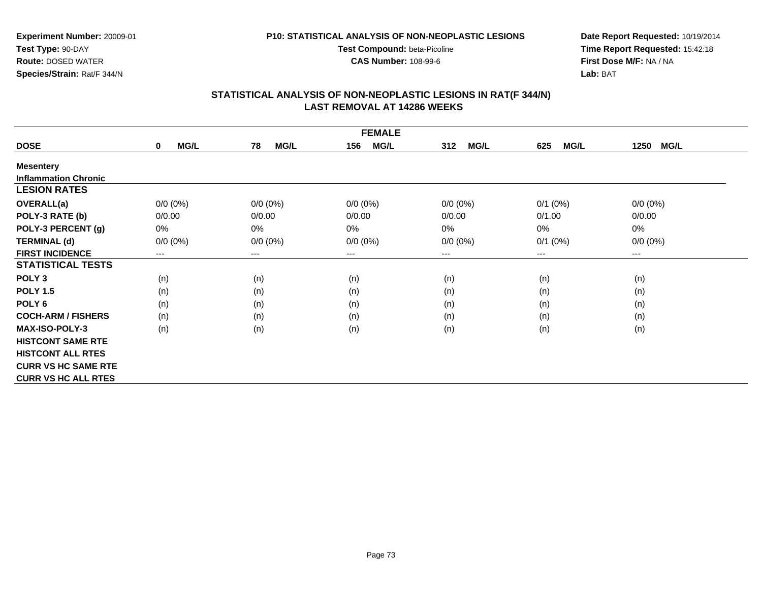**Experiment Number:** 20009-01
**Test Type:** 90-DAY
**Route:** DOSED WATER
**Species/Strain:** Rat/F 344/N

**P10: STATISTICAL ANALYSIS OF NON-NEOPLASTIC LESIONS**
**Test Compound:** beta-Picoline
**CAS Number:** 108-99-6

**Date Report Requested:** 10/19/2014
**Time Report Requested:** 15:42:18
**First Dose M/F:** NA / NA
**Lab:** BAT

## STATISTICAL ANALYSIS OF NON-NEOPLASTIC LESIONS IN RAT(F 344/N)
## LAST REMOVAL AT 14286 WEEKS

| FEMALE | | | | | | |
|---|---|---|---|---|---|---|
| **DOSE** | **0 MG/L** | **78 MG/L** | **156 MG/L** | **312 MG/L** | **625 MG/L** | **1250 MG/L** |
| **Mesentery** | | | | | | |
| **Inflammation Chronic** | | | | | | |
| **LESION RATES** | | | | | | |
| **OVERALL(a)** | 0/0 (0%) | 0/0 (0%) | 0/0 (0%) | 0/0 (0%) | 0/1 (0%) | 0/0 (0%) |
| **POLY-3 RATE (b)** | 0/0.00 | 0/0.00 | 0/0.00 | 0/0.00 | 0/1.00 | 0/0.00 |
| **POLY-3 PERCENT (g)** | 0% | 0% | 0% | 0% | 0% | 0% |
| **TERMINAL (d)** | 0/0 (0%) | 0/0 (0%) | 0/0 (0%) | 0/0 (0%) | 0/1 (0%) | 0/0 (0%) |
| **FIRST INCIDENCE** | --- | --- | --- | --- | --- | --- |
| **STATISTICAL TESTS** | | | | | | |
| **POLY 3** | (n) | (n) | (n) | (n) | (n) | (n) |
| **POLY 1.5** | (n) | (n) | (n) | (n) | (n) | (n) |
| **POLY 6** | (n) | (n) | (n) | (n) | (n) | (n) |
| **COCH-ARM / FISHERS** | (n) | (n) | (n) | (n) | (n) | (n) |
| **MAX-ISO-POLY-3** | (n) | (n) | (n) | (n) | (n) | (n) |
| **HISTCONT SAME RTE** | | | | | | |
| **HISTCONT ALL RTES** | | | | | | |
| **CURR VS HC SAME RTE** | | | | | | |
| **CURR VS HC ALL RTES** | | | | | | |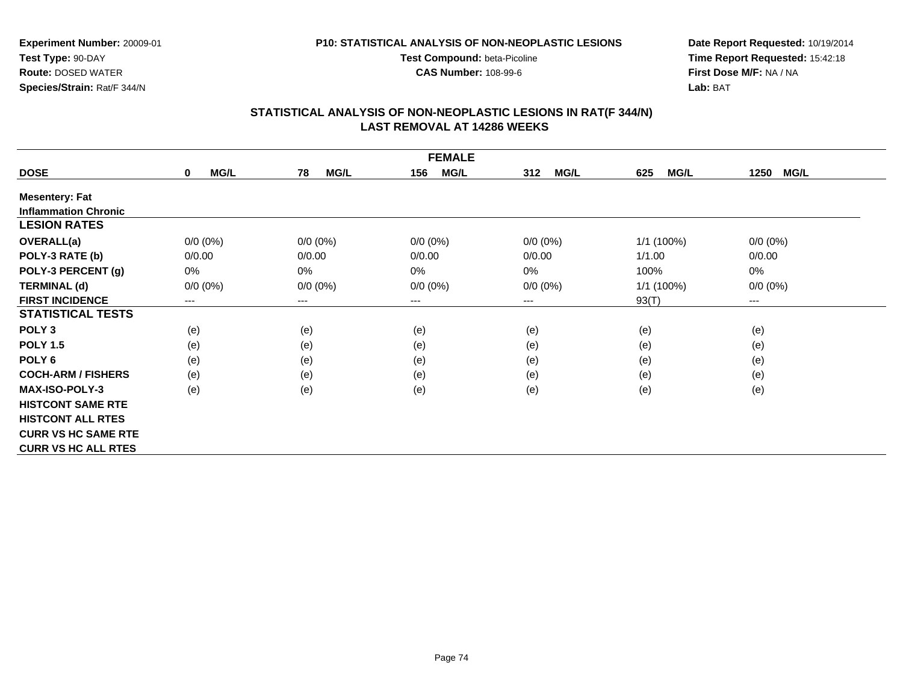**Experiment Number:** 20009-01
**Test Type:** 90-DAY
**Route:** DOSED WATER
**Species/Strain:** Rat/F 344/N

**P10: STATISTICAL ANALYSIS OF NON-NEOPLASTIC LESIONS**
**Test Compound:** beta-Picoline
**CAS Number:** 108-99-6

**Date Report Requested:** 10/19/2014
**Time Report Requested:** 15:42:18
**First Dose M/F:** NA / NA
**Lab:** BAT

## STATISTICAL ANALYSIS OF NON-NEOPLASTIC LESIONS IN RAT(F 344/N)
## LAST REMOVAL AT 14286 WEEKS

| FEMALE | | | | | | |
|---|---|---|---|---|---|---|
| **DOSE** | **0 MG/L** | **78 MG/L** | **156 MG/L** | **312 MG/L** | **625 MG/L** | **1250 MG/L** |
| **Mesentery: Fat** | | | | | | |
| **Inflammation Chronic** | | | | | | |
| **LESION RATES** | | | | | | |
| **OVERALL(a)** | 0/0 (0%) | 0/0 (0%) | 0/0 (0%) | 0/0 (0%) | 1/1 (100%) | 0/0 (0%) |
| **POLY-3 RATE (b)** | 0/0.00 | 0/0.00 | 0/0.00 | 0/0.00 | 1/1.00 | 0/0.00 |
| **POLY-3 PERCENT (g)** | 0% | 0% | 0% | 0% | 100% | 0% |
| **TERMINAL (d)** | 0/0 (0%) | 0/0 (0%) | 0/0 (0%) | 0/0 (0%) | 1/1 (100%) | 0/0 (0%) |
| **FIRST INCIDENCE** | --- | --- | --- | --- | 93(T) | --- |
| **STATISTICAL TESTS** | | | | | | |
| **POLY 3** | (e) | (e) | (e) | (e) | (e) | (e) |
| **POLY 1.5** | (e) | (e) | (e) | (e) | (e) | (e) |
| **POLY 6** | (e) | (e) | (e) | (e) | (e) | (e) |
| **COCH-ARM / FISHERS** | (e) | (e) | (e) | (e) | (e) | (e) |
| **MAX-ISO-POLY-3** | (e) | (e) | (e) | (e) | (e) | (e) |
| **HISTCONT SAME RTE** | | | | | | |
| **HISTCONT ALL RTES** | | | | | | |
| **CURR VS HC SAME RTE** | | | | | | |
| **CURR VS HC ALL RTES** | | | | | | |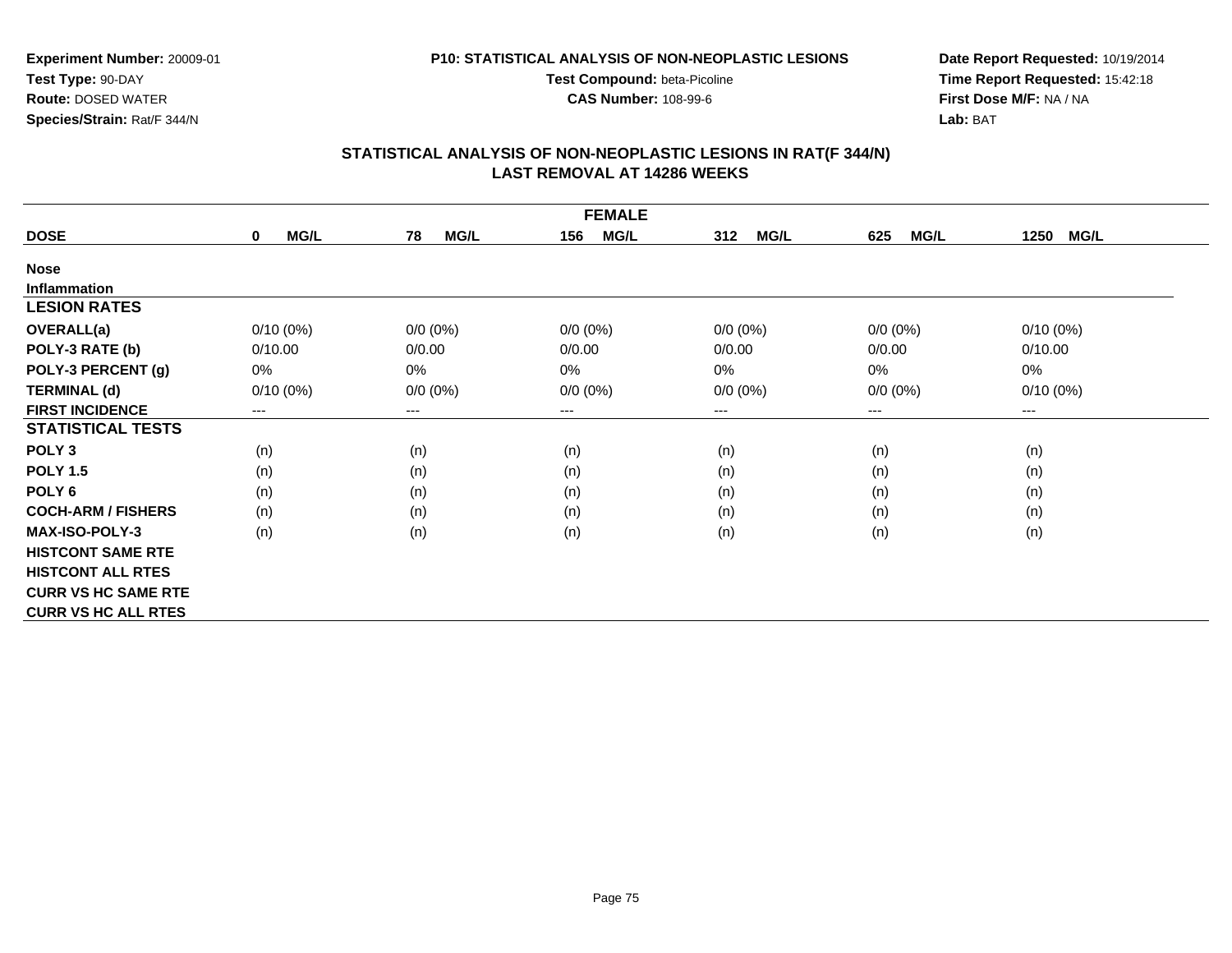**Experiment Number:** 20009-01
**Test Type:** 90-DAY
**Route:** DOSED WATER
**Species/Strain:** Rat/F 344/N

**P10: STATISTICAL ANALYSIS OF NON-NEOPLASTIC LESIONS**
**Test Compound:** beta-Picoline
**CAS Number:** 108-99-6

**Date Report Requested:** 10/19/2014
**Time Report Requested:** 15:42:18
**First Dose M/F:** NA / NA
**Lab:** BAT

## STATISTICAL ANALYSIS OF NON-NEOPLASTIC LESIONS IN RAT(F 344/N)
## LAST REMOVAL AT 14286 WEEKS

| FEMALE | | | | | | |
|---|---|---|---|---|---|---|
| **DOSE** | **0 MG/L** | **78 MG/L** | **156 MG/L** | **312 MG/L** | **625 MG/L** | **1250 MG/L** |
| **Nose** | | | | | | |
| **Inflammation** | | | | | | |
| **LESION RATES** | | | | | | |
| **OVERALL(a)** | 0/10 (0%) | 0/0 (0%) | 0/0 (0%) | 0/0 (0%) | 0/0 (0%) | 0/10 (0%) |
| **POLY-3 RATE (b)** | 0/10.00 | 0/0.00 | 0/0.00 | 0/0.00 | 0/0.00 | 0/10.00 |
| **POLY-3 PERCENT (g)** | 0% | 0% | 0% | 0% | 0% | 0% |
| **TERMINAL (d)** | 0/10 (0%) | 0/0 (0%) | 0/0 (0%) | 0/0 (0%) | 0/0 (0%) | 0/10 (0%) |
| **FIRST INCIDENCE** | --- | --- | --- | --- | --- | --- |
| **STATISTICAL TESTS** | | | | | | |
| **POLY 3** | (n) | (n) | (n) | (n) | (n) | (n) |
| **POLY 1.5** | (n) | (n) | (n) | (n) | (n) | (n) |
| **POLY 6** | (n) | (n) | (n) | (n) | (n) | (n) |
| **COCH-ARM / FISHERS** | (n) | (n) | (n) | (n) | (n) | (n) |
| **MAX-ISO-POLY-3** | (n) | (n) | (n) | (n) | (n) | (n) |
| **HISTCONT SAME RTE** | | | | | | |
| **HISTCONT ALL RTES** | | | | | | |
| **CURR VS HC SAME RTE** | | | | | | |
| **CURR VS HC ALL RTES** | | | | | | |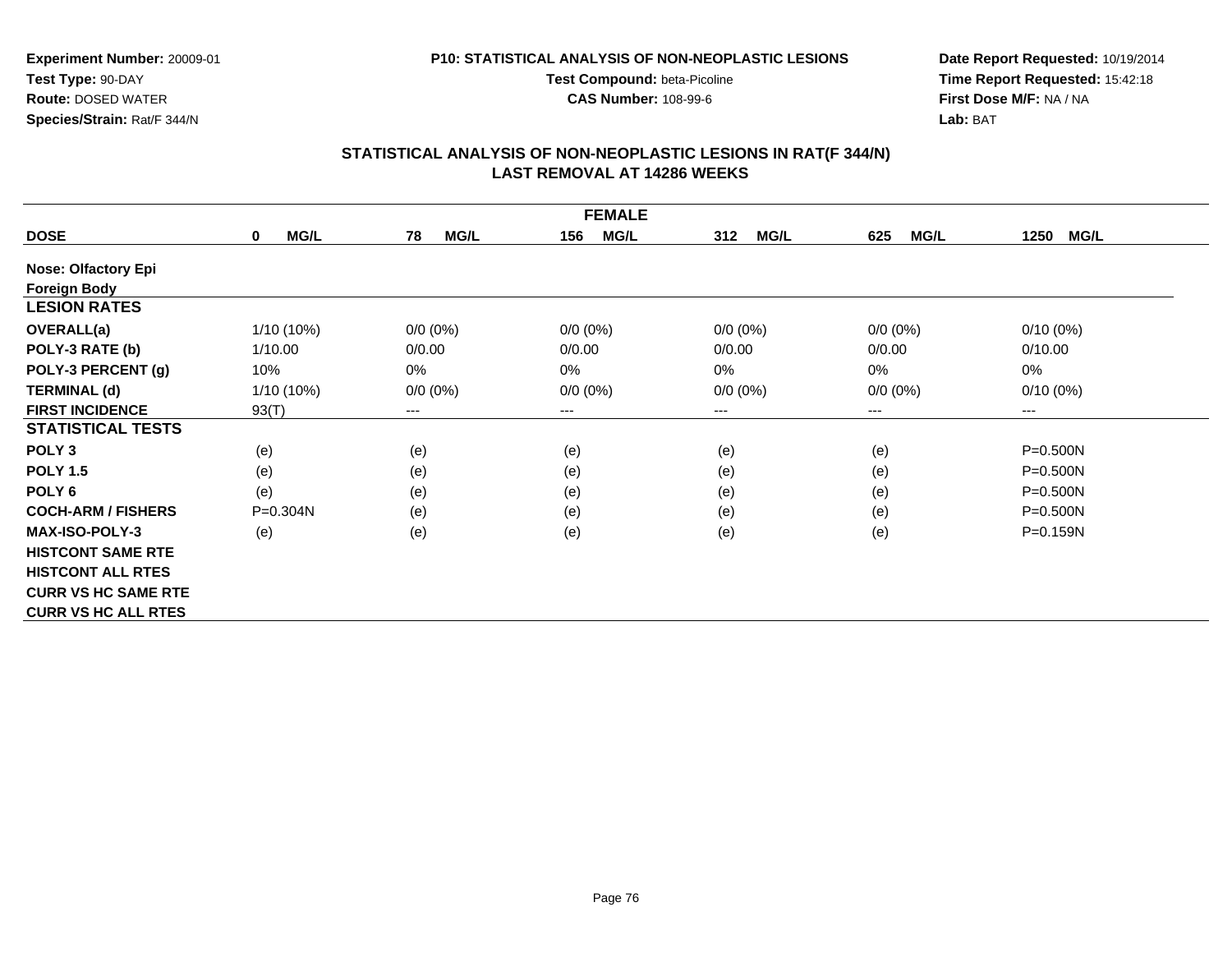**Experiment Number:** 20009-01
**Test Type:** 90-DAY
**Route:** DOSED WATER
**Species/Strain:** Rat/F 344/N

**P10: STATISTICAL ANALYSIS OF NON-NEOPLASTIC LESIONS**
**Test Compound:** beta-Picoline
**CAS Number:** 108-99-6

**Date Report Requested:** 10/19/2014
**Time Report Requested:** 15:42:18
**First Dose M/F:** NA / NA
**Lab:** BAT

## STATISTICAL ANALYSIS OF NON-NEOPLASTIC LESIONS IN RAT(F 344/N)
## LAST REMOVAL AT 14286 WEEKS

| FEMALE | | | | | | |
|---|---|---|---|---|---|---|
| **DOSE** | **0 MG/L** | **78 MG/L** | **156 MG/L** | **312 MG/L** | **625 MG/L** | **1250 MG/L** |
| **Nose: Olfactory Epi** | | | | | | |
| **Foreign Body** | | | | | | |
| **LESION RATES** | | | | | | |
| **OVERALL(a)** | 1/10 (10%) | 0/0 (0%) | 0/0 (0%) | 0/0 (0%) | 0/0 (0%) | 0/10 (0%) |
| **POLY-3 RATE (b)** | 1/10.00 | 0/0.00 | 0/0.00 | 0/0.00 | 0/0.00 | 0/10.00 |
| **POLY-3 PERCENT (g)** | 10% | 0% | 0% | 0% | 0% | 0% |
| **TERMINAL (d)** | 1/10 (10%) | 0/0 (0%) | 0/0 (0%) | 0/0 (0%) | 0/0 (0%) | 0/10 (0%) |
| **FIRST INCIDENCE** | 93(T) | --- | --- | --- | --- | --- |
| **STATISTICAL TESTS** | | | | | | |
| **POLY 3** | (e) | (e) | (e) | (e) | (e) | P=0.500N |
| **POLY 1.5** | (e) | (e) | (e) | (e) | (e) | P=0.500N |
| **POLY 6** | (e) | (e) | (e) | (e) | (e) | P=0.500N |
| **COCH-ARM / FISHERS** | P=0.304N | (e) | (e) | (e) | (e) | P=0.500N |
| **MAX-ISO-POLY-3** | (e) | (e) | (e) | (e) | (e) | P=0.159N |
| **HISTCONT SAME RTE** | | | | | | |
| **HISTCONT ALL RTES** | | | | | | |
| **CURR VS HC SAME RTE** | | | | | | |
| **CURR VS HC ALL RTES** | | | | | | |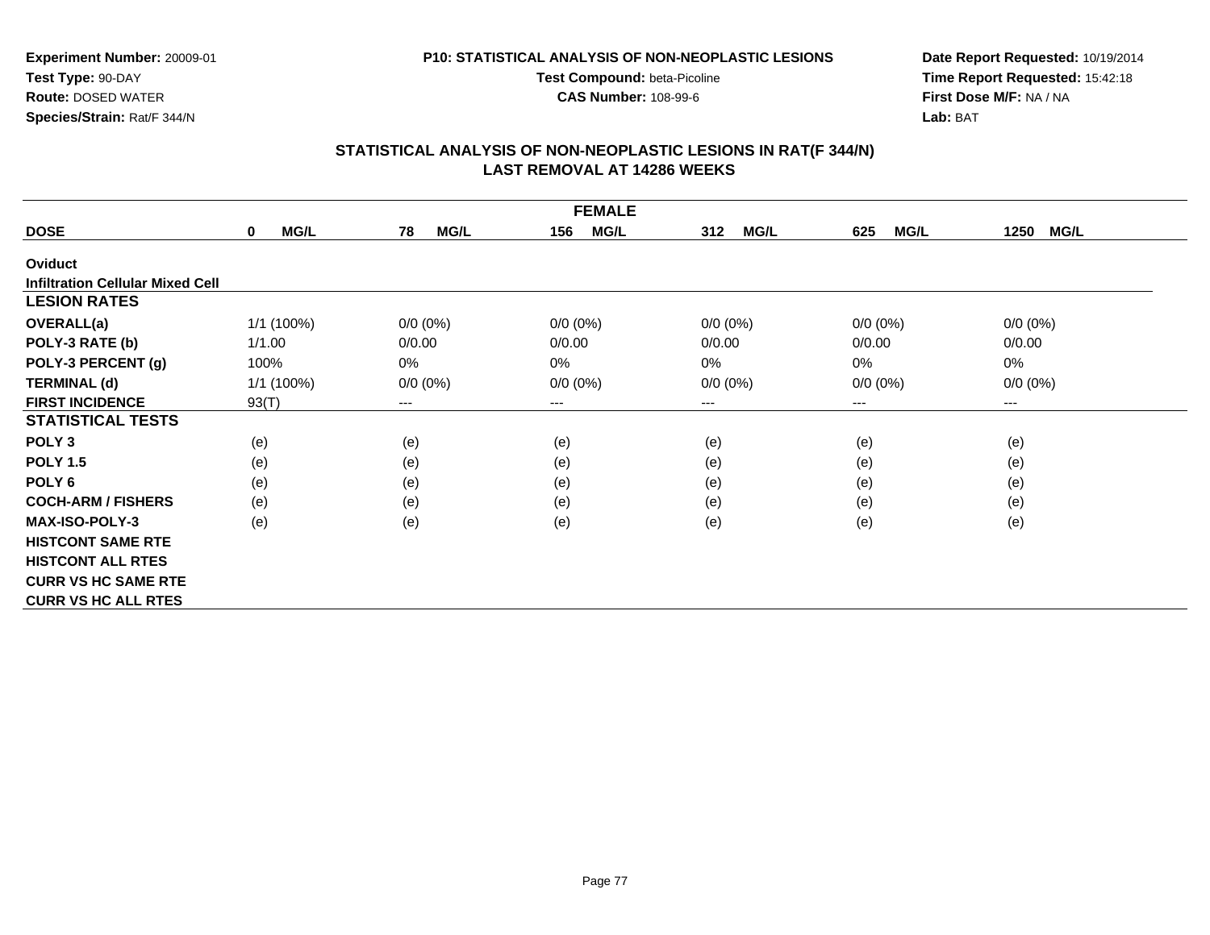**Experiment Number:** 20009-01
**Test Type:** 90-DAY
**Route:** DOSED WATER
**Species/Strain:** Rat/F 344/N

**P10: STATISTICAL ANALYSIS OF NON-NEOPLASTIC LESIONS**
**Test Compound:** beta-Picoline
**CAS Number:** 108-99-6

**Date Report Requested:** 10/19/2014
**Time Report Requested:** 15:42:18
**First Dose M/F:** NA / NA
**Lab:** BAT

## STATISTICAL ANALYSIS OF NON-NEOPLASTIC LESIONS IN RAT(F 344/N)
## LAST REMOVAL AT 14286 WEEKS

| FEMALE | | | | | | |
|---|---|---|---|---|---|---|
| **DOSE** | **0 MG/L** | **78 MG/L** | **156 MG/L** | **312 MG/L** | **625 MG/L** | **1250 MG/L** |
| **Oviduct** | | | | | | |
| **Infiltration Cellular Mixed Cell** | | | | | | |
| **LESION RATES** | | | | | | |
| **OVERALL(a)** | 1/1 (100%) | 0/0 (0%) | 0/0 (0%) | 0/0 (0%) | 0/0 (0%) | 0/0 (0%) |
| **POLY-3 RATE (b)** | 1/1.00 | 0/0.00 | 0/0.00 | 0/0.00 | 0/0.00 | 0/0.00 |
| **POLY-3 PERCENT (g)** | 100% | 0% | 0% | 0% | 0% | 0% |
| **TERMINAL (d)** | 1/1 (100%) | 0/0 (0%) | 0/0 (0%) | 0/0 (0%) | 0/0 (0%) | 0/0 (0%) |
| **FIRST INCIDENCE** | 93(T) | --- | --- | --- | --- | --- |
| **STATISTICAL TESTS** | | | | | | |
| **POLY 3** | (e) | (e) | (e) | (e) | (e) | (e) |
| **POLY 1.5** | (e) | (e) | (e) | (e) | (e) | (e) |
| **POLY 6** | (e) | (e) | (e) | (e) | (e) | (e) |
| **COCH-ARM / FISHERS** | (e) | (e) | (e) | (e) | (e) | (e) |
| **MAX-ISO-POLY-3** | (e) | (e) | (e) | (e) | (e) | (e) |
| **HISTCONT SAME RTE** | | | | | | |
| **HISTCONT ALL RTES** | | | | | | |
| **CURR VS HC SAME RTE** | | | | | | |
| **CURR VS HC ALL RTES** | | | | | | |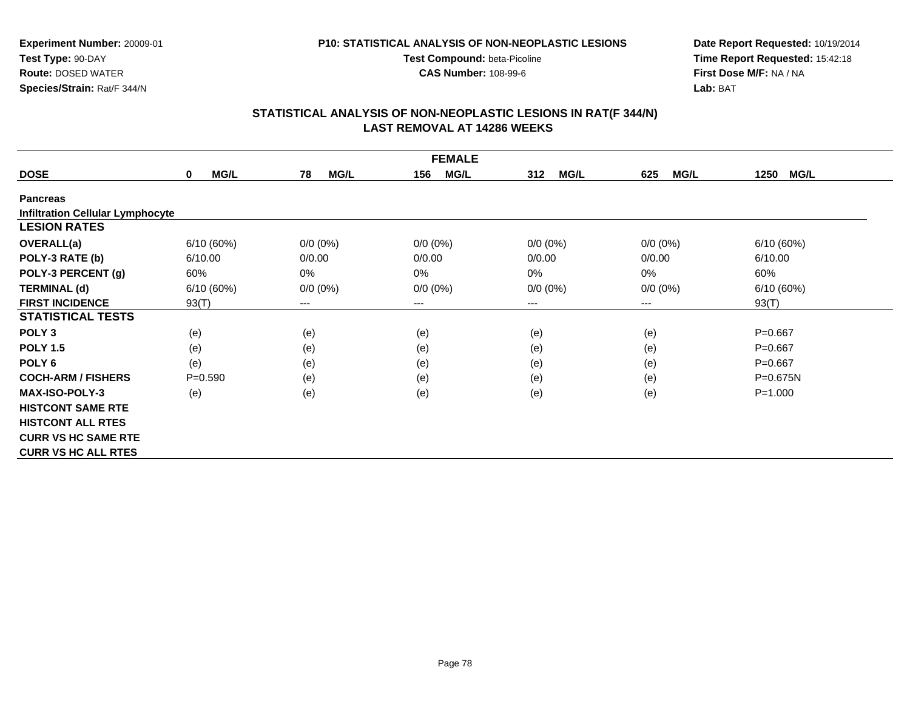**Experiment Number:** 20009-01
**Test Type:** 90-DAY
**Route:** DOSED WATER
**Species/Strain:** Rat/F 344/N

**P10: STATISTICAL ANALYSIS OF NON-NEOPLASTIC LESIONS**
**Test Compound:** beta-Picoline
**CAS Number:** 108-99-6

**Date Report Requested:** 10/19/2014
**Time Report Requested:** 15:42:18
**First Dose M/F:** NA / NA
**Lab:** BAT

## STATISTICAL ANALYSIS OF NON-NEOPLASTIC LESIONS IN RAT(F 344/N)
## LAST REMOVAL AT 14286 WEEKS

| FEMALE | | | | | | |
|---|---|---|---|---|---|---|
| **DOSE** | **0 MG/L** | **78 MG/L** | **156 MG/L** | **312 MG/L** | **625 MG/L** | **1250 MG/L** |
| **Pancreas** | | | | | | |
| **Infiltration Cellular Lymphocyte** | | | | | | |
| **LESION RATES** | | | | | | |
| **OVERALL(a)** | 6/10 (60%) | 0/0 (0%) | 0/0 (0%) | 0/0 (0%) | 0/0 (0%) | 6/10 (60%) |
| **POLY-3 RATE (b)** | 6/10.00 | 0/0.00 | 0/0.00 | 0/0.00 | 0/0.00 | 6/10.00 |
| **POLY-3 PERCENT (g)** | 60% | 0% | 0% | 0% | 0% | 60% |
| **TERMINAL (d)** | 6/10 (60%) | 0/0 (0%) | 0/0 (0%) | 0/0 (0%) | 0/0 (0%) | 6/10 (60%) |
| **FIRST INCIDENCE** | 93(T) | --- | --- | --- | --- | 93(T) |
| **STATISTICAL TESTS** | | | | | | |
| **POLY 3** | (e) | (e) | (e) | (e) | (e) | P=0.667 |
| **POLY 1.5** | (e) | (e) | (e) | (e) | (e) | P=0.667 |
| **POLY 6** | (e) | (e) | (e) | (e) | (e) | P=0.667 |
| **COCH-ARM / FISHERS** | P=0.590 | (e) | (e) | (e) | (e) | P=0.675N |
| **MAX-ISO-POLY-3** | (e) | (e) | (e) | (e) | (e) | P=1.000 |
| **HISTCONT SAME RTE** | | | | | | |
| **HISTCONT ALL RTES** | | | | | | |
| **CURR VS HC SAME RTE** | | | | | | |
| **CURR VS HC ALL RTES** | | | | | | |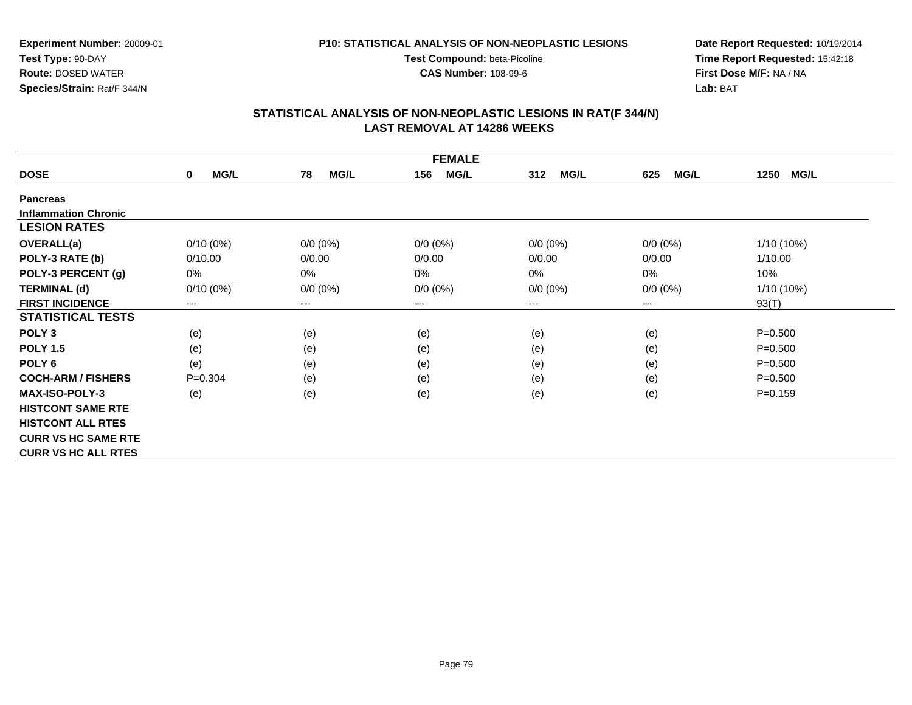**Experiment Number:** 20009-01
**Test Type:** 90-DAY
**Route:** DOSED WATER
**Species/Strain:** Rat/F 344/N

**P10: STATISTICAL ANALYSIS OF NON-NEOPLASTIC LESIONS**
**Test Compound:** beta-Picoline
**CAS Number:** 108-99-6

**Date Report Requested:** 10/19/2014
**Time Report Requested:** 15:42:18
**First Dose M/F:** NA / NA
**Lab:** BAT

## STATISTICAL ANALYSIS OF NON-NEOPLASTIC LESIONS IN RAT(F 344/N)
## LAST REMOVAL AT 14286 WEEKS

| FEMALE | | | | | | |
|---|---|---|---|---|---|---|
| **DOSE** | **0 MG/L** | **78 MG/L** | **156 MG/L** | **312 MG/L** | **625 MG/L** | **1250 MG/L** |
| **Pancreas** | | | | | | |
| **Inflammation Chronic** | | | | | | |
| **LESION RATES** | | | | | | |
| **OVERALL(a)** | 0/10 (0%) | 0/0 (0%) | 0/0 (0%) | 0/0 (0%) | 0/0 (0%) | 1/10 (10%) |
| **POLY-3 RATE (b)** | 0/10.00 | 0/0.00 | 0/0.00 | 0/0.00 | 0/0.00 | 1/10.00 |
| **POLY-3 PERCENT (g)** | 0% | 0% | 0% | 0% | 0% | 10% |
| **TERMINAL (d)** | 0/10 (0%) | 0/0 (0%) | 0/0 (0%) | 0/0 (0%) | 0/0 (0%) | 1/10 (10%) |
| **FIRST INCIDENCE** | --- | --- | --- | --- | --- | 93(T) |
| **STATISTICAL TESTS** | | | | | | |
| **POLY 3** | (e) | (e) | (e) | (e) | (e) | P=0.500 |
| **POLY 1.5** | (e) | (e) | (e) | (e) | (e) | P=0.500 |
| **POLY 6** | (e) | (e) | (e) | (e) | (e) | P=0.500 |
| **COCH-ARM / FISHERS** | P=0.304 | (e) | (e) | (e) | (e) | P=0.500 |
| **MAX-ISO-POLY-3** | (e) | (e) | (e) | (e) | (e) | P=0.159 |
| **HISTCONT SAME RTE** | | | | | | |
| **HISTCONT ALL RTES** | | | | | | |
| **CURR VS HC SAME RTE** | | | | | | |
| **CURR VS HC ALL RTES** | | | | | | |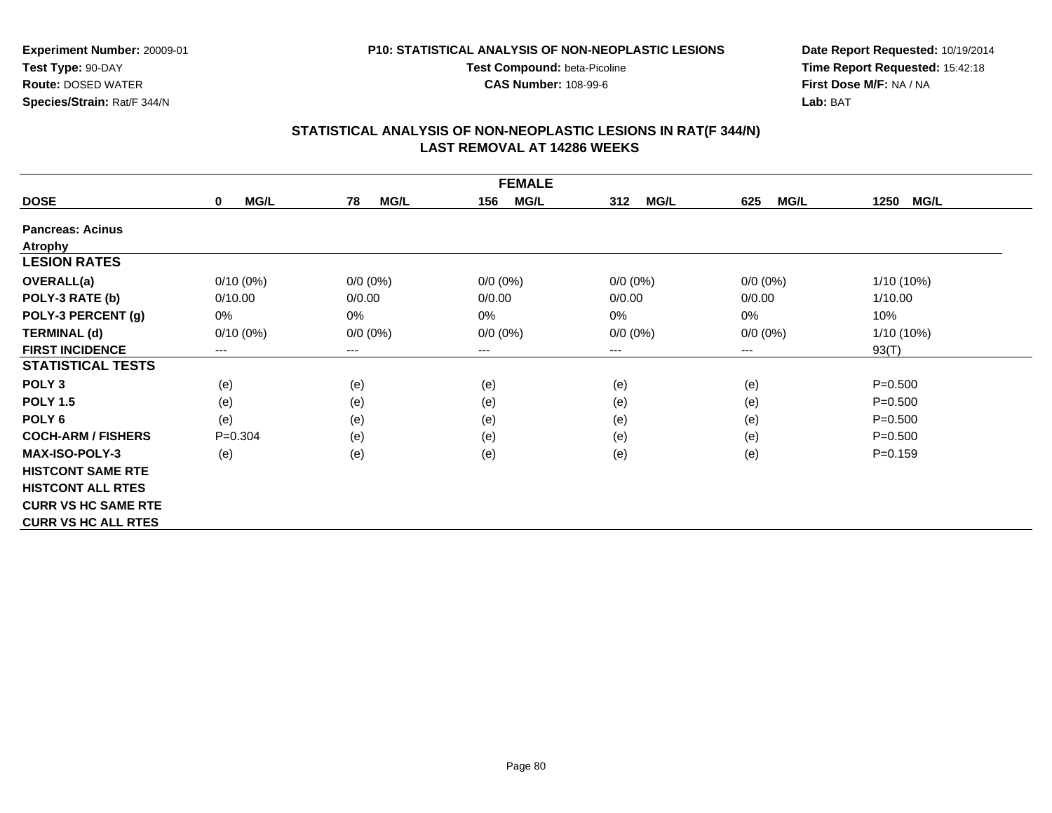**Experiment Number:** 20009-01
**Test Type:** 90-DAY
**Route:** DOSED WATER
**Species/Strain:** Rat/F 344/N

**P10: STATISTICAL ANALYSIS OF NON-NEOPLASTIC LESIONS**
**Test Compound:** beta-Picoline
**CAS Number:** 108-99-6

**Date Report Requested:** 10/19/2014
**Time Report Requested:** 15:42:18
**First Dose M/F:** NA / NA
**Lab:** BAT

## STATISTICAL ANALYSIS OF NON-NEOPLASTIC LESIONS IN RAT(F 344/N)
## LAST REMOVAL AT 14286 WEEKS

| FEMALE | | | | | | |
|---|---|---|---|---|---|---|
| **DOSE** | **0 MG/L** | **78 MG/L** | **156 MG/L** | **312 MG/L** | **625 MG/L** | **1250 MG/L** |
| **Pancreas: Acinus** | | | | | | |
| **Atrophy** | | | | | | |
| **LESION RATES** | | | | | | |
| **OVERALL(a)** | 0/10 (0%) | 0/0 (0%) | 0/0 (0%) | 0/0 (0%) | 0/0 (0%) | 1/10 (10%) |
| **POLY-3 RATE (b)** | 0/10.00 | 0/0.00 | 0/0.00 | 0/0.00 | 0/0.00 | 1/10.00 |
| **POLY-3 PERCENT (g)** | 0% | 0% | 0% | 0% | 0% | 10% |
| **TERMINAL (d)** | 0/10 (0%) | 0/0 (0%) | 0/0 (0%) | 0/0 (0%) | 0/0 (0%) | 1/10 (10%) |
| **FIRST INCIDENCE** | --- | --- | --- | --- | --- | 93(T) |
| **STATISTICAL TESTS** | | | | | | |
| **POLY 3** | (e) | (e) | (e) | (e) | (e) | P=0.500 |
| **POLY 1.5** | (e) | (e) | (e) | (e) | (e) | P=0.500 |
| **POLY 6** | (e) | (e) | (e) | (e) | (e) | P=0.500 |
| **COCH-ARM / FISHERS** | P=0.304 | (e) | (e) | (e) | (e) | P=0.500 |
| **MAX-ISO-POLY-3** | (e) | (e) | (e) | (e) | (e) | P=0.159 |
| **HISTCONT SAME RTE** | | | | | | |
| **HISTCONT ALL RTES** | | | | | | |
| **CURR VS HC SAME RTE** | | | | | | |
| **CURR VS HC ALL RTES** | | | | | | |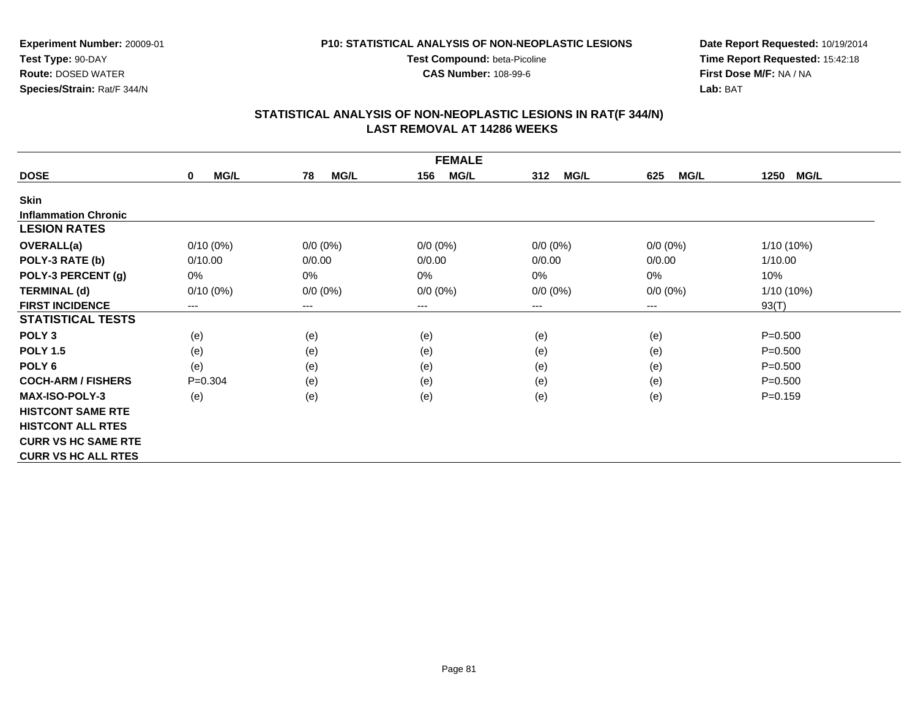**Experiment Number:** 20009-01
**Test Type:** 90-DAY
**Route:** DOSED WATER
**Species/Strain:** Rat/F 344/N

**P10: STATISTICAL ANALYSIS OF NON-NEOPLASTIC LESIONS**
**Test Compound:** beta-Picoline
**CAS Number:** 108-99-6

**Date Report Requested:** 10/19/2014
**Time Report Requested:** 15:42:18
**First Dose M/F:** NA / NA
**Lab:** BAT

## STATISTICAL ANALYSIS OF NON-NEOPLASTIC LESIONS IN RAT(F 344/N)
## LAST REMOVAL AT 14286 WEEKS

| FEMALE | | | | | | |
|---|---|---|---|---|---|---|
| **DOSE** | **0 MG/L** | **78 MG/L** | **156 MG/L** | **312 MG/L** | **625 MG/L** | **1250 MG/L** |
| **Skin** | | | | | | |
| **Inflammation Chronic** | | | | | | |
| **LESION RATES** | | | | | | |
| **OVERALL(a)** | 0/10 (0%) | 0/0 (0%) | 0/0 (0%) | 0/0 (0%) | 0/0 (0%) | 1/10 (10%) |
| **POLY-3 RATE (b)** | 0/10.00 | 0/0.00 | 0/0.00 | 0/0.00 | 0/0.00 | 1/10.00 |
| **POLY-3 PERCENT (g)** | 0% | 0% | 0% | 0% | 0% | 10% |
| **TERMINAL (d)** | 0/10 (0%) | 0/0 (0%) | 0/0 (0%) | 0/0 (0%) | 0/0 (0%) | 1/10 (10%) |
| **FIRST INCIDENCE** | --- | --- | --- | --- | --- | 93(T) |
| **STATISTICAL TESTS** | | | | | | |
| **POLY 3** | (e) | (e) | (e) | (e) | (e) | P=0.500 |
| **POLY 1.5** | (e) | (e) | (e) | (e) | (e) | P=0.500 |
| **POLY 6** | (e) | (e) | (e) | (e) | (e) | P=0.500 |
| **COCH-ARM / FISHERS** | P=0.304 | (e) | (e) | (e) | (e) | P=0.500 |
| **MAX-ISO-POLY-3** | (e) | (e) | (e) | (e) | (e) | P=0.159 |
| **HISTCONT SAME RTE** | | | | | | |
| **HISTCONT ALL RTES** | | | | | | |
| **CURR VS HC SAME RTE** | | | | | | |
| **CURR VS HC ALL RTES** | | | | | | |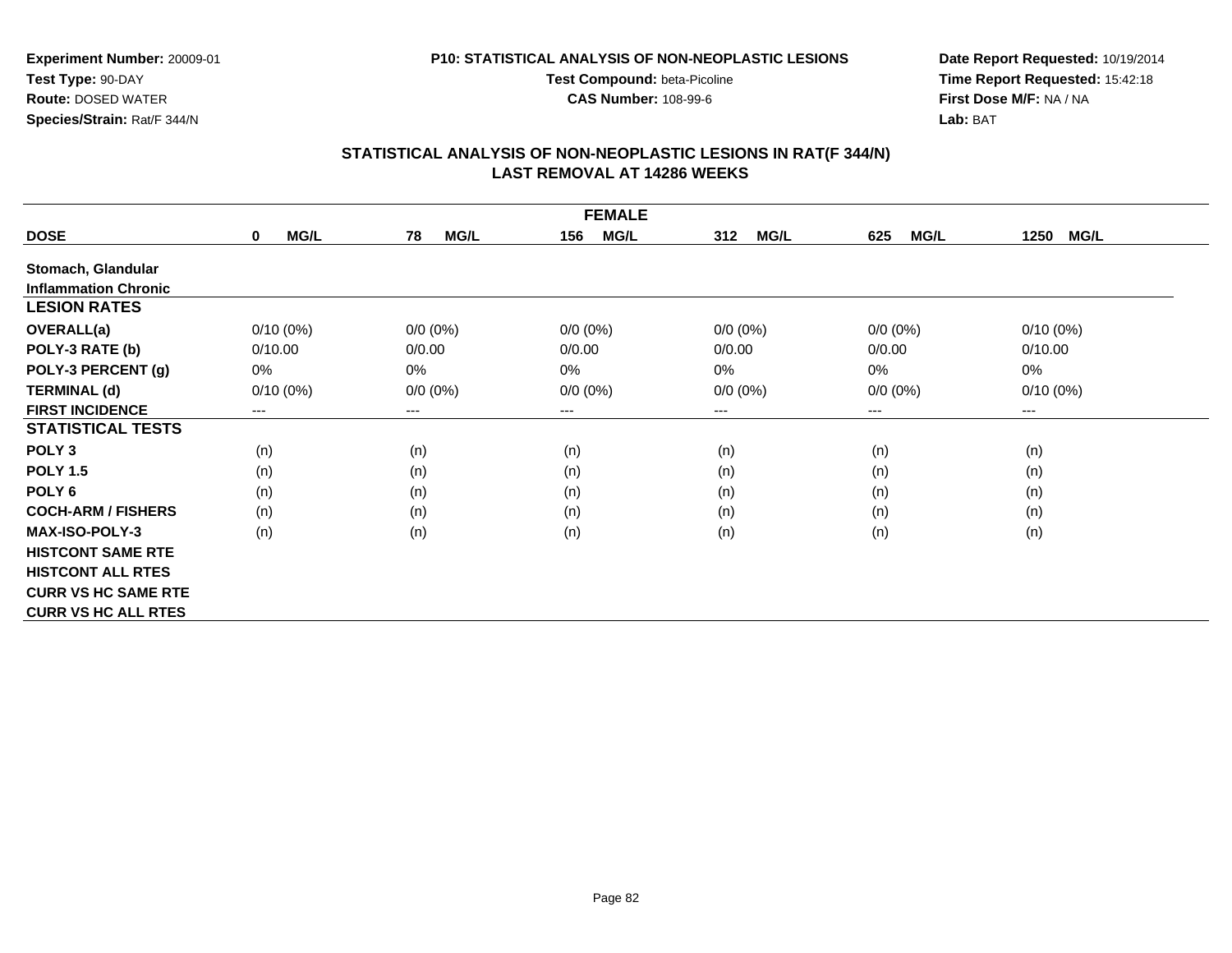**Experiment Number:** 20009-01
**Test Type:** 90-DAY
**Route:** DOSED WATER
**Species/Strain:** Rat/F 344/N

**P10: STATISTICAL ANALYSIS OF NON-NEOPLASTIC LESIONS**
**Test Compound:** beta-Picoline
**CAS Number:** 108-99-6

**Date Report Requested:** 10/19/2014
**Time Report Requested:** 15:42:18
**First Dose M/F:** NA / NA
**Lab:** BAT

## STATISTICAL ANALYSIS OF NON-NEOPLASTIC LESIONS IN RAT(F 344/N)
## LAST REMOVAL AT 14286 WEEKS

| FEMALE | | | | | | |
|---|---|---|---|---|---|---|
| **DOSE** | **0 MG/L** | **78 MG/L** | **156 MG/L** | **312 MG/L** | **625 MG/L** | **1250 MG/L** |
| **Stomach, Glandular** | | | | | | |
| **Inflammation Chronic** | | | | | | |
| **LESION RATES** | | | | | | |
| **OVERALL(a)** | 0/10 (0%) | 0/0 (0%) | 0/0 (0%) | 0/0 (0%) | 0/0 (0%) | 0/10 (0%) |
| **POLY-3 RATE (b)** | 0/10.00 | 0/0.00 | 0/0.00 | 0/0.00 | 0/0.00 | 0/10.00 |
| **POLY-3 PERCENT (g)** | 0% | 0% | 0% | 0% | 0% | 0% |
| **TERMINAL (d)** | 0/10 (0%) | 0/0 (0%) | 0/0 (0%) | 0/0 (0%) | 0/0 (0%) | 0/10 (0%) |
| **FIRST INCIDENCE** | --- | --- | --- | --- | --- | --- |
| **STATISTICAL TESTS** | | | | | | |
| **POLY 3** | (n) | (n) | (n) | (n) | (n) | (n) |
| **POLY 1.5** | (n) | (n) | (n) | (n) | (n) | (n) |
| **POLY 6** | (n) | (n) | (n) | (n) | (n) | (n) |
| **COCH-ARM / FISHERS** | (n) | (n) | (n) | (n) | (n) | (n) |
| **MAX-ISO-POLY-3** | (n) | (n) | (n) | (n) | (n) | (n) |
| **HISTCONT SAME RTE** | | | | | | |
| **HISTCONT ALL RTES** | | | | | | |
| **CURR VS HC SAME RTE** | | | | | | |
| **CURR VS HC ALL RTES** | | | | | | |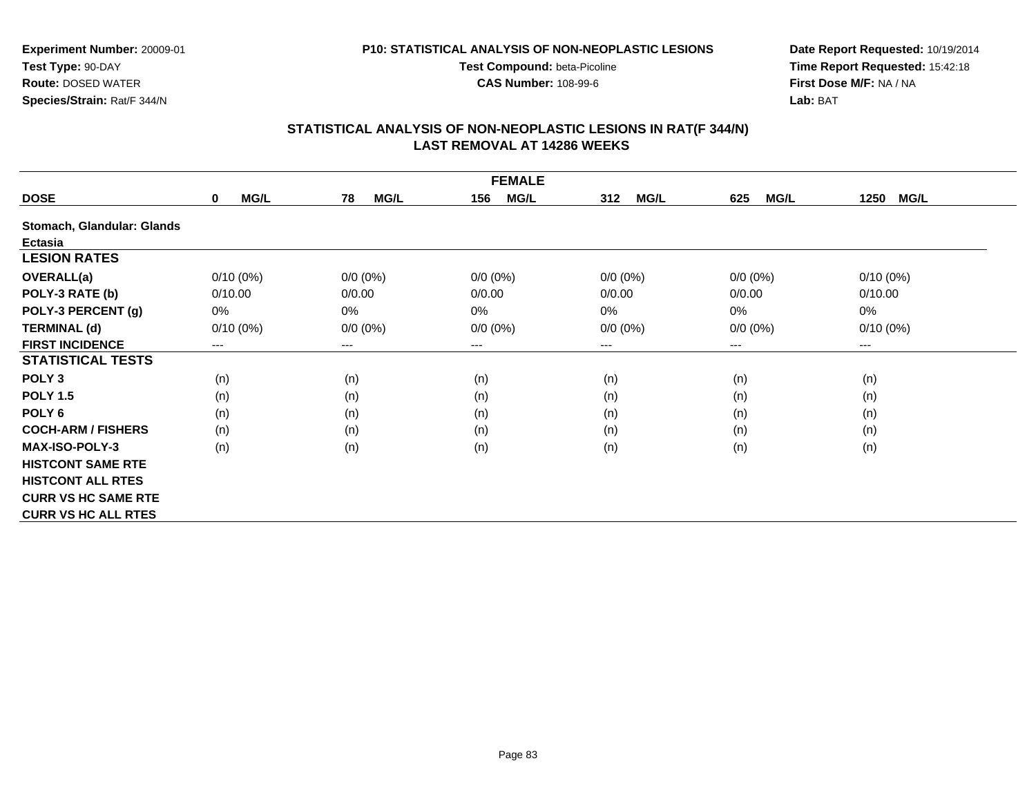**Experiment Number:** 20009-01
**Test Type:** 90-DAY
**Route:** DOSED WATER
**Species/Strain:** Rat/F 344/N

**P10: STATISTICAL ANALYSIS OF NON-NEOPLASTIC LESIONS**
**Test Compound:** beta-Picoline
**CAS Number:** 108-99-6

**Date Report Requested:** 10/19/2014
**Time Report Requested:** 15:42:18
**First Dose M/F:** NA / NA
**Lab:** BAT

## STATISTICAL ANALYSIS OF NON-NEOPLASTIC LESIONS IN RAT(F 344/N)
## LAST REMOVAL AT 14286 WEEKS

| FEMALE | | | | | | |
|---|---|---|---|---|---|---|
| **DOSE** | **0 MG/L** | **78 MG/L** | **156 MG/L** | **312 MG/L** | **625 MG/L** | **1250 MG/L** |
| **Stomach, Glandular: Glands** | | | | | | |
| **Ectasia** | | | | | | |
| **LESION RATES** | | | | | | |
| **OVERALL(a)** | 0/10 (0%) | 0/0 (0%) | 0/0 (0%) | 0/0 (0%) | 0/0 (0%) | 0/10 (0%) |
| **POLY-3 RATE (b)** | 0/10.00 | 0/0.00 | 0/0.00 | 0/0.00 | 0/0.00 | 0/10.00 |
| **POLY-3 PERCENT (g)** | 0% | 0% | 0% | 0% | 0% | 0% |
| **TERMINAL (d)** | 0/10 (0%) | 0/0 (0%) | 0/0 (0%) | 0/0 (0%) | 0/0 (0%) | 0/10 (0%) |
| **FIRST INCIDENCE** | --- | --- | --- | --- | --- | --- |
| **STATISTICAL TESTS** | | | | | | |
| **POLY 3** | (n) | (n) | (n) | (n) | (n) | (n) |
| **POLY 1.5** | (n) | (n) | (n) | (n) | (n) | (n) |
| **POLY 6** | (n) | (n) | (n) | (n) | (n) | (n) |
| **COCH-ARM / FISHERS** | (n) | (n) | (n) | (n) | (n) | (n) |
| **MAX-ISO-POLY-3** | (n) | (n) | (n) | (n) | (n) | (n) |
| **HISTCONT SAME RTE** | | | | | | |
| **HISTCONT ALL RTES** | | | | | | |
| **CURR VS HC SAME RTE** | | | | | | |
| **CURR VS HC ALL RTES** | | | | | | |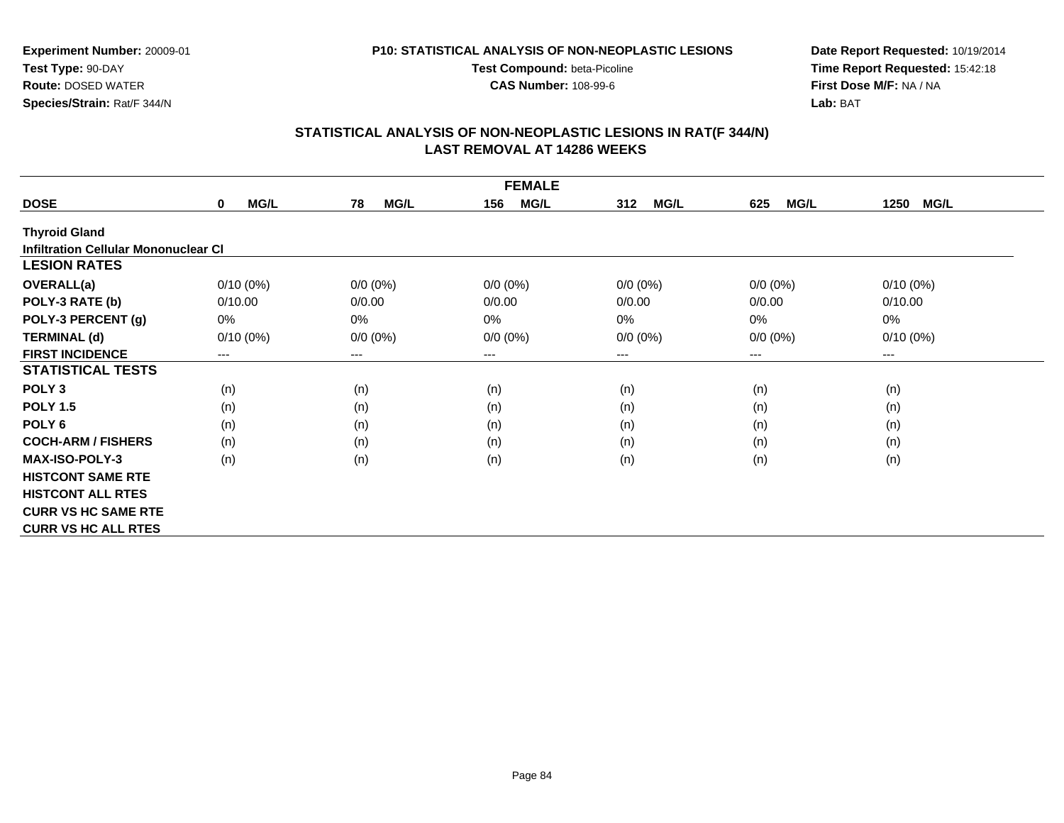**Experiment Number:** 20009-01
**Test Type:** 90-DAY
**Route:** DOSED WATER
**Species/Strain:** Rat/F 344/N

**P10: STATISTICAL ANALYSIS OF NON-NEOPLASTIC LESIONS**
**Test Compound:** beta-Picoline
**CAS Number:** 108-99-6

**Date Report Requested:** 10/19/2014
**Time Report Requested:** 15:42:18
**First Dose M/F:** NA / NA
**Lab:** BAT

## STATISTICAL ANALYSIS OF NON-NEOPLASTIC LESIONS IN RAT(F 344/N)
## LAST REMOVAL AT 14286 WEEKS

| FEMALE | | | | | | |
|---|---|---|---|---|---|---|
| **DOSE** | **0 MG/L** | **78 MG/L** | **156 MG/L** | **312 MG/L** | **625 MG/L** | **1250 MG/L** |
| **Thyroid Gland** | | | | | | |
| **Infiltration Cellular Mononuclear Cl** | | | | | | |
| **LESION RATES** | | | | | | |
| **OVERALL(a)** | 0/10 (0%) | 0/0 (0%) | 0/0 (0%) | 0/0 (0%) | 0/0 (0%) | 0/10 (0%) |
| **POLY-3 RATE (b)** | 0/10.00 | 0/0.00 | 0/0.00 | 0/0.00 | 0/0.00 | 0/10.00 |
| **POLY-3 PERCENT (g)** | 0% | 0% | 0% | 0% | 0% | 0% |
| **TERMINAL (d)** | 0/10 (0%) | 0/0 (0%) | 0/0 (0%) | 0/0 (0%) | 0/0 (0%) | 0/10 (0%) |
| **FIRST INCIDENCE** | --- | --- | --- | --- | --- | --- |
| **STATISTICAL TESTS** | | | | | | |
| **POLY 3** | (n) | (n) | (n) | (n) | (n) | (n) |
| **POLY 1.5** | (n) | (n) | (n) | (n) | (n) | (n) |
| **POLY 6** | (n) | (n) | (n) | (n) | (n) | (n) |
| **COCH-ARM / FISHERS** | (n) | (n) | (n) | (n) | (n) | (n) |
| **MAX-ISO-POLY-3** | (n) | (n) | (n) | (n) | (n) | (n) |
| **HISTCONT SAME RTE** | | | | | | |
| **HISTCONT ALL RTES** | | | | | | |
| **CURR VS HC SAME RTE** | | | | | | |
| **CURR VS HC ALL RTES** | | | | | | |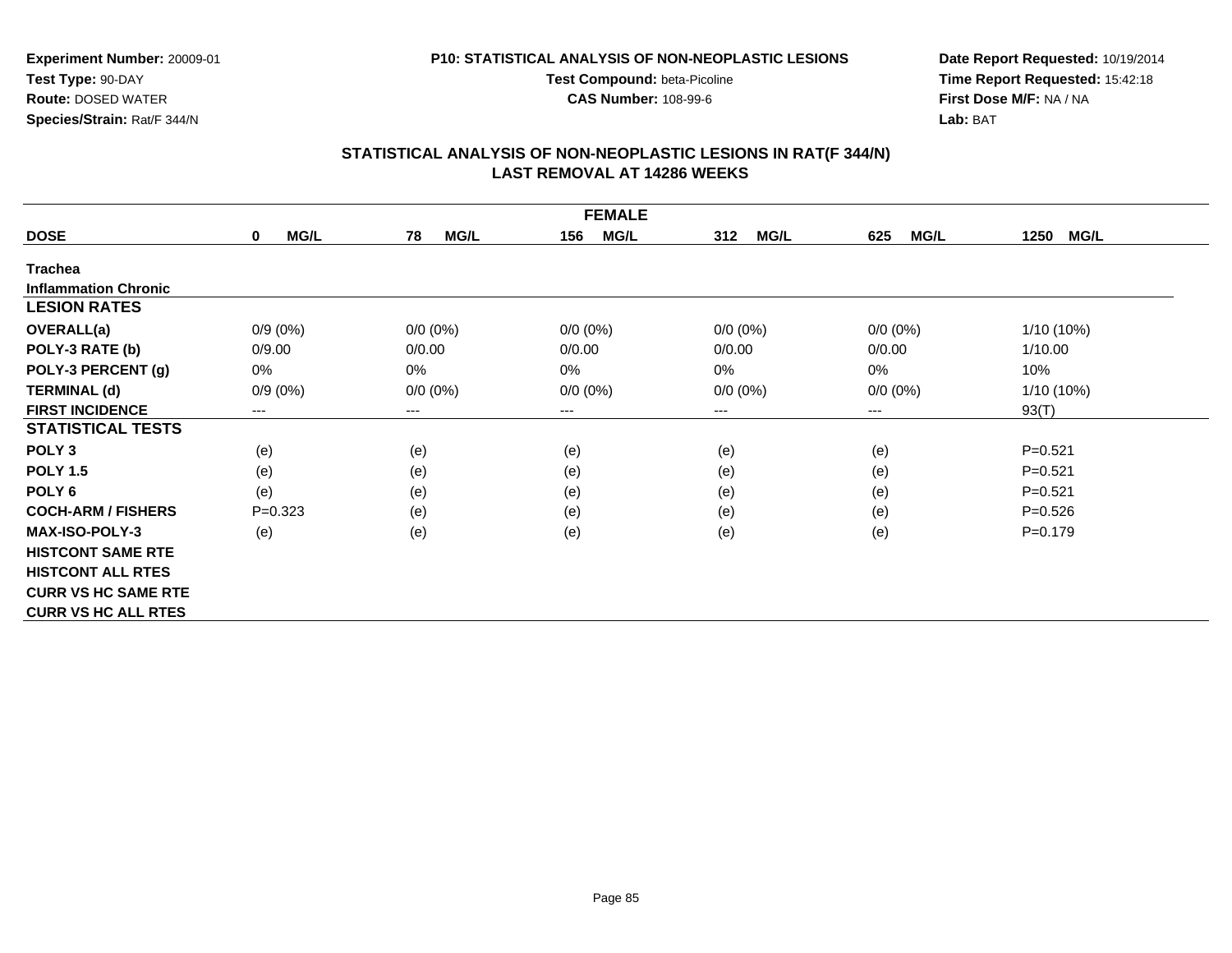**Experiment Number:** 20009-01
**Test Type:** 90-DAY
**Route:** DOSED WATER
**Species/Strain:** Rat/F 344/N

**P10: STATISTICAL ANALYSIS OF NON-NEOPLASTIC LESIONS**
**Test Compound:** beta-Picoline
**CAS Number:** 108-99-6

**Date Report Requested:** 10/19/2014
**Time Report Requested:** 15:42:18
**First Dose M/F:** NA / NA
**Lab:** BAT

## STATISTICAL ANALYSIS OF NON-NEOPLASTIC LESIONS IN RAT(F 344/N)
## LAST REMOVAL AT 14286 WEEKS

| FEMALE | | | | | | |
|---|---|---|---|---|---|---|
| **DOSE** | **0 MG/L** | **78 MG/L** | **156 MG/L** | **312 MG/L** | **625 MG/L** | **1250 MG/L** |
| **Trachea** | | | | | | |
| **Inflammation Chronic** | | | | | | |
| **LESION RATES** | | | | | | |
| **OVERALL(a)** | 0/9 (0%) | 0/0 (0%) | 0/0 (0%) | 0/0 (0%) | 0/0 (0%) | 1/10 (10%) |
| **POLY-3 RATE (b)** | 0/9.00 | 0/0.00 | 0/0.00 | 0/0.00 | 0/0.00 | 1/10.00 |
| **POLY-3 PERCENT (g)** | 0% | 0% | 0% | 0% | 0% | 10% |
| **TERMINAL (d)** | 0/9 (0%) | 0/0 (0%) | 0/0 (0%) | 0/0 (0%) | 0/0 (0%) | 1/10 (10%) |
| **FIRST INCIDENCE** | --- | --- | --- | --- | --- | 93(T) |
| **STATISTICAL TESTS** | | | | | | |
| **POLY 3** | (e) | (e) | (e) | (e) | (e) | P=0.521 |
| **POLY 1.5** | (e) | (e) | (e) | (e) | (e) | P=0.521 |
| **POLY 6** | (e) | (e) | (e) | (e) | (e) | P=0.521 |
| **COCH-ARM / FISHERS** | P=0.323 | (e) | (e) | (e) | (e) | P=0.526 |
| **MAX-ISO-POLY-3** | (e) | (e) | (e) | (e) | (e) | P=0.179 |
| **HISTCONT SAME RTE** | | | | | | |
| **HISTCONT ALL RTES** | | | | | | |
| **CURR VS HC SAME RTE** | | | | | | |
| **CURR VS HC ALL RTES** | | | | | | |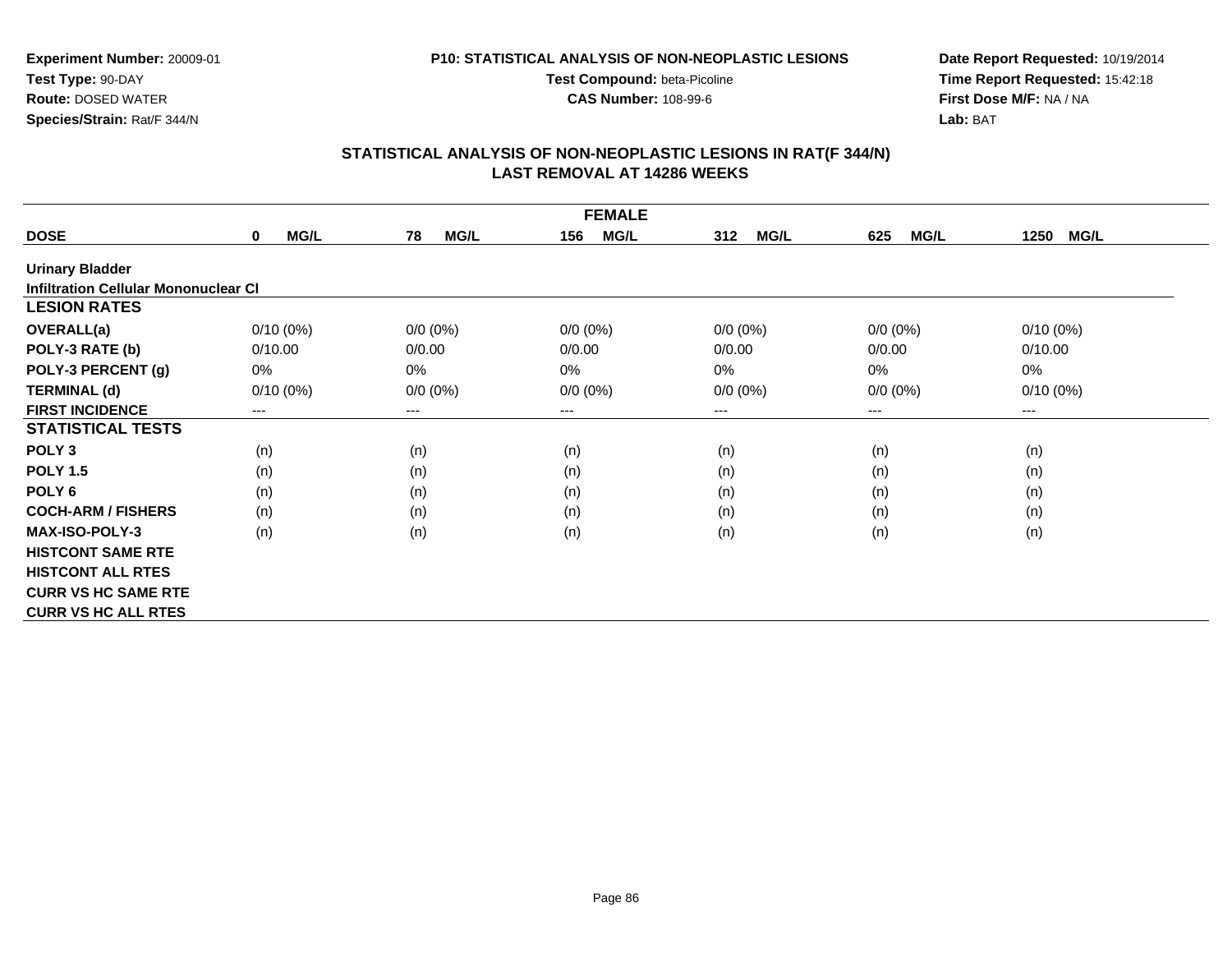**Experiment Number:** 20009-01
**Test Type:** 90-DAY
**Route:** DOSED WATER
**Species/Strain:** Rat/F 344/N

**P10: STATISTICAL ANALYSIS OF NON-NEOPLASTIC LESIONS**
**Test Compound:** beta-Picoline
**CAS Number:** 108-99-6

**Date Report Requested:** 10/19/2014
**Time Report Requested:** 15:42:18
**First Dose M/F:** NA / NA
**Lab:** BAT

## STATISTICAL ANALYSIS OF NON-NEOPLASTIC LESIONS IN RAT(F 344/N)
## LAST REMOVAL AT 14286 WEEKS

| FEMALE | | | | | | |
|---|---|---|---|---|---|---|
| **DOSE** | **0 MG/L** | **78 MG/L** | **156 MG/L** | **312 MG/L** | **625 MG/L** | **1250 MG/L** |
| **Urinary Bladder** | | | | | | |
| **Infiltration Cellular Mononuclear Cl** | | | | | | |
| **LESION RATES** | | | | | | |
| **OVERALL(a)** | 0/10 (0%) | 0/0 (0%) | 0/0 (0%) | 0/0 (0%) | 0/0 (0%) | 0/10 (0%) |
| **POLY-3 RATE (b)** | 0/10.00 | 0/0.00 | 0/0.00 | 0/0.00 | 0/0.00 | 0/10.00 |
| **POLY-3 PERCENT (g)** | 0% | 0% | 0% | 0% | 0% | 0% |
| **TERMINAL (d)** | 0/10 (0%) | 0/0 (0%) | 0/0 (0%) | 0/0 (0%) | 0/0 (0%) | 0/10 (0%) |
| **FIRST INCIDENCE** | --- | --- | --- | --- | --- | --- |
| **STATISTICAL TESTS** | | | | | | |
| **POLY 3** | (n) | (n) | (n) | (n) | (n) | (n) |
| **POLY 1.5** | (n) | (n) | (n) | (n) | (n) | (n) |
| **POLY 6** | (n) | (n) | (n) | (n) | (n) | (n) |
| **COCH-ARM / FISHERS** | (n) | (n) | (n) | (n) | (n) | (n) |
| **MAX-ISO-POLY-3** | (n) | (n) | (n) | (n) | (n) | (n) |
| **HISTCONT SAME RTE** | | | | | | |
| **HISTCONT ALL RTES** | | | | | | |
| **CURR VS HC SAME RTE** | | | | | | |
| **CURR VS HC ALL RTES** | | | | | | |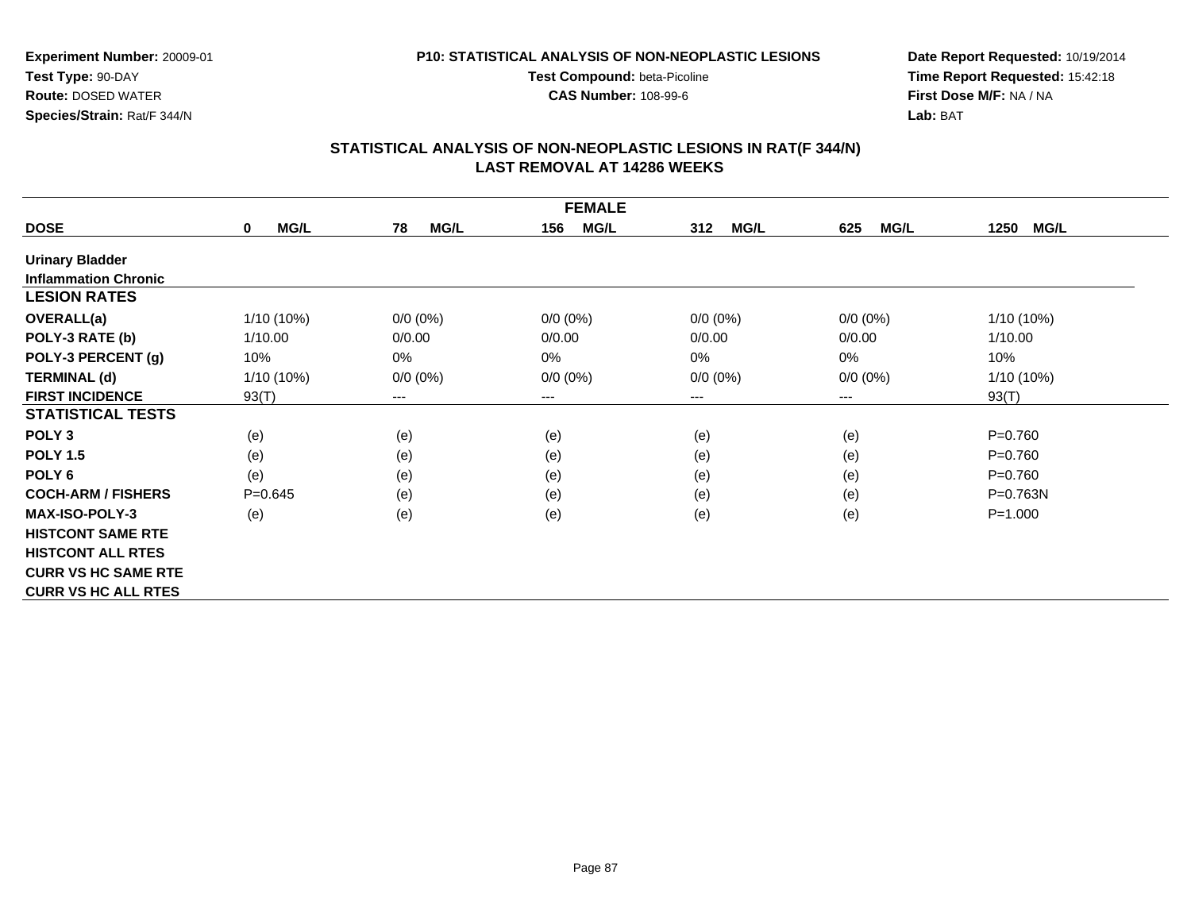**Experiment Number:** 20009-01
**Test Type:** 90-DAY
**Route:** DOSED WATER
**Species/Strain:** Rat/F 344/N

**P10: STATISTICAL ANALYSIS OF NON-NEOPLASTIC LESIONS**
**Test Compound:** beta-Picoline
**CAS Number:** 108-99-6

**Date Report Requested:** 10/19/2014
**Time Report Requested:** 15:42:18
**First Dose M/F:** NA / NA
**Lab:** BAT

## STATISTICAL ANALYSIS OF NON-NEOPLASTIC LESIONS IN RAT(F 344/N)
## LAST REMOVAL AT 14286 WEEKS

| FEMALE | | | | | | |
|---|---|---|---|---|---|---|
| **DOSE** | **0 MG/L** | **78 MG/L** | **156 MG/L** | **312 MG/L** | **625 MG/L** | **1250 MG/L** |
| **Urinary Bladder** | | | | | | |
| **Inflammation Chronic** | | | | | | |
| **LESION RATES** | | | | | | |
| **OVERALL(a)** | 1/10 (10%) | 0/0 (0%) | 0/0 (0%) | 0/0 (0%) | 0/0 (0%) | 1/10 (10%) |
| **POLY-3 RATE (b)** | 1/10.00 | 0/0.00 | 0/0.00 | 0/0.00 | 0/0.00 | 1/10.00 |
| **POLY-3 PERCENT (g)** | 10% | 0% | 0% | 0% | 0% | 10% |
| **TERMINAL (d)** | 1/10 (10%) | 0/0 (0%) | 0/0 (0%) | 0/0 (0%) | 0/0 (0%) | 1/10 (10%) |
| **FIRST INCIDENCE** | 93(T) | --- | --- | --- | --- | 93(T) |
| **STATISTICAL TESTS** | | | | | | |
| **POLY 3** | (e) | (e) | (e) | (e) | (e) | P=0.760 |
| **POLY 1.5** | (e) | (e) | (e) | (e) | (e) | P=0.760 |
| **POLY 6** | (e) | (e) | (e) | (e) | (e) | P=0.760 |
| **COCH-ARM / FISHERS** | P=0.645 | (e) | (e) | (e) | (e) | P=0.763N |
| **MAX-ISO-POLY-3** | (e) | (e) | (e) | (e) | (e) | P=1.000 |
| **HISTCONT SAME RTE** | | | | | | |
| **HISTCONT ALL RTES** | | | | | | |
| **CURR VS HC SAME RTE** | | | | | | |
| **CURR VS HC ALL RTES** | | | | | | |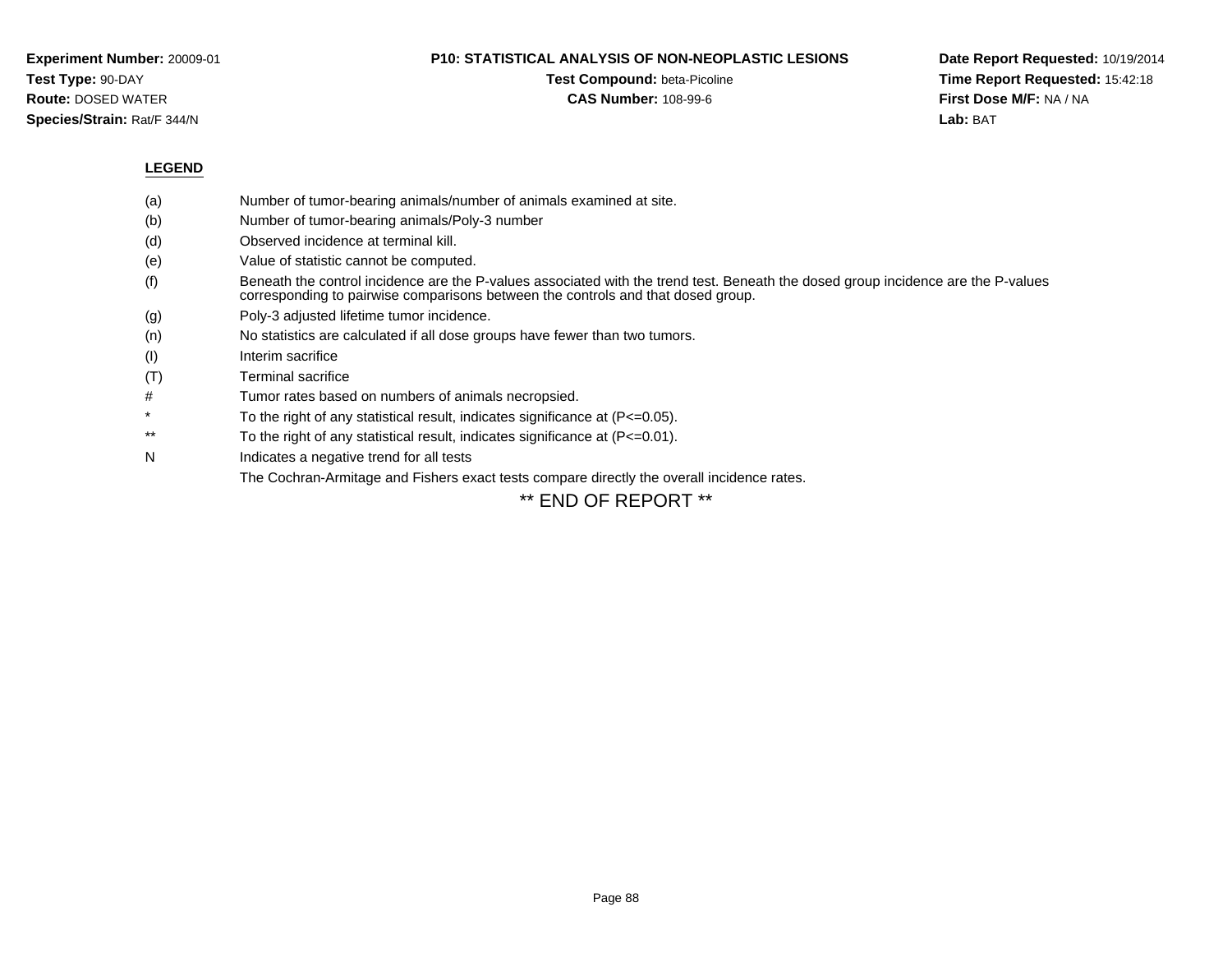**Experiment Number:** 20009-01
**Test Type:** 90-DAY
**Route:** DOSED WATER
**Species/Strain:** Rat/F 344/N

**P10: STATISTICAL ANALYSIS OF NON-NEOPLASTIC LESIONS**
**Test Compound:** beta-Picoline
**CAS Number:** 108-99-6

**Date Report Requested:** 10/19/2014
**Time Report Requested:** 15:42:18
**First Dose M/F:** NA / NA
**Lab:** BAT

**LEGEND**

| | |
|---|---|
| (a) | Number of tumor-bearing animals/number of animals examined at site. |
| (b) | Number of tumor-bearing animals/Poly-3 number |
| (d) | Observed incidence at terminal kill. |
| (e) | Value of statistic cannot be computed. |
| (f) | Beneath the control incidence are the P-values associated with the trend test. Beneath the dosed group incidence are the P-values corresponding to pairwise comparisons between the controls and that dosed group. |
| (g) | Poly-3 adjusted lifetime tumor incidence. |
| (n) | No statistics are calculated if all dose groups have fewer than two tumors. |
| (I) | Interim sacrifice |
| (T) | Terminal sacrifice |
| # | Tumor rates based on numbers of animals necropsied. |
| * | To the right of any statistical result, indicates significance at (P<=0.05). |
| ** | To the right of any statistical result, indicates significance at (P<=0.01). |
| N | Indicates a negative trend for all tests |
| | The Cochran-Armitage and Fishers exact tests compare directly the overall incidence rates. |

** END OF REPORT **